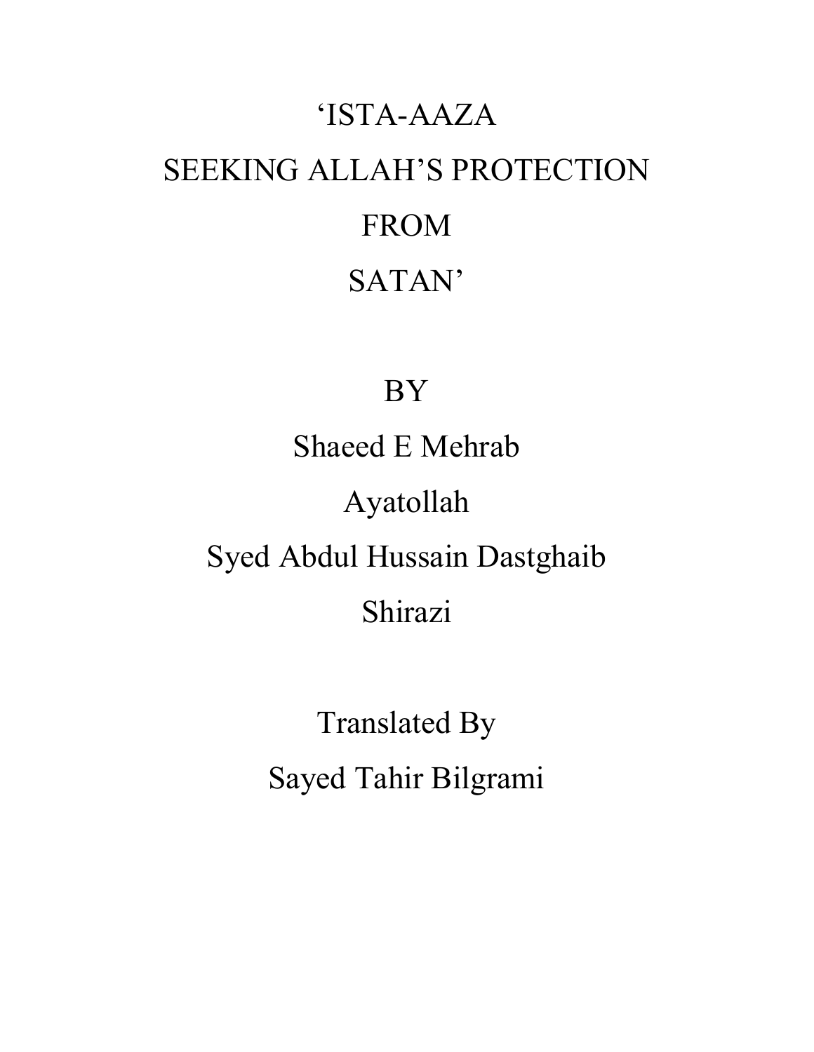# 'ISTA-AAZA
# SEEKING ALLAH'S PROTECTION
# FROM
# SATAN'

BY

Shaeed E Mehrab

Ayatollah

Syed Abdul Hussain Dastghaib

Shirazi

Translated By

Sayed Tahir Bilgrami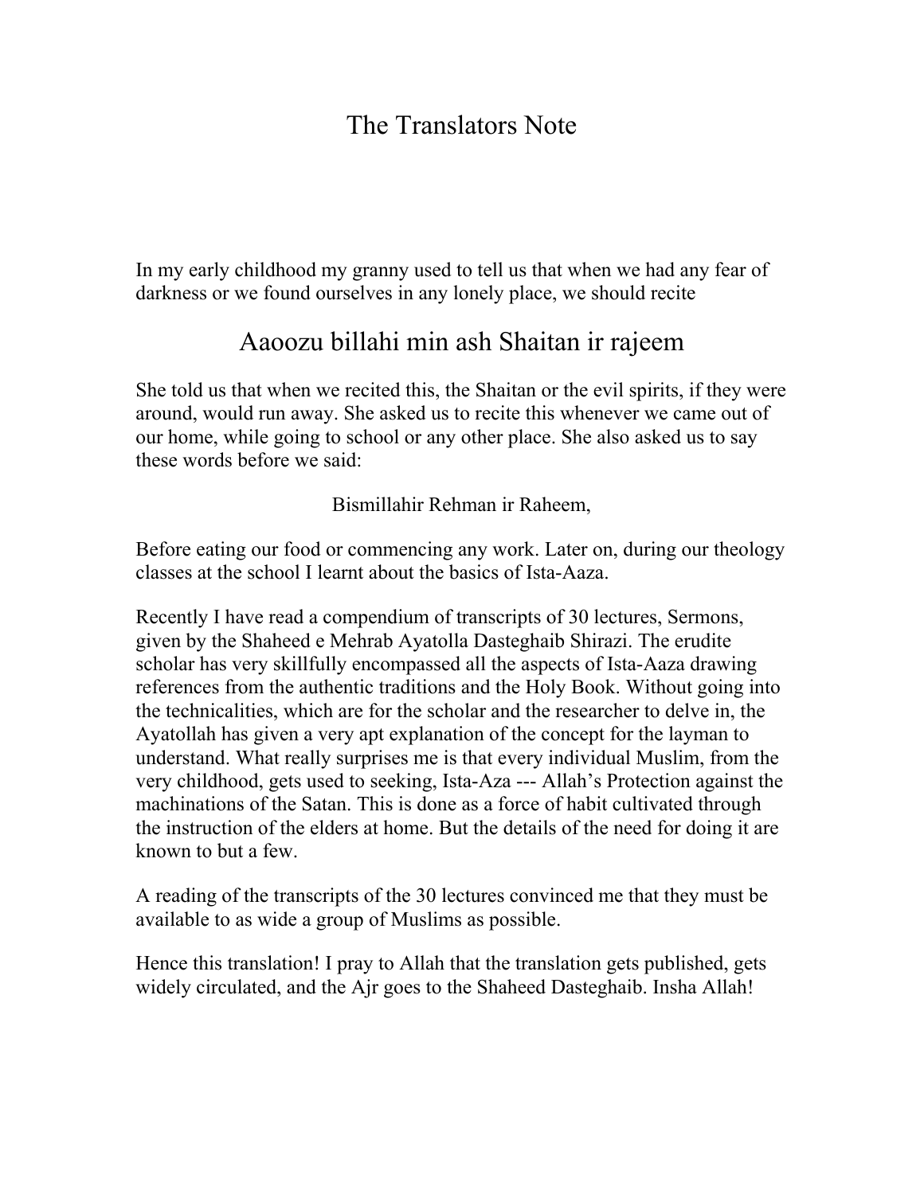# The Translators Note

In my early childhood my granny used to tell us that when we had any fear of darkness or we found ourselves in any lonely place, we should recite

## Aaoozu billahi min ash Shaitan ir rajeem

She told us that when we recited this, the Shaitan or the evil spirits, if they were around, would run away. She asked us to recite this whenever we came out of our home, while going to school or any other place. She also asked us to say these words before we said:

Bismillahir Rehman ir Raheem,

Before eating our food or commencing any work. Later on, during our theology classes at the school I learnt about the basics of Ista-Aaza.

Recently I have read a compendium of transcripts of 30 lectures, Sermons, given by the Shaheed e Mehrab Ayatolla Dasteghaib Shirazi. The erudite scholar has very skillfully encompassed all the aspects of Ista-Aaza drawing references from the authentic traditions and the Holy Book. Without going into the technicalities, which are for the scholar and the researcher to delve in, the Ayatollah has given a very apt explanation of the concept for the layman to understand. What really surprises me is that every individual Muslim, from the very childhood, gets used to seeking, Ista-Aza --- Allah's Protection against the machinations of the Satan. This is done as a force of habit cultivated through the instruction of the elders at home. But the details of the need for doing it are known to but a few.

A reading of the transcripts of the 30 lectures convinced me that they must be available to as wide a group of Muslims as possible.

Hence this translation! I pray to Allah that the translation gets published, gets widely circulated, and the Ajr goes to the Shaheed Dasteghaib. Insha Allah!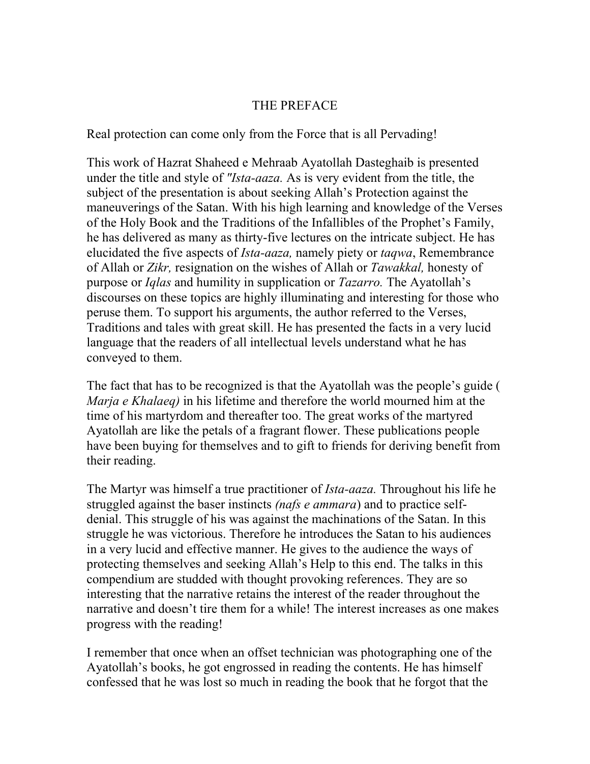# THE PREFACE

Real protection can come only from the Force that is all Pervading!

This work of Hazrat Shaheed e Mehraab Ayatollah Dasteghaib is presented under the title and style of *"Ista-aaza.* As is very evident from the title, the subject of the presentation is about seeking Allah's Protection against the maneuverings of the Satan. With his high learning and knowledge of the Verses of the Holy Book and the Traditions of the Infallibles of the Prophet's Family, he has delivered as many as thirty-five lectures on the intricate subject. He has elucidated the five aspects of *Ista-aaza,* namely piety or *taqwa*, Remembrance of Allah or *Zikr,* resignation on the wishes of Allah or *Tawakkal,* honesty of purpose or *Iqlas* and humility in supplication or *Tazarro.* The Ayatollah's discourses on these topics are highly illuminating and interesting for those who peruse them. To support his arguments, the author referred to the Verses, Traditions and tales with great skill. He has presented the facts in a very lucid language that the readers of all intellectual levels understand what he has conveyed to them.

The fact that has to be recognized is that the Ayatollah was the people's guide ( *Marja e Khalaeq)* in his lifetime and therefore the world mourned him at the time of his martyrdom and thereafter too. The great works of the martyred Ayatollah are like the petals of a fragrant flower. These publications people have been buying for themselves and to gift to friends for deriving benefit from their reading.

The Martyr was himself a true practitioner of *Ista-aaza.* Throughout his life he struggled against the baser instincts *(nafs e ammara*) and to practice self-denial. This struggle of his was against the machinations of the Satan. In this struggle he was victorious. Therefore he introduces the Satan to his audiences in a very lucid and effective manner. He gives to the audience the ways of protecting themselves and seeking Allah's Help to this end. The talks in this compendium are studded with thought provoking references. They are so interesting that the narrative retains the interest of the reader throughout the narrative and doesn't tire them for a while! The interest increases as one makes progress with the reading!

I remember that once when an offset technician was photographing one of the Ayatollah's books, he got engrossed in reading the contents. He has himself confessed that he was lost so much in reading the book that he forgot that the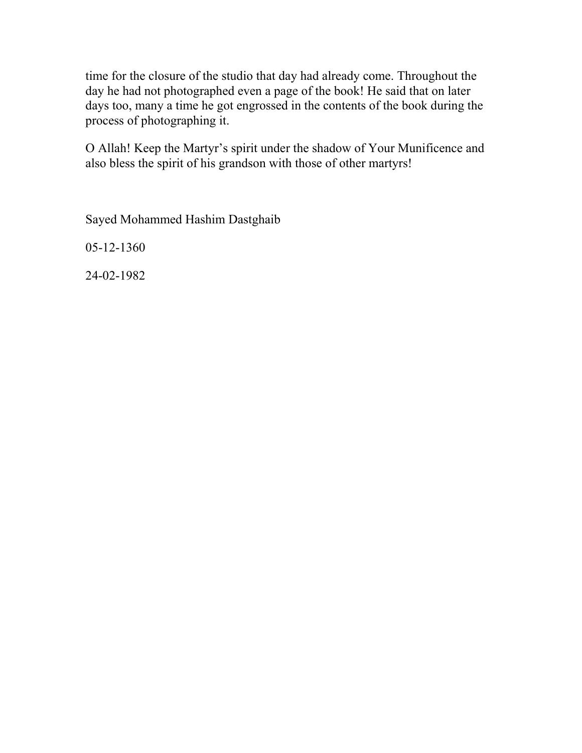time for the closure of the studio that day had already come. Throughout the day he had not photographed even a page of the book! He said that on later days too, many a time he got engrossed in the contents of the book during the process of photographing it.

O Allah! Keep the Martyr's spirit under the shadow of Your Munificence and also bless the spirit of his grandson with those of other martyrs!

Sayed Mohammed Hashim Dastghaib

05-12-1360

24-02-1982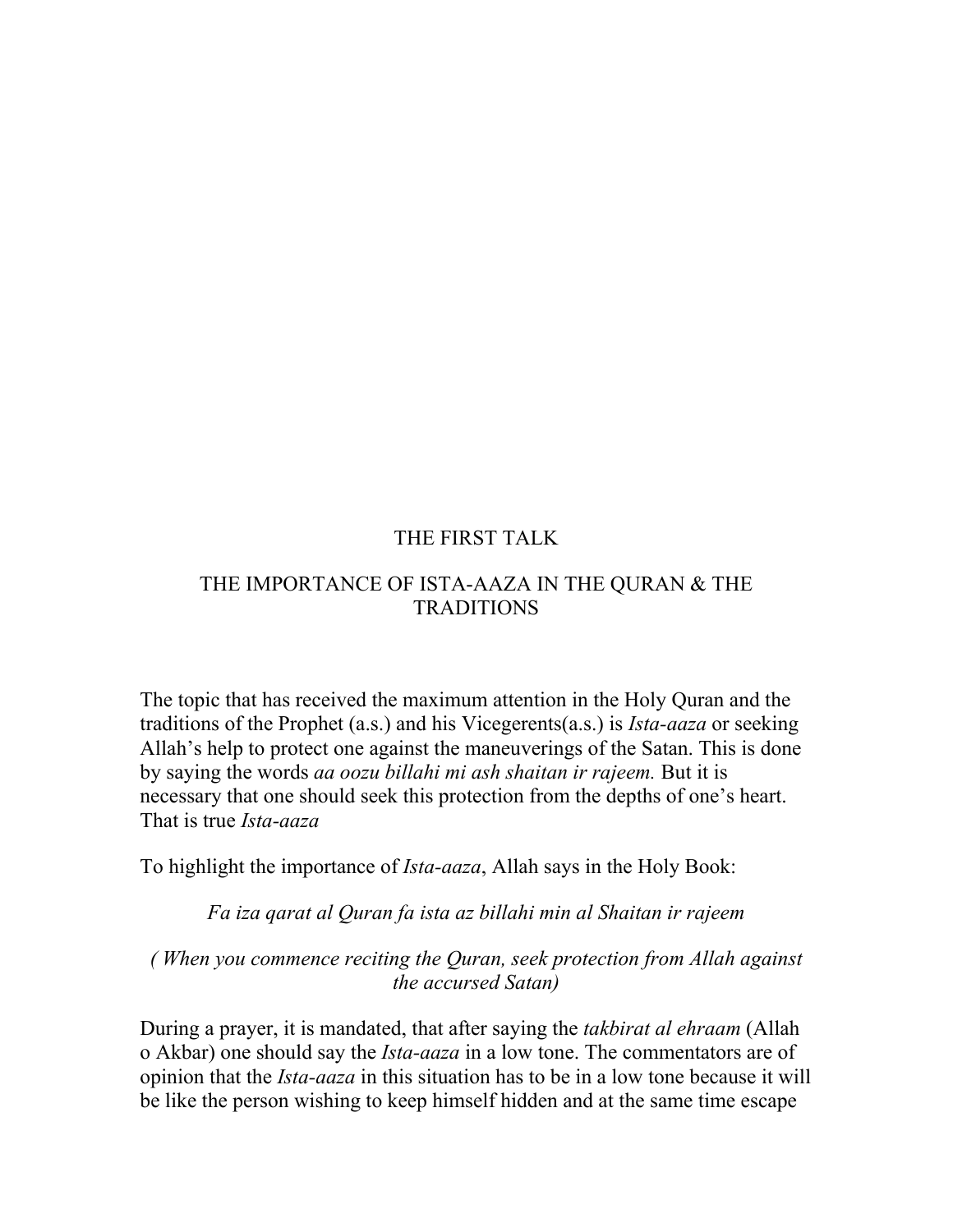# THE FIRST TALK

## THE IMPORTANCE OF ISTA-AAZA IN THE QURAN & THE TRADITIONS

The topic that has received the maximum attention in the Holy Quran and the traditions of the Prophet (a.s.) and his Vicegerents(a.s.) is *Ista-aaza* or seeking Allah's help to protect one against the maneuverings of the Satan. This is done by saying the words *aa oozu billahi mi ash shaitan ir rajeem.* But it is necessary that one should seek this protection from the depths of one's heart. That is true *Ista-aaza*

To highlight the importance of *Ista-aaza*, Allah says in the Holy Book:

*Fa iza qarat al Quran fa ista az billahi min al Shaitan ir rajeem*

*( When you commence reciting the Quran, seek protection from Allah against the accursed Satan)*

During a prayer, it is mandated, that after saying the *takbirat al ehraam* (Allah o Akbar) one should say the *Ista-aaza* in a low tone. The commentators are of opinion that the *Ista-aaza* in this situation has to be in a low tone because it will be like the person wishing to keep himself hidden and at the same time escape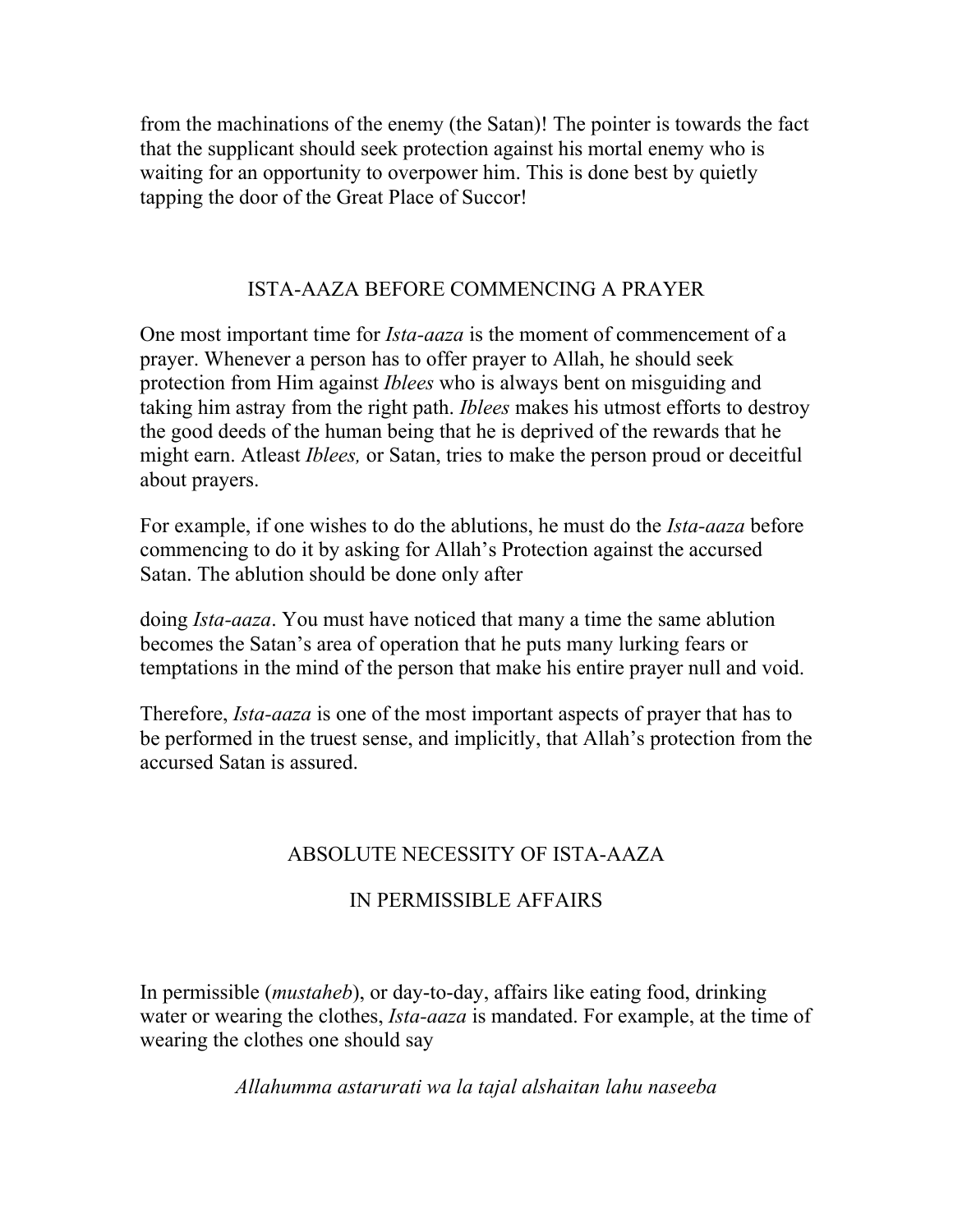from the machinations of the enemy (the Satan)! The pointer is towards the fact that the supplicant should seek protection against his mortal enemy who is waiting for an opportunity to overpower him. This is done best by quietly tapping the door of the Great Place of Succor!

## ISTA-AAZA BEFORE COMMENCING A PRAYER

One most important time for *Ista-aaza* is the moment of commencement of a prayer. Whenever a person has to offer prayer to Allah, he should seek protection from Him against *Iblees* who is always bent on misguiding and taking him astray from the right path. *Iblees* makes his utmost efforts to destroy the good deeds of the human being that he is deprived of the rewards that he might earn. Atleast *Iblees,* or Satan, tries to make the person proud or deceitful about prayers.

For example, if one wishes to do the ablutions, he must do the *Ista-aaza* before commencing to do it by asking for Allah's Protection against the accursed Satan. The ablution should be done only after doing *Ista-aaza*. You must have noticed that many a time the same ablution becomes the Satan's area of operation that he puts many lurking fears or temptations in the mind of the person that make his entire prayer null and void.

Therefore, *Ista-aaza* is one of the most important aspects of prayer that has to be performed in the truest sense, and implicitly, that Allah's protection from the accursed Satan is assured.

## ABSOLUTE NECESSITY OF ISTA-AAZA IN PERMISSIBLE AFFAIRS

In permissible (*mustaheb*), or day-to-day, affairs like eating food, drinking water or wearing the clothes, *Ista-aaza* is mandated. For example, at the time of wearing the clothes one should say

*Allahumma astarurati wa la tajal alshaitan lahu naseeba*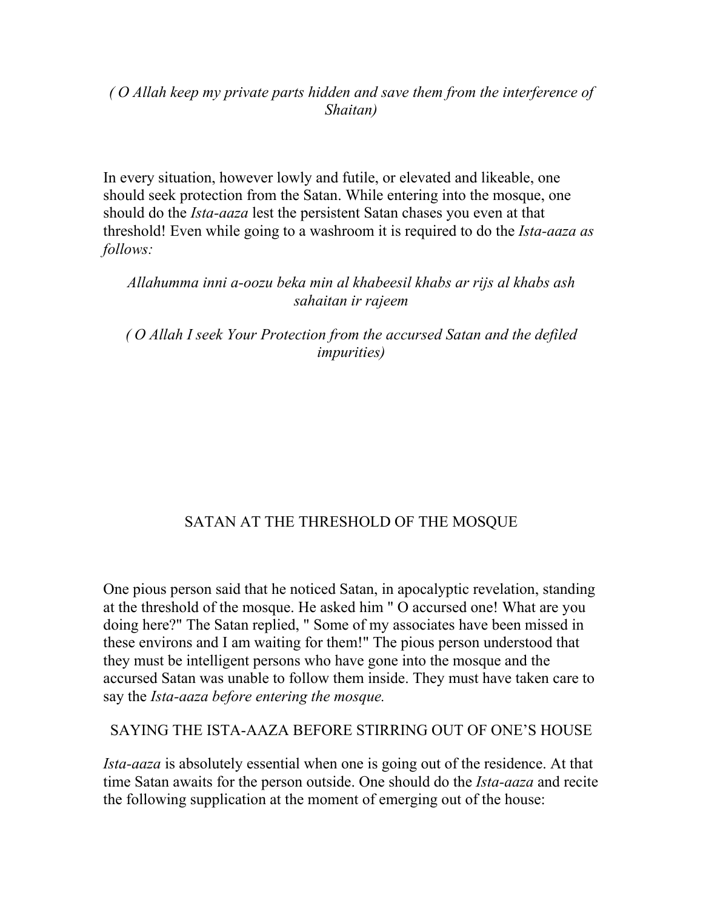*( O Allah keep my private parts hidden and save them from the interference of Shaitan)*

In every situation, however lowly and futile, or elevated and likeable, one should seek protection from the Satan. While entering into the mosque, one should do the *Ista-aaza* lest the persistent Satan chases you even at that threshold! Even while going to a washroom it is required to do the *Ista-aaza as follows:*

*Allahumma inni a-oozu beka min al khabeesil khabs ar rijs al khabs ash sahaitan ir rajeem*

*( O Allah I seek Your Protection from the accursed Satan and the defiled impurities)*

## SATAN AT THE THRESHOLD OF THE MOSQUE

One pious person said that he noticed Satan, in apocalyptic revelation, standing at the threshold of the mosque. He asked him " O accursed one! What are you doing here?" The Satan replied, " Some of my associates have been missed in these environs and I am waiting for them!" The pious person understood that they must be intelligent persons who have gone into the mosque and the accursed Satan was unable to follow them inside. They must have taken care to say the *Ista-aaza before entering the mosque.*

## SAYING THE ISTA-AAZA BEFORE STIRRING OUT OF ONE'S HOUSE

*Ista-aaza* is absolutely essential when one is going out of the residence. At that time Satan awaits for the person outside. One should do the *Ista-aaza* and recite the following supplication at the moment of emerging out of the house: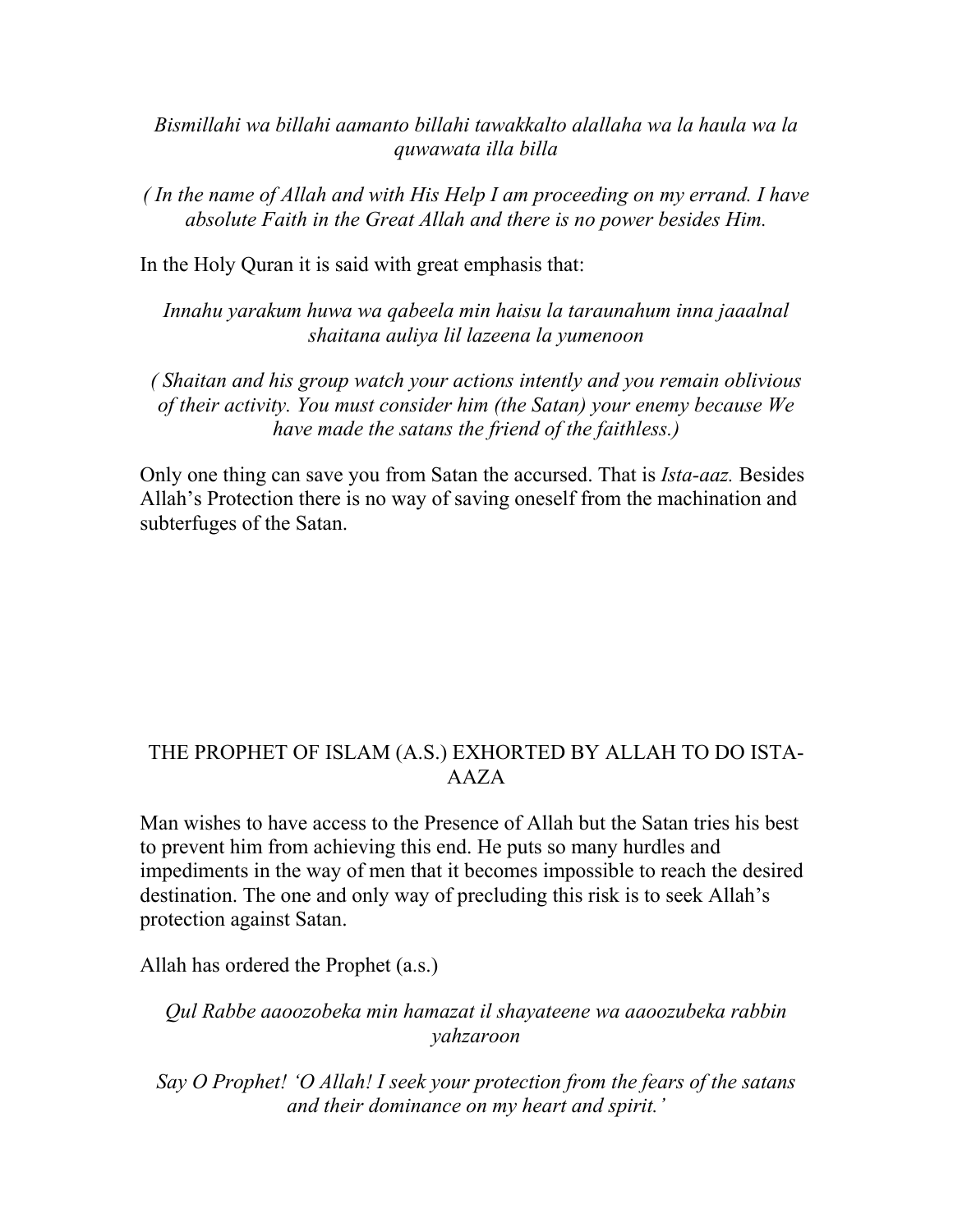*Bismillahi wa billahi aamanto billahi tawakkalto alallaha wa la haula wa la quwawata illa billa*

*( In the name of Allah and with His Help I am proceeding on my errand. I have absolute Faith in the Great Allah and there is no power besides Him.*

In the Holy Quran it is said with great emphasis that:

*Innahu yarakum huwa wa qabeela min haisu la taraunahum inna jaaalnal shaitana auliya lil lazeena la yumenoon*

*( Shaitan and his group watch your actions intently and you remain oblivious of their activity. You must consider him (the Satan) your enemy because We have made the satans the friend of the faithless.)*

Only one thing can save you from Satan the accursed. That is *Ista-aaz.* Besides Allah's Protection there is no way of saving oneself from the machination and subterfuges of the Satan.

## THE PROPHET OF ISLAM (A.S.) EXHORTED BY ALLAH TO DO ISTA-AAZA

Man wishes to have access to the Presence of Allah but the Satan tries his best to prevent him from achieving this end. He puts so many hurdles and impediments in the way of men that it becomes impossible to reach the desired destination. The one and only way of precluding this risk is to seek Allah's protection against Satan.

Allah has ordered the Prophet (a.s.)

*Qul Rabbe aaoozobeka min hamazat il shayateene wa aaoozubeka rabbin yahzaroon*

*Say O Prophet! 'O Allah! I seek your protection from the fears of the satans and their dominance on my heart and spirit.'*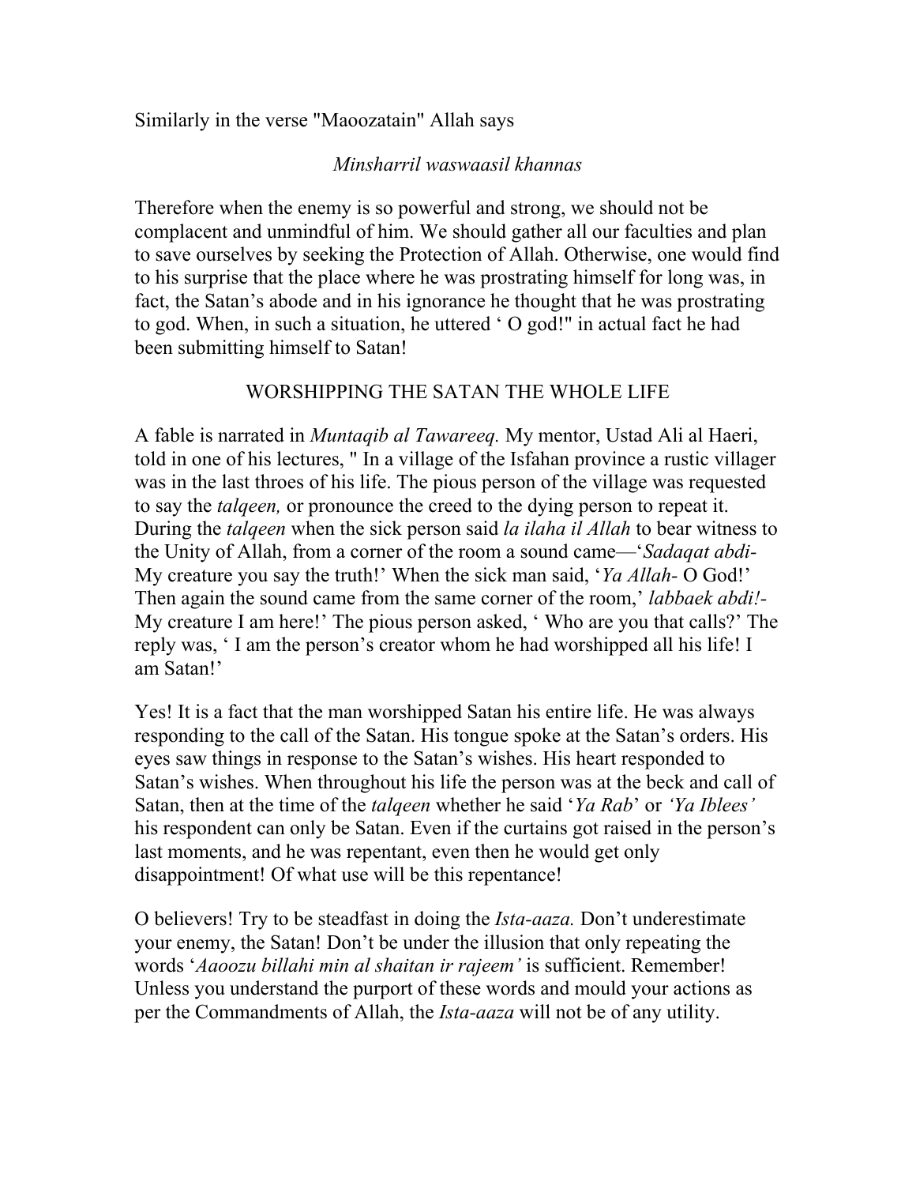Similarly in the verse "Maoozatain" Allah says

*Minsharril waswaasil khannas*

Therefore when the enemy is so powerful and strong, we should not be complacent and unmindful of him. We should gather all our faculties and plan to save ourselves by seeking the Protection of Allah. Otherwise, one would find to his surprise that the place where he was prostrating himself for long was, in fact, the Satan's abode and in his ignorance he thought that he was prostrating to god. When, in such a situation, he uttered ' O god!" in actual fact he had been submitting himself to Satan!

## WORSHIPPING THE SATAN THE WHOLE LIFE

A fable is narrated in *Muntaqib al Tawareeq.* My mentor, Ustad Ali al Haeri, told in one of his lectures, " In a village of the Isfahan province a rustic villager was in the last throes of his life. The pious person of the village was requested to say the *talqeen,* or pronounce the creed to the dying person to repeat it. During the *talqeen* when the sick person said *la ilaha il Allah* to bear witness to the Unity of Allah, from a corner of the room a sound came—'*Sadaqat abdi-* My creature you say the truth!' When the sick man said, '*Ya Allah-* O God!' Then again the sound came from the same corner of the room,' *labbaek abdi!-* My creature I am here!' The pious person asked, ' Who are you that calls?' The reply was, ' I am the person's creator whom he had worshipped all his life! I am Satan!'

Yes! It is a fact that the man worshipped Satan his entire life. He was always responding to the call of the Satan. His tongue spoke at the Satan's orders. His eyes saw things in response to the Satan's wishes. His heart responded to Satan's wishes. When throughout his life the person was at the beck and call of Satan, then at the time of the *talqeen* whether he said '*Ya Rab*' or *'Ya Iblees'* his respondent can only be Satan. Even if the curtains got raised in the person's last moments, and he was repentant, even then he would get only disappointment! Of what use will be this repentance!

O believers! Try to be steadfast in doing the *Ista-aaza.* Don't underestimate your enemy, the Satan! Don't be under the illusion that only repeating the words '*Aaoozu billahi min al shaitan ir rajeem'* is sufficient. Remember! Unless you understand the purport of these words and mould your actions as per the Commandments of Allah, the *Ista-aaza* will not be of any utility.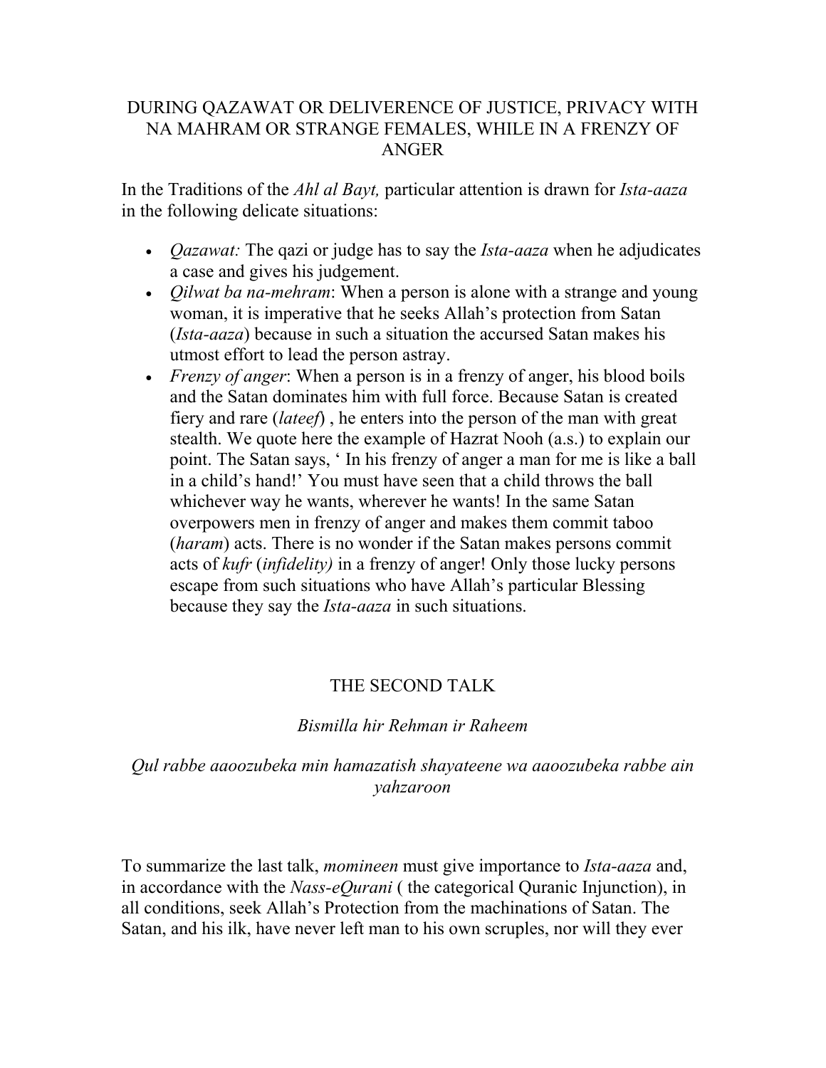## DURING QAZAWAT OR DELIVERENCE OF JUSTICE, PRIVACY WITH NA MAHRAM OR STRANGE FEMALES, WHILE IN A FRENZY OF ANGER

In the Traditions of the *Ahl al Bayt,* particular attention is drawn for *Ista-aaza* in the following delicate situations:

- *Qazawat:* The qazi or judge has to say the *Ista-aaza* when he adjudicates a case and gives his judgement.
- *Qilwat ba na-mehram*: When a person is alone with a strange and young woman, it is imperative that he seeks Allah's protection from Satan (*Ista-aaza*) because in such a situation the accursed Satan makes his utmost effort to lead the person astray.
- *Frenzy of anger*: When a person is in a frenzy of anger, his blood boils and the Satan dominates him with full force. Because Satan is created fiery and rare (*lateef*) , he enters into the person of the man with great stealth. We quote here the example of Hazrat Nooh (a.s.) to explain our point. The Satan says, ' In his frenzy of anger a man for me is like a ball in a child's hand!' You must have seen that a child throws the ball whichever way he wants, wherever he wants! In the same Satan overpowers men in frenzy of anger and makes them commit taboo (*haram*) acts. There is no wonder if the Satan makes persons commit acts of *kufr* (*infidelity)* in a frenzy of anger! Only those lucky persons escape from such situations who have Allah's particular Blessing because they say the *Ista-aaza* in such situations.

## THE SECOND TALK

*Bismilla hir Rehman ir Raheem*

*Qul rabbe aaoozubeka min hamazatish shayateene wa aaoozubeka rabbe ain yahzaroon*

To summarize the last talk, *momineen* must give importance to *Ista-aaza* and, in accordance with the *Nass-eQurani* ( the categorical Quranic Injunction), in all conditions, seek Allah's Protection from the machinations of Satan. The Satan, and his ilk, have never left man to his own scruples, nor will they ever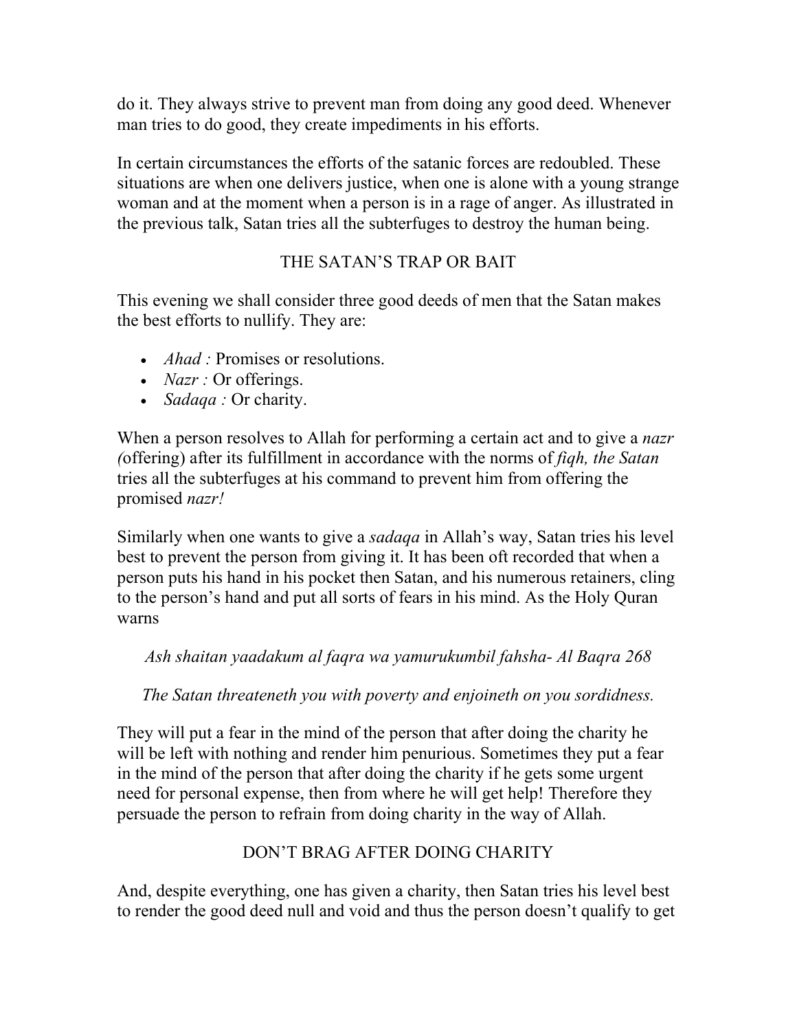do it. They always strive to prevent man from doing any good deed. Whenever man tries to do good, they create impediments in his efforts.

In certain circumstances the efforts of the satanic forces are redoubled. These situations are when one delivers justice, when one is alone with a young strange woman and at the moment when a person is in a rage of anger. As illustrated in the previous talk, Satan tries all the subterfuges to destroy the human being.

## THE SATAN'S TRAP OR BAIT

This evening we shall consider three good deeds of men that the Satan makes the best efforts to nullify. They are:

- *Ahad :* Promises or resolutions.
- *Nazr :* Or offerings.
- *Sadaqa :* Or charity.

When a person resolves to Allah for performing a certain act and to give a *nazr (*offering) after its fulfillment in accordance with the norms of *fiqh, the Satan* tries all the subterfuges at his command to prevent him from offering the promised *nazr!*

Similarly when one wants to give a *sadaqa* in Allah's way, Satan tries his level best to prevent the person from giving it. It has been oft recorded that when a person puts his hand in his pocket then Satan, and his numerous retainers, cling to the person's hand and put all sorts of fears in his mind. As the Holy Quran warns

*Ash shaitan yaadakum al faqra wa yamurukumbil fahsha- Al Baqra 268*

*The Satan threateneth you with poverty and enjoineth on you sordidness.*

They will put a fear in the mind of the person that after doing the charity he will be left with nothing and render him penurious. Sometimes they put a fear in the mind of the person that after doing the charity if he gets some urgent need for personal expense, then from where he will get help! Therefore they persuade the person to refrain from doing charity in the way of Allah.

## DON'T BRAG AFTER DOING CHARITY

And, despite everything, one has given a charity, then Satan tries his level best to render the good deed null and void and thus the person doesn't qualify to get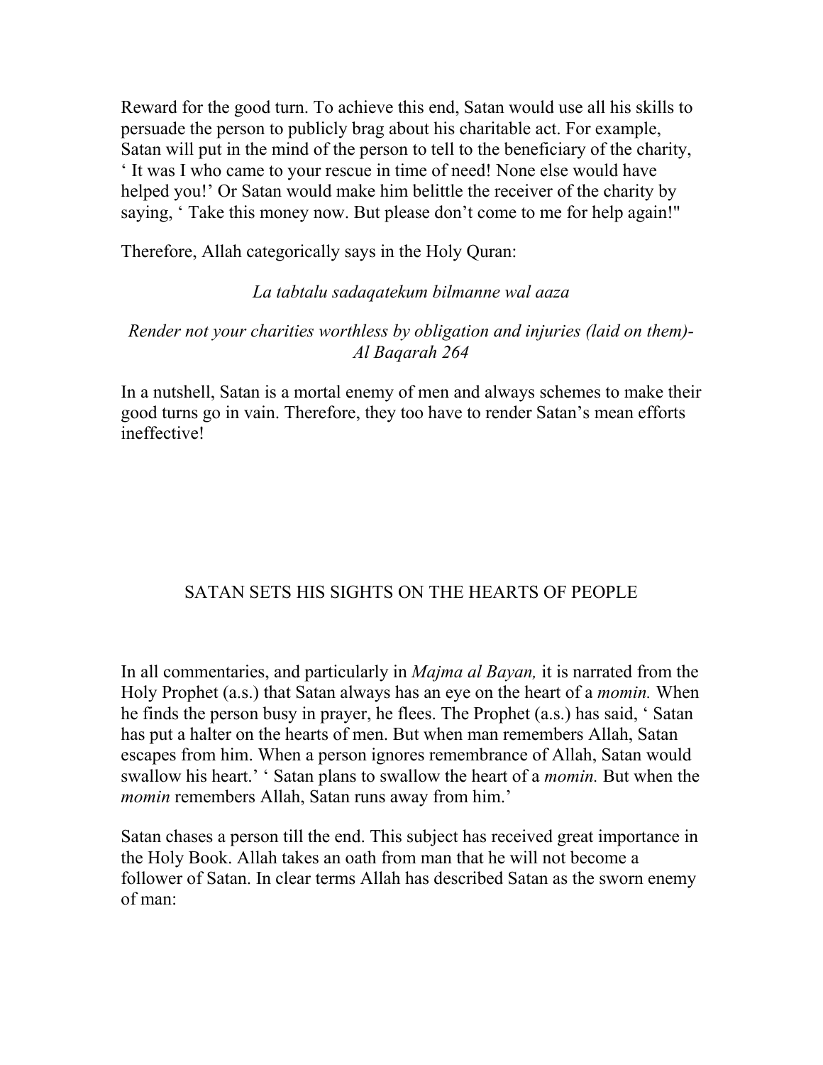Reward for the good turn. To achieve this end, Satan would use all his skills to persuade the person to publicly brag about his charitable act. For example, Satan will put in the mind of the person to tell to the beneficiary of the charity, ' It was I who came to your rescue in time of need! None else would have helped you!' Or Satan would make him belittle the receiver of the charity by saying, ' Take this money now. But please don't come to me for help again!"

Therefore, Allah categorically says in the Holy Quran:

*La tabtalu sadaqatekum bilmanne wal aaza*

*Render not your charities worthless by obligation and injuries (laid on them)- Al Baqarah 264*

In a nutshell, Satan is a mortal enemy of men and always schemes to make their good turns go in vain. Therefore, they too have to render Satan's mean efforts ineffective!

## SATAN SETS HIS SIGHTS ON THE HEARTS OF PEOPLE

In all commentaries, and particularly in *Majma al Bayan,* it is narrated from the Holy Prophet (a.s.) that Satan always has an eye on the heart of a *momin.* When he finds the person busy in prayer, he flees. The Prophet (a.s.) has said, ' Satan has put a halter on the hearts of men. But when man remembers Allah, Satan escapes from him. When a person ignores remembrance of Allah, Satan would swallow his heart.' ' Satan plans to swallow the heart of a *momin.* But when the *momin* remembers Allah, Satan runs away from him.'

Satan chases a person till the end. This subject has received great importance in the Holy Book. Allah takes an oath from man that he will not become a follower of Satan. In clear terms Allah has described Satan as the sworn enemy of man: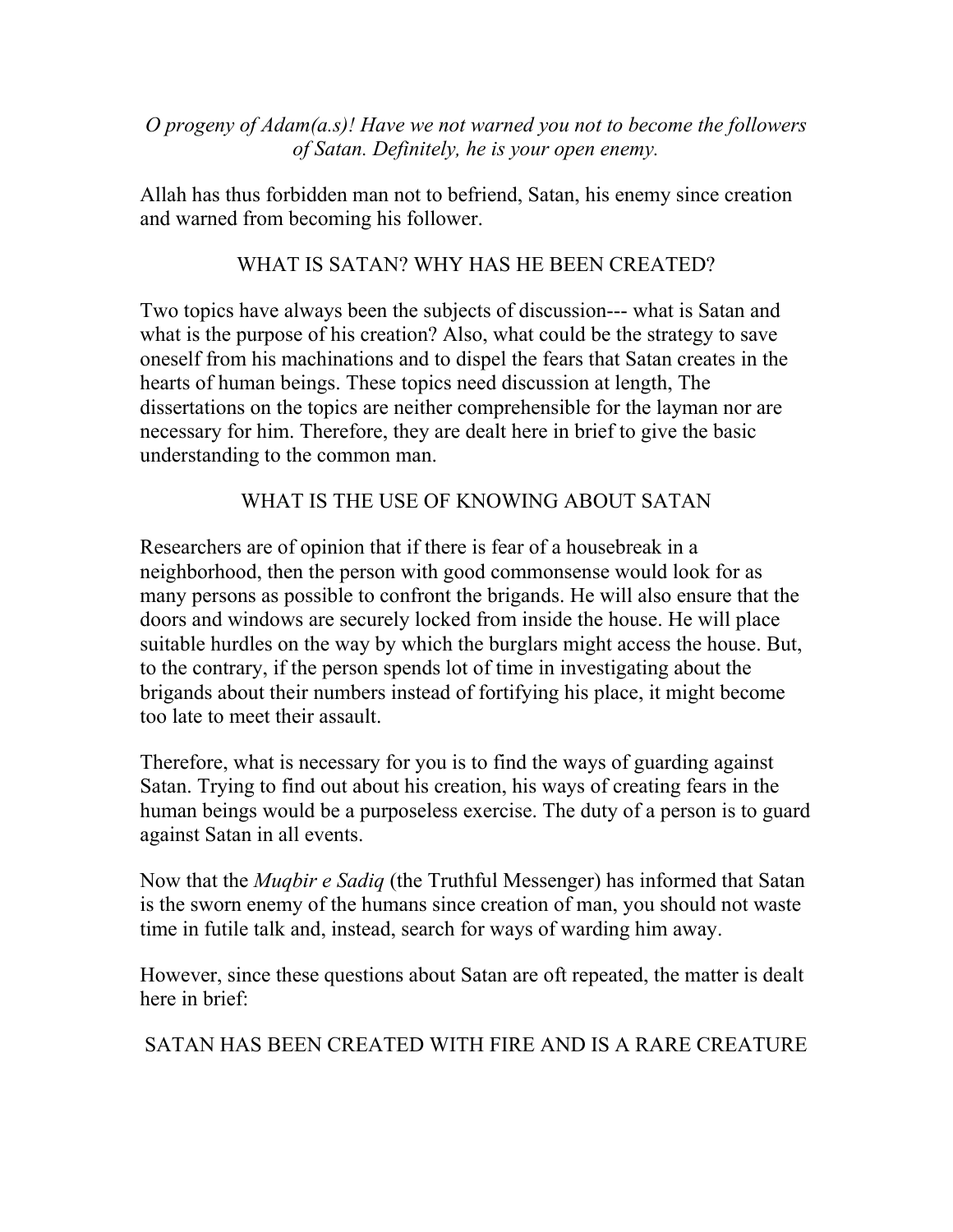*O progeny of Adam(a.s)! Have we not warned you not to become the followers of Satan. Definitely, he is your open enemy.*

Allah has thus forbidden man not to befriend, Satan, his enemy since creation and warned from becoming his follower.

## WHAT IS SATAN? WHY HAS HE BEEN CREATED?

Two topics have always been the subjects of discussion--- what is Satan and what is the purpose of his creation? Also, what could be the strategy to save oneself from his machinations and to dispel the fears that Satan creates in the hearts of human beings. These topics need discussion at length, The dissertations on the topics are neither comprehensible for the layman nor are necessary for him. Therefore, they are dealt here in brief to give the basic understanding to the common man.

## WHAT IS THE USE OF KNOWING ABOUT SATAN

Researchers are of opinion that if there is fear of a housebreak in a neighborhood, then the person with good commonsense would look for as many persons as possible to confront the brigands. He will also ensure that the doors and windows are securely locked from inside the house. He will place suitable hurdles on the way by which the burglars might access the house. But, to the contrary, if the person spends lot of time in investigating about the brigands about their numbers instead of fortifying his place, it might become too late to meet their assault.

Therefore, what is necessary for you is to find the ways of guarding against Satan. Trying to find out about his creation, his ways of creating fears in the human beings would be a purposeless exercise. The duty of a person is to guard against Satan in all events.

Now that the *Muqbir e Sadiq* (the Truthful Messenger) has informed that Satan is the sworn enemy of the humans since creation of man, you should not waste time in futile talk and, instead, search for ways of warding him away.

However, since these questions about Satan are oft repeated, the matter is dealt here in brief:

## SATAN HAS BEEN CREATED WITH FIRE AND IS A RARE CREATURE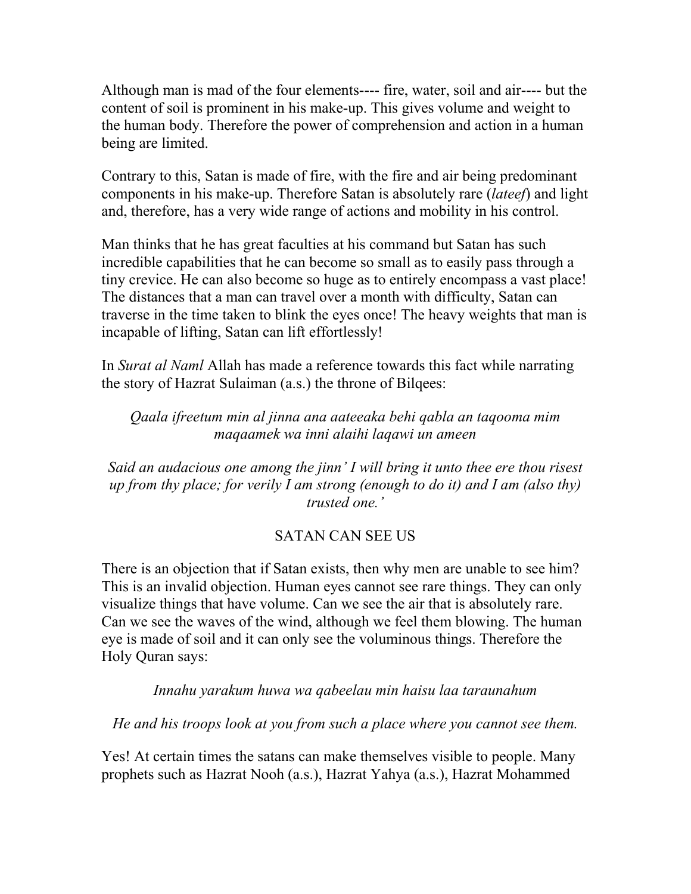Although man is mad of the four elements---- fire, water, soil and air---- but the content of soil is prominent in his make-up. This gives volume and weight to the human body. Therefore the power of comprehension and action in a human being are limited.

Contrary to this, Satan is made of fire, with the fire and air being predominant components in his make-up. Therefore Satan is absolutely rare (*lateef*) and light and, therefore, has a very wide range of actions and mobility in his control.

Man thinks that he has great faculties at his command but Satan has such incredible capabilities that he can become so small as to easily pass through a tiny crevice. He can also become so huge as to entirely encompass a vast place! The distances that a man can travel over a month with difficulty, Satan can traverse in the time taken to blink the eyes once! The heavy weights that man is incapable of lifting, Satan can lift effortlessly!

In *Surat al Naml* Allah has made a reference towards this fact while narrating the story of Hazrat Sulaiman (a.s.) the throne of Bilqees:

*Qaala ifreetum min al jinna ana aateeaka behi qabla an taqooma mim maqaamek wa inni alaihi laqawi un ameen*

*Said an audacious one among the jinn' I will bring it unto thee ere thou risest up from thy place; for verily I am strong (enough to do it) and I am (also thy) trusted one.'*

## SATAN CAN SEE US

There is an objection that if Satan exists, then why men are unable to see him? This is an invalid objection. Human eyes cannot see rare things. They can only visualize things that have volume. Can we see the air that is absolutely rare. Can we see the waves of the wind, although we feel them blowing. The human eye is made of soil and it can only see the voluminous things. Therefore the Holy Quran says:

*Innahu yarakum huwa wa qabeelau min haisu laa taraunahum*

*He and his troops look at you from such a place where you cannot see them.*

Yes! At certain times the satans can make themselves visible to people. Many prophets such as Hazrat Nooh (a.s.), Hazrat Yahya (a.s.), Hazrat Mohammed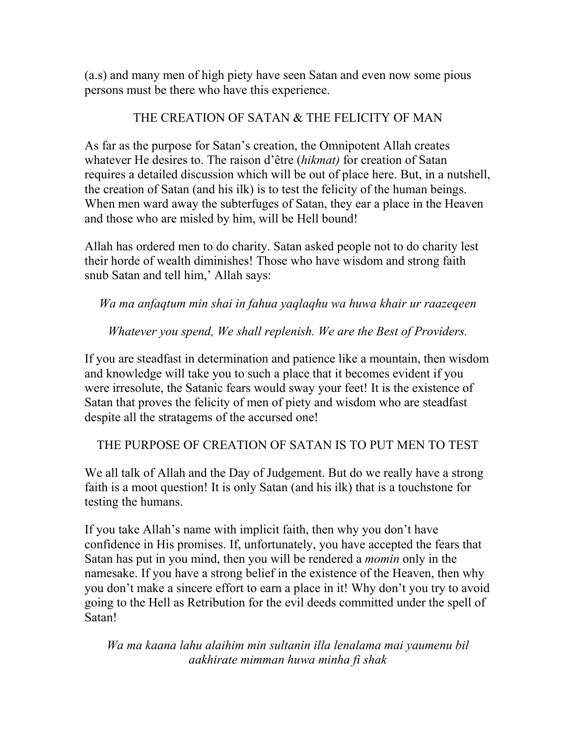(a.s) and many men of high piety have seen Satan and even now some pious persons must be there who have this experience.

## THE CREATION OF SATAN & THE FELICITY OF MAN

As far as the purpose for Satan's creation, the Omnipotent Allah creates whatever He desires to. The raison d'être (*hikmat)* for creation of Satan requires a detailed discussion which will be out of place here. But, in a nutshell, the creation of Satan (and his ilk) is to test the felicity of the human beings. When men ward away the subterfuges of Satan, they ear a place in the Heaven and those who are misled by him, will be Hell bound!

Allah has ordered men to do charity. Satan asked people not to do charity lest their horde of wealth diminishes! Those who have wisdom and strong faith snub Satan and tell him,' Allah says:

*Wa ma anfaqtum min shai in fahua yaqlaqhu wa huwa khair ur raazeqeen*

*Whatever you spend, We shall replenish. We are the Best of Providers.*

If you are steadfast in determination and patience like a mountain, then wisdom and knowledge will take you to such a place that it becomes evident if you were irresolute, the Satanic fears would sway your feet! It is the existence of Satan that proves the felicity of men of piety and wisdom who are steadfast despite all the stratagems of the accursed one!

## THE PURPOSE OF CREATION OF SATAN IS TO PUT MEN TO TEST

We all talk of Allah and the Day of Judgement. But do we really have a strong faith is a moot question! It is only Satan (and his ilk) that is a touchstone for testing the humans.

If you take Allah's name with implicit faith, then why you don't have confidence in His promises. If, unfortunately, you have accepted the fears that Satan has put in you mind, then you will be rendered a *momin* only in the namesake. If you have a strong belief in the existence of the Heaven, then why you don't make a sincere effort to earn a place in it! Why don't you try to avoid going to the Hell as Retribution for the evil deeds committed under the spell of Satan!

*Wa ma kaana lahu alaihim min sultanin illa lenalama mai yaumenu bil aakhirate mimman huwa minha fi shak*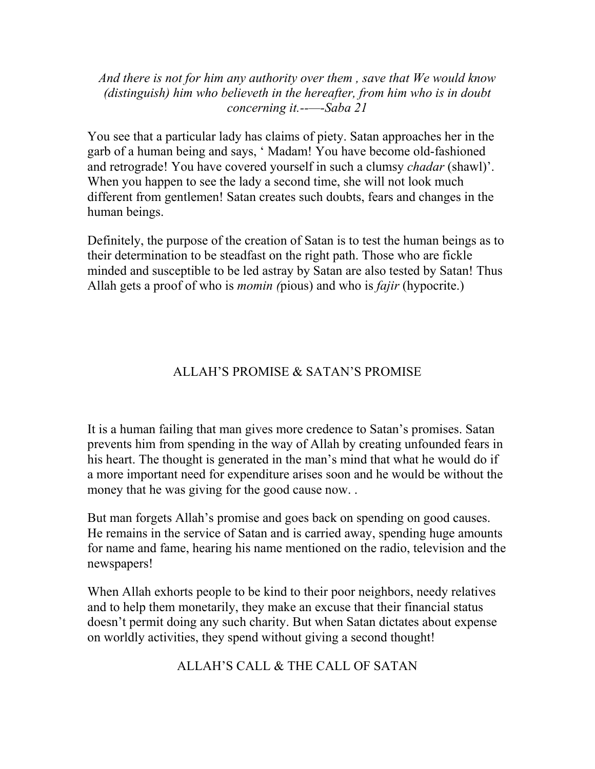*And there is not for him any authority over them , save that We would know (distinguish) him who believeth in the hereafter, from him who is in doubt concerning it.-—-Saba 21*

You see that a particular lady has claims of piety. Satan approaches her in the garb of a human being and says, ' Madam! You have become old-fashioned and retrograde! You have covered yourself in such a clumsy *chadar* (shawl)'. When you happen to see the lady a second time, she will not look much different from gentlemen! Satan creates such doubts, fears and changes in the human beings.

Definitely, the purpose of the creation of Satan is to test the human beings as to their determination to be steadfast on the right path. Those who are fickle minded and susceptible to be led astray by Satan are also tested by Satan! Thus Allah gets a proof of who is *momin (*pious) and who is *fajir* (hypocrite.)

## ALLAH'S PROMISE & SATAN'S PROMISE

It is a human failing that man gives more credence to Satan's promises. Satan prevents him from spending in the way of Allah by creating unfounded fears in his heart. The thought is generated in the man's mind that what he would do if a more important need for expenditure arises soon and he would be without the money that he was giving for the good cause now. .

But man forgets Allah's promise and goes back on spending on good causes. He remains in the service of Satan and is carried away, spending huge amounts for name and fame, hearing his name mentioned on the radio, television and the newspapers!

When Allah exhorts people to be kind to their poor neighbors, needy relatives and to help them monetarily, they make an excuse that their financial status doesn't permit doing any such charity. But when Satan dictates about expense on worldly activities, they spend without giving a second thought!

## ALLAH'S CALL & THE CALL OF SATAN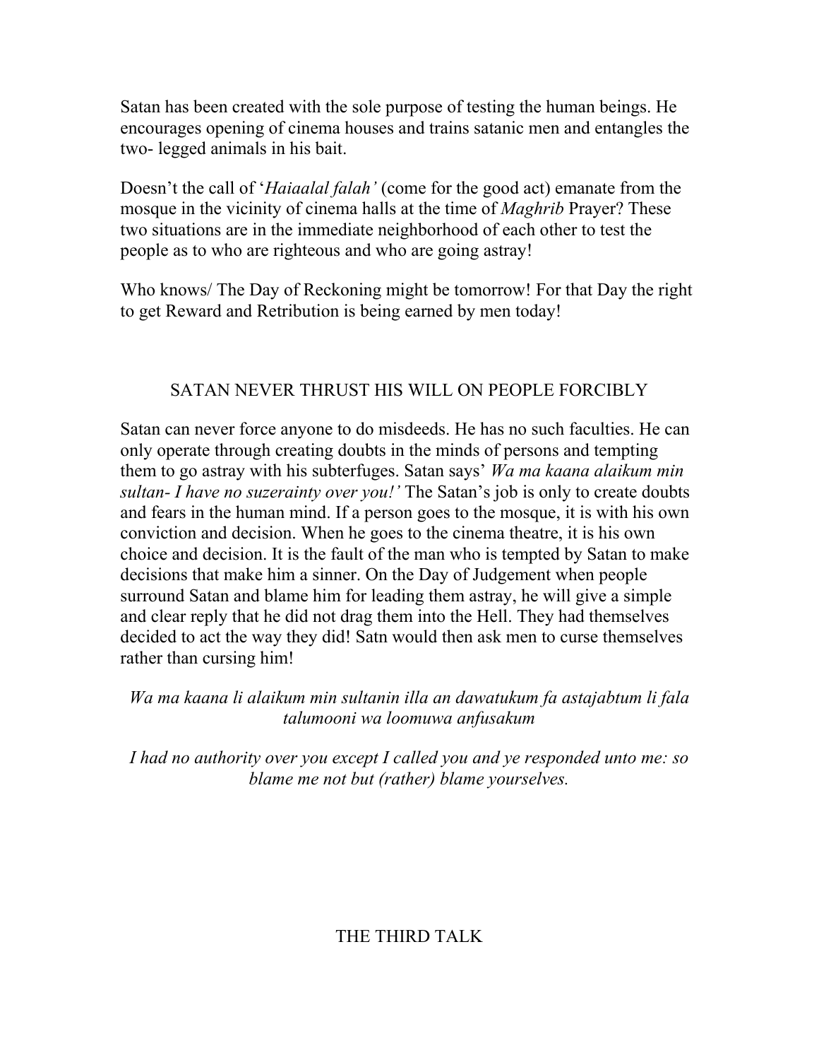Satan has been created with the sole purpose of testing the human beings. He encourages opening of cinema houses and trains satanic men and entangles the two- legged animals in his bait.

Doesn't the call of '*Haiaalal falah'* (come for the good act) emanate from the mosque in the vicinity of cinema halls at the time of *Maghrib* Prayer? These two situations are in the immediate neighborhood of each other to test the people as to who are righteous and who are going astray!

Who knows/ The Day of Reckoning might be tomorrow! For that Day the right to get Reward and Retribution is being earned by men today!

## SATAN NEVER THRUST HIS WILL ON PEOPLE FORCIBLY

Satan can never force anyone to do misdeeds. He has no such faculties. He can only operate through creating doubts in the minds of persons and tempting them to go astray with his subterfuges. Satan says' *Wa ma kaana alaikum min sultan- I have no suzerainty over you!'* The Satan's job is only to create doubts and fears in the human mind. If a person goes to the mosque, it is with his own conviction and decision. When he goes to the cinema theatre, it is his own choice and decision. It is the fault of the man who is tempted by Satan to make decisions that make him a sinner. On the Day of Judgement when people surround Satan and blame him for leading them astray, he will give a simple and clear reply that he did not drag them into the Hell. They had themselves decided to act the way they did! Satn would then ask men to curse themselves rather than cursing him!

*Wa ma kaana li alaikum min sultanin illa an dawatukum fa astajabtum li fala talumooni wa loomuwa anfusakum*

*I had no authority over you except I called you and ye responded unto me: so blame me not but (rather) blame yourselves.*

## THE THIRD TALK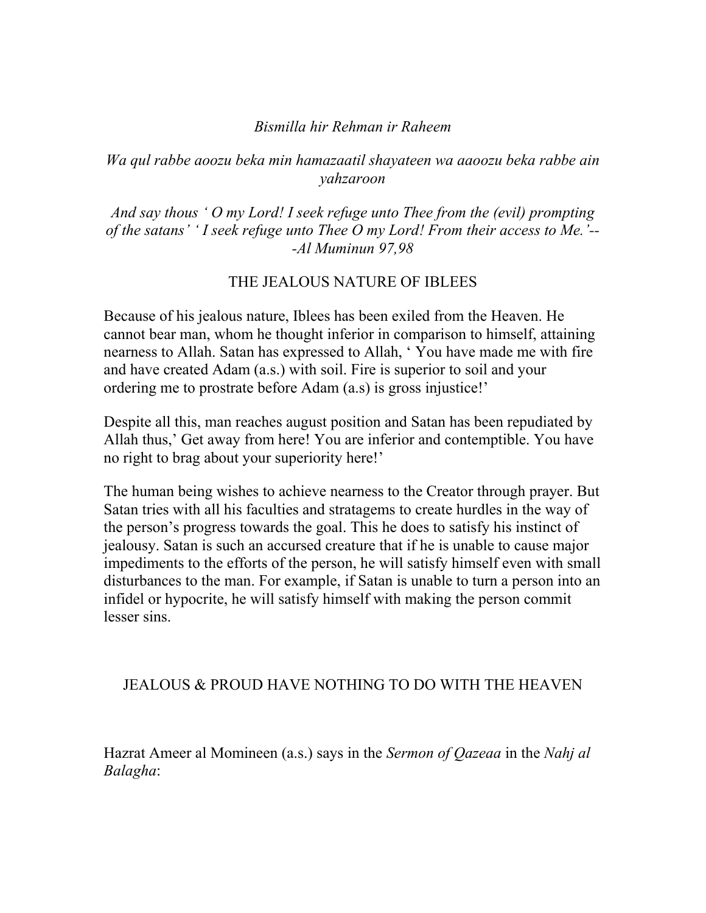*Bismilla hir Rehman ir Raheem*

*Wa qul rabbe aoozu beka min hamazaatil shayateen wa aaoozu beka rabbe ain yahzaroon*

*And say thous ' O my Lord! I seek refuge unto Thee from the (evil) prompting of the satans' ' I seek refuge unto Thee O my Lord! From their access to Me.'---Al Muminun 97,98*

## THE JEALOUS NATURE OF IBLEES

Because of his jealous nature, Iblees has been exiled from the Heaven. He cannot bear man, whom he thought inferior in comparison to himself, attaining nearness to Allah. Satan has expressed to Allah, ' You have made me with fire and have created Adam (a.s.) with soil. Fire is superior to soil and your ordering me to prostrate before Adam (a.s) is gross injustice!'

Despite all this, man reaches august position and Satan has been repudiated by Allah thus,' Get away from here! You are inferior and contemptible. You have no right to brag about your superiority here!'

The human being wishes to achieve nearness to the Creator through prayer. But Satan tries with all his faculties and stratagems to create hurdles in the way of the person's progress towards the goal. This he does to satisfy his instinct of jealousy. Satan is such an accursed creature that if he is unable to cause major impediments to the efforts of the person, he will satisfy himself even with small disturbances to the man. For example, if Satan is unable to turn a person into an infidel or hypocrite, he will satisfy himself with making the person commit lesser sins.

## JEALOUS & PROUD HAVE NOTHING TO DO WITH THE HEAVEN

Hazrat Ameer al Momineen (a.s.) says in the *Sermon of Qazeaa* in the *Nahj al Balagha*: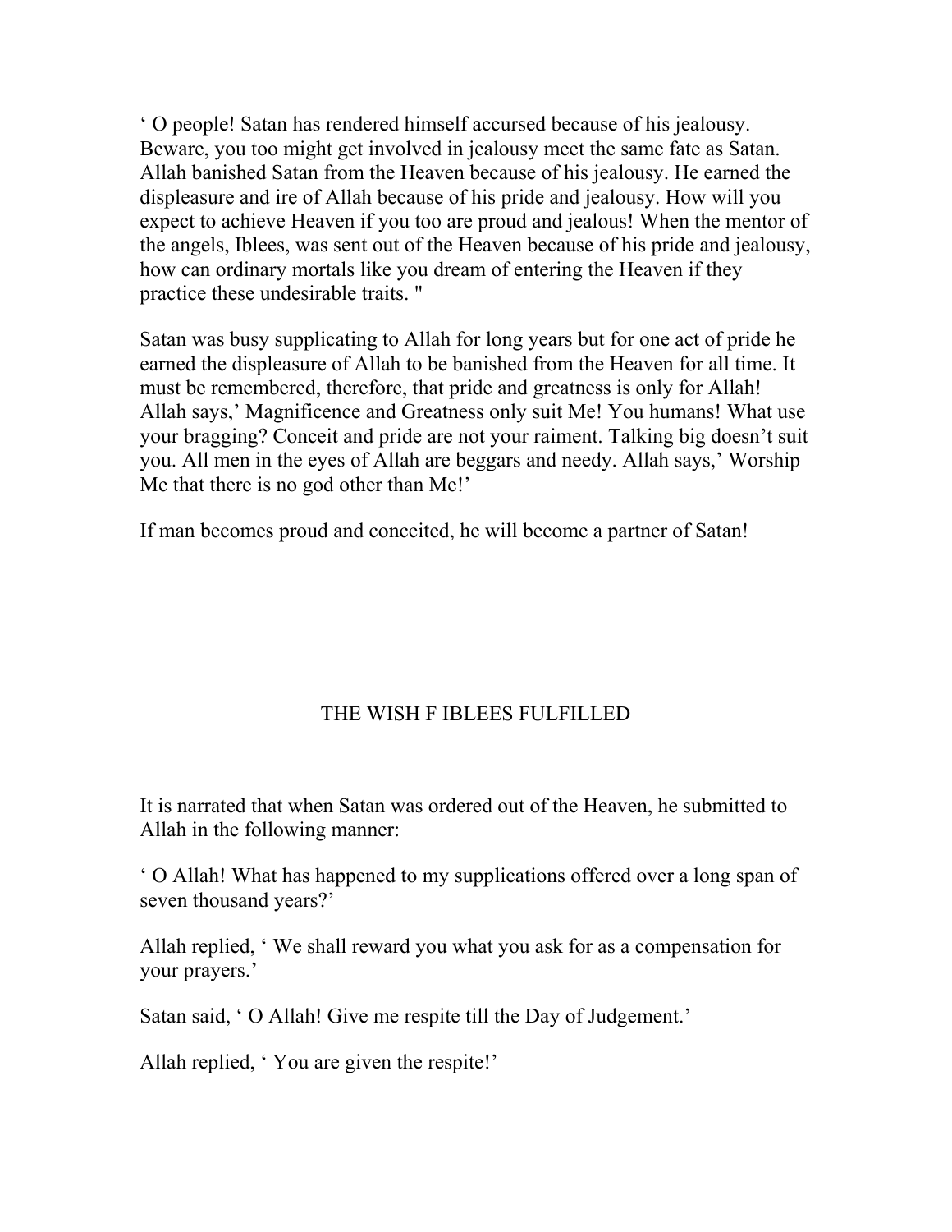‘ O people! Satan has rendered himself accursed because of his jealousy. Beware, you too might get involved in jealousy meet the same fate as Satan. Allah banished Satan from the Heaven because of his jealousy. He earned the displeasure and ire of Allah because of his pride and jealousy. How will you expect to achieve Heaven if you too are proud and jealous! When the mentor of the angels, Iblees, was sent out of the Heaven because of his pride and jealousy, how can ordinary mortals like you dream of entering the Heaven if they practice these undesirable traits. "

Satan was busy supplicating to Allah for long years but for one act of pride he earned the displeasure of Allah to be banished from the Heaven for all time. It must be remembered, therefore, that pride and greatness is only for Allah! Allah says,’ Magnificence and Greatness only suit Me! You humans! What use your bragging? Conceit and pride are not your raiment. Talking big doesn’t suit you. All men in the eyes of Allah are beggars and needy. Allah says,’ Worship Me that there is no god other than Me!’

If man becomes proud and conceited, he will become a partner of Satan!

## THE WISH F IBLEES FULFILLED

It is narrated that when Satan was ordered out of the Heaven, he submitted to Allah in the following manner:

‘ O Allah! What has happened to my supplications offered over a long span of seven thousand years?’

Allah replied, ‘ We shall reward you what you ask for as a compensation for your prayers.’

Satan said, ‘ O Allah! Give me respite till the Day of Judgement.’

Allah replied, ‘ You are given the respite!’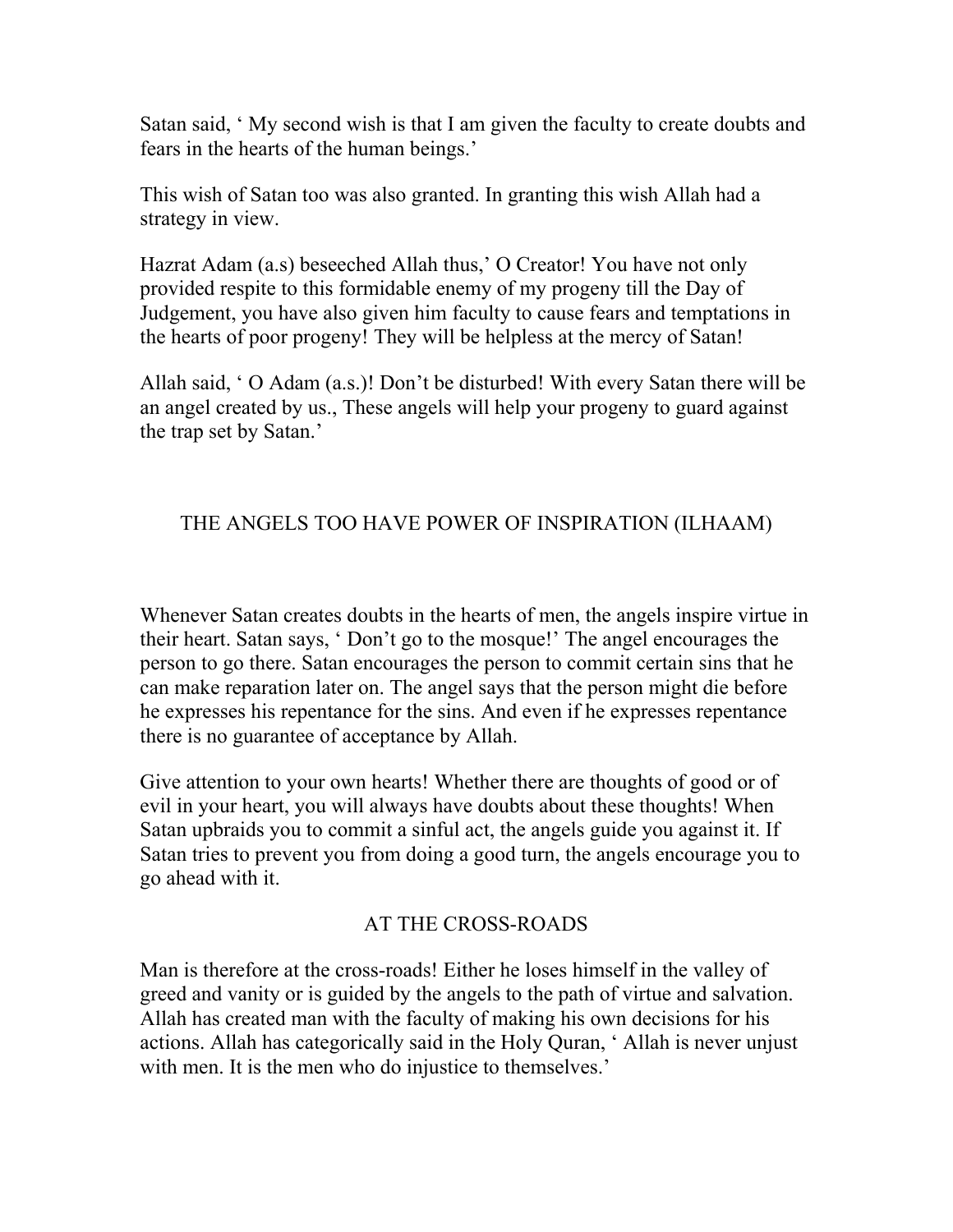Satan said, ‘ My second wish is that I am given the faculty to create doubts and fears in the hearts of the human beings.’

This wish of Satan too was also granted. In granting this wish Allah had a strategy in view.

Hazrat Adam (a.s) beseeched Allah thus,’ O Creator! You have not only provided respite to this formidable enemy of my progeny till the Day of Judgement, you have also given him faculty to cause fears and temptations in the hearts of poor progeny! They will be helpless at the mercy of Satan!

Allah said, ‘ O Adam (a.s.)! Don’t be disturbed! With every Satan there will be an angel created by us., These angels will help your progeny to guard against the trap set by Satan.’

## THE ANGELS TOO HAVE POWER OF INSPIRATION (ILHAAM)

Whenever Satan creates doubts in the hearts of men, the angels inspire virtue in their heart. Satan says, ‘ Don’t go to the mosque!’ The angel encourages the person to go there. Satan encourages the person to commit certain sins that he can make reparation later on. The angel says that the person might die before he expresses his repentance for the sins. And even if he expresses repentance there is no guarantee of acceptance by Allah.

Give attention to your own hearts! Whether there are thoughts of good or of evil in your heart, you will always have doubts about these thoughts! When Satan upbraids you to commit a sinful act, the angels guide you against it. If Satan tries to prevent you from doing a good turn, the angels encourage you to go ahead with it.

## AT THE CROSS-ROADS

Man is therefore at the cross-roads! Either he loses himself in the valley of greed and vanity or is guided by the angels to the path of virtue and salvation. Allah has created man with the faculty of making his own decisions for his actions. Allah has categorically said in the Holy Quran, ‘ Allah is never unjust with men. It is the men who do injustice to themselves.’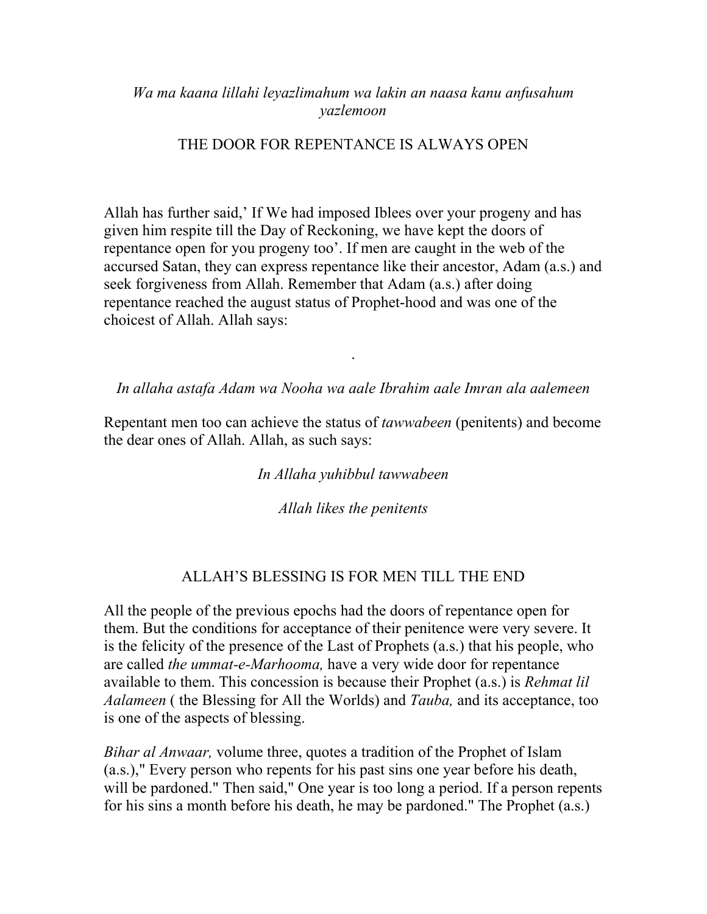*Wa ma kaana lillahi leyazlimahum wa lakin an naasa kanu anfusahum yazlemoon*

## THE DOOR FOR REPENTANCE IS ALWAYS OPEN

Allah has further said,' If We had imposed Iblees over your progeny and has given him respite till the Day of Reckoning, we have kept the doors of repentance open for you progeny too'. If men are caught in the web of the accursed Satan, they can express repentance like their ancestor, Adam (a.s.) and seek forgiveness from Allah. Remember that Adam (a.s.) after doing repentance reached the august status of Prophet-hood and was one of the choicest of Allah. Allah says:

.

*In allaha astafa Adam wa Nooha wa aale Ibrahim aale Imran ala aalemeen*

Repentant men too can achieve the status of *tawwabeen* (penitents) and become the dear ones of Allah. Allah, as such says:

*In Allaha yuhibbul tawwabeen*

*Allah likes the penitents*

## ALLAH'S BLESSING IS FOR MEN TILL THE END

All the people of the previous epochs had the doors of repentance open for them. But the conditions for acceptance of their penitence were very severe. It is the felicity of the presence of the Last of Prophets (a.s.) that his people, who are called *the ummat-e-Marhooma,* have a very wide door for repentance available to them. This concession is because their Prophet (a.s.) is *Rehmat lil Aalameen* ( the Blessing for All the Worlds) and *Tauba,* and its acceptance, too is one of the aspects of blessing.

*Bihar al Anwaar,* volume three, quotes a tradition of the Prophet of Islam (a.s.)," Every person who repents for his past sins one year before his death, will be pardoned." Then said," One year is too long a period. If a person repents for his sins a month before his death, he may be pardoned." The Prophet (a.s.)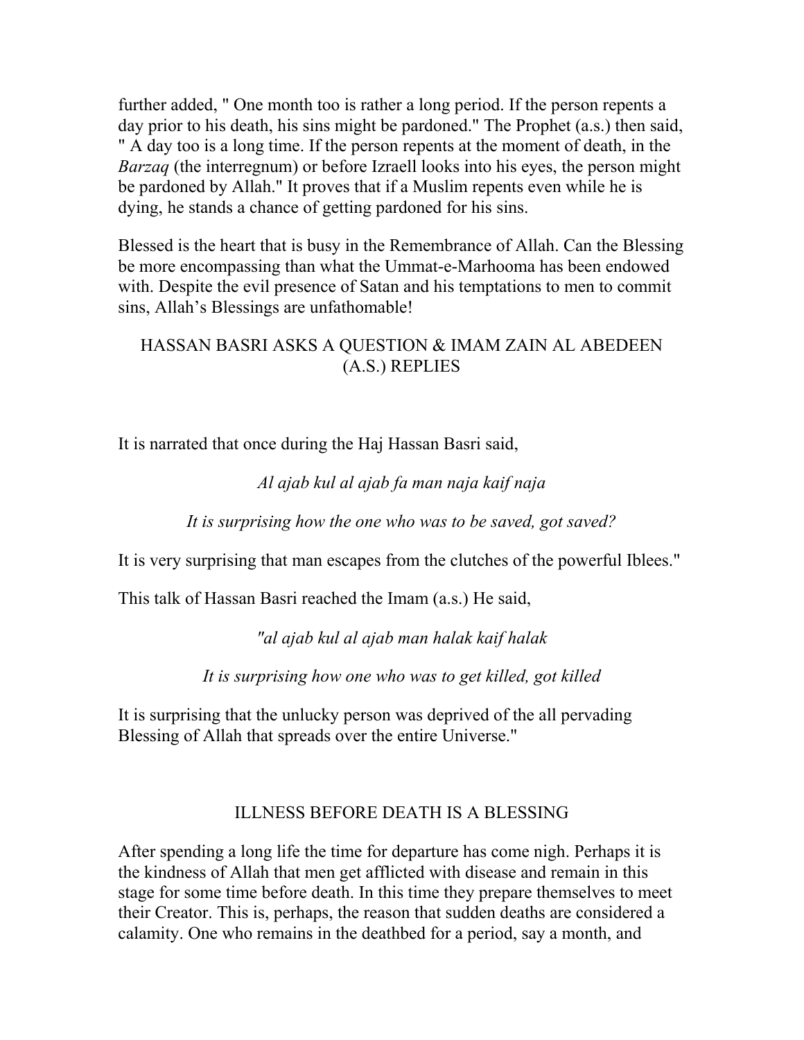further added, " One month too is rather a long period. If the person repents a day prior to his death, his sins might be pardoned." The Prophet (a.s.) then said, " A day too is a long time. If the person repents at the moment of death, in the *Barzaq* (the interregnum) or before Izraell looks into his eyes, the person might be pardoned by Allah." It proves that if a Muslim repents even while he is dying, he stands a chance of getting pardoned for his sins.

Blessed is the heart that is busy in the Remembrance of Allah. Can the Blessing be more encompassing than what the Ummat-e-Marhooma has been endowed with. Despite the evil presence of Satan and his temptations to men to commit sins, Allah's Blessings are unfathomable!

## HASSAN BASRI ASKS A QUESTION & IMAM ZAIN AL ABEDEEN (A.S.) REPLIES

It is narrated that once during the Haj Hassan Basri said,

*Al ajab kul al ajab fa man naja kaif naja*

*It is surprising how the one who was to be saved, got saved?*

It is very surprising that man escapes from the clutches of the powerful Iblees."

This talk of Hassan Basri reached the Imam (a.s.) He said,

*"al ajab kul al ajab man halak kaif halak*

*It is surprising how one who was to get killed, got killed*

It is surprising that the unlucky person was deprived of the all pervading Blessing of Allah that spreads over the entire Universe."

## ILLNESS BEFORE DEATH IS A BLESSING

After spending a long life the time for departure has come nigh. Perhaps it is the kindness of Allah that men get afflicted with disease and remain in this stage for some time before death. In this time they prepare themselves to meet their Creator. This is, perhaps, the reason that sudden deaths are considered a calamity. One who remains in the deathbed for a period, say a month, and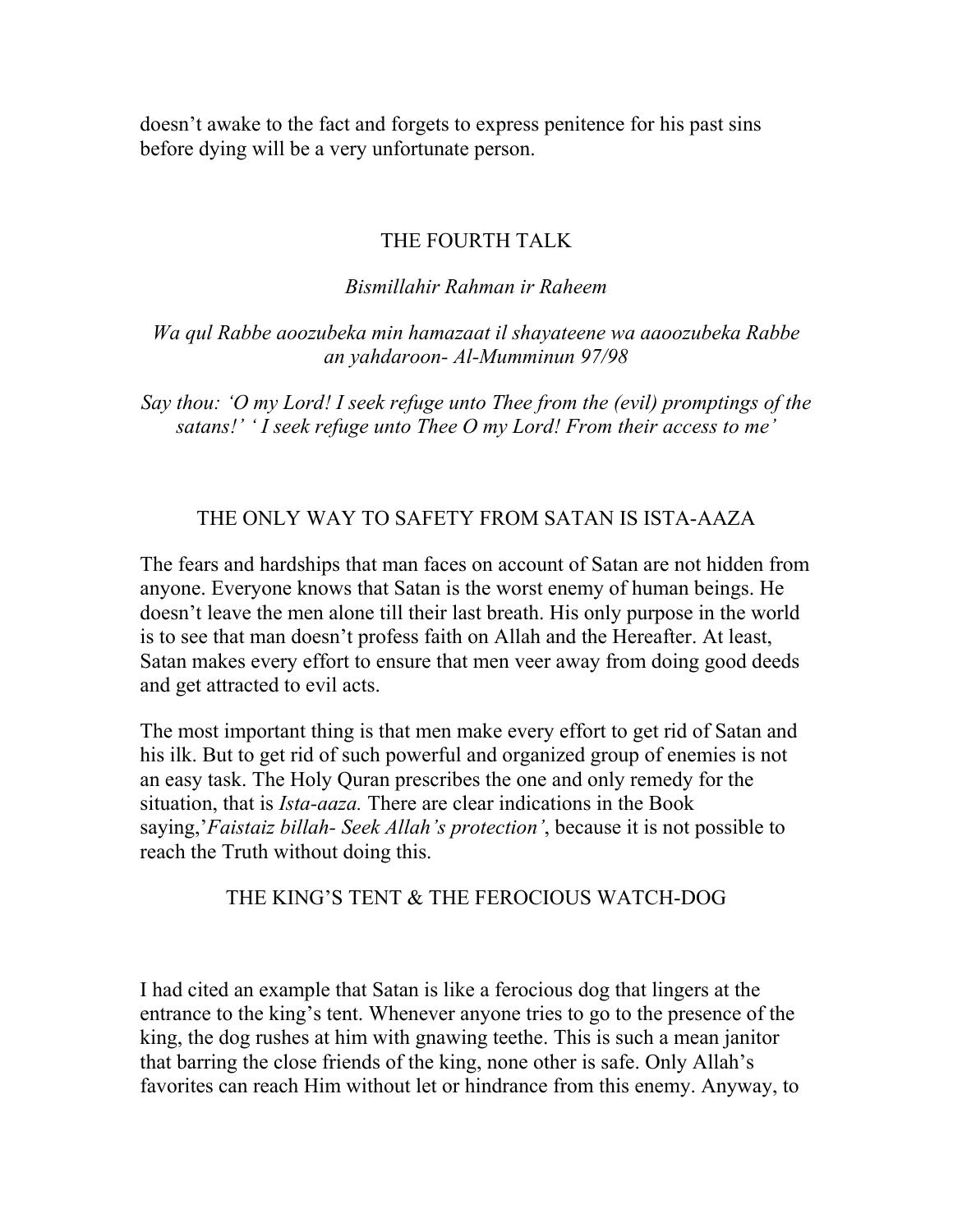doesn't awake to the fact and forgets to express penitence for his past sins before dying will be a very unfortunate person.

## THE FOURTH TALK

*Bismillahir Rahman ir Raheem*

*Wa qul Rabbe aoozubeka min hamazaat il shayateene wa aaoozubeka Rabbe an yahdaroon- Al-Mumminun 97/98*

*Say thou: 'O my Lord! I seek refuge unto Thee from the (evil) promptings of the satans!' ' I seek refuge unto Thee O my Lord! From their access to me'*

### THE ONLY WAY TO SAFETY FROM SATAN IS ISTA-AAZA

The fears and hardships that man faces on account of Satan are not hidden from anyone. Everyone knows that Satan is the worst enemy of human beings. He doesn't leave the men alone till their last breath. His only purpose in the world is to see that man doesn't profess faith on Allah and the Hereafter. At least, Satan makes every effort to ensure that men veer away from doing good deeds and get attracted to evil acts.

The most important thing is that men make every effort to get rid of Satan and his ilk. But to get rid of such powerful and organized group of enemies is not an easy task. The Holy Quran prescribes the one and only remedy for the situation, that is *Ista-aaza.* There are clear indications in the Book saying,'*Faistaiz billah- Seek Allah's protection'*, because it is not possible to reach the Truth without doing this.

### THE KING'S TENT & THE FEROCIOUS WATCH-DOG

I had cited an example that Satan is like a ferocious dog that lingers at the entrance to the king's tent. Whenever anyone tries to go to the presence of the king, the dog rushes at him with gnawing teethe. This is such a mean janitor that barring the close friends of the king, none other is safe. Only Allah's favorites can reach Him without let or hindrance from this enemy. Anyway, to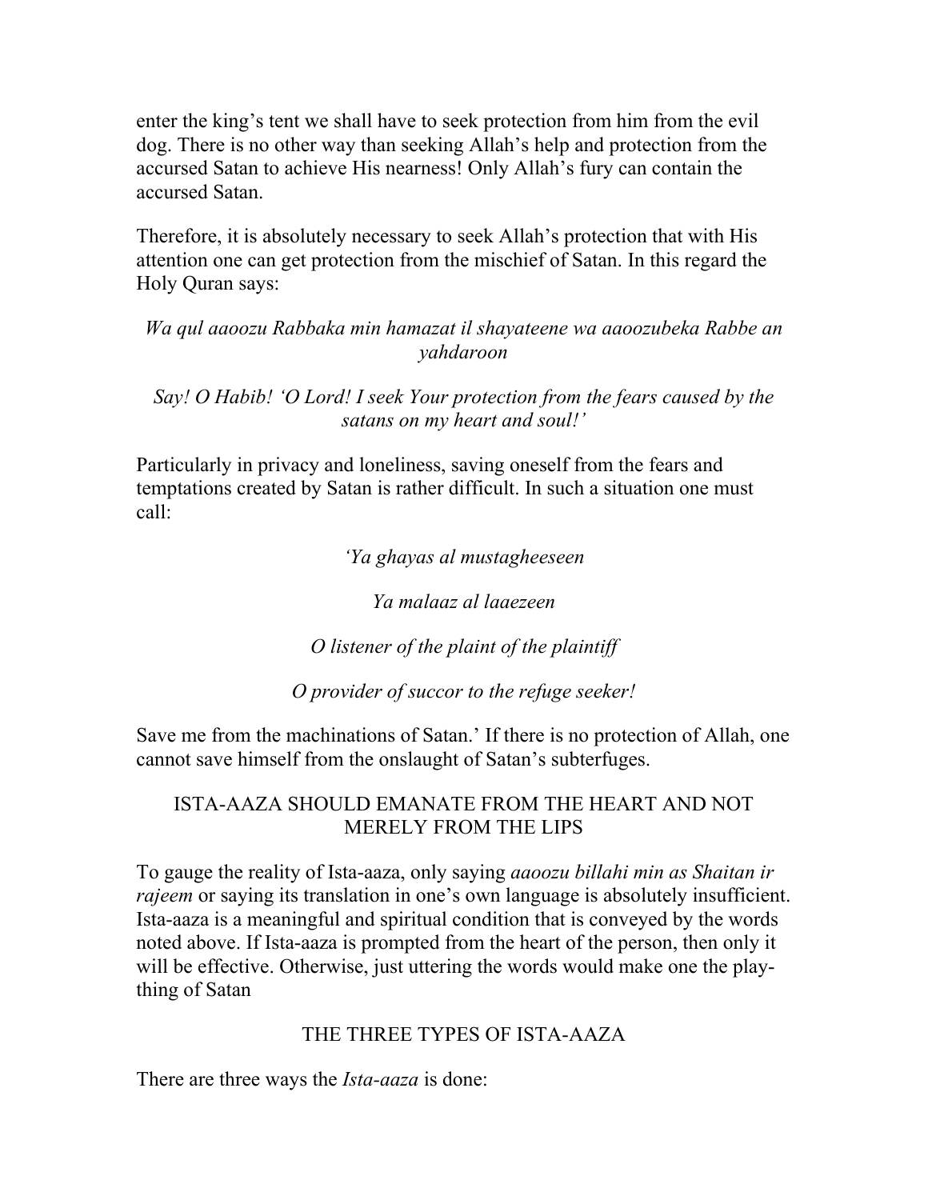enter the king's tent we shall have to seek protection from him from the evil dog. There is no other way than seeking Allah's help and protection from the accursed Satan to achieve His nearness! Only Allah's fury can contain the accursed Satan.

Therefore, it is absolutely necessary to seek Allah's protection that with His attention one can get protection from the mischief of Satan. In this regard the Holy Quran says:

*Wa qul aaoozu Rabbaka min hamazat il shayateene wa aaoozubeka Rabbe an yahdaroon*

*Say! O Habib! 'O Lord! I seek Your protection from the fears caused by the satans on my heart and soul!'*

Particularly in privacy and loneliness, saving oneself from the fears and temptations created by Satan is rather difficult. In such a situation one must call:

*'Ya ghayas al mustagheeseen*

*Ya malaaz al laaezeen*

*O listener of the plaint of the plaintiff*

*O provider of succor to the refuge seeker!*

Save me from the machinations of Satan.' If there is no protection of Allah, one cannot save himself from the onslaught of Satan's subterfuges.

## ISTA-AAZA SHOULD EMANATE FROM THE HEART AND NOT MERELY FROM THE LIPS

To gauge the reality of Ista-aaza, only saying *aaoozu billahi min as Shaitan ir rajeem* or saying its translation in one's own language is absolutely insufficient. Ista-aaza is a meaningful and spiritual condition that is conveyed by the words noted above. If Ista-aaza is prompted from the heart of the person, then only it will be effective. Otherwise, just uttering the words would make one the play-thing of Satan

## THE THREE TYPES OF ISTA-AAZA

There are three ways the *Ista-aaza* is done: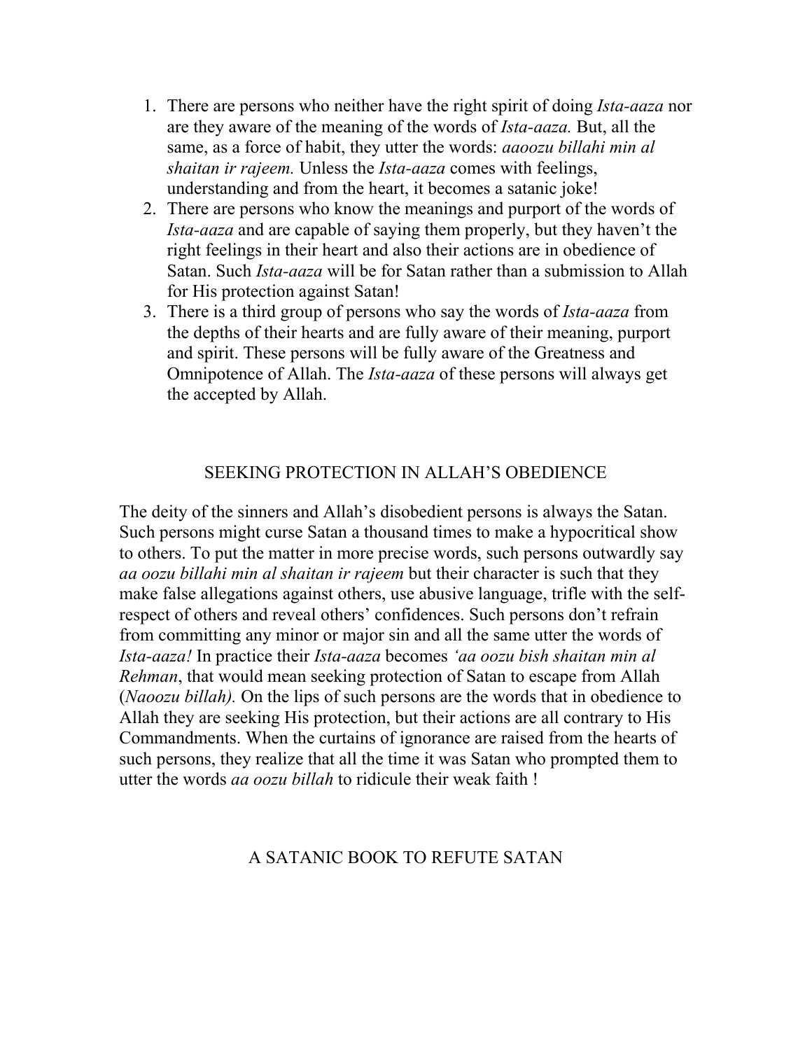1. There are persons who neither have the right spirit of doing *Ista-aaza* nor are they aware of the meaning of the words of *Ista-aaza.* But, all the same, as a force of habit, they utter the words: *aaoozu billahi min al shaitan ir rajeem.* Unless the *Ista-aaza* comes with feelings, understanding and from the heart, it becomes a satanic joke!
2. There are persons who know the meanings and purport of the words of *Ista-aaza* and are capable of saying them properly, but they haven't the right feelings in their heart and also their actions are in obedience of Satan. Such *Ista-aaza* will be for Satan rather than a submission to Allah for His protection against Satan!
3. There is a third group of persons who say the words of *Ista-aaza* from the depths of their hearts and are fully aware of their meaning, purport and spirit. These persons will be fully aware of the Greatness and Omnipotence of Allah. The *Ista-aaza* of these persons will always get the accepted by Allah.

## SEEKING PROTECTION IN ALLAH'S OBEDIENCE

The deity of the sinners and Allah's disobedient persons is always the Satan. Such persons might curse Satan a thousand times to make a hypocritical show to others. To put the matter in more precise words, such persons outwardly say *aa oozu billahi min al shaitan ir rajeem* but their character is such that they make false allegations against others, use abusive language, trifle with the self-respect of others and reveal others' confidences. Such persons don't refrain from committing any minor or major sin and all the same utter the words of *Ista-aaza!* In practice their *Ista-aaza* becomes *'aa oozu bish shaitan min al Rehman*, that would mean seeking protection of Satan to escape from Allah (*Naoozu billah).* On the lips of such persons are the words that in obedience to Allah they are seeking His protection, but their actions are all contrary to His Commandments. When the curtains of ignorance are raised from the hearts of such persons, they realize that all the time it was Satan who prompted them to utter the words *aa oozu billah* to ridicule their weak faith !

## A SATANIC BOOK TO REFUTE SATAN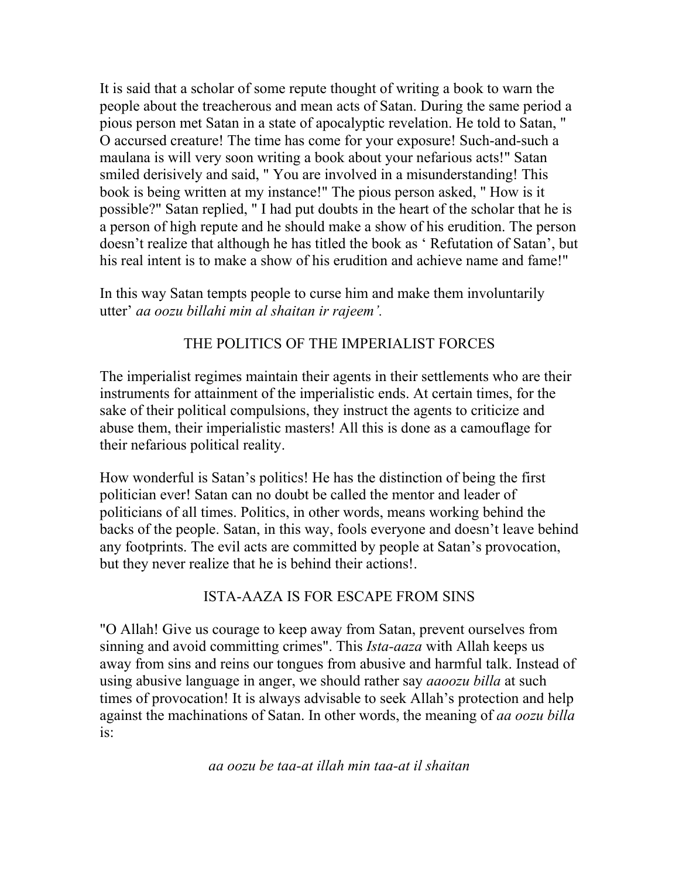It is said that a scholar of some repute thought of writing a book to warn the people about the treacherous and mean acts of Satan. During the same period a pious person met Satan in a state of apocalyptic revelation. He told to Satan, " O accursed creature! The time has come for your exposure! Such-and-such a maulana is will very soon writing a book about your nefarious acts!" Satan smiled derisively and said, " You are involved in a misunderstanding! This book is being written at my instance!" The pious person asked, " How is it possible?" Satan replied, " I had put doubts in the heart of the scholar that he is a person of high repute and he should make a show of his erudition. The person doesn't realize that although he has titled the book as ' Refutation of Satan', but his real intent is to make a show of his erudition and achieve name and fame!"

In this way Satan tempts people to curse him and make them involuntarily utter' *aa oozu billahi min al shaitan ir rajeem'.*

## THE POLITICS OF THE IMPERIALIST FORCES

The imperialist regimes maintain their agents in their settlements who are their instruments for attainment of the imperialistic ends. At certain times, for the sake of their political compulsions, they instruct the agents to criticize and abuse them, their imperialistic masters! All this is done as a camouflage for their nefarious political reality.

How wonderful is Satan's politics! He has the distinction of being the first politician ever! Satan can no doubt be called the mentor and leader of politicians of all times. Politics, in other words, means working behind the backs of the people. Satan, in this way, fools everyone and doesn't leave behind any footprints. The evil acts are committed by people at Satan's provocation, but they never realize that he is behind their actions!.

## ISTA-AAZA IS FOR ESCAPE FROM SINS

"O Allah! Give us courage to keep away from Satan, prevent ourselves from sinning and avoid committing crimes". This *Ista-aaza* with Allah keeps us away from sins and reins our tongues from abusive and harmful talk. Instead of using abusive language in anger, we should rather say *aaoozu billa* at such times of provocation! It is always advisable to seek Allah's protection and help against the machinations of Satan. In other words, the meaning of *aa oozu billa* is:

*aa oozu be taa-at illah min taa-at il shaitan*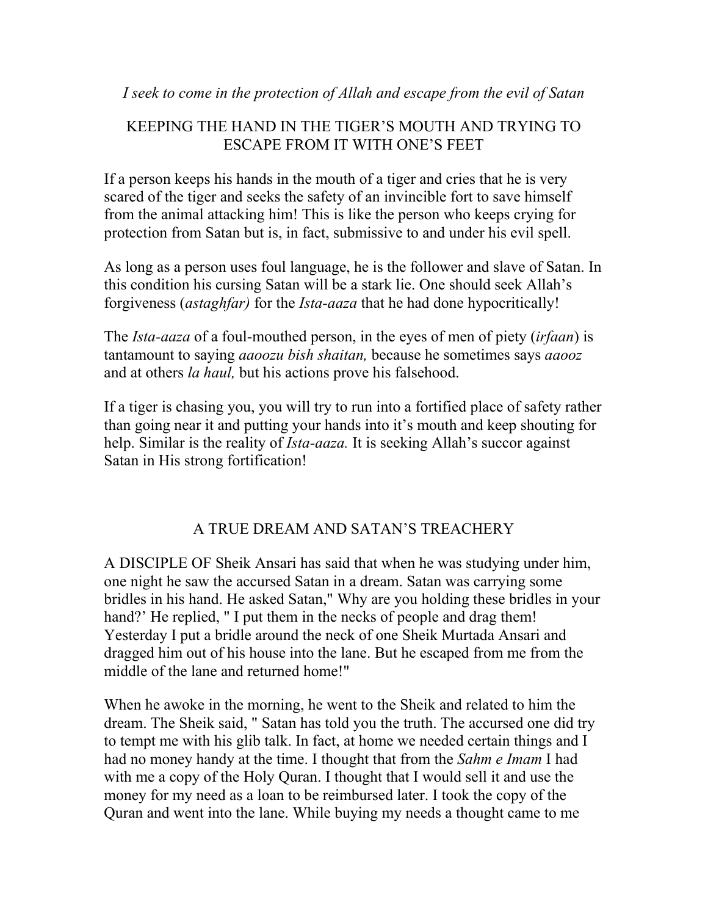*I seek to come in the protection of Allah and escape from the evil of Satan*

## KEEPING THE HAND IN THE TIGER'S MOUTH AND TRYING TO ESCAPE FROM IT WITH ONE'S FEET

If a person keeps his hands in the mouth of a tiger and cries that he is very scared of the tiger and seeks the safety of an invincible fort to save himself from the animal attacking him! This is like the person who keeps crying for protection from Satan but is, in fact, submissive to and under his evil spell.

As long as a person uses foul language, he is the follower and slave of Satan. In this condition his cursing Satan will be a stark lie. One should seek Allah's forgiveness (*astaghfar)* for the *Ista-aaza* that he had done hypocritically!

The *Ista-aaza* of a foul-mouthed person, in the eyes of men of piety (*irfaan*) is tantamount to saying *aaoozu bish shaitan,* because he sometimes says *aaooz* and at others *la haul,* but his actions prove his falsehood.

If a tiger is chasing you, you will try to run into a fortified place of safety rather than going near it and putting your hands into it's mouth and keep shouting for help. Similar is the reality of *Ista-aaza.* It is seeking Allah's succor against Satan in His strong fortification!

## A TRUE DREAM AND SATAN'S TREACHERY

A DISCIPLE OF Sheik Ansari has said that when he was studying under him, one night he saw the accursed Satan in a dream. Satan was carrying some bridles in his hand. He asked Satan," Why are you holding these bridles in your hand?' He replied, " I put them in the necks of people and drag them! Yesterday I put a bridle around the neck of one Sheik Murtada Ansari and dragged him out of his house into the lane. But he escaped from me from the middle of the lane and returned home!"

When he awoke in the morning, he went to the Sheik and related to him the dream. The Sheik said, " Satan has told you the truth. The accursed one did try to tempt me with his glib talk. In fact, at home we needed certain things and I had no money handy at the time. I thought that from the *Sahm e Imam* I had with me a copy of the Holy Quran. I thought that I would sell it and use the money for my need as a loan to be reimbursed later. I took the copy of the Quran and went into the lane. While buying my needs a thought came to me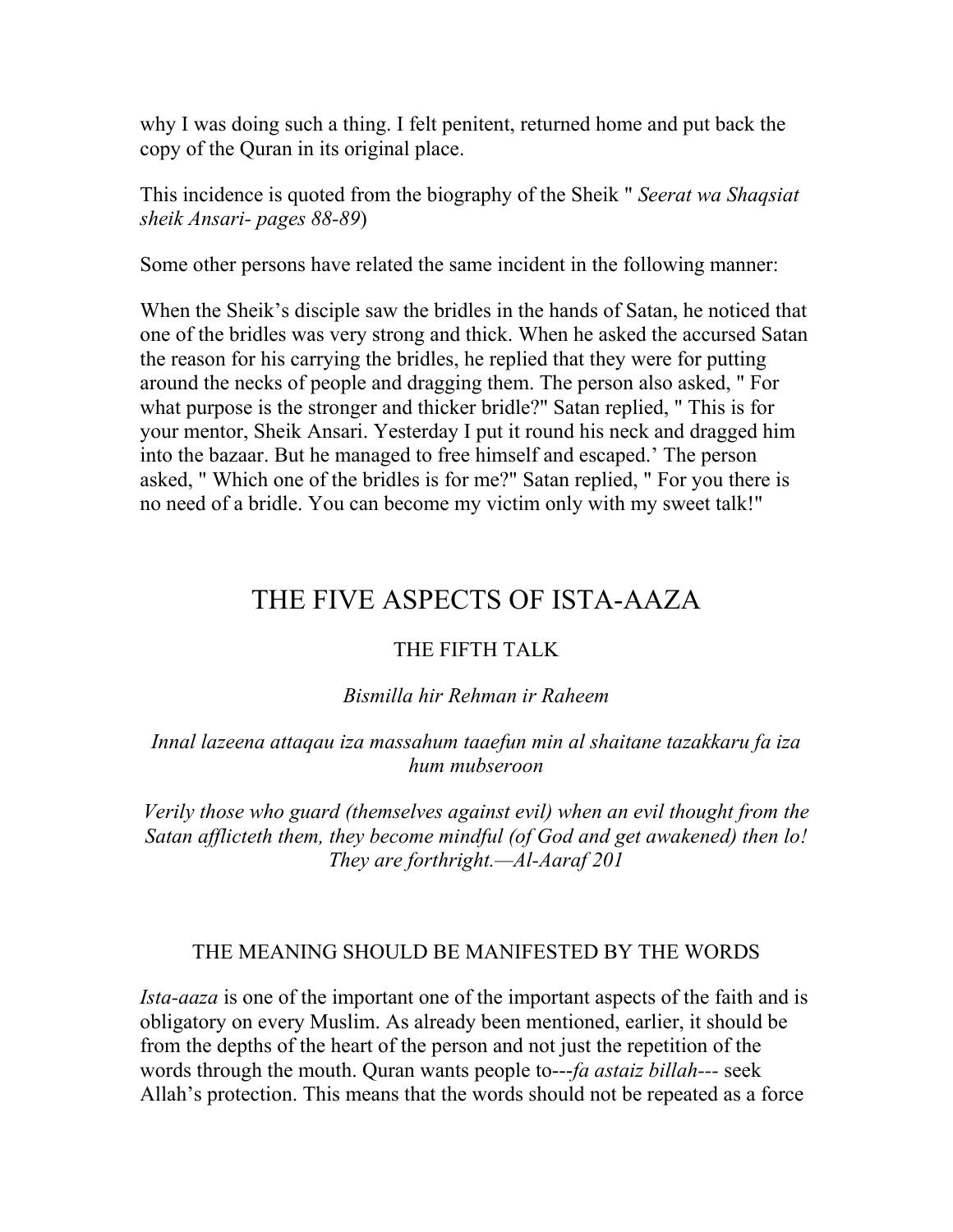why I was doing such a thing. I felt penitent, returned home and put back the copy of the Quran in its original place.

This incidence is quoted from the biography of the Sheik " *Seerat wa Shaqsiat sheik Ansari- pages 88-89*)

Some other persons have related the same incident in the following manner:

When the Sheik's disciple saw the bridles in the hands of Satan, he noticed that one of the bridles was very strong and thick. When he asked the accursed Satan the reason for his carrying the bridles, he replied that they were for putting around the necks of people and dragging them. The person also asked, " For what purpose is the stronger and thicker bridle?" Satan replied, " This is for your mentor, Sheik Ansari. Yesterday I put it round his neck and dragged him into the bazaar. But he managed to free himself and escaped.' The person asked, " Which one of the bridles is for me?" Satan replied, " For you there is no need of a bridle. You can become my victim only with my sweet talk!"

# THE FIVE ASPECTS OF ISTA-AAZA

## THE FIFTH TALK

*Bismilla hir Rehman ir Raheem*

*Innal lazeena attaqau iza massahum taaefun min al shaitane tazakkaru fa iza hum mubseroon*

*Verily those who guard (themselves against evil) when an evil thought from the Satan afflicteth them, they become mindful (of God and get awakened) then lo! They are forthright.—Al-Aaraf 201*

### THE MEANING SHOULD BE MANIFESTED BY THE WORDS

*Ista-aaza* is one of the important one of the important aspects of the faith and is obligatory on every Muslim. As already been mentioned, earlier, it should be from the depths of the heart of the person and not just the repetition of the words through the mouth. Quran wants people to---*fa astaiz billah*--- seek Allah's protection. This means that the words should not be repeated as a force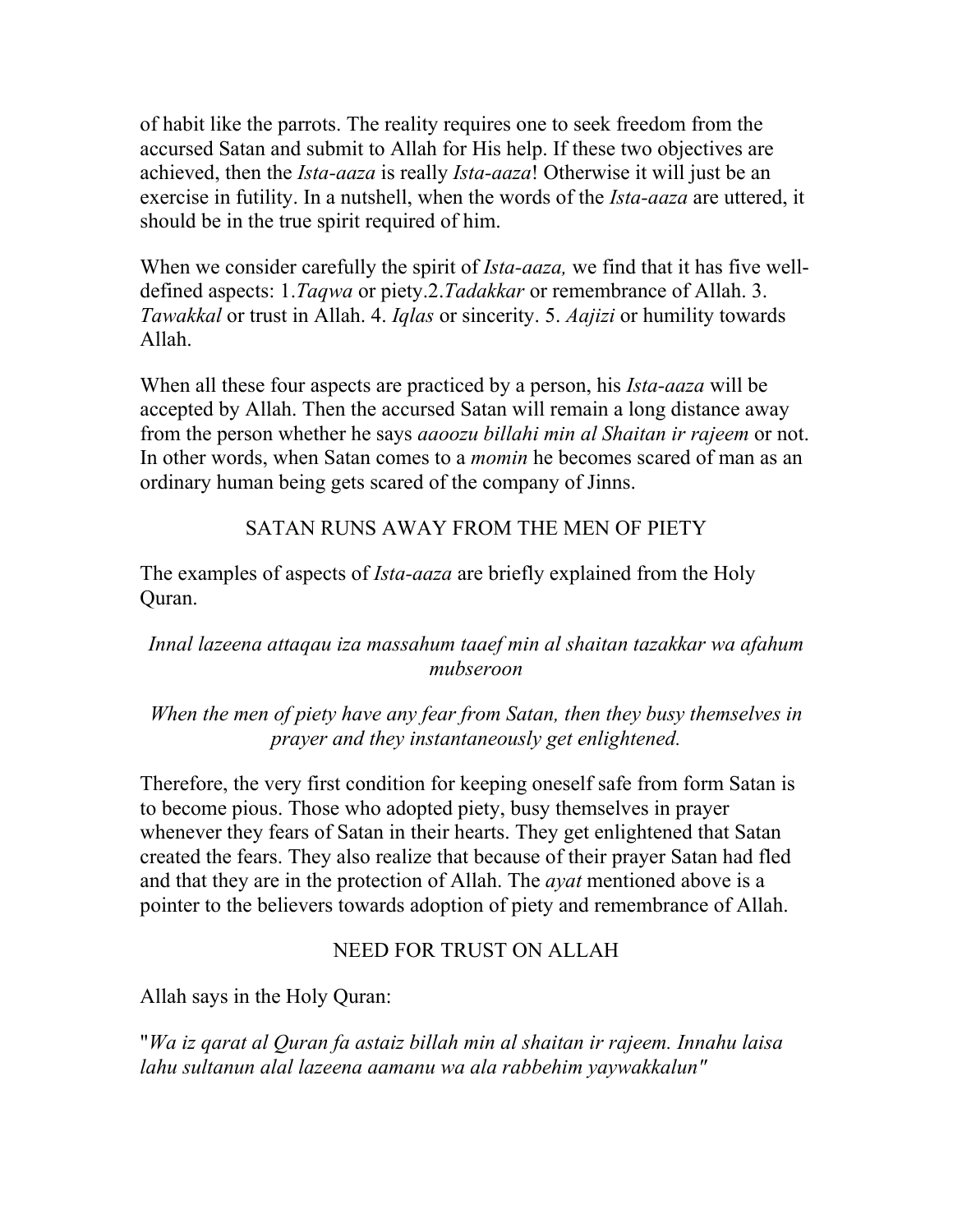of habit like the parrots. The reality requires one to seek freedom from the accursed Satan and submit to Allah for His help. If these two objectives are achieved, then the *Ista-aaza* is really *Ista-aaza*! Otherwise it will just be an exercise in futility. In a nutshell, when the words of the *Ista-aaza* are uttered, it should be in the true spirit required of him.

When we consider carefully the spirit of *Ista-aaza,* we find that it has five well-defined aspects: 1.*Taqwa* or piety.2.*Tadakkar* or remembrance of Allah. 3. *Tawakkal* or trust in Allah. 4. *Iqlas* or sincerity. 5. *Aajizi* or humility towards Allah.

When all these four aspects are practiced by a person, his *Ista-aaza* will be accepted by Allah. Then the accursed Satan will remain a long distance away from the person whether he says *aaoozu billahi min al Shaitan ir rajeem* or not. In other words, when Satan comes to a *momin* he becomes scared of man as an ordinary human being gets scared of the company of Jinns.

## SATAN RUNS AWAY FROM THE MEN OF PIETY

The examples of aspects of *Ista-aaza* are briefly explained from the Holy Quran.

*Innal lazeena attaqau iza massahum taaef min al shaitan tazakkar wa afahum mubseroon*

*When the men of piety have any fear from Satan, then they busy themselves in prayer and they instantaneously get enlightened.*

Therefore, the very first condition for keeping oneself safe from form Satan is to become pious. Those who adopted piety, busy themselves in prayer whenever they fears of Satan in their hearts. They get enlightened that Satan created the fears. They also realize that because of their prayer Satan had fled and that they are in the protection of Allah. The *ayat* mentioned above is a pointer to the believers towards adoption of piety and remembrance of Allah.

## NEED FOR TRUST ON ALLAH

Allah says in the Holy Quran:

"*Wa iz qarat al Quran fa astaiz billah min al shaitan ir rajeem. Innahu laisa lahu sultanun alal lazeena aamanu wa ala rabbehim yaywakkalun"*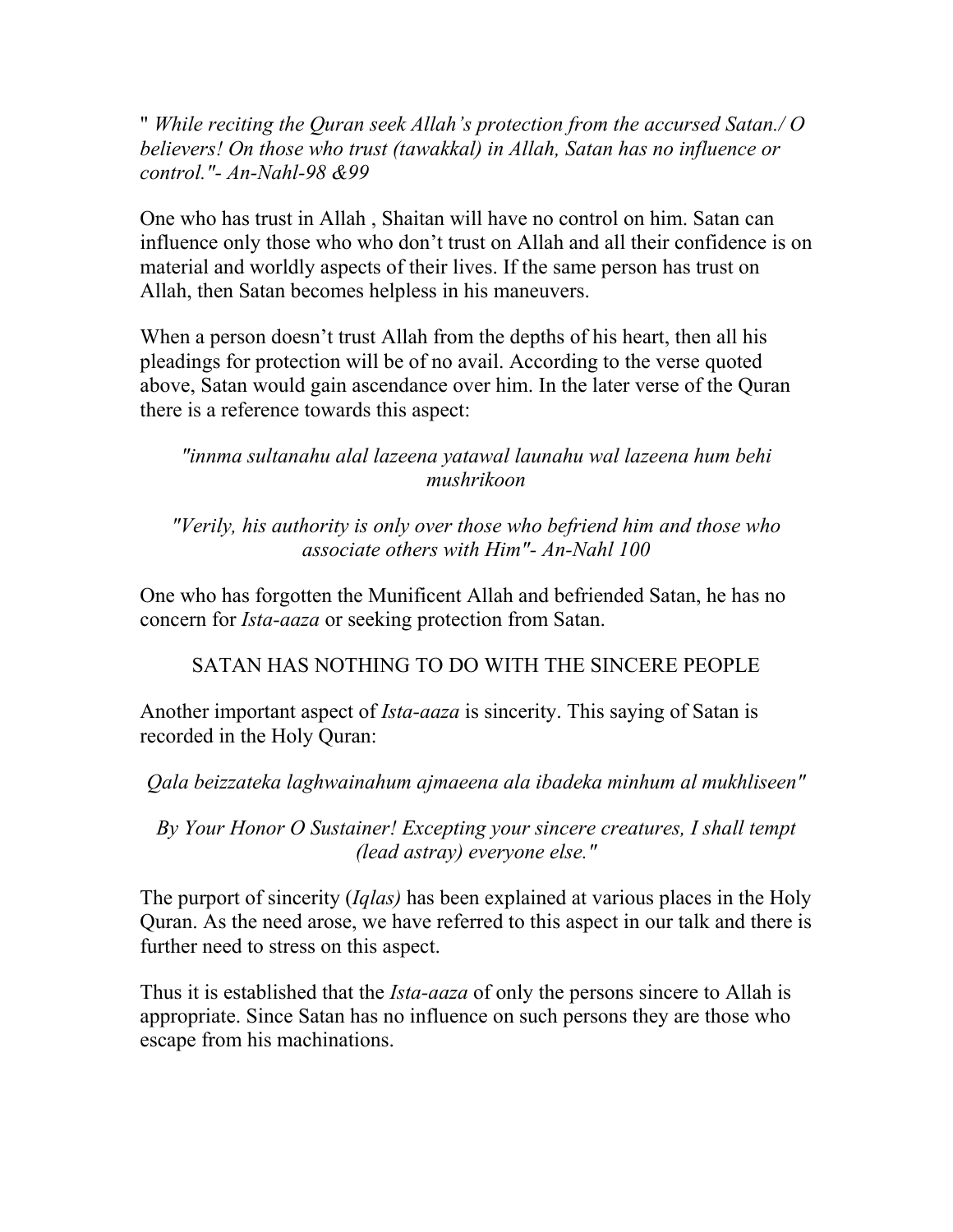" *While reciting the Quran seek Allah's protection from the accursed Satan./ O believers! On those who trust (tawakkal) in Allah, Satan has no influence or control."- An-Nahl-98 &99*

One who has trust in Allah , Shaitan will have no control on him. Satan can influence only those who who don't trust on Allah and all their confidence is on material and worldly aspects of their lives. If the same person has trust on Allah, then Satan becomes helpless in his maneuvers.

When a person doesn't trust Allah from the depths of his heart, then all his pleadings for protection will be of no avail. According to the verse quoted above, Satan would gain ascendance over him. In the later verse of the Quran there is a reference towards this aspect:

*"innma sultanahu alal lazeena yatawal launahu wal lazeena hum behi mushrikoon*

*"Verily, his authority is only over those who befriend him and those who associate others with Him"- An-Nahl 100*

One who has forgotten the Munificent Allah and befriended Satan, he has no concern for *Ista-aaza* or seeking protection from Satan.

## SATAN HAS NOTHING TO DO WITH THE SINCERE PEOPLE

Another important aspect of *Ista-aaza* is sincerity. This saying of Satan is recorded in the Holy Quran:

*Qala beizzateka laghwainahum ajmaeena ala ibadeka minhum al mukhliseen"*

*By Your Honor O Sustainer! Excepting your sincere creatures, I shall tempt (lead astray) everyone else."*

The purport of sincerity (*Iqlas)* has been explained at various places in the Holy Quran. As the need arose, we have referred to this aspect in our talk and there is further need to stress on this aspect.

Thus it is established that the *Ista-aaza* of only the persons sincere to Allah is appropriate. Since Satan has no influence on such persons they are those who escape from his machinations.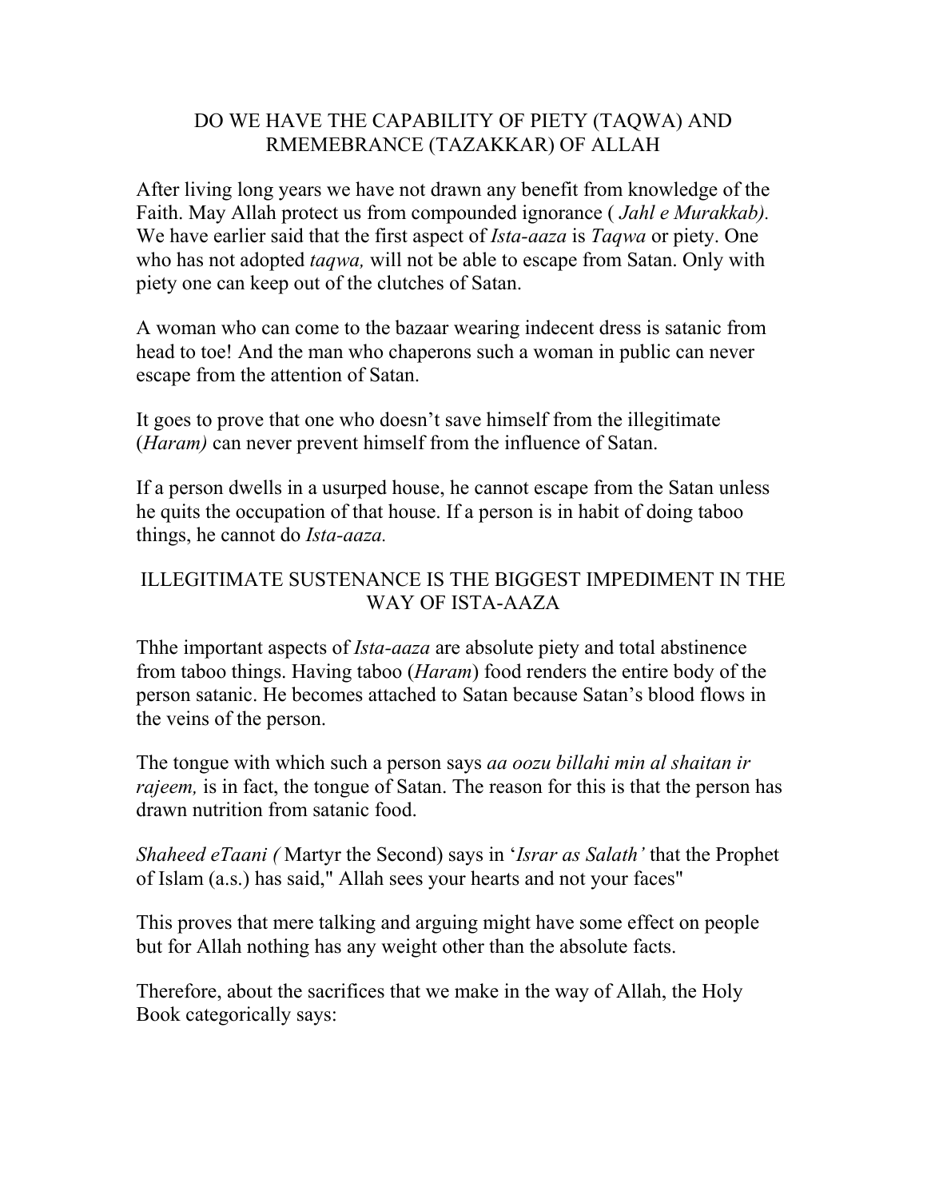## DO WE HAVE THE CAPABILITY OF PIETY (TAQWA) AND RMEMEBRANCE (TAZAKKAR) OF ALLAH

After living long years we have not drawn any benefit from knowledge of the Faith. May Allah protect us from compounded ignorance ( *Jahl e Murakkab).* We have earlier said that the first aspect of *Ista-aaza* is *Taqwa* or piety. One who has not adopted *taqwa,* will not be able to escape from Satan. Only with piety one can keep out of the clutches of Satan.

A woman who can come to the bazaar wearing indecent dress is satanic from head to toe! And the man who chaperons such a woman in public can never escape from the attention of Satan.

It goes to prove that one who doesn't save himself from the illegitimate (*Haram)* can never prevent himself from the influence of Satan.

If a person dwells in a usurped house, he cannot escape from the Satan unless he quits the occupation of that house. If a person is in habit of doing taboo things, he cannot do *Ista-aaza.*

## ILLEGITIMATE SUSTENANCE IS THE BIGGEST IMPEDIMENT IN THE WAY OF ISTA-AAZA

Thhe important aspects of *Ista-aaza* are absolute piety and total abstinence from taboo things. Having taboo (*Haram*) food renders the entire body of the person satanic. He becomes attached to Satan because Satan's blood flows in the veins of the person.

The tongue with which such a person says *aa oozu billahi min al shaitan ir rajeem,* is in fact, the tongue of Satan. The reason for this is that the person has drawn nutrition from satanic food.

*Shaheed eTaani (* Martyr the Second) says in '*Israr as Salath'* that the Prophet of Islam (a.s.) has said," Allah sees your hearts and not your faces"

This proves that mere talking and arguing might have some effect on people but for Allah nothing has any weight other than the absolute facts.

Therefore, about the sacrifices that we make in the way of Allah, the Holy Book categorically says: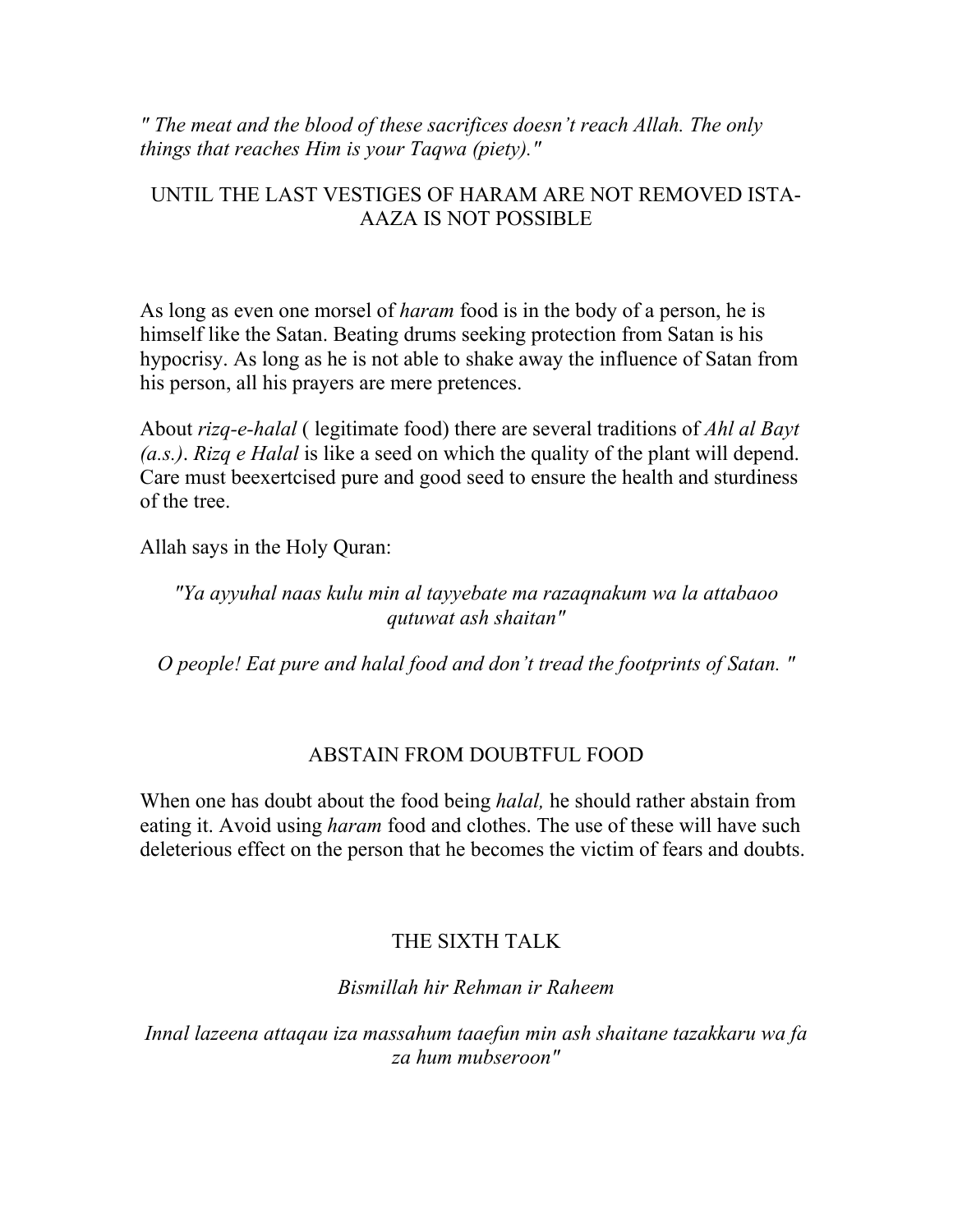*" The meat and the blood of these sacrifices doesn't reach Allah. The only things that reaches Him is your Taqwa (piety)."*

## UNTIL THE LAST VESTIGES OF HARAM ARE NOT REMOVED ISTA-AAZA IS NOT POSSIBLE

As long as even one morsel of *haram* food is in the body of a person, he is himself like the Satan. Beating drums seeking protection from Satan is his hypocrisy. As long as he is not able to shake away the influence of Satan from his person, all his prayers are mere pretences.

About *rizq-e-halal* ( legitimate food) there are several traditions of *Ahl al Bayt (a.s.)*. *Rizq e Halal* is like a seed on which the quality of the plant will depend. Care must beexertcised pure and good seed to ensure the health and sturdiness of the tree.

Allah says in the Holy Quran:

*"Ya ayyuhal naas kulu min al tayyebate ma razaqnakum wa la attabaoo qutuwat ash shaitan"*

*O people! Eat pure and halal food and don't tread the footprints of Satan. "*

## ABSTAIN FROM DOUBTFUL FOOD

When one has doubt about the food being *halal,* he should rather abstain from eating it. Avoid using *haram* food and clothes. The use of these will have such deleterious effect on the person that he becomes the victim of fears and doubts.

## THE SIXTH TALK

*Bismillah hir Rehman ir Raheem*

*Innal lazeena attaqau iza massahum taaefun min ash shaitane tazakkaru wa fa za hum mubseroon"*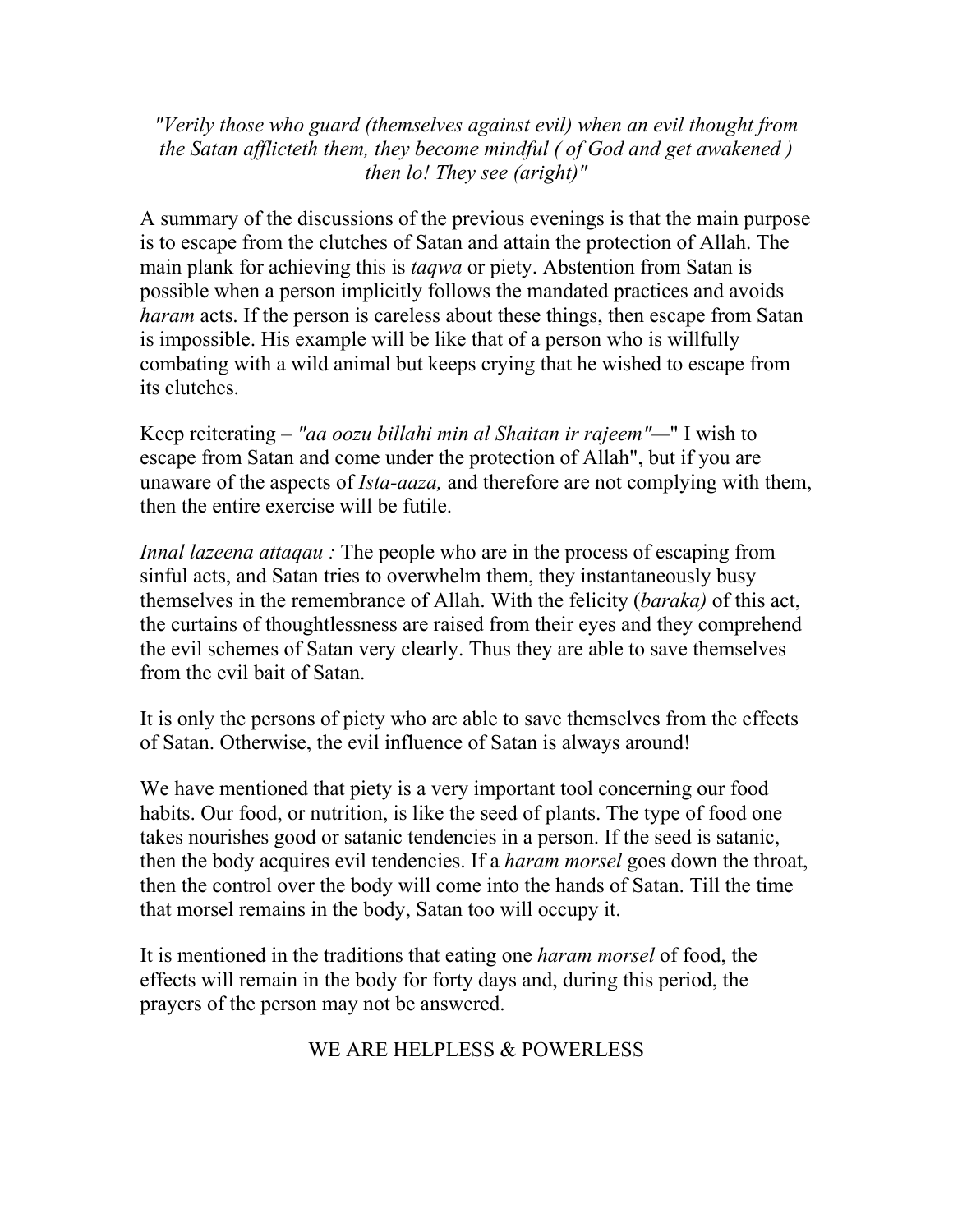*"Verily those who guard (themselves against evil) when an evil thought from the Satan afflicteth them, they become mindful ( of God and get awakened ) then lo! They see (aright)"*

A summary of the discussions of the previous evenings is that the main purpose is to escape from the clutches of Satan and attain the protection of Allah. The main plank for achieving this is *taqwa* or piety. Abstention from Satan is possible when a person implicitly follows the mandated practices and avoids *haram* acts. If the person is careless about these things, then escape from Satan is impossible. His example will be like that of a person who is willfully combating with a wild animal but keeps crying that he wished to escape from its clutches.

Keep reiterating – *"aa oozu billahi min al Shaitan ir rajeem"*—" I wish to escape from Satan and come under the protection of Allah", but if you are unaware of the aspects of *Ista-aaza,* and therefore are not complying with them, then the entire exercise will be futile.

*Innal lazeena attaqau :* The people who are in the process of escaping from sinful acts, and Satan tries to overwhelm them, they instantaneously busy themselves in the remembrance of Allah. With the felicity (*baraka)* of this act, the curtains of thoughtlessness are raised from their eyes and they comprehend the evil schemes of Satan very clearly. Thus they are able to save themselves from the evil bait of Satan.

It is only the persons of piety who are able to save themselves from the effects of Satan. Otherwise, the evil influence of Satan is always around!

We have mentioned that piety is a very important tool concerning our food habits. Our food, or nutrition, is like the seed of plants. The type of food one takes nourishes good or satanic tendencies in a person. If the seed is satanic, then the body acquires evil tendencies. If a *haram morsel* goes down the throat, then the control over the body will come into the hands of Satan. Till the time that morsel remains in the body, Satan too will occupy it.

It is mentioned in the traditions that eating one *haram morsel* of food, the effects will remain in the body for forty days and, during this period, the prayers of the person may not be answered.

## WE ARE HELPLESS & POWERLESS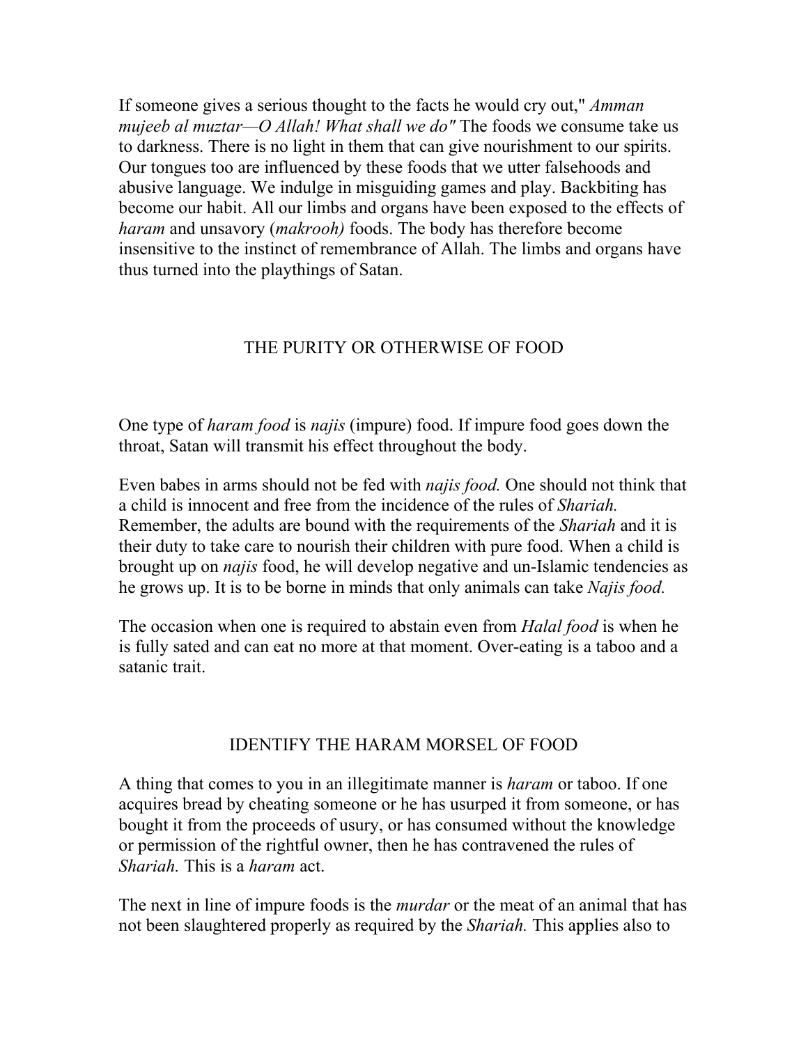If someone gives a serious thought to the facts he would cry out," *Amman mujeeb al muztar—O Allah! What shall we do"* The foods we consume take us to darkness. There is no light in them that can give nourishment to our spirits. Our tongues too are influenced by these foods that we utter falsehoods and abusive language. We indulge in misguiding games and play. Backbiting has become our habit. All our limbs and organs have been exposed to the effects of *haram* and unsavory (*makrooh)* foods. The body has therefore become insensitive to the instinct of remembrance of Allah. The limbs and organs have thus turned into the playthings of Satan.

## THE PURITY OR OTHERWISE OF FOOD

One type of *haram food* is *najis* (impure) food. If impure food goes down the throat, Satan will transmit his effect throughout the body.

Even babes in arms should not be fed with *najis food.* One should not think that a child is innocent and free from the incidence of the rules of *Shariah.* Remember, the adults are bound with the requirements of the *Shariah* and it is their duty to take care to nourish their children with pure food. When a child is brought up on *najis* food, he will develop negative and un-Islamic tendencies as he grows up. It is to be borne in minds that only animals can take *Najis food.*

The occasion when one is required to abstain even from *Halal food* is when he is fully sated and can eat no more at that moment. Over-eating is a taboo and a satanic trait.

## IDENTIFY THE HARAM MORSEL OF FOOD

A thing that comes to you in an illegitimate manner is *haram* or taboo. If one acquires bread by cheating someone or he has usurped it from someone, or has bought it from the proceeds of usury, or has consumed without the knowledge or permission of the rightful owner, then he has contravened the rules of *Shariah.* This is a *haram* act.

The next in line of impure foods is the *murdar* or the meat of an animal that has not been slaughtered properly as required by the *Shariah.* This applies also to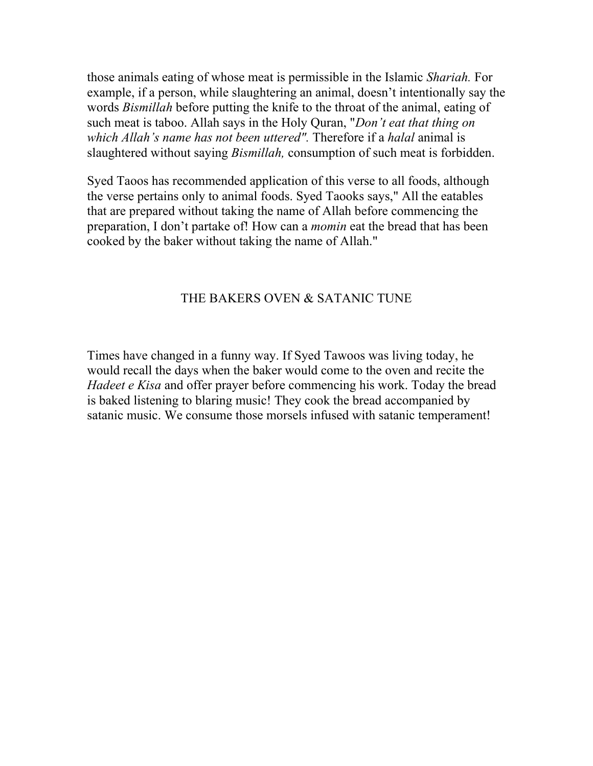those animals eating of whose meat is permissible in the Islamic *Shariah.* For example, if a person, while slaughtering an animal, doesn't intentionally say the words *Bismillah* before putting the knife to the throat of the animal, eating of such meat is taboo. Allah says in the Holy Quran, "*Don't eat that thing on which Allah's name has not been uttered".* Therefore if a *halal* animal is slaughtered without saying *Bismillah,* consumption of such meat is forbidden.

Syed Taoos has recommended application of this verse to all foods, although the verse pertains only to animal foods. Syed Taooks says," All the eatables that are prepared without taking the name of Allah before commencing the preparation, I don't partake of! How can a *momin* eat the bread that has been cooked by the baker without taking the name of Allah."

## THE BAKERS OVEN & SATANIC TUNE

Times have changed in a funny way. If Syed Tawoos was living today, he would recall the days when the baker would come to the oven and recite the *Hadeet e Kisa* and offer prayer before commencing his work. Today the bread is baked listening to blaring music! They cook the bread accompanied by satanic music. We consume those morsels infused with satanic temperament!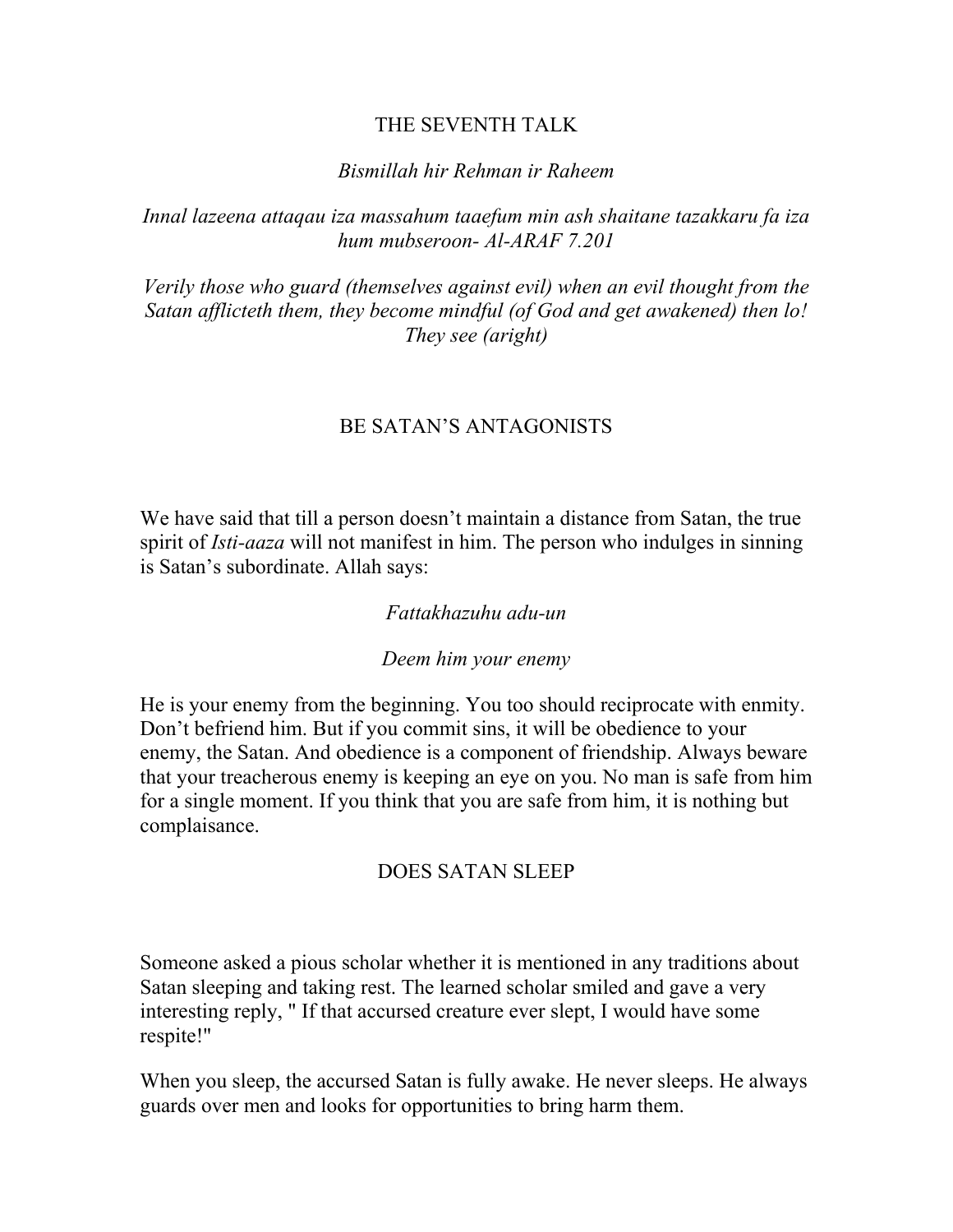# THE SEVENTH TALK

*Bismillah hir Rehman ir Raheem*

*Innal lazeena attaqau iza massahum taaefum min ash shaitane tazakkaru fa iza hum mubseroon- Al-ARAF 7.201*

*Verily those who guard (themselves against evil) when an evil thought from the Satan afflicteth them, they become mindful (of God and get awakened) then lo! They see (aright)*

## BE SATAN'S ANTAGONISTS

We have said that till a person doesn't maintain a distance from Satan, the true spirit of *Isti-aaza* will not manifest in him. The person who indulges in sinning is Satan's subordinate. Allah says:

*Fattakhazuhu adu-un*

*Deem him your enemy*

He is your enemy from the beginning. You too should reciprocate with enmity. Don't befriend him. But if you commit sins, it will be obedience to your enemy, the Satan. And obedience is a component of friendship. Always beware that your treacherous enemy is keeping an eye on you. No man is safe from him for a single moment. If you think that you are safe from him, it is nothing but complaisance.

## DOES SATAN SLEEP

Someone asked a pious scholar whether it is mentioned in any traditions about Satan sleeping and taking rest. The learned scholar smiled and gave a very interesting reply, " If that accursed creature ever slept, I would have some respite!"

When you sleep, the accursed Satan is fully awake. He never sleeps. He always guards over men and looks for opportunities to bring harm them.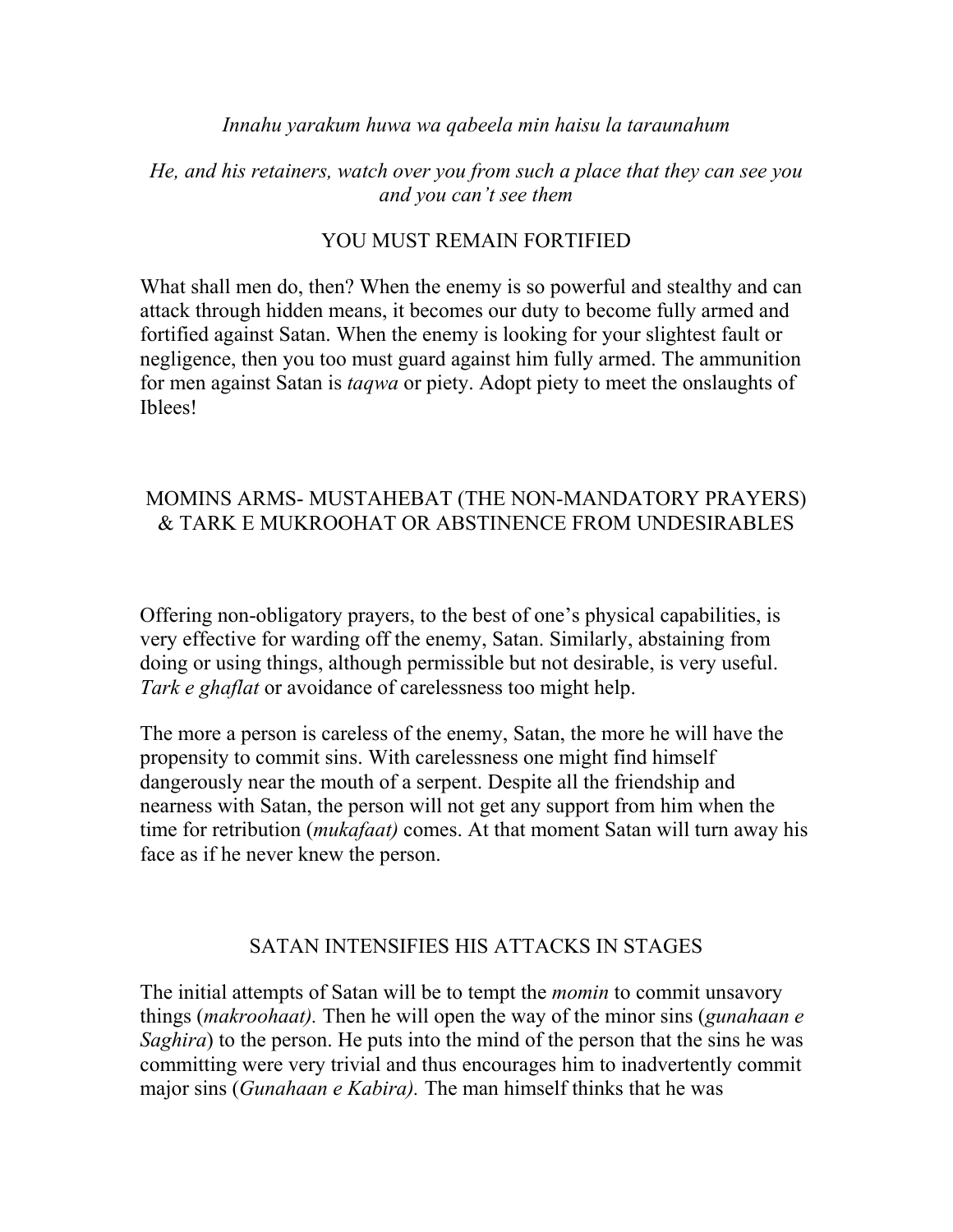*Innahu yarakum huwa wa qabeela min haisu la taraunahum*

*He, and his retainers, watch over you from such a place that they can see you and you can't see them*

## YOU MUST REMAIN FORTIFIED

What shall men do, then? When the enemy is so powerful and stealthy and can attack through hidden means, it becomes our duty to become fully armed and fortified against Satan. When the enemy is looking for your slightest fault or negligence, then you too must guard against him fully armed. The ammunition for men against Satan is *taqwa* or piety. Adopt piety to meet the onslaughts of Iblees!

## MOMINS ARMS- MUSTAHEBAT (THE NON-MANDATORY PRAYERS) & TARK E MUKROOHAT OR ABSTINENCE FROM UNDESIRABLES

Offering non-obligatory prayers, to the best of one's physical capabilities, is very effective for warding off the enemy, Satan. Similarly, abstaining from doing or using things, although permissible but not desirable, is very useful. *Tark e ghaflat* or avoidance of carelessness too might help.

The more a person is careless of the enemy, Satan, the more he will have the propensity to commit sins. With carelessness one might find himself dangerously near the mouth of a serpent. Despite all the friendship and nearness with Satan, the person will not get any support from him when the time for retribution (*mukafaat)* comes. At that moment Satan will turn away his face as if he never knew the person.

## SATAN INTENSIFIES HIS ATTACKS IN STAGES

The initial attempts of Satan will be to tempt the *momin* to commit unsavory things (*makroohaat).* Then he will open the way of the minor sins (*gunahaan e Saghira*) to the person. He puts into the mind of the person that the sins he was committing were very trivial and thus encourages him to inadvertently commit major sins (*Gunahaan e Kabira).* The man himself thinks that he was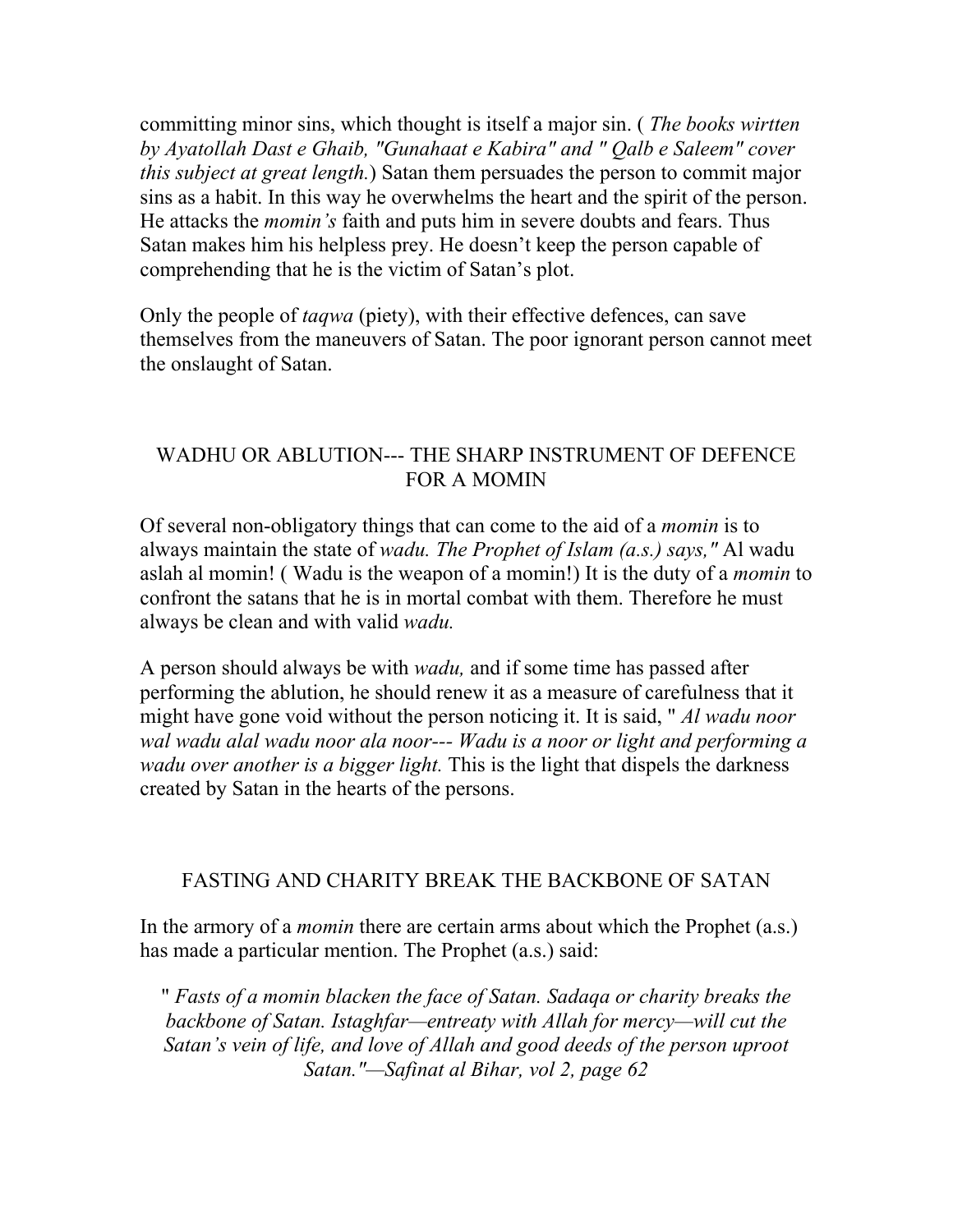committing minor sins, which thought is itself a major sin. ( *The books wirtten by Ayatollah Dast e Ghaib, "Gunahaat e Kabira" and " Qalb e Saleem" cover this subject at great length.*) Satan them persuades the person to commit major sins as a habit. In this way he overwhelms the heart and the spirit of the person. He attacks the *momin's* faith and puts him in severe doubts and fears. Thus Satan makes him his helpless prey. He doesn't keep the person capable of comprehending that he is the victim of Satan's plot.

Only the people of *taqwa* (piety), with their effective defences, can save themselves from the maneuvers of Satan. The poor ignorant person cannot meet the onslaught of Satan.

## WADHU OR ABLUTION--- THE SHARP INSTRUMENT OF DEFENCE FOR A MOMIN

Of several non-obligatory things that can come to the aid of a *momin* is to always maintain the state of *wadu. The Prophet of Islam (a.s.) says,"* Al wadu aslah al momin! ( Wadu is the weapon of a momin!) It is the duty of a *momin* to confront the satans that he is in mortal combat with them. Therefore he must always be clean and with valid *wadu.*

A person should always be with *wadu,* and if some time has passed after performing the ablution, he should renew it as a measure of carefulness that it might have gone void without the person noticing it. It is said, " *Al wadu noor wal wadu alal wadu noor ala noor--- Wadu is a noor or light and performing a wadu over another is a bigger light.* This is the light that dispels the darkness created by Satan in the hearts of the persons.

## FASTING AND CHARITY BREAK THE BACKBONE OF SATAN

In the armory of a *momin* there are certain arms about which the Prophet (a.s.) has made a particular mention. The Prophet (a.s.) said:

> " *Fasts of a momin blacken the face of Satan. Sadaqa or charity breaks the backbone of Satan. Istaghfar—entreaty with Allah for mercy—will cut the Satan's vein of life, and love of Allah and good deeds of the person uproot Satan."—Safinat al Bihar, vol 2, page 62*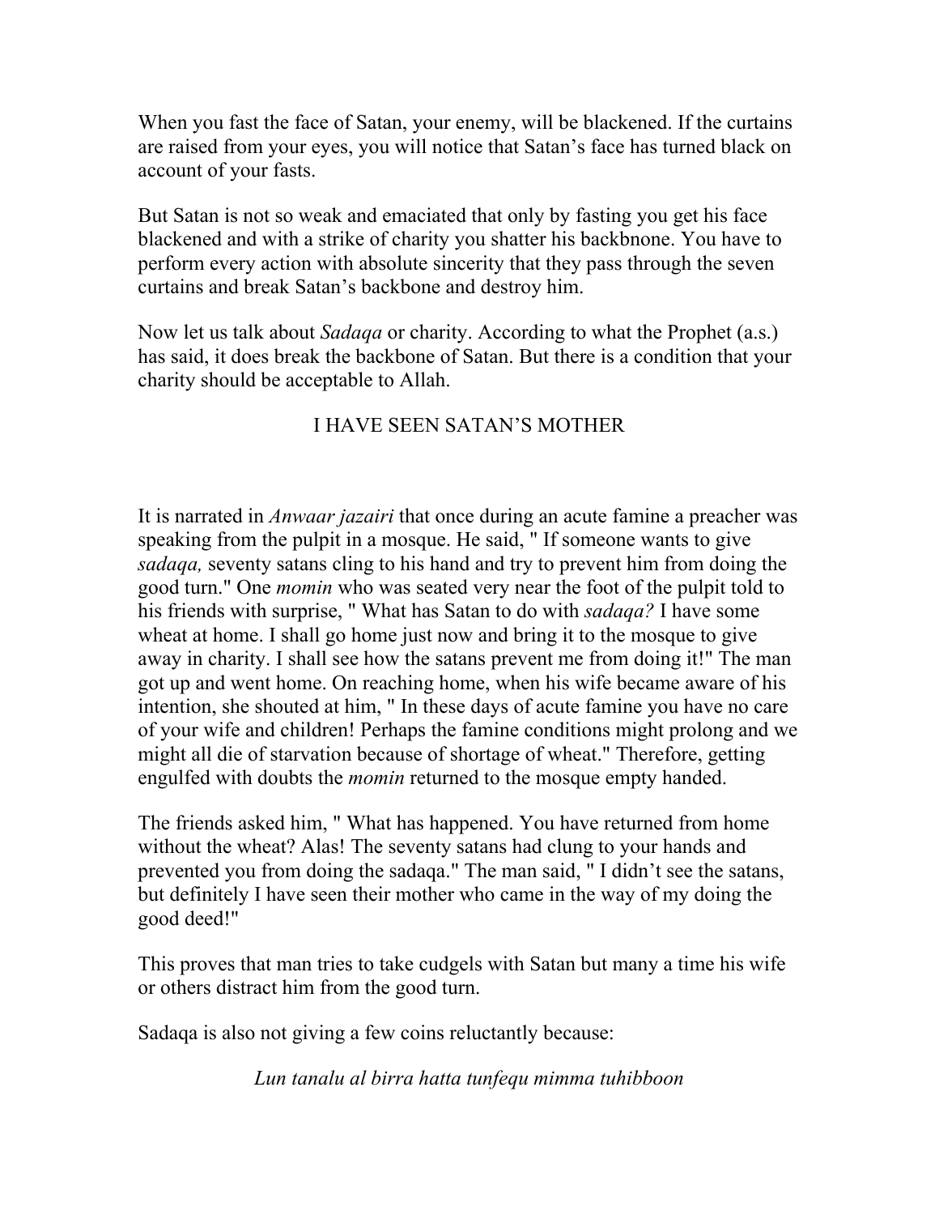When you fast the face of Satan, your enemy, will be blackened. If the curtains are raised from your eyes, you will notice that Satan's face has turned black on account of your fasts.

But Satan is not so weak and emaciated that only by fasting you get his face blackened and with a strike of charity you shatter his backbnone. You have to perform every action with absolute sincerity that they pass through the seven curtains and break Satan's backbone and destroy him.

Now let us talk about *Sadaqa* or charity. According to what the Prophet (a.s.) has said, it does break the backbone of Satan. But there is a condition that your charity should be acceptable to Allah.

## I HAVE SEEN SATAN'S MOTHER

It is narrated in *Anwaar jazairi* that once during an acute famine a preacher was speaking from the pulpit in a mosque. He said, " If someone wants to give *sadaqa,* seventy satans cling to his hand and try to prevent him from doing the good turn." One *momin* who was seated very near the foot of the pulpit told to his friends with surprise, " What has Satan to do with *sadaqa?* I have some wheat at home. I shall go home just now and bring it to the mosque to give away in charity. I shall see how the satans prevent me from doing it!" The man got up and went home. On reaching home, when his wife became aware of his intention, she shouted at him, " In these days of acute famine you have no care of your wife and children! Perhaps the famine conditions might prolong and we might all die of starvation because of shortage of wheat." Therefore, getting engulfed with doubts the *momin* returned to the mosque empty handed.

The friends asked him, " What has happened. You have returned from home without the wheat? Alas! The seventy satans had clung to your hands and prevented you from doing the sadaqa." The man said, " I didn't see the satans, but definitely I have seen their mother who came in the way of my doing the good deed!"

This proves that man tries to take cudgels with Satan but many a time his wife or others distract him from the good turn.

Sadaqa is also not giving a few coins reluctantly because:

*Lun tanalu al birra hatta tunfequ mimma tuhibboon*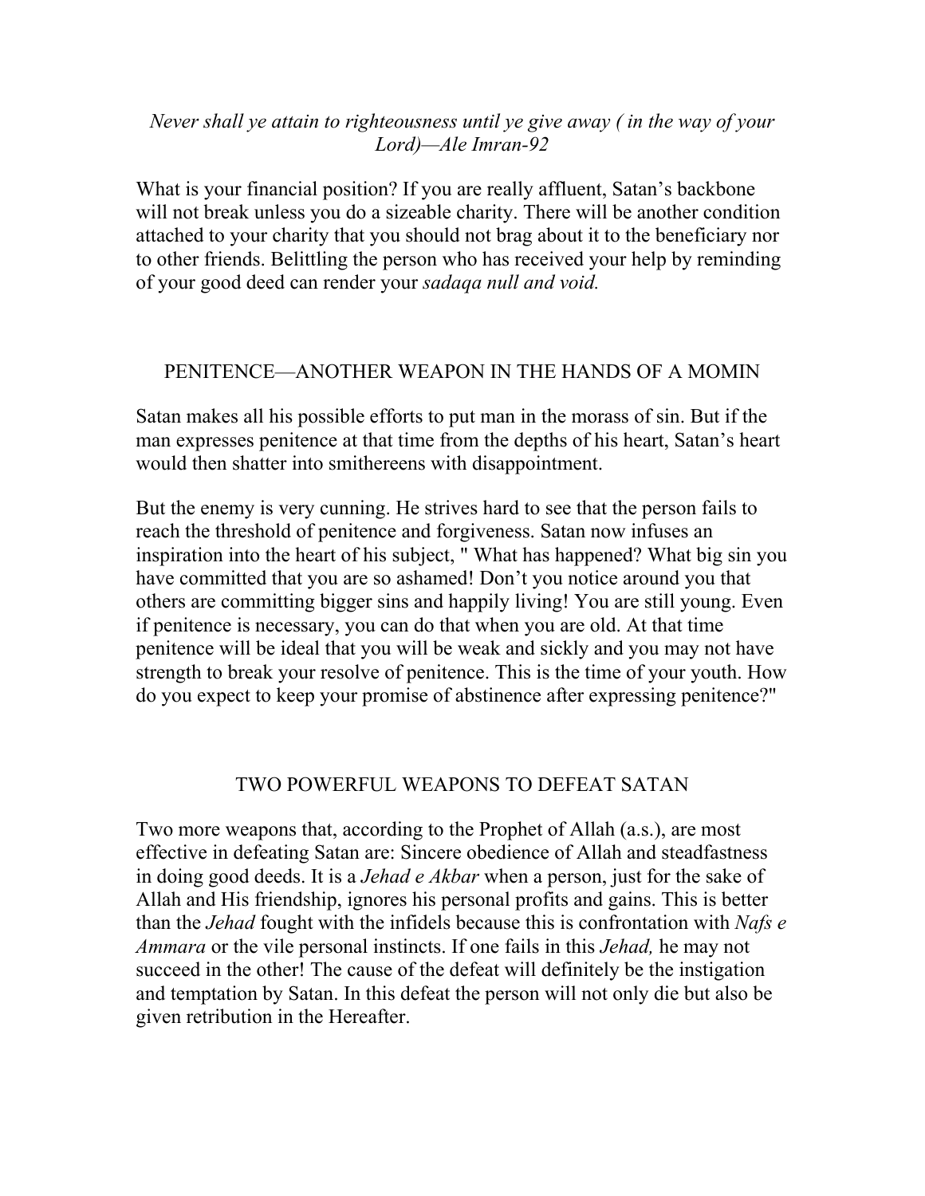*Never shall ye attain to righteousness until ye give away ( in the way of your Lord)—Ale Imran-92*

What is your financial position? If you are really affluent, Satan's backbone will not break unless you do a sizeable charity. There will be another condition attached to your charity that you should not brag about it to the beneficiary nor to other friends. Belittling the person who has received your help by reminding of your good deed can render your *sadaqa null and void.*

## PENITENCE—ANOTHER WEAPON IN THE HANDS OF A MOMIN

Satan makes all his possible efforts to put man in the morass of sin. But if the man expresses penitence at that time from the depths of his heart, Satan's heart would then shatter into smithereens with disappointment.

But the enemy is very cunning. He strives hard to see that the person fails to reach the threshold of penitence and forgiveness. Satan now infuses an inspiration into the heart of his subject, " What has happened? What big sin you have committed that you are so ashamed! Don't you notice around you that others are committing bigger sins and happily living! You are still young. Even if penitence is necessary, you can do that when you are old. At that time penitence will be ideal that you will be weak and sickly and you may not have strength to break your resolve of penitence. This is the time of your youth. How do you expect to keep your promise of abstinence after expressing penitence?"

## TWO POWERFUL WEAPONS TO DEFEAT SATAN

Two more weapons that, according to the Prophet of Allah (a.s.), are most effective in defeating Satan are: Sincere obedience of Allah and steadfastness in doing good deeds. It is a *Jehad e Akbar* when a person, just for the sake of Allah and His friendship, ignores his personal profits and gains. This is better than the *Jehad* fought with the infidels because this is confrontation with *Nafs e Ammara* or the vile personal instincts. If one fails in this *Jehad,* he may not succeed in the other! The cause of the defeat will definitely be the instigation and temptation by Satan. In this defeat the person will not only die but also be given retribution in the Hereafter.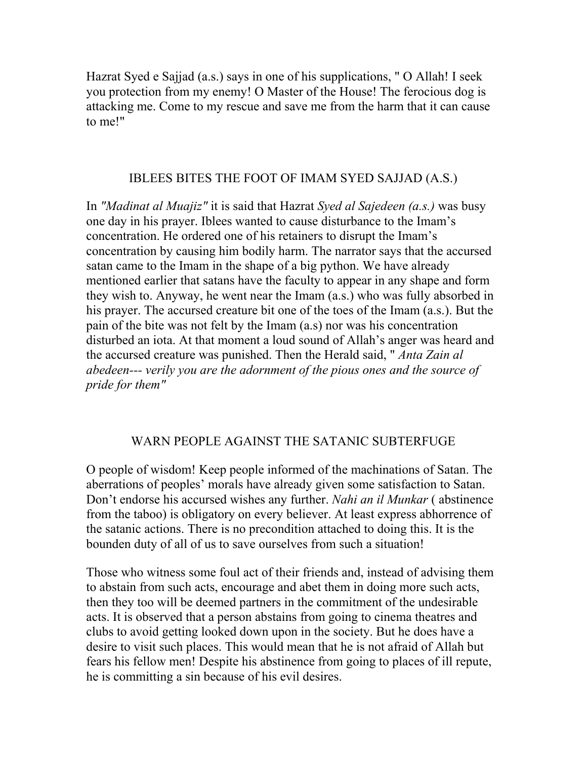Hazrat Syed e Sajjad (a.s.) says in one of his supplications, " O Allah! I seek you protection from my enemy! O Master of the House! The ferocious dog is attacking me. Come to my rescue and save me from the harm that it can cause to me!"

## IBLEES BITES THE FOOT OF IMAM SYED SAJJAD (A.S.)

In *"Madinat al Muajiz"* it is said that Hazrat *Syed al Sajedeen (a.s.)* was busy one day in his prayer. Iblees wanted to cause disturbance to the Imam's concentration. He ordered one of his retainers to disrupt the Imam's concentration by causing him bodily harm. The narrator says that the accursed satan came to the Imam in the shape of a big python. We have already mentioned earlier that satans have the faculty to appear in any shape and form they wish to. Anyway, he went near the Imam (a.s.) who was fully absorbed in his prayer. The accursed creature bit one of the toes of the Imam (a.s.). But the pain of the bite was not felt by the Imam (a.s) nor was his concentration disturbed an iota. At that moment a loud sound of Allah's anger was heard and the accursed creature was punished. Then the Herald said, " *Anta Zain al abedeen--- verily you are the adornment of the pious ones and the source of pride for them"*

## WARN PEOPLE AGAINST THE SATANIC SUBTERFUGE

O people of wisdom! Keep people informed of the machinations of Satan. The aberrations of peoples' morals have already given some satisfaction to Satan. Don't endorse his accursed wishes any further. *Nahi an il Munkar* ( abstinence from the taboo) is obligatory on every believer. At least express abhorrence of the satanic actions. There is no precondition attached to doing this. It is the bounden duty of all of us to save ourselves from such a situation!

Those who witness some foul act of their friends and, instead of advising them to abstain from such acts, encourage and abet them in doing more such acts, then they too will be deemed partners in the commitment of the undesirable acts. It is observed that a person abstains from going to cinema theatres and clubs to avoid getting looked down upon in the society. But he does have a desire to visit such places. This would mean that he is not afraid of Allah but fears his fellow men! Despite his abstinence from going to places of ill repute, he is committing a sin because of his evil desires.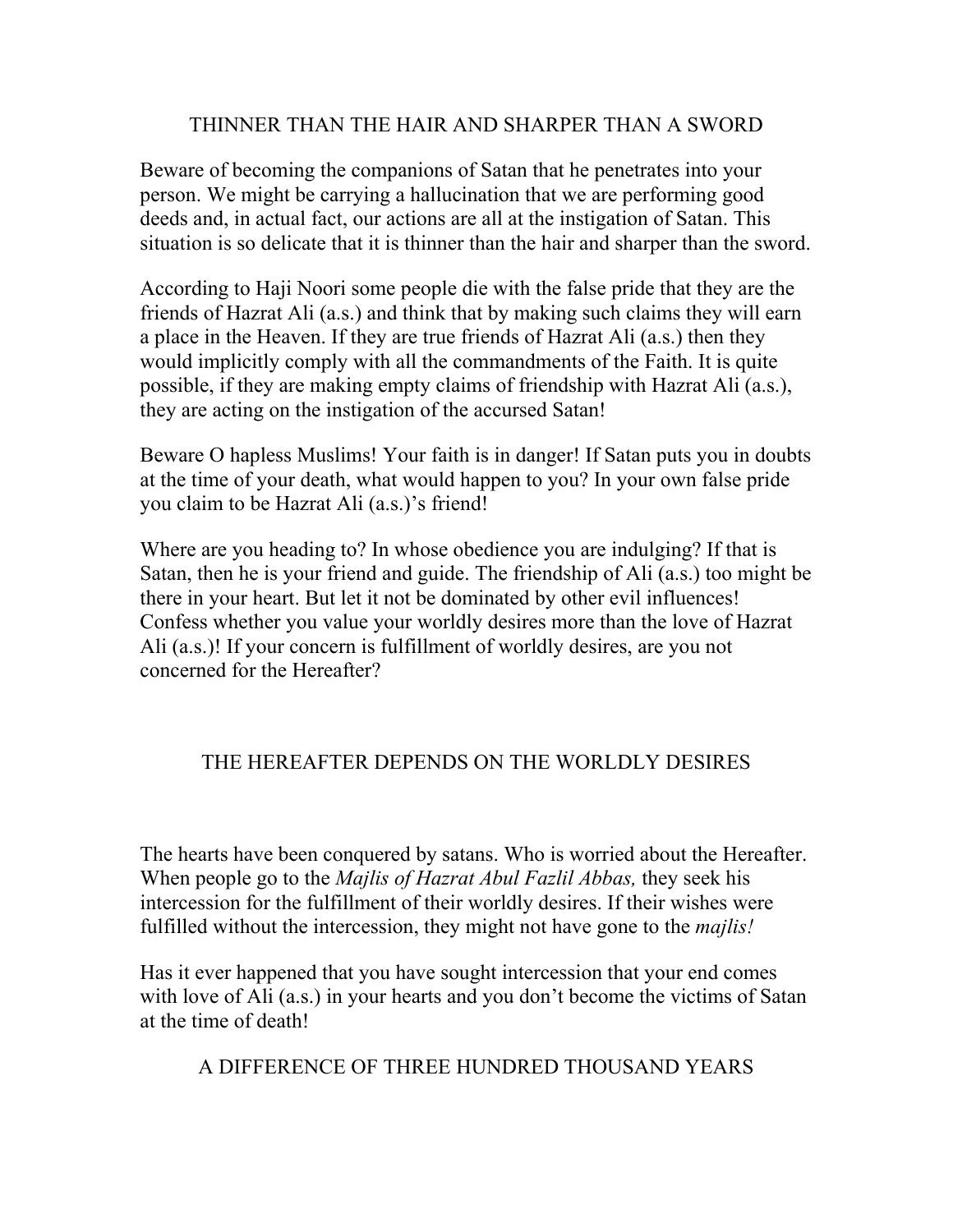## THINNER THAN THE HAIR AND SHARPER THAN A SWORD

Beware of becoming the companions of Satan that he penetrates into your person. We might be carrying a hallucination that we are performing good deeds and, in actual fact, our actions are all at the instigation of Satan. This situation is so delicate that it is thinner than the hair and sharper than the sword.

According to Haji Noori some people die with the false pride that they are the friends of Hazrat Ali (a.s.) and think that by making such claims they will earn a place in the Heaven. If they are true friends of Hazrat Ali (a.s.) then they would implicitly comply with all the commandments of the Faith. It is quite possible, if they are making empty claims of friendship with Hazrat Ali (a.s.), they are acting on the instigation of the accursed Satan!

Beware O hapless Muslims! Your faith is in danger! If Satan puts you in doubts at the time of your death, what would happen to you? In your own false pride you claim to be Hazrat Ali (a.s.)'s friend!

Where are you heading to? In whose obedience you are indulging? If that is Satan, then he is your friend and guide. The friendship of Ali (a.s.) too might be there in your heart. But let it not be dominated by other evil influences! Confess whether you value your worldly desires more than the love of Hazrat Ali (a.s.)! If your concern is fulfillment of worldly desires, are you not concerned for the Hereafter?

## THE HEREAFTER DEPENDS ON THE WORLDLY DESIRES

The hearts have been conquered by satans. Who is worried about the Hereafter. When people go to the *Majlis of Hazrat Abul Fazlil Abbas,* they seek his intercession for the fulfillment of their worldly desires. If their wishes were fulfilled without the intercession, they might not have gone to the *majlis!*

Has it ever happened that you have sought intercession that your end comes with love of Ali (a.s.) in your hearts and you don't become the victims of Satan at the time of death!

## A DIFFERENCE OF THREE HUNDRED THOUSAND YEARS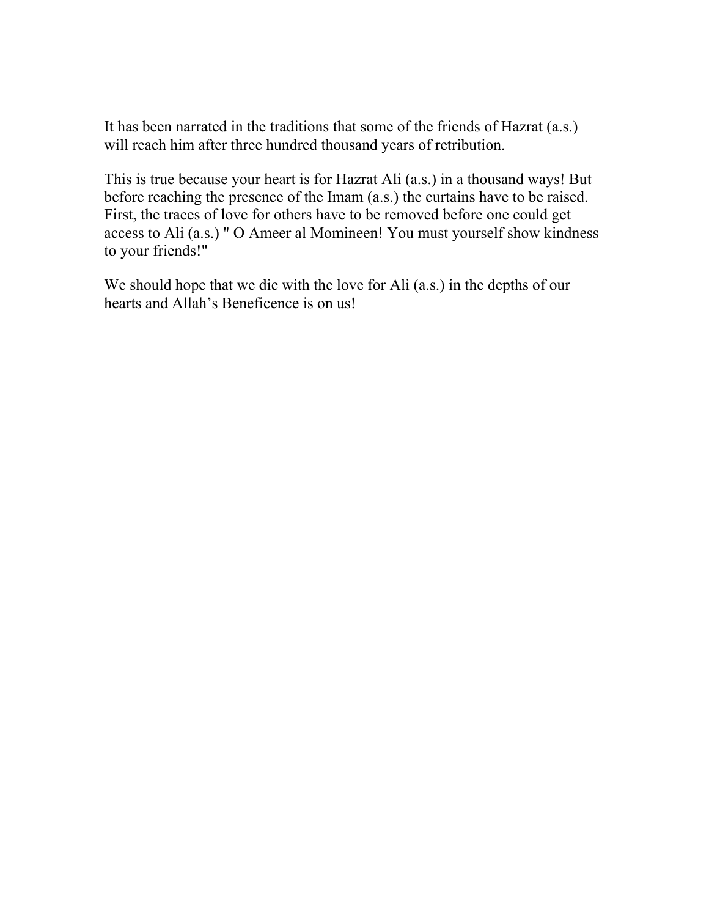It has been narrated in the traditions that some of the friends of Hazrat (a.s.) will reach him after three hundred thousand years of retribution.

This is true because your heart is for Hazrat Ali (a.s.) in a thousand ways! But before reaching the presence of the Imam (a.s.) the curtains have to be raised. First, the traces of love for others have to be removed before one could get access to Ali (a.s.) " O Ameer al Momineen! You must yourself show kindness to your friends!"

We should hope that we die with the love for Ali (a.s.) in the depths of our hearts and Allah's Beneficence is on us!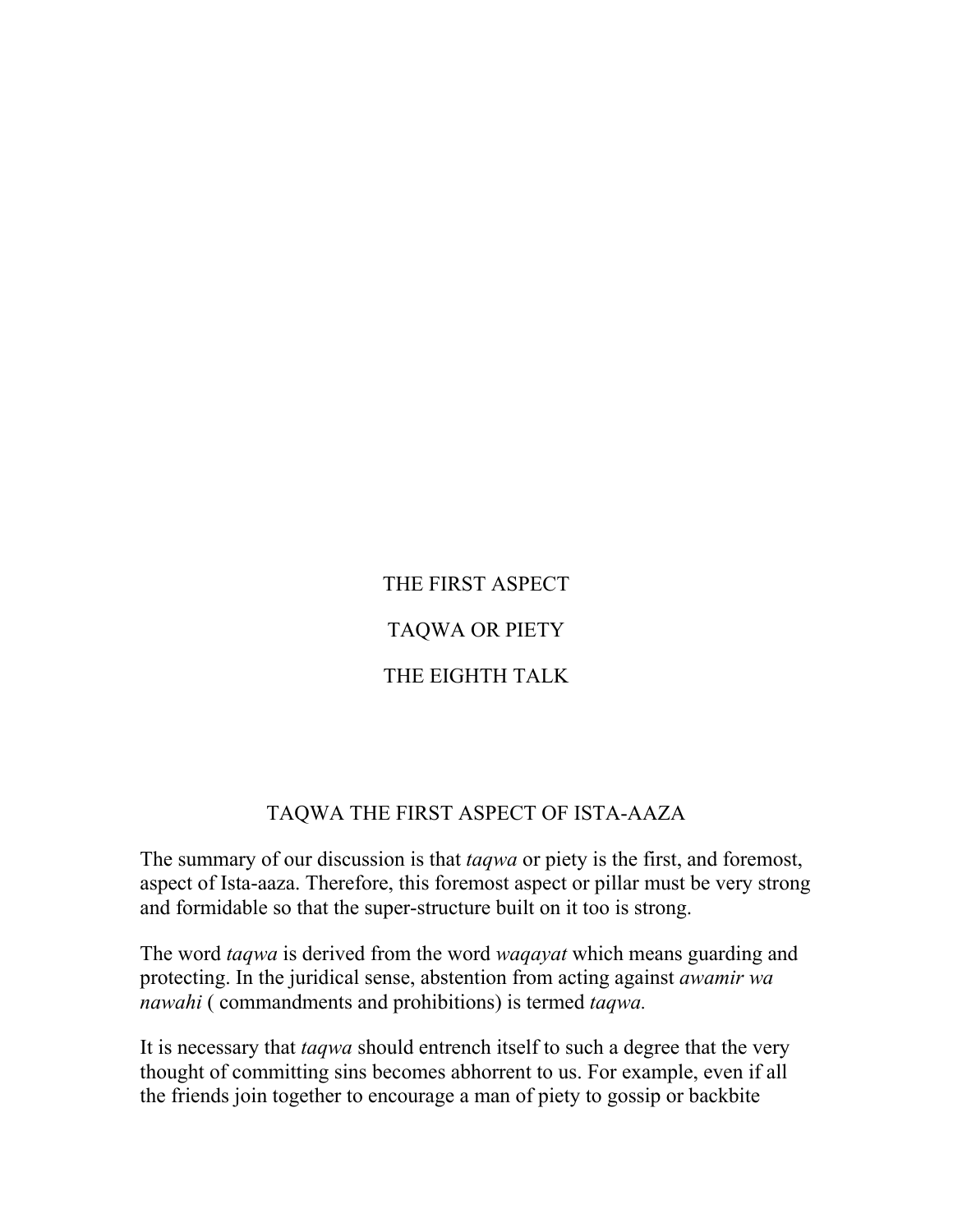# THE FIRST ASPECT

# TAQWA OR PIETY

# THE EIGHTH TALK

## TAQWA THE FIRST ASPECT OF ISTA-AAZA

The summary of our discussion is that *taqwa* or piety is the first, and foremost, aspect of Ista-aaza. Therefore, this foremost aspect or pillar must be very strong and formidable so that the super-structure built on it too is strong.

The word *taqwa* is derived from the word *waqayat* which means guarding and protecting. In the juridical sense, abstention from acting against *awamir wa nawahi* ( commandments and prohibitions) is termed *taqwa.*

It is necessary that *taqwa* should entrench itself to such a degree that the very thought of committing sins becomes abhorrent to us. For example, even if all the friends join together to encourage a man of piety to gossip or backbite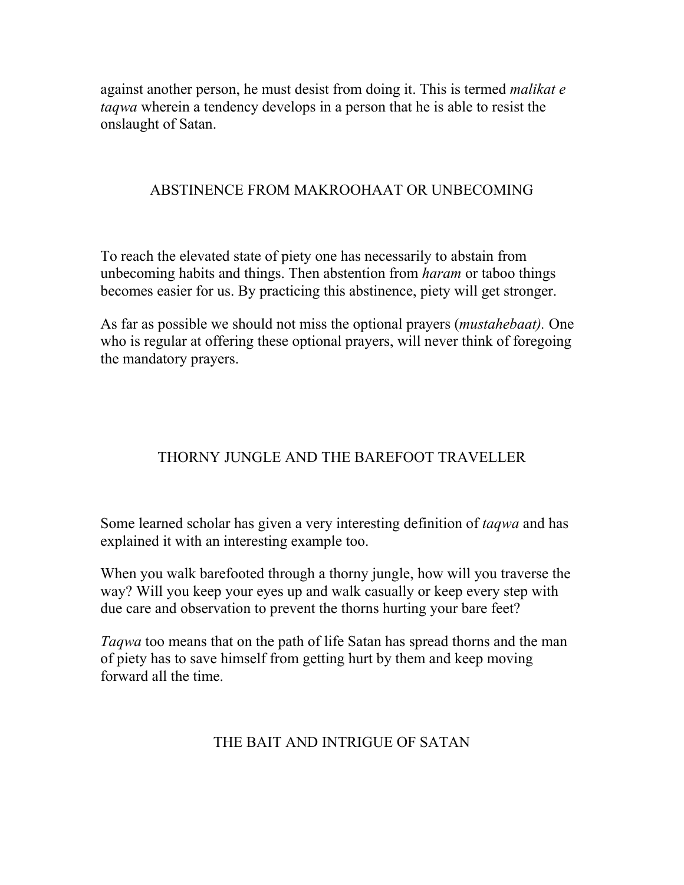against another person, he must desist from doing it. This is termed *malikat e taqwa* wherein a tendency develops in a person that he is able to resist the onslaught of Satan.

## ABSTINENCE FROM MAKROOHAAT OR UNBECOMING

To reach the elevated state of piety one has necessarily to abstain from unbecoming habits and things. Then abstention from *haram* or taboo things becomes easier for us. By practicing this abstinence, piety will get stronger.

As far as possible we should not miss the optional prayers (*mustahebaat).* One who is regular at offering these optional prayers, will never think of foregoing the mandatory prayers.

## THORNY JUNGLE AND THE BAREFOOT TRAVELLER

Some learned scholar has given a very interesting definition of *taqwa* and has explained it with an interesting example too.

When you walk barefooted through a thorny jungle, how will you traverse the way? Will you keep your eyes up and walk casually or keep every step with due care and observation to prevent the thorns hurting your bare feet?

*Taqwa* too means that on the path of life Satan has spread thorns and the man of piety has to save himself from getting hurt by them and keep moving forward all the time.

## THE BAIT AND INTRIGUE OF SATAN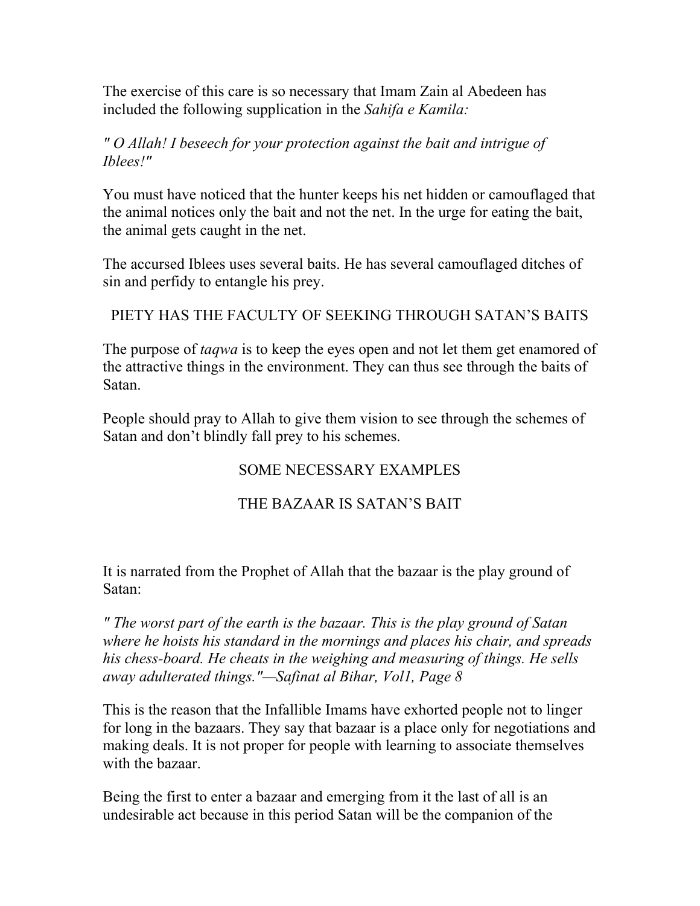The exercise of this care is so necessary that Imam Zain al Abedeen has included the following supplication in the *Sahifa e Kamila:*

*" O Allah! I beseech for your protection against the bait and intrigue of Iblees!"*

You must have noticed that the hunter keeps his net hidden or camouflaged that the animal notices only the bait and not the net. In the urge for eating the bait, the animal gets caught in the net.

The accursed Iblees uses several baits. He has several camouflaged ditches of sin and perfidy to entangle his prey.

## PIETY HAS THE FACULTY OF SEEKING THROUGH SATAN'S BAITS

The purpose of *taqwa* is to keep the eyes open and not let them get enamored of the attractive things in the environment. They can thus see through the baits of Satan.

People should pray to Allah to give them vision to see through the schemes of Satan and don't blindly fall prey to his schemes.

## SOME NECESSARY EXAMPLES

## THE BAZAAR IS SATAN'S BAIT

It is narrated from the Prophet of Allah that the bazaar is the play ground of Satan:

*" The worst part of the earth is the bazaar. This is the play ground of Satan where he hoists his standard in the mornings and places his chair, and spreads his chess-board. He cheats in the weighing and measuring of things. He sells away adulterated things."—Safinat al Bihar, Vol1, Page 8*

This is the reason that the Infallible Imams have exhorted people not to linger for long in the bazaars. They say that bazaar is a place only for negotiations and making deals. It is not proper for people with learning to associate themselves with the bazaar.

Being the first to enter a bazaar and emerging from it the last of all is an undesirable act because in this period Satan will be the companion of the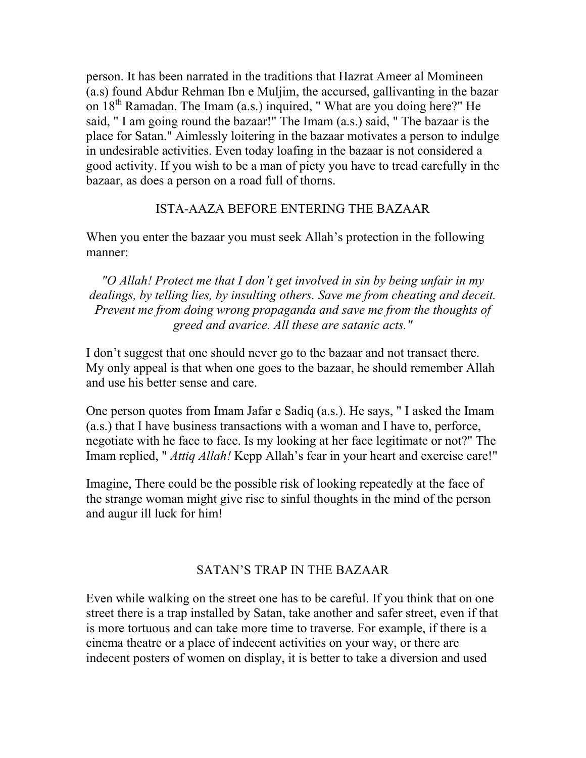person. It has been narrated in the traditions that Hazrat Ameer al Momineen (a.s) found Abdur Rehman Ibn e Muljim, the accursed, gallivanting in the bazar on 18th Ramadan. The Imam (a.s.) inquired, " What are you doing here?" He said, " I am going round the bazaar!" The Imam (a.s.) said, " The bazaar is the place for Satan." Aimlessly loitering in the bazaar motivates a person to indulge in undesirable activities. Even today loafing in the bazaar is not considered a good activity. If you wish to be a man of piety you have to tread carefully in the bazaar, as does a person on a road full of thorns.

## ISTA-AAZA BEFORE ENTERING THE BAZAAR

When you enter the bazaar you must seek Allah's protection in the following manner:

*"O Allah! Protect me that I don't get involved in sin by being unfair in my dealings, by telling lies, by insulting others. Save me from cheating and deceit. Prevent me from doing wrong propaganda and save me from the thoughts of greed and avarice. All these are satanic acts."*

I don't suggest that one should never go to the bazaar and not transact there. My only appeal is that when one goes to the bazaar, he should remember Allah and use his better sense and care.

One person quotes from Imam Jafar e Sadiq (a.s.). He says, " I asked the Imam (a.s.) that I have business transactions with a woman and I have to, perforce, negotiate with he face to face. Is my looking at her face legitimate or not?" The Imam replied, " *Attiq Allah!* Kepp Allah's fear in your heart and exercise care!"

Imagine, There could be the possible risk of looking repeatedly at the face of the strange woman might give rise to sinful thoughts in the mind of the person and augur ill luck for him!

## SATAN'S TRAP IN THE BAZAAR

Even while walking on the street one has to be careful. If you think that on one street there is a trap installed by Satan, take another and safer street, even if that is more tortuous and can take more time to traverse. For example, if there is a cinema theatre or a place of indecent activities on your way, or there are indecent posters of women on display, it is better to take a diversion and used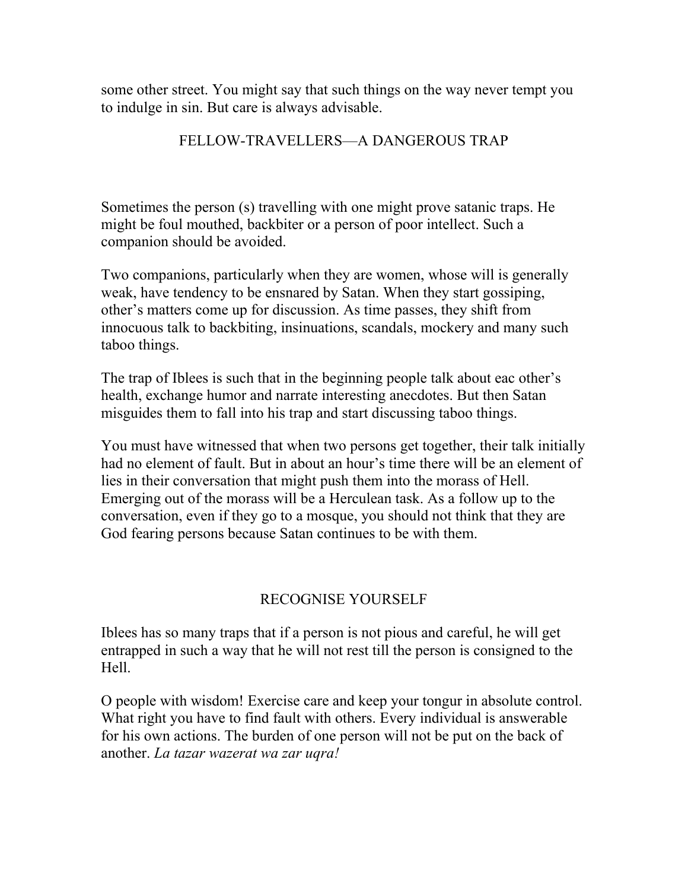some other street. You might say that such things on the way never tempt you to indulge in sin. But care is always advisable.

## FELLOW-TRAVELLERS—A DANGEROUS TRAP

Sometimes the person (s) travelling with one might prove satanic traps. He might be foul mouthed, backbiter or a person of poor intellect. Such a companion should be avoided.

Two companions, particularly when they are women, whose will is generally weak, have tendency to be ensnared by Satan. When they start gossiping, other's matters come up for discussion. As time passes, they shift from innocuous talk to backbiting, insinuations, scandals, mockery and many such taboo things.

The trap of Iblees is such that in the beginning people talk about eac other's health, exchange humor and narrate interesting anecdotes. But then Satan misguides them to fall into his trap and start discussing taboo things.

You must have witnessed that when two persons get together, their talk initially had no element of fault. But in about an hour's time there will be an element of lies in their conversation that might push them into the morass of Hell. Emerging out of the morass will be a Herculean task. As a follow up to the conversation, even if they go to a mosque, you should not think that they are God fearing persons because Satan continues to be with them.

## RECOGNISE YOURSELF

Iblees has so many traps that if a person is not pious and careful, he will get entrapped in such a way that he will not rest till the person is consigned to the Hell.

O people with wisdom! Exercise care and keep your tongur in absolute control. What right you have to find fault with others. Every individual is answerable for his own actions. The burden of one person will not be put on the back of another. *La tazar wazerat wa zar uqra!*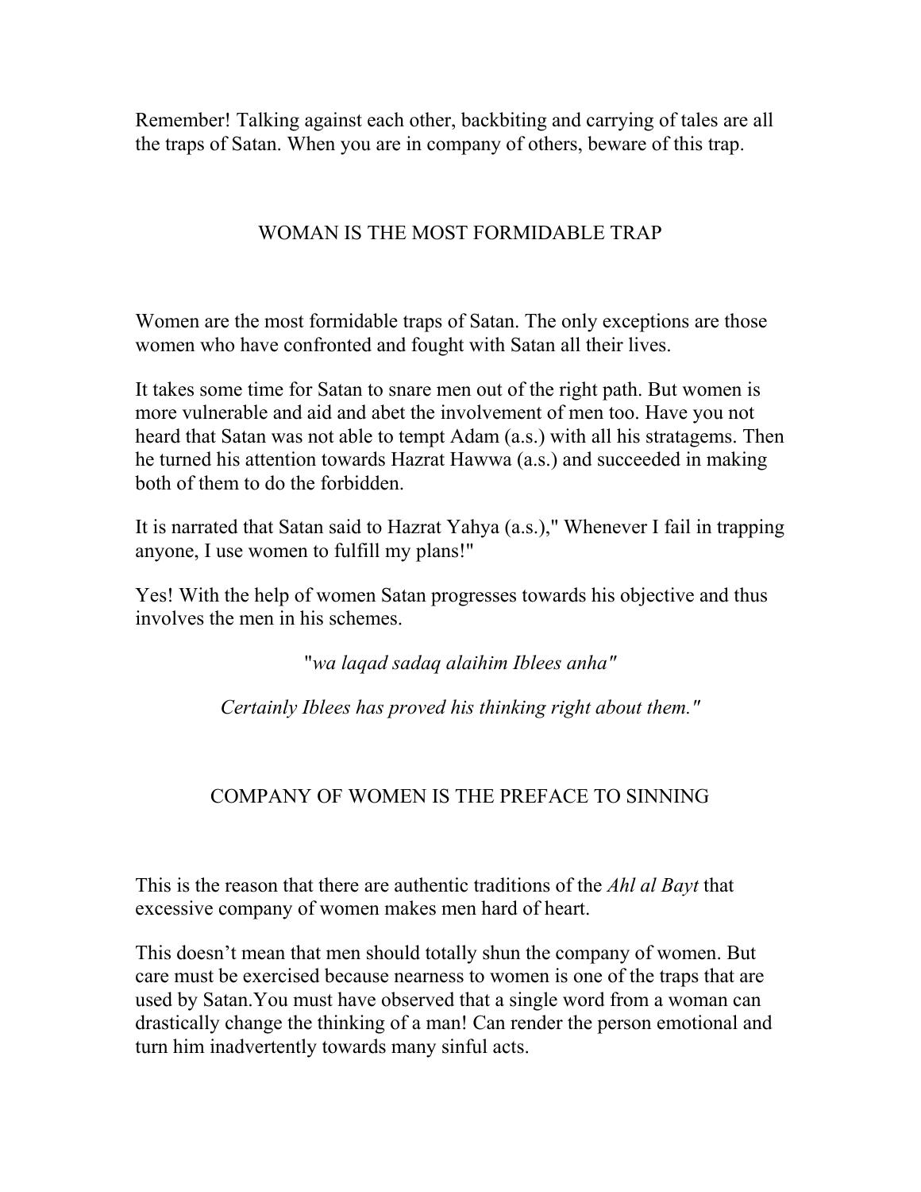Remember! Talking against each other, backbiting and carrying of tales are all the traps of Satan. When you are in company of others, beware of this trap.

## WOMAN IS THE MOST FORMIDABLE TRAP

Women are the most formidable traps of Satan. The only exceptions are those women who have confronted and fought with Satan all their lives.

It takes some time for Satan to snare men out of the right path. But women is more vulnerable and aid and abet the involvement of men too. Have you not heard that Satan was not able to tempt Adam (a.s.) with all his stratagems. Then he turned his attention towards Hazrat Hawwa (a.s.) and succeeded in making both of them to do the forbidden.

It is narrated that Satan said to Hazrat Yahya (a.s.)," Whenever I fail in trapping anyone, I use women to fulfill my plans!"

Yes! With the help of women Satan progresses towards his objective and thus involves the men in his schemes.

"*wa laqad sadaq alaihim Iblees anha"*

*Certainly Iblees has proved his thinking right about them."*

## COMPANY OF WOMEN IS THE PREFACE TO SINNING

This is the reason that there are authentic traditions of the *Ahl al Bayt* that excessive company of women makes men hard of heart.

This doesn't mean that men should totally shun the company of women. But care must be exercised because nearness to women is one of the traps that are used by Satan.You must have observed that a single word from a woman can drastically change the thinking of a man! Can render the person emotional and turn him inadvertently towards many sinful acts.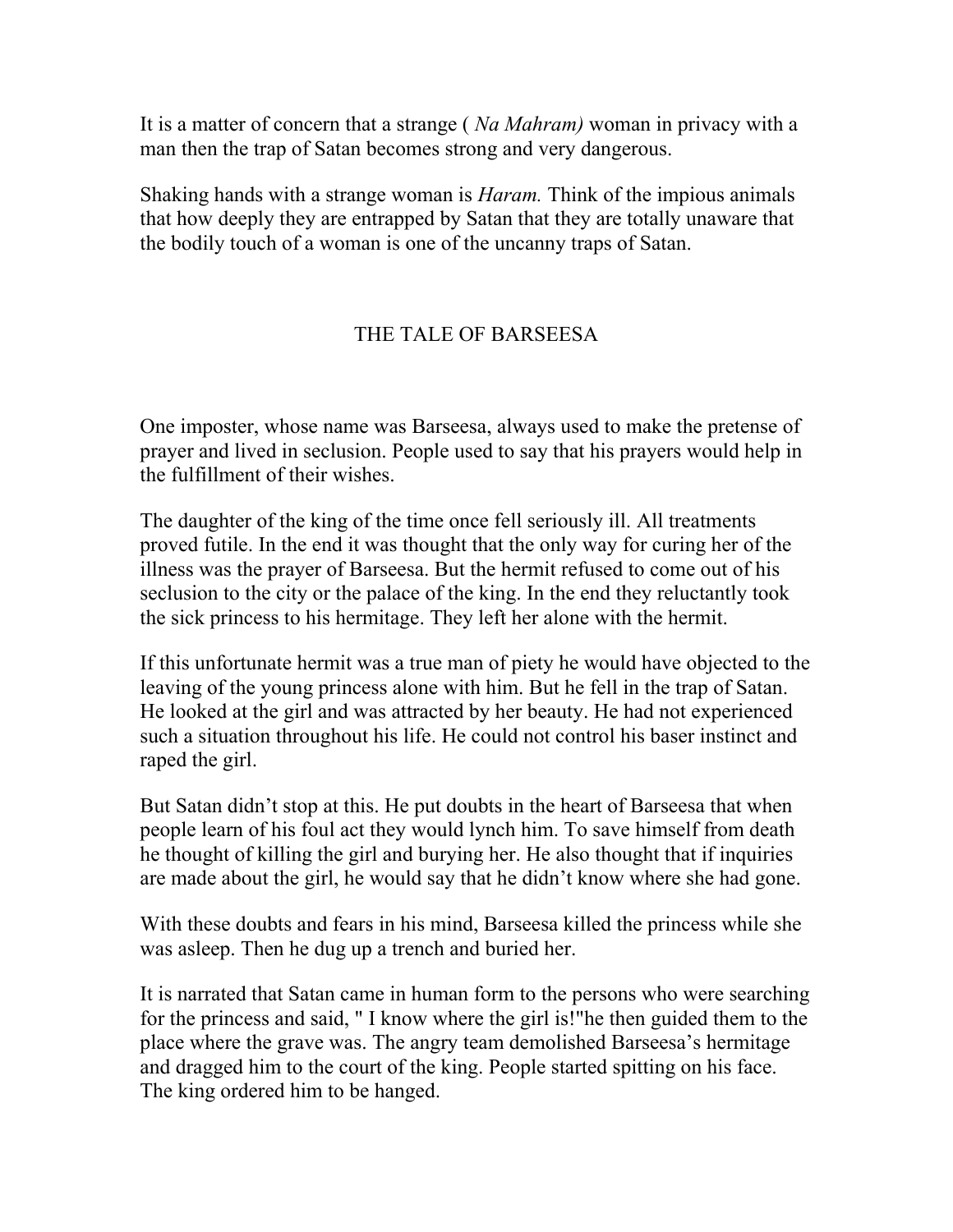It is a matter of concern that a strange ( *Na Mahram)* woman in privacy with a man then the trap of Satan becomes strong and very dangerous.

Shaking hands with a strange woman is *Haram.* Think of the impious animals that how deeply they are entrapped by Satan that they are totally unaware that the bodily touch of a woman is one of the uncanny traps of Satan.

## THE TALE OF BARSEESA

One imposter, whose name was Barseesa, always used to make the pretense of prayer and lived in seclusion. People used to say that his prayers would help in the fulfillment of their wishes.

The daughter of the king of the time once fell seriously ill. All treatments proved futile. In the end it was thought that the only way for curing her of the illness was the prayer of Barseesa. But the hermit refused to come out of his seclusion to the city or the palace of the king. In the end they reluctantly took the sick princess to his hermitage. They left her alone with the hermit.

If this unfortunate hermit was a true man of piety he would have objected to the leaving of the young princess alone with him. But he fell in the trap of Satan. He looked at the girl and was attracted by her beauty. He had not experienced such a situation throughout his life. He could not control his baser instinct and raped the girl.

But Satan didn't stop at this. He put doubts in the heart of Barseesa that when people learn of his foul act they would lynch him. To save himself from death he thought of killing the girl and burying her. He also thought that if inquiries are made about the girl, he would say that he didn't know where she had gone.

With these doubts and fears in his mind, Barseesa killed the princess while she was asleep. Then he dug up a trench and buried her.

It is narrated that Satan came in human form to the persons who were searching for the princess and said, " I know where the girl is!"he then guided them to the place where the grave was. The angry team demolished Barseesa's hermitage and dragged him to the court of the king. People started spitting on his face. The king ordered him to be hanged.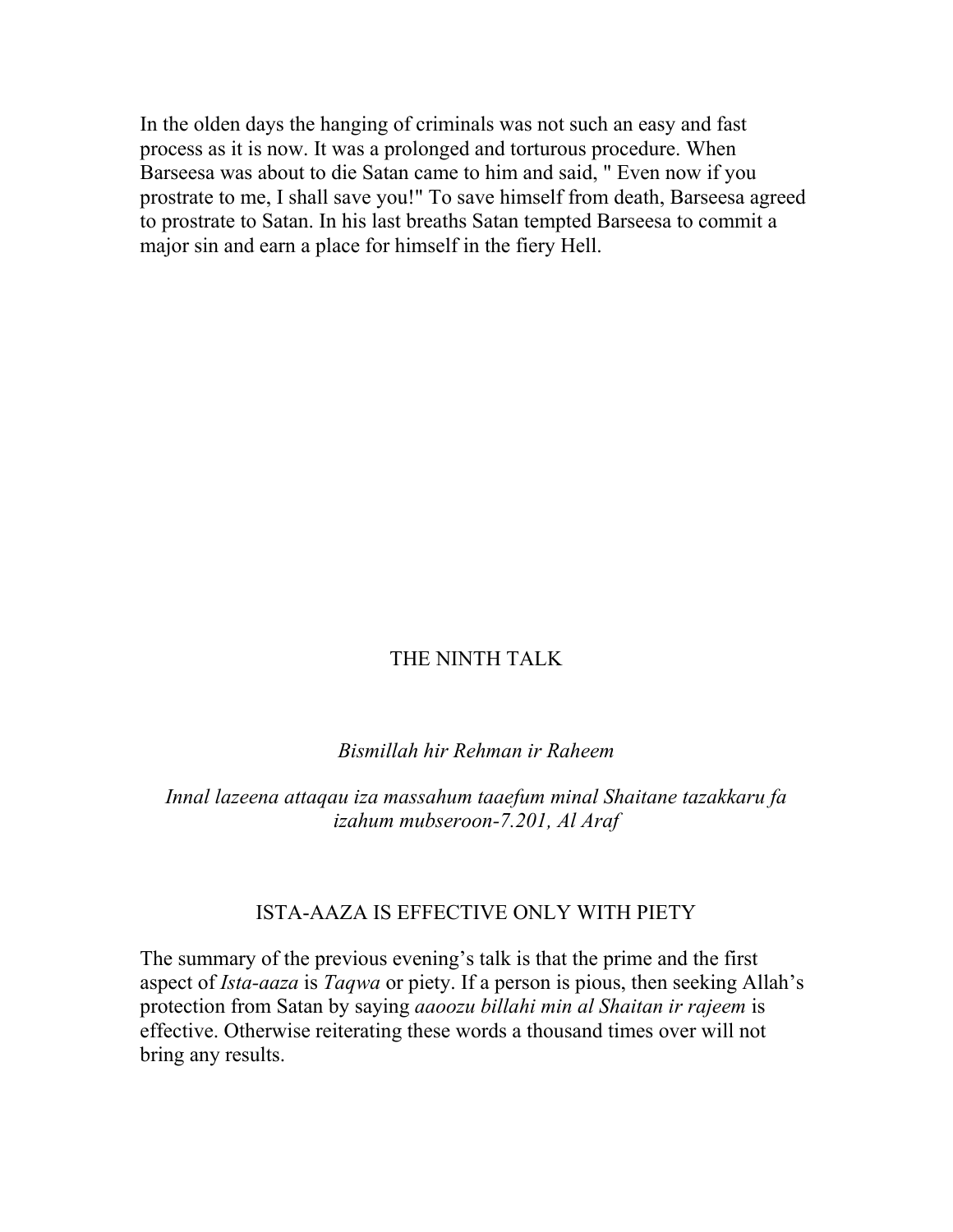In the olden days the hanging of criminals was not such an easy and fast process as it is now. It was a prolonged and torturous procedure. When Barseesa was about to die Satan came to him and said, " Even now if you prostrate to me, I shall save you!" To save himself from death, Barseesa agreed to prostrate to Satan. In his last breaths Satan tempted Barseesa to commit a major sin and earn a place for himself in the fiery Hell.

# THE NINTH TALK

*Bismillah hir Rehman ir Raheem*

*Innal lazeena attaqau iza massahum taaefum minal Shaitane tazakkaru fa izahum mubseroon-7.201, Al Araf*

## ISTA-AAZA IS EFFECTIVE ONLY WITH PIETY

The summary of the previous evening's talk is that the prime and the first aspect of *Ista-aaza* is *Taqwa* or piety. If a person is pious, then seeking Allah's protection from Satan by saying *aaoozu billahi min al Shaitan ir rajeem* is effective. Otherwise reiterating these words a thousand times over will not bring any results.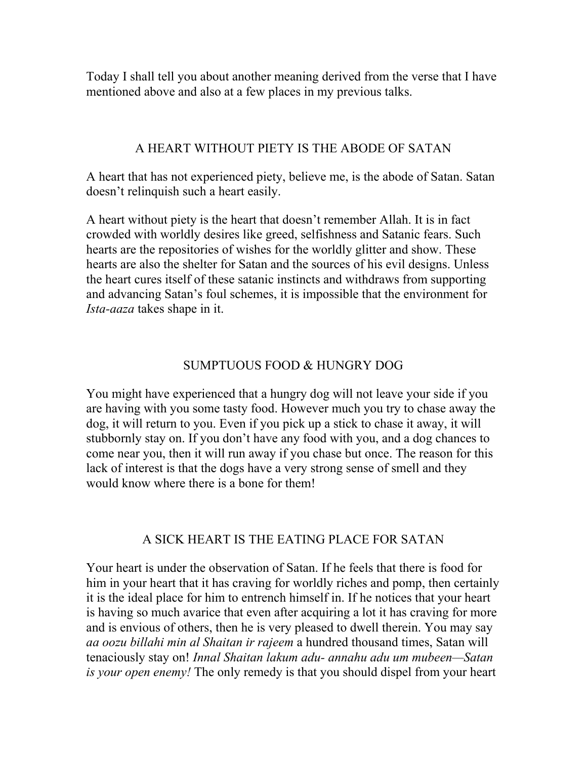Today I shall tell you about another meaning derived from the verse that I have mentioned above and also at a few places in my previous talks.

## A HEART WITHOUT PIETY IS THE ABODE OF SATAN

A heart that has not experienced piety, believe me, is the abode of Satan. Satan doesn't relinquish such a heart easily.

A heart without piety is the heart that doesn't remember Allah. It is in fact crowded with worldly desires like greed, selfishness and Satanic fears. Such hearts are the repositories of wishes for the worldly glitter and show. These hearts are also the shelter for Satan and the sources of his evil designs. Unless the heart cures itself of these satanic instincts and withdraws from supporting and advancing Satan's foul schemes, it is impossible that the environment for *Ista-aaza* takes shape in it.

## SUMPTUOUS FOOD & HUNGRY DOG

You might have experienced that a hungry dog will not leave your side if you are having with you some tasty food. However much you try to chase away the dog, it will return to you. Even if you pick up a stick to chase it away, it will stubbornly stay on. If you don't have any food with you, and a dog chances to come near you, then it will run away if you chase but once. The reason for this lack of interest is that the dogs have a very strong sense of smell and they would know where there is a bone for them!

## A SICK HEART IS THE EATING PLACE FOR SATAN

Your heart is under the observation of Satan. If he feels that there is food for him in your heart that it has craving for worldly riches and pomp, then certainly it is the ideal place for him to entrench himself in. If he notices that your heart is having so much avarice that even after acquiring a lot it has craving for more and is envious of others, then he is very pleased to dwell therein. You may say *aa oozu billahi min al Shaitan ir rajeem* a hundred thousand times, Satan will tenaciously stay on! *Innal Shaitan lakum adu- annahu adu um mubeen—Satan is your open enemy!* The only remedy is that you should dispel from your heart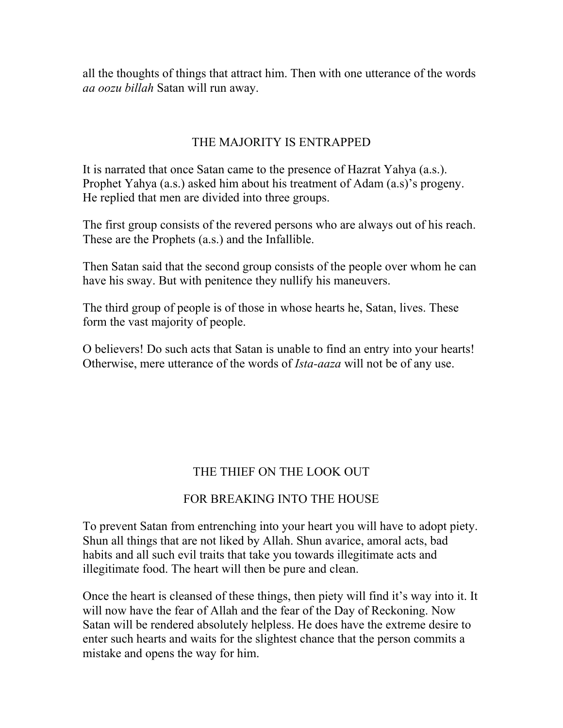all the thoughts of things that attract him. Then with one utterance of the words *aa oozu billah* Satan will run away.

## THE MAJORITY IS ENTRAPPED

It is narrated that once Satan came to the presence of Hazrat Yahya (a.s.). Prophet Yahya (a.s.) asked him about his treatment of Adam (a.s)'s progeny. He replied that men are divided into three groups.

The first group consists of the revered persons who are always out of his reach. These are the Prophets (a.s.) and the Infallible.

Then Satan said that the second group consists of the people over whom he can have his sway. But with penitence they nullify his maneuvers.

The third group of people is of those in whose hearts he, Satan, lives. These form the vast majority of people.

O believers! Do such acts that Satan is unable to find an entry into your hearts! Otherwise, mere utterance of the words of *Ista-aaza* will not be of any use.

## THE THIEF ON THE LOOK OUT FOR BREAKING INTO THE HOUSE

To prevent Satan from entrenching into your heart you will have to adopt piety. Shun all things that are not liked by Allah. Shun avarice, amoral acts, bad habits and all such evil traits that take you towards illegitimate acts and illegitimate food. The heart will then be pure and clean.

Once the heart is cleansed of these things, then piety will find it's way into it. It will now have the fear of Allah and the fear of the Day of Reckoning. Now Satan will be rendered absolutely helpless. He does have the extreme desire to enter such hearts and waits for the slightest chance that the person commits a mistake and opens the way for him.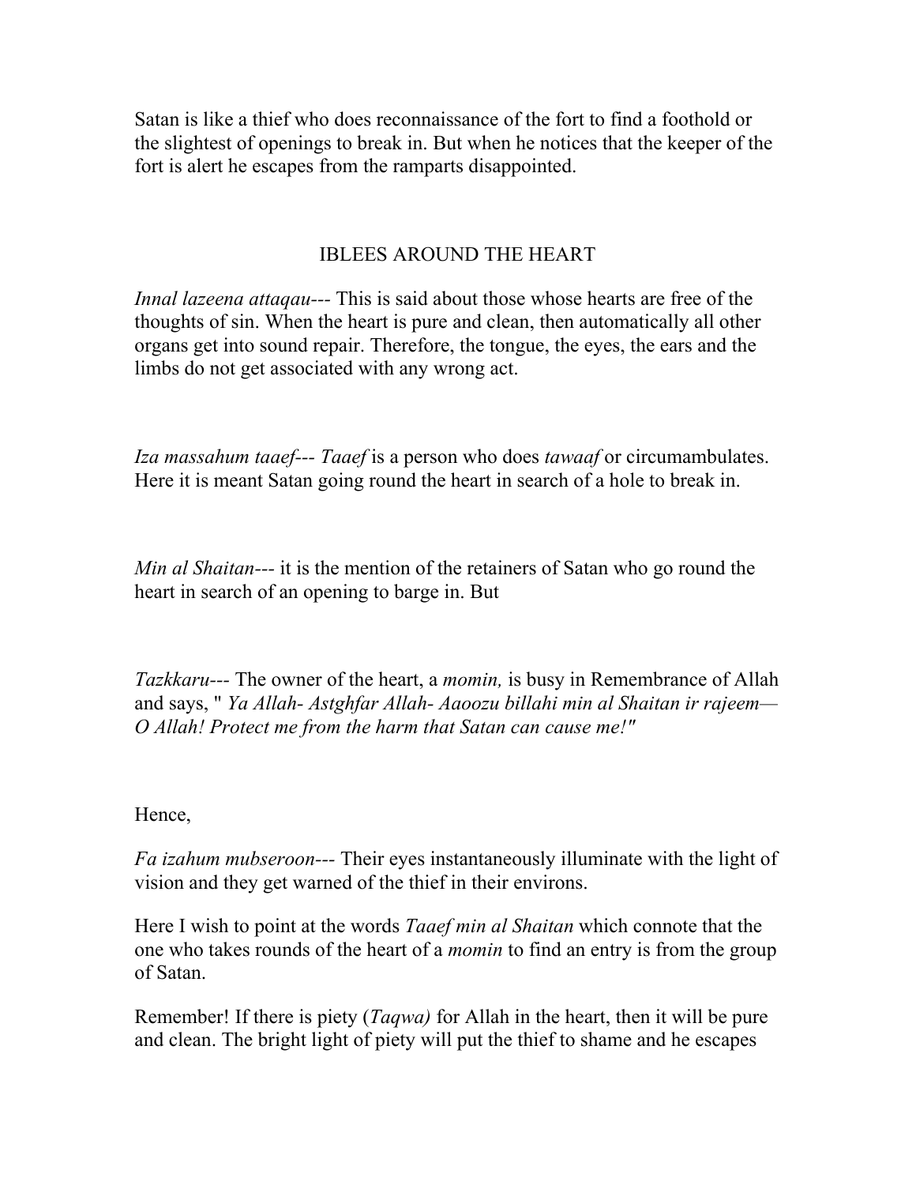Satan is like a thief who does reconnaissance of the fort to find a foothold or the slightest of openings to break in. But when he notices that the keeper of the fort is alert he escapes from the ramparts disappointed.

## IBLEES AROUND THE HEART

*Innal lazeena attaqau*--- This is said about those whose hearts are free of the thoughts of sin. When the heart is pure and clean, then automatically all other organs get into sound repair. Therefore, the tongue, the eyes, the ears and the limbs do not get associated with any wrong act.

*Iza massahum taaef--- Taaef* is a person who does *tawaaf* or circumambulates. Here it is meant Satan going round the heart in search of a hole to break in.

*Min al Shaitan*--- it is the mention of the retainers of Satan who go round the heart in search of an opening to barge in. But

*Tazkkaru*--- The owner of the heart, a *momin,* is busy in Remembrance of Allah and says, " *Ya Allah- Astghfar Allah- Aaoozu billahi min al Shaitan ir rajeem— O Allah! Protect me from the harm that Satan can cause me!"*

Hence,

*Fa izahum mubseroon*--- Their eyes instantaneously illuminate with the light of vision and they get warned of the thief in their environs.

Here I wish to point at the words *Taaef min al Shaitan* which connote that the one who takes rounds of the heart of a *momin* to find an entry is from the group of Satan.

Remember! If there is piety (*Taqwa)* for Allah in the heart, then it will be pure and clean. The bright light of piety will put the thief to shame and he escapes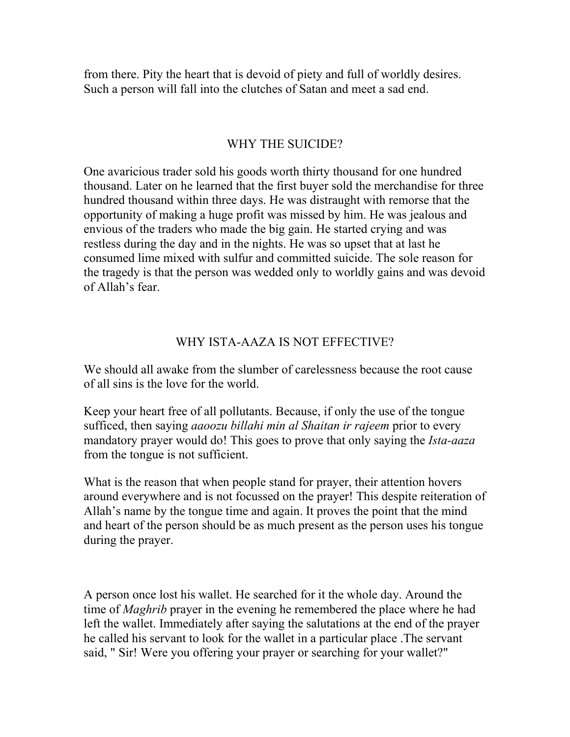from there. Pity the heart that is devoid of piety and full of worldly desires. Such a person will fall into the clutches of Satan and meet a sad end.

## WHY THE SUICIDE?

One avaricious trader sold his goods worth thirty thousand for one hundred thousand. Later on he learned that the first buyer sold the merchandise for three hundred thousand within three days. He was distraught with remorse that the opportunity of making a huge profit was missed by him. He was jealous and envious of the traders who made the big gain. He started crying and was restless during the day and in the nights. He was so upset that at last he consumed lime mixed with sulfur and committed suicide. The sole reason for the tragedy is that the person was wedded only to worldly gains and was devoid of Allah's fear.

## WHY ISTA-AAZA IS NOT EFFECTIVE?

We should all awake from the slumber of carelessness because the root cause of all sins is the love for the world.

Keep your heart free of all pollutants. Because, if only the use of the tongue sufficed, then saying *aaoozu billahi min al Shaitan ir rajeem* prior to every mandatory prayer would do! This goes to prove that only saying the *Ista-aaza* from the tongue is not sufficient.

What is the reason that when people stand for prayer, their attention hovers around everywhere and is not focussed on the prayer! This despite reiteration of Allah's name by the tongue time and again. It proves the point that the mind and heart of the person should be as much present as the person uses his tongue during the prayer.

A person once lost his wallet. He searched for it the whole day. Around the time of *Maghrib* prayer in the evening he remembered the place where he had left the wallet. Immediately after saying the salutations at the end of the prayer he called his servant to look for the wallet in a particular place .The servant said, " Sir! Were you offering your prayer or searching for your wallet?"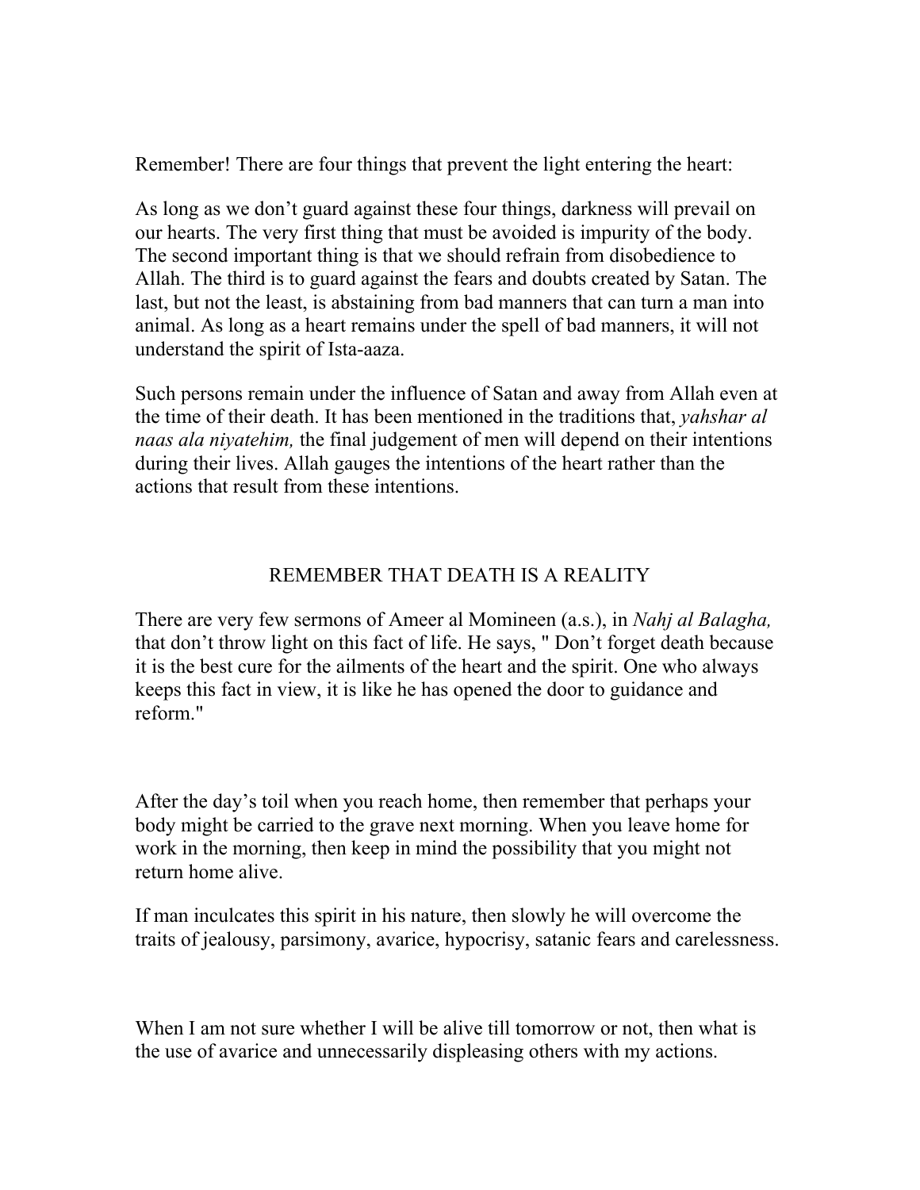Remember! There are four things that prevent the light entering the heart:

As long as we don't guard against these four things, darkness will prevail on our hearts. The very first thing that must be avoided is impurity of the body. The second important thing is that we should refrain from disobedience to Allah. The third is to guard against the fears and doubts created by Satan. The last, but not the least, is abstaining from bad manners that can turn a man into animal. As long as a heart remains under the spell of bad manners, it will not understand the spirit of Ista-aaza.

Such persons remain under the influence of Satan and away from Allah even at the time of their death. It has been mentioned in the traditions that, *yahshar al naas ala niyatehim,* the final judgement of men will depend on their intentions during their lives. Allah gauges the intentions of the heart rather than the actions that result from these intentions.

## REMEMBER THAT DEATH IS A REALITY

There are very few sermons of Ameer al Momineen (a.s.), in *Nahj al Balagha,* that don't throw light on this fact of life. He says, " Don't forget death because it is the best cure for the ailments of the heart and the spirit. One who always keeps this fact in view, it is like he has opened the door to guidance and reform."

After the day's toil when you reach home, then remember that perhaps your body might be carried to the grave next morning. When you leave home for work in the morning, then keep in mind the possibility that you might not return home alive.

If man inculcates this spirit in his nature, then slowly he will overcome the traits of jealousy, parsimony, avarice, hypocrisy, satanic fears and carelessness.

When I am not sure whether I will be alive till tomorrow or not, then what is the use of avarice and unnecessarily displeasing others with my actions.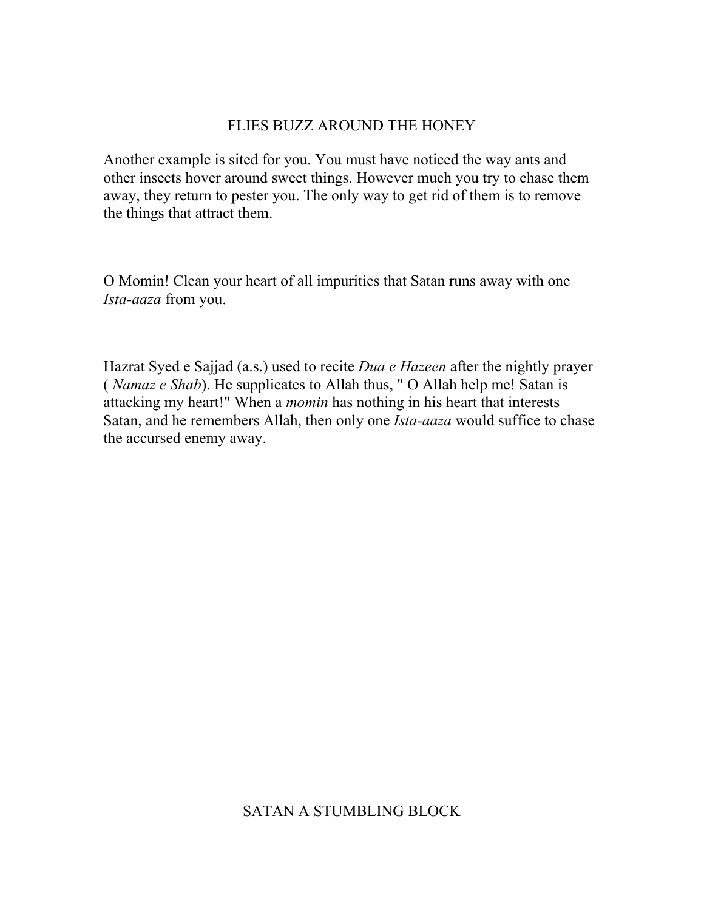## FLIES BUZZ AROUND THE HONEY

Another example is sited for you. You must have noticed the way ants and other insects hover around sweet things. However much you try to chase them away, they return to pester you. The only way to get rid of them is to remove the things that attract them.

O Momin! Clean your heart of all impurities that Satan runs away with one *Ista-aaza* from you.

Hazrat Syed e Sajjad (a.s.) used to recite *Dua e Hazeen* after the nightly prayer ( *Namaz e Shab*). He supplicates to Allah thus, " O Allah help me! Satan is attacking my heart!" When a *momin* has nothing in his heart that interests Satan, and he remembers Allah, then only one *Ista-aaza* would suffice to chase the accursed enemy away.

## SATAN A STUMBLING BLOCK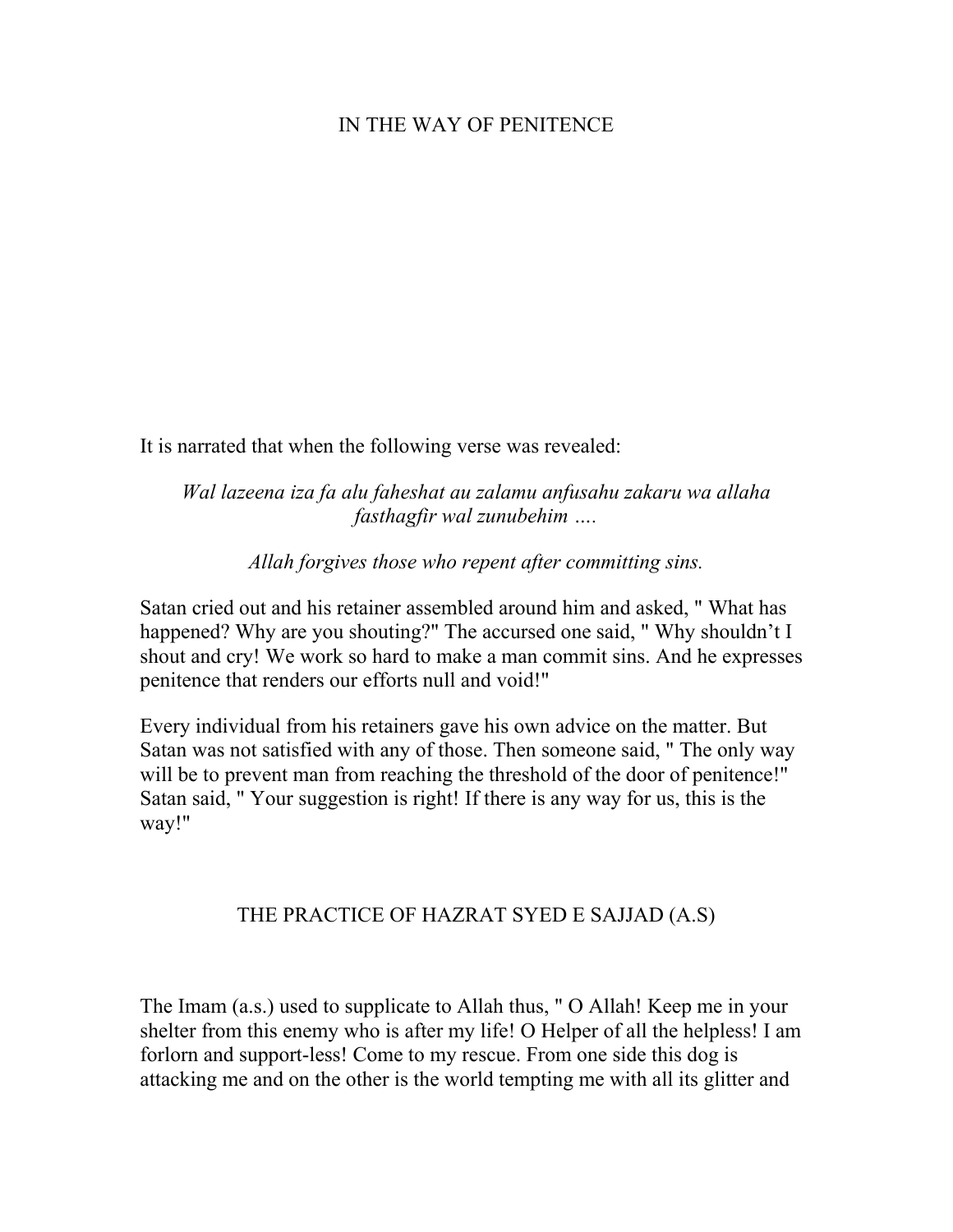## IN THE WAY OF PENITENCE

It is narrated that when the following verse was revealed:

*Wal lazeena iza fa alu faheshat au zalamu anfusahu zakaru wa allaha fasthagfir wal zunubehim ….*

*Allah forgives those who repent after committing sins.*

Satan cried out and his retainer assembled around him and asked, " What has happened? Why are you shouting?" The accursed one said, " Why shouldn't I shout and cry! We work so hard to make a man commit sins. And he expresses penitence that renders our efforts null and void!"

Every individual from his retainers gave his own advice on the matter. But Satan was not satisfied with any of those. Then someone said, " The only way will be to prevent man from reaching the threshold of the door of penitence!" Satan said, " Your suggestion is right! If there is any way for us, this is the way!"

## THE PRACTICE OF HAZRAT SYED E SAJJAD (A.S)

The Imam (a.s.) used to supplicate to Allah thus, " O Allah! Keep me in your shelter from this enemy who is after my life! O Helper of all the helpless! I am forlorn and support-less! Come to my rescue. From one side this dog is attacking me and on the other is the world tempting me with all its glitter and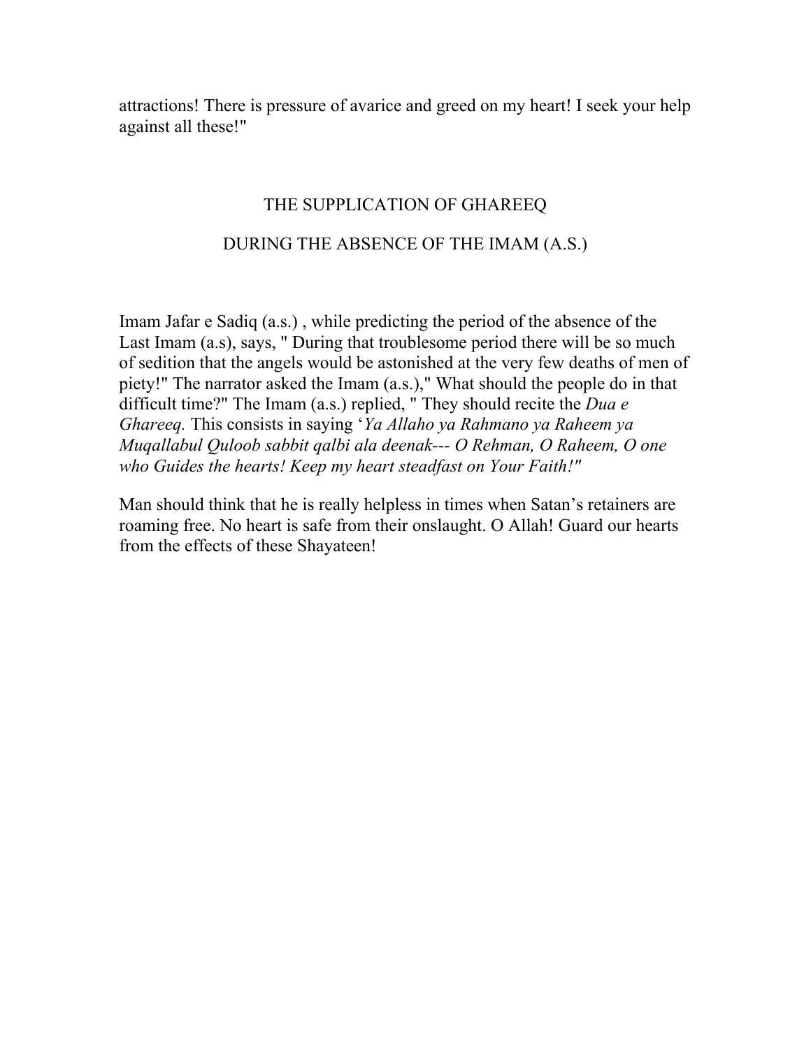attractions! There is pressure of avarice and greed on my heart! I seek your help against all these!"

## THE SUPPLICATION OF GHAREEQ

## DURING THE ABSENCE OF THE IMAM (A.S.)

Imam Jafar e Sadiq (a.s.) , while predicting the period of the absence of the Last Imam (a.s), says, " During that troublesome period there will be so much of sedition that the angels would be astonished at the very few deaths of men of piety!" The narrator asked the Imam (a.s.)," What should the people do in that difficult time?" The Imam (a.s.) replied, " They should recite the *Dua e Ghareeq.* This consists in saying '*Ya Allaho ya Rahmano ya Raheem ya Muqallabul Quloob sabbit qalbi ala deenak--- O Rehman, O Raheem, O one who Guides the hearts! Keep my heart steadfast on Your Faith!"*

Man should think that he is really helpless in times when Satan's retainers are roaming free. No heart is safe from their onslaught. O Allah! Guard our hearts from the effects of these Shayateen!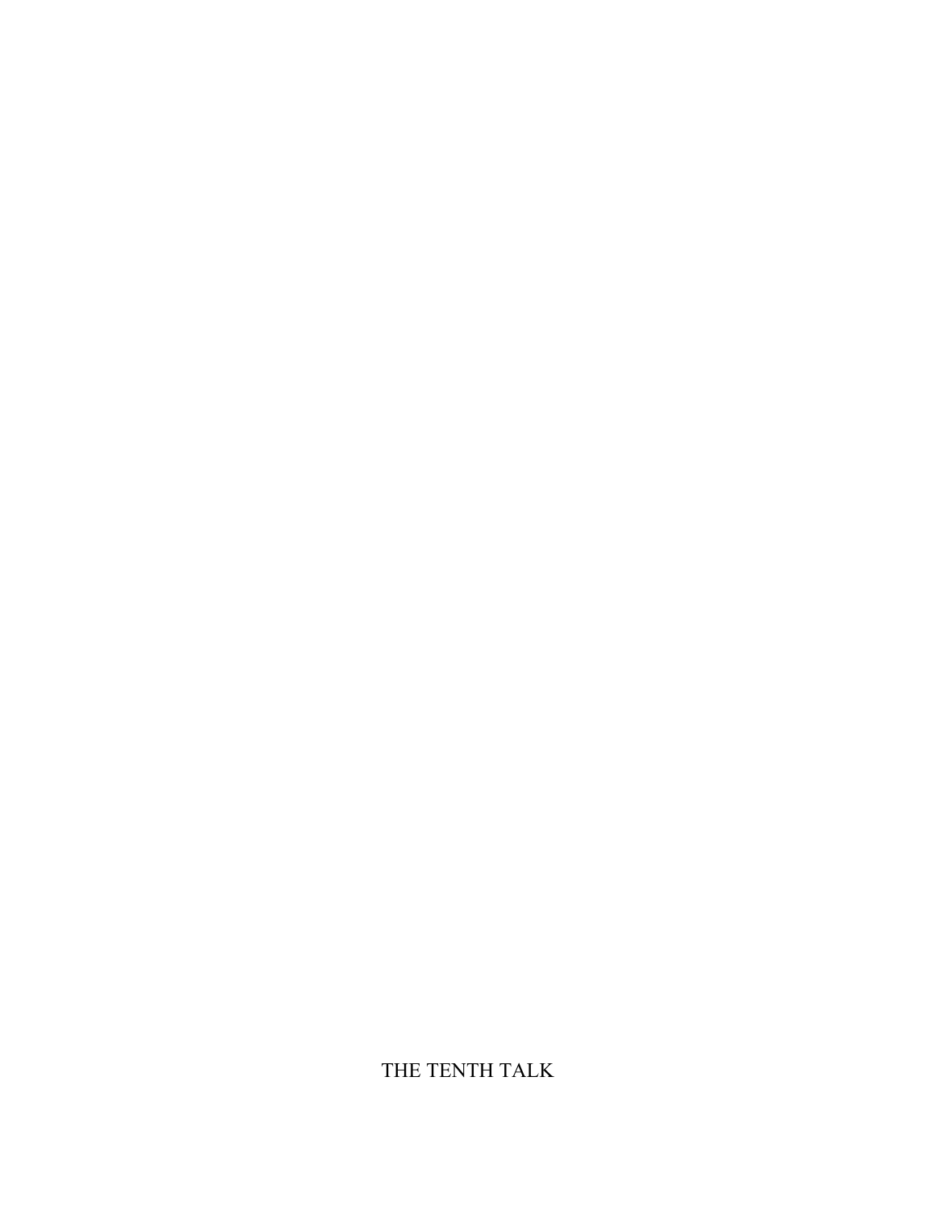# THE TENTH TALK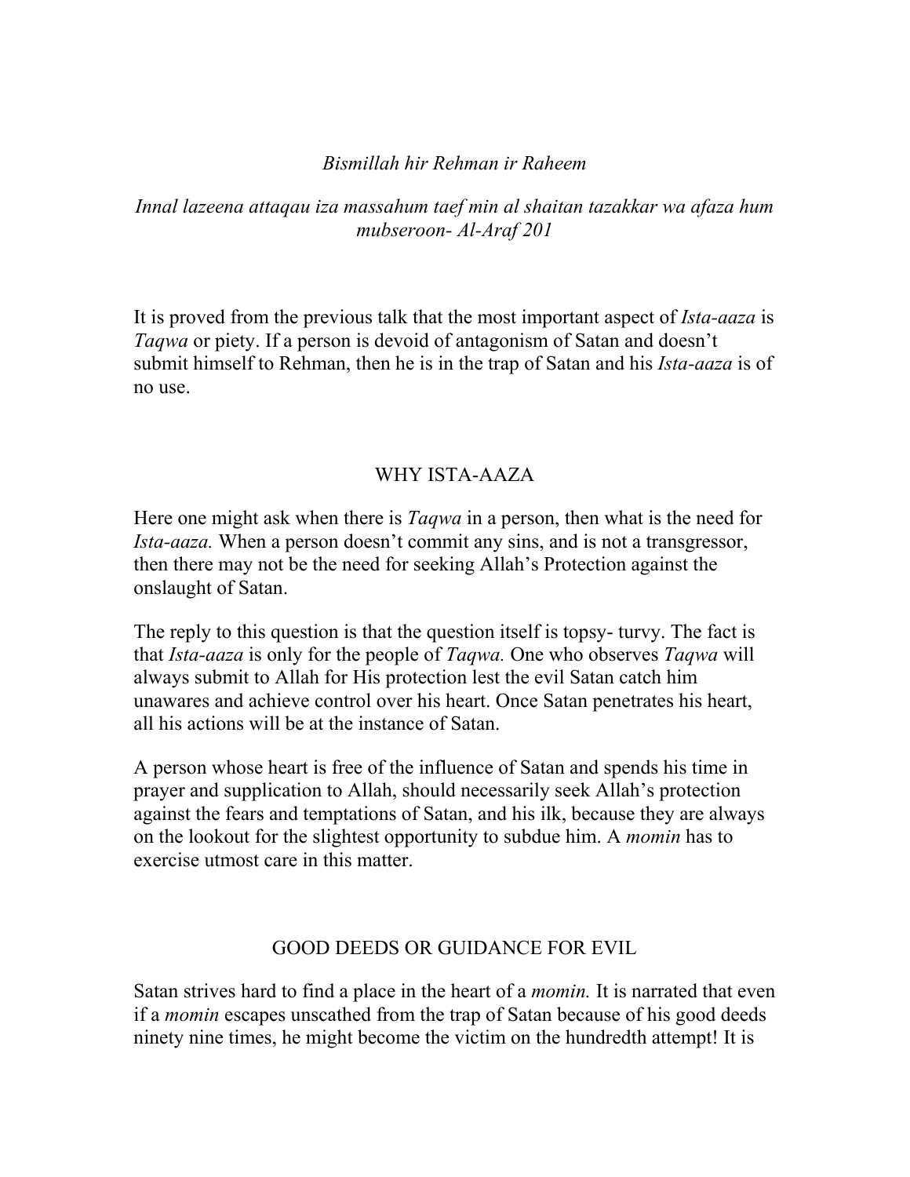*Bismillah hir Rehman ir Raheem*

*Innal lazeena attaqau iza massahum taef min al shaitan tazakkar wa afaza hum mubseroon- Al-Araf 201*

It is proved from the previous talk that the most important aspect of *Ista-aaza* is *Taqwa* or piety. If a person is devoid of antagonism of Satan and doesn't submit himself to Rehman, then he is in the trap of Satan and his *Ista-aaza* is of no use.

## WHY ISTA-AAZA

Here one might ask when there is *Taqwa* in a person, then what is the need for *Ista-aaza.* When a person doesn't commit any sins, and is not a transgressor, then there may not be the need for seeking Allah's Protection against the onslaught of Satan.

The reply to this question is that the question itself is topsy- turvy. The fact is that *Ista-aaza* is only for the people of *Taqwa.* One who observes *Taqwa* will always submit to Allah for His protection lest the evil Satan catch him unawares and achieve control over his heart. Once Satan penetrates his heart, all his actions will be at the instance of Satan.

A person whose heart is free of the influence of Satan and spends his time in prayer and supplication to Allah, should necessarily seek Allah's protection against the fears and temptations of Satan, and his ilk, because they are always on the lookout for the slightest opportunity to subdue him. A *momin* has to exercise utmost care in this matter.

## GOOD DEEDS OR GUIDANCE FOR EVIL

Satan strives hard to find a place in the heart of a *momin.* It is narrated that even if a *momin* escapes unscathed from the trap of Satan because of his good deeds ninety nine times, he might become the victim on the hundredth attempt! It is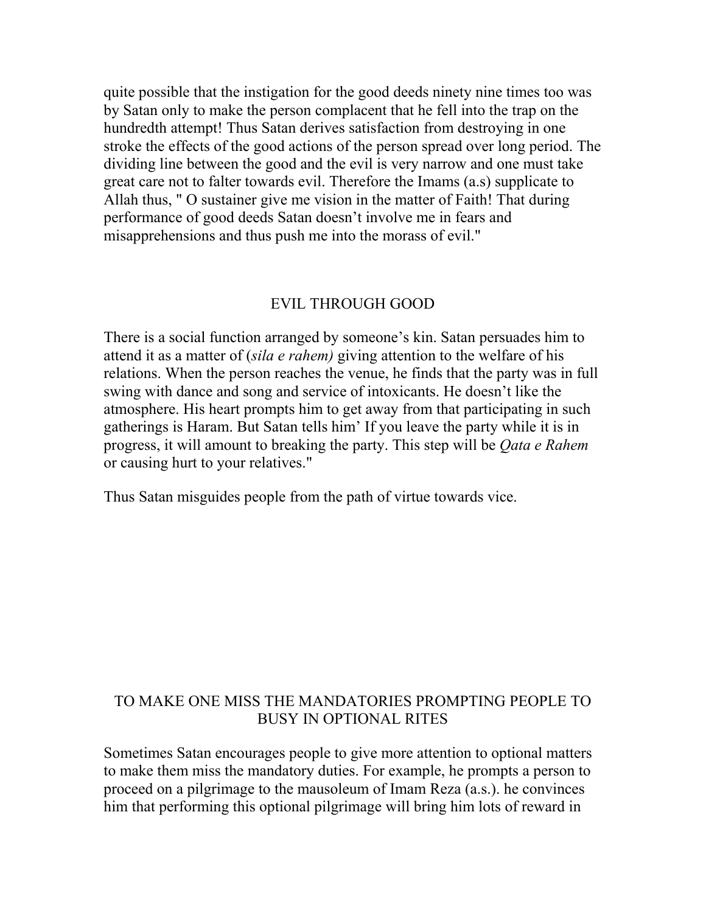quite possible that the instigation for the good deeds ninety nine times too was by Satan only to make the person complacent that he fell into the trap on the hundredth attempt! Thus Satan derives satisfaction from destroying in one stroke the effects of the good actions of the person spread over long period. The dividing line between the good and the evil is very narrow and one must take great care not to falter towards evil. Therefore the Imams (a.s) supplicate to Allah thus, " O sustainer give me vision in the matter of Faith! That during performance of good deeds Satan doesn't involve me in fears and misapprehensions and thus push me into the morass of evil."

## EVIL THROUGH GOOD

There is a social function arranged by someone's kin. Satan persuades him to attend it as a matter of (*sila e rahem)* giving attention to the welfare of his relations. When the person reaches the venue, he finds that the party was in full swing with dance and song and service of intoxicants. He doesn't like the atmosphere. His heart prompts him to get away from that participating in such gatherings is Haram. But Satan tells him' If you leave the party while it is in progress, it will amount to breaking the party. This step will be *Qata e Rahem* or causing hurt to your relatives."

Thus Satan misguides people from the path of virtue towards vice.

## TO MAKE ONE MISS THE MANDATORIES PROMPTING PEOPLE TO BUSY IN OPTIONAL RITES

Sometimes Satan encourages people to give more attention to optional matters to make them miss the mandatory duties. For example, he prompts a person to proceed on a pilgrimage to the mausoleum of Imam Reza (a.s.). he convinces him that performing this optional pilgrimage will bring him lots of reward in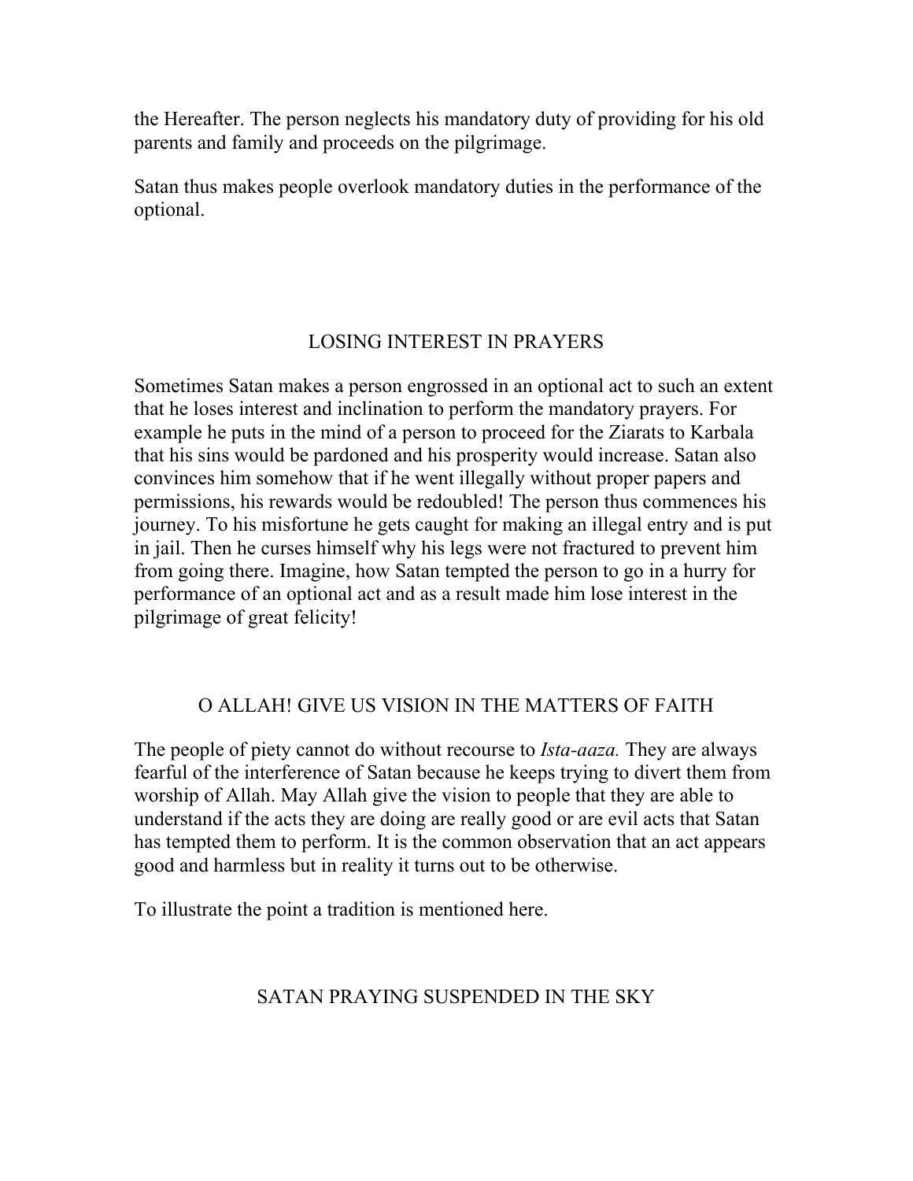the Hereafter. The person neglects his mandatory duty of providing for his old parents and family and proceeds on the pilgrimage.

Satan thus makes people overlook mandatory duties in the performance of the optional.

## LOSING INTEREST IN PRAYERS

Sometimes Satan makes a person engrossed in an optional act to such an extent that he loses interest and inclination to perform the mandatory prayers. For example he puts in the mind of a person to proceed for the Ziarats to Karbala that his sins would be pardoned and his prosperity would increase. Satan also convinces him somehow that if he went illegally without proper papers and permissions, his rewards would be redoubled! The person thus commences his journey. To his misfortune he gets caught for making an illegal entry and is put in jail. Then he curses himself why his legs were not fractured to prevent him from going there. Imagine, how Satan tempted the person to go in a hurry for performance of an optional act and as a result made him lose interest in the pilgrimage of great felicity!

## O ALLAH! GIVE US VISION IN THE MATTERS OF FAITH

The people of piety cannot do without recourse to *Ista-aaza.* They are always fearful of the interference of Satan because he keeps trying to divert them from worship of Allah. May Allah give the vision to people that they are able to understand if the acts they are doing are really good or are evil acts that Satan has tempted them to perform. It is the common observation that an act appears good and harmless but in reality it turns out to be otherwise.

To illustrate the point a tradition is mentioned here.

## SATAN PRAYING SUSPENDED IN THE SKY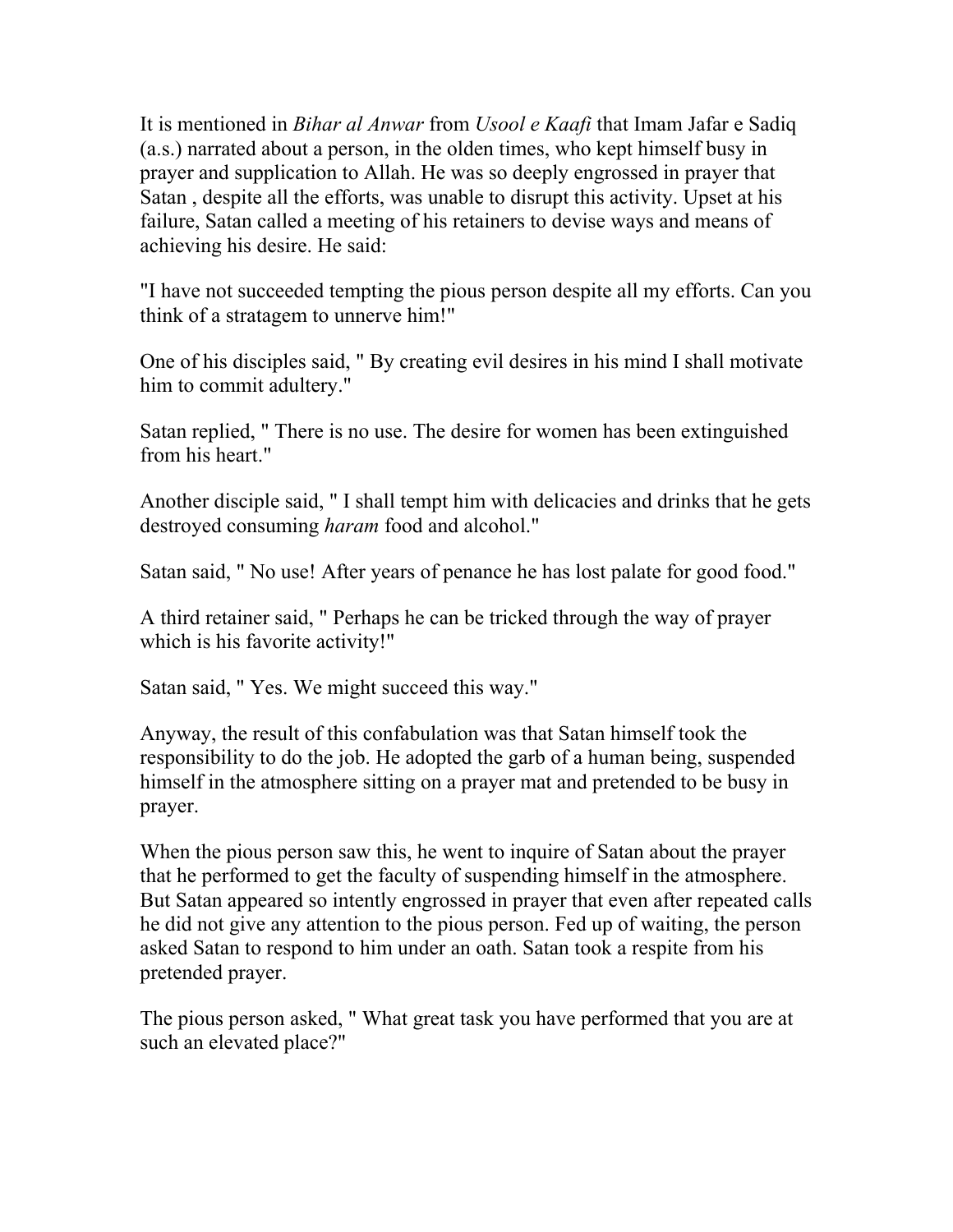It is mentioned in *Bihar al Anwar* from *Usool e Kaafi* that Imam Jafar e Sadiq (a.s.) narrated about a person, in the olden times, who kept himself busy in prayer and supplication to Allah. He was so deeply engrossed in prayer that Satan , despite all the efforts, was unable to disrupt this activity. Upset at his failure, Satan called a meeting of his retainers to devise ways and means of achieving his desire. He said:

"I have not succeeded tempting the pious person despite all my efforts. Can you think of a stratagem to unnerve him!"

One of his disciples said, " By creating evil desires in his mind I shall motivate him to commit adultery."

Satan replied, " There is no use. The desire for women has been extinguished from his heart."

Another disciple said, " I shall tempt him with delicacies and drinks that he gets destroyed consuming *haram* food and alcohol."

Satan said, " No use! After years of penance he has lost palate for good food."

A third retainer said, " Perhaps he can be tricked through the way of prayer which is his favorite activity!"

Satan said, " Yes. We might succeed this way."

Anyway, the result of this confabulation was that Satan himself took the responsibility to do the job. He adopted the garb of a human being, suspended himself in the atmosphere sitting on a prayer mat and pretended to be busy in prayer.

When the pious person saw this, he went to inquire of Satan about the prayer that he performed to get the faculty of suspending himself in the atmosphere. But Satan appeared so intently engrossed in prayer that even after repeated calls he did not give any attention to the pious person. Fed up of waiting, the person asked Satan to respond to him under an oath. Satan took a respite from his pretended prayer.

The pious person asked, " What great task you have performed that you are at such an elevated place?"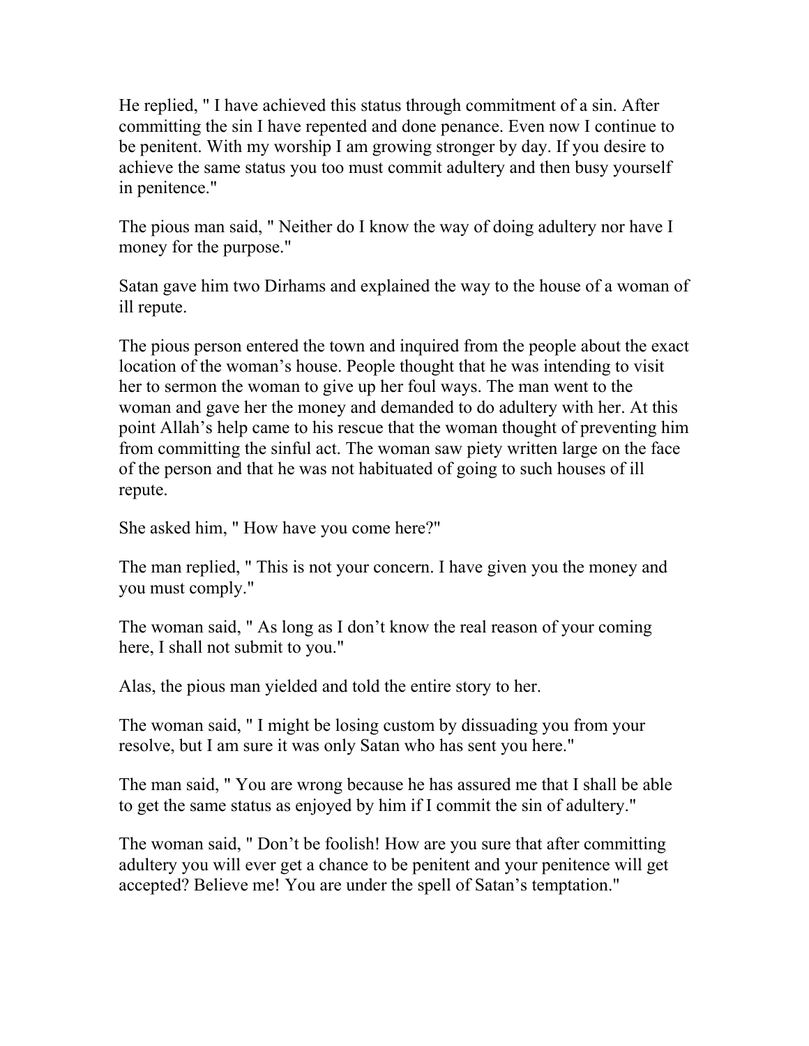He replied, " I have achieved this status through commitment of a sin. After committing the sin I have repented and done penance. Even now I continue to be penitent. With my worship I am growing stronger by day. If you desire to achieve the same status you too must commit adultery and then busy yourself in penitence."

The pious man said, " Neither do I know the way of doing adultery nor have I money for the purpose."

Satan gave him two Dirhams and explained the way to the house of a woman of ill repute.

The pious person entered the town and inquired from the people about the exact location of the woman's house. People thought that he was intending to visit her to sermon the woman to give up her foul ways. The man went to the woman and gave her the money and demanded to do adultery with her. At this point Allah's help came to his rescue that the woman thought of preventing him from committing the sinful act. The woman saw piety written large on the face of the person and that he was not habituated of going to such houses of ill repute.

She asked him, " How have you come here?"

The man replied, " This is not your concern. I have given you the money and you must comply."

The woman said, " As long as I don't know the real reason of your coming here, I shall not submit to you."

Alas, the pious man yielded and told the entire story to her.

The woman said, " I might be losing custom by dissuading you from your resolve, but I am sure it was only Satan who has sent you here."

The man said, " You are wrong because he has assured me that I shall be able to get the same status as enjoyed by him if I commit the sin of adultery."

The woman said, " Don't be foolish! How are you sure that after committing adultery you will ever get a chance to be penitent and your penitence will get accepted? Believe me! You are under the spell of Satan's temptation."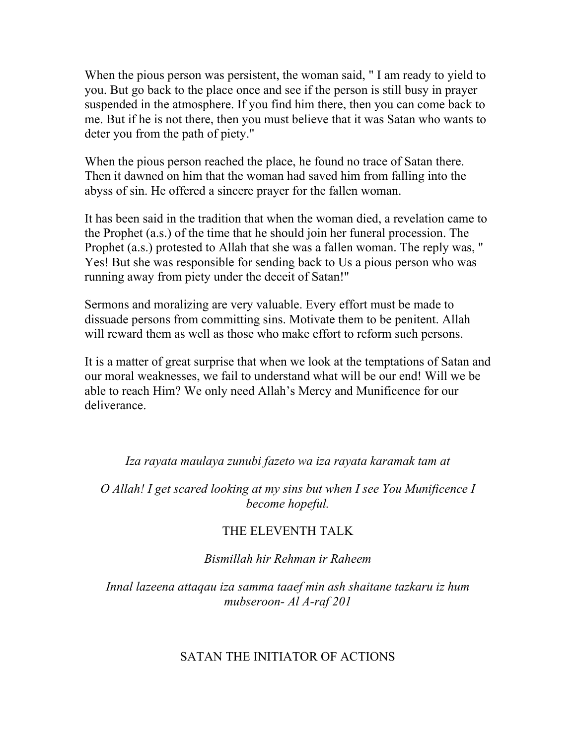When the pious person was persistent, the woman said, " I am ready to yield to you. But go back to the place once and see if the person is still busy in prayer suspended in the atmosphere. If you find him there, then you can come back to me. But if he is not there, then you must believe that it was Satan who wants to deter you from the path of piety."

When the pious person reached the place, he found no trace of Satan there. Then it dawned on him that the woman had saved him from falling into the abyss of sin. He offered a sincere prayer for the fallen woman.

It has been said in the tradition that when the woman died, a revelation came to the Prophet (a.s.) of the time that he should join her funeral procession. The Prophet (a.s.) protested to Allah that she was a fallen woman. The reply was, " Yes! But she was responsible for sending back to Us a pious person who was running away from piety under the deceit of Satan!"

Sermons and moralizing are very valuable. Every effort must be made to dissuade persons from committing sins. Motivate them to be penitent. Allah will reward them as well as those who make effort to reform such persons.

It is a matter of great surprise that when we look at the temptations of Satan and our moral weaknesses, we fail to understand what will be our end! Will we be able to reach Him? We only need Allah's Mercy and Munificence for our deliverance.

*Iza rayata maulaya zunubi fazeto wa iza rayata karamak tam at*

*O Allah! I get scared looking at my sins but when I see You Munificence I become hopeful.*

## THE ELEVENTH TALK

*Bismillah hir Rehman ir Raheem*

*Innal lazeena attaqau iza samma taaef min ash shaitane tazkaru iz hum mubseroon- Al A-raf 201*

### SATAN THE INITIATOR OF ACTIONS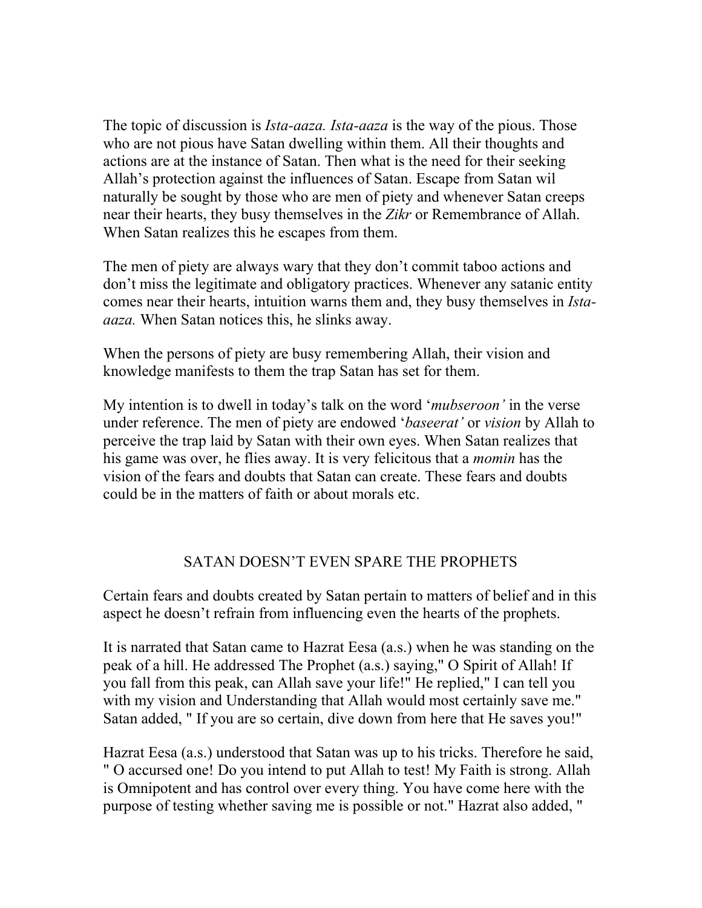The topic of discussion is *Ista-aaza. Ista-aaza* is the way of the pious. Those who are not pious have Satan dwelling within them. All their thoughts and actions are at the instance of Satan. Then what is the need for their seeking Allah's protection against the influences of Satan. Escape from Satan wil naturally be sought by those who are men of piety and whenever Satan creeps near their hearts, they busy themselves in the *Zikr* or Remembrance of Allah. When Satan realizes this he escapes from them.

The men of piety are always wary that they don't commit taboo actions and don't miss the legitimate and obligatory practices. Whenever any satanic entity comes near their hearts, intuition warns them and, they busy themselves in *Ista-aaza.* When Satan notices this, he slinks away.

When the persons of piety are busy remembering Allah, their vision and knowledge manifests to them the trap Satan has set for them.

My intention is to dwell in today's talk on the word '*mubseroon'* in the verse under reference. The men of piety are endowed '*baseerat'* or *vision* by Allah to perceive the trap laid by Satan with their own eyes. When Satan realizes that his game was over, he flies away. It is very felicitous that a *momin* has the vision of the fears and doubts that Satan can create. These fears and doubts could be in the matters of faith or about morals etc.

## SATAN DOESN'T EVEN SPARE THE PROPHETS

Certain fears and doubts created by Satan pertain to matters of belief and in this aspect he doesn't refrain from influencing even the hearts of the prophets.

It is narrated that Satan came to Hazrat Eesa (a.s.) when he was standing on the peak of a hill. He addressed The Prophet (a.s.) saying," O Spirit of Allah! If you fall from this peak, can Allah save your life!" He replied," I can tell you with my vision and Understanding that Allah would most certainly save me." Satan added, " If you are so certain, dive down from here that He saves you!"

Hazrat Eesa (a.s.) understood that Satan was up to his tricks. Therefore he said, " O accursed one! Do you intend to put Allah to test! My Faith is strong. Allah is Omnipotent and has control over every thing. You have come here with the purpose of testing whether saving me is possible or not." Hazrat also added, "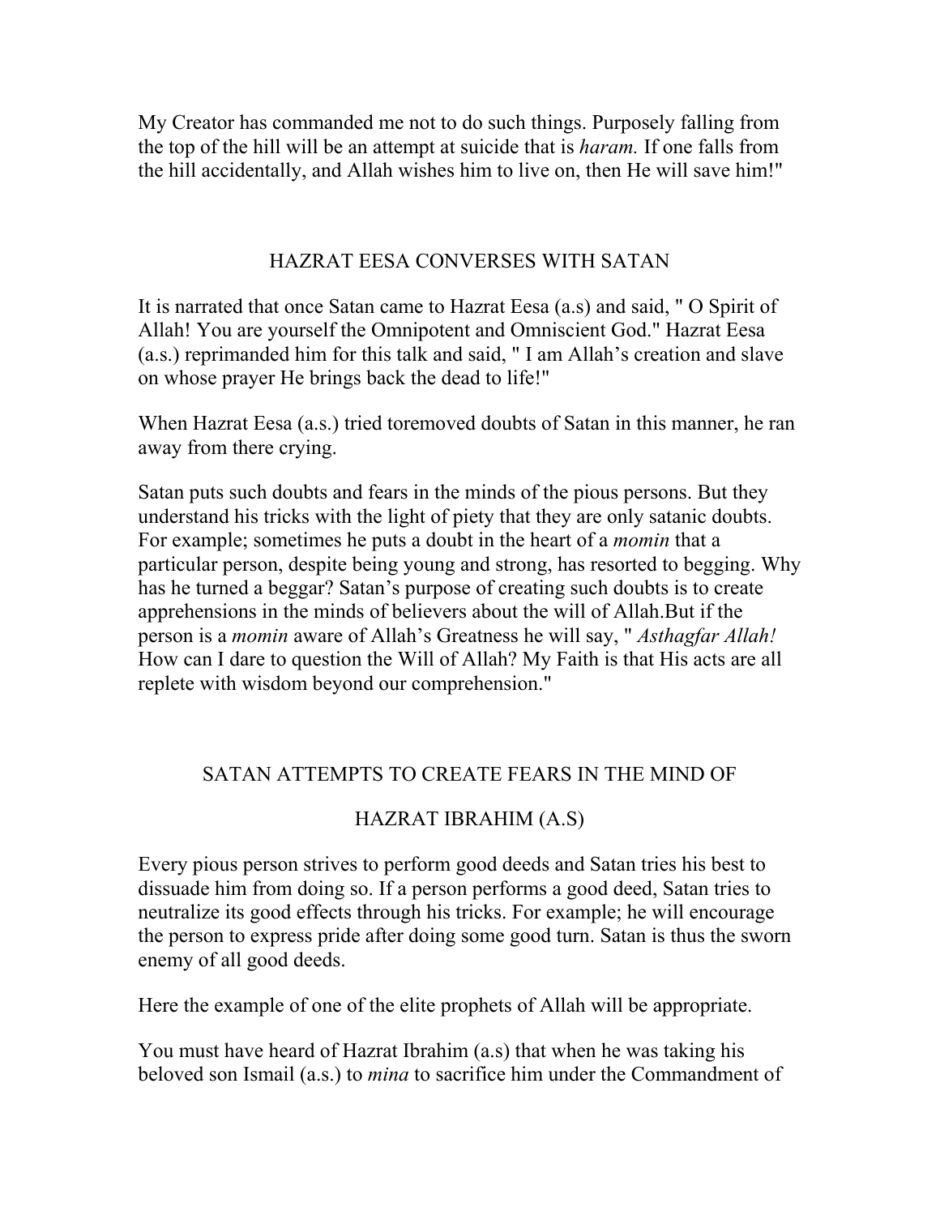My Creator has commanded me not to do such things. Purposely falling from the top of the hill will be an attempt at suicide that is *haram.* If one falls from the hill accidentally, and Allah wishes him to live on, then He will save him!"

## HAZRAT EESA CONVERSES WITH SATAN

It is narrated that once Satan came to Hazrat Eesa (a.s) and said, " O Spirit of Allah! You are yourself the Omnipotent and Omniscient God." Hazrat Eesa (a.s.) reprimanded him for this talk and said, " I am Allah's creation and slave on whose prayer He brings back the dead to life!"

When Hazrat Eesa (a.s.) tried toremoved doubts of Satan in this manner, he ran away from there crying.

Satan puts such doubts and fears in the minds of the pious persons. But they understand his tricks with the light of piety that they are only satanic doubts. For example; sometimes he puts a doubt in the heart of a *momin* that a particular person, despite being young and strong, has resorted to begging. Why has he turned a beggar? Satan's purpose of creating such doubts is to create apprehensions in the minds of believers about the will of Allah.But if the person is a *momin* aware of Allah's Greatness he will say, " *Asthagfar Allah!* How can I dare to question the Will of Allah? My Faith is that His acts are all replete with wisdom beyond our comprehension."

## SATAN ATTEMPTS TO CREATE FEARS IN THE MIND OF HAZRAT IBRAHIM (A.S)

Every pious person strives to perform good deeds and Satan tries his best to dissuade him from doing so. If a person performs a good deed, Satan tries to neutralize its good effects through his tricks. For example; he will encourage the person to express pride after doing some good turn. Satan is thus the sworn enemy of all good deeds.

Here the example of one of the elite prophets of Allah will be appropriate.

You must have heard of Hazrat Ibrahim (a.s) that when he was taking his beloved son Ismail (a.s.) to *mina* to sacrifice him under the Commandment of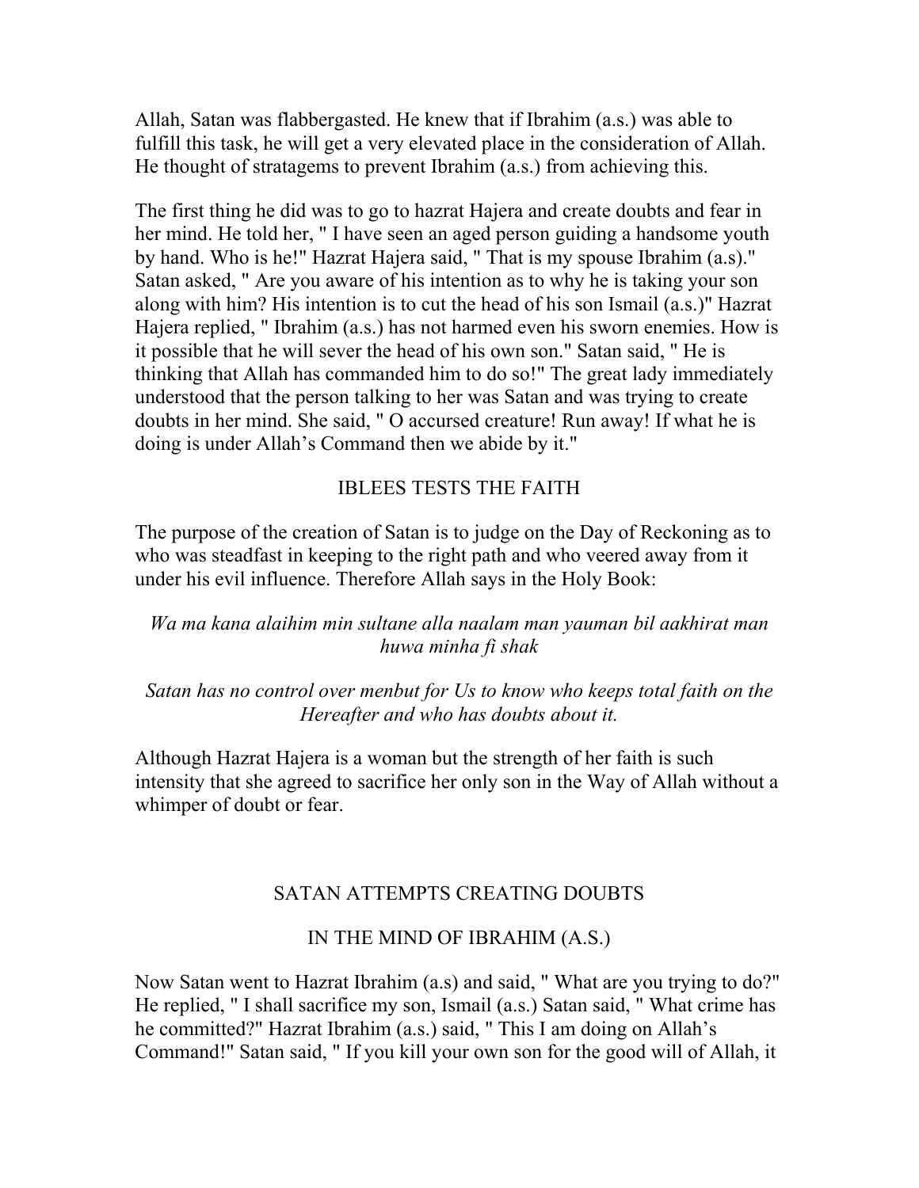Allah, Satan was flabbergasted. He knew that if Ibrahim (a.s.) was able to fulfill this task, he will get a very elevated place in the consideration of Allah. He thought of stratagems to prevent Ibrahim (a.s.) from achieving this.

The first thing he did was to go to hazrat Hajera and create doubts and fear in her mind. He told her, " I have seen an aged person guiding a handsome youth by hand. Who is he!" Hazrat Hajera said, " That is my spouse Ibrahim (a.s)." Satan asked, " Are you aware of his intention as to why he is taking your son along with him? His intention is to cut the head of his son Ismail (a.s.)" Hazrat Hajera replied, " Ibrahim (a.s.) has not harmed even his sworn enemies. How is it possible that he will sever the head of his own son." Satan said, " He is thinking that Allah has commanded him to do so!" The great lady immediately understood that the person talking to her was Satan and was trying to create doubts in her mind. She said, " O accursed creature! Run away! If what he is doing is under Allah's Command then we abide by it."

## IBLEES TESTS THE FAITH

The purpose of the creation of Satan is to judge on the Day of Reckoning as to who was steadfast in keeping to the right path and who veered away from it under his evil influence. Therefore Allah says in the Holy Book:

*Wa ma kana alaihim min sultane alla naalam man yauman bil aakhirat man huwa minha fi shak*

*Satan has no control over menbut for Us to know who keeps total faith on the Hereafter and who has doubts about it.*

Although Hazrat Hajera is a woman but the strength of her faith is such intensity that she agreed to sacrifice her only son in the Way of Allah without a whimper of doubt or fear.

## SATAN ATTEMPTS CREATING DOUBTS IN THE MIND OF IBRAHIM (A.S.)

Now Satan went to Hazrat Ibrahim (a.s) and said, " What are you trying to do?" He replied, " I shall sacrifice my son, Ismail (a.s.) Satan said, " What crime has he committed?" Hazrat Ibrahim (a.s.) said, " This I am doing on Allah's Command!" Satan said, " If you kill your own son for the good will of Allah, it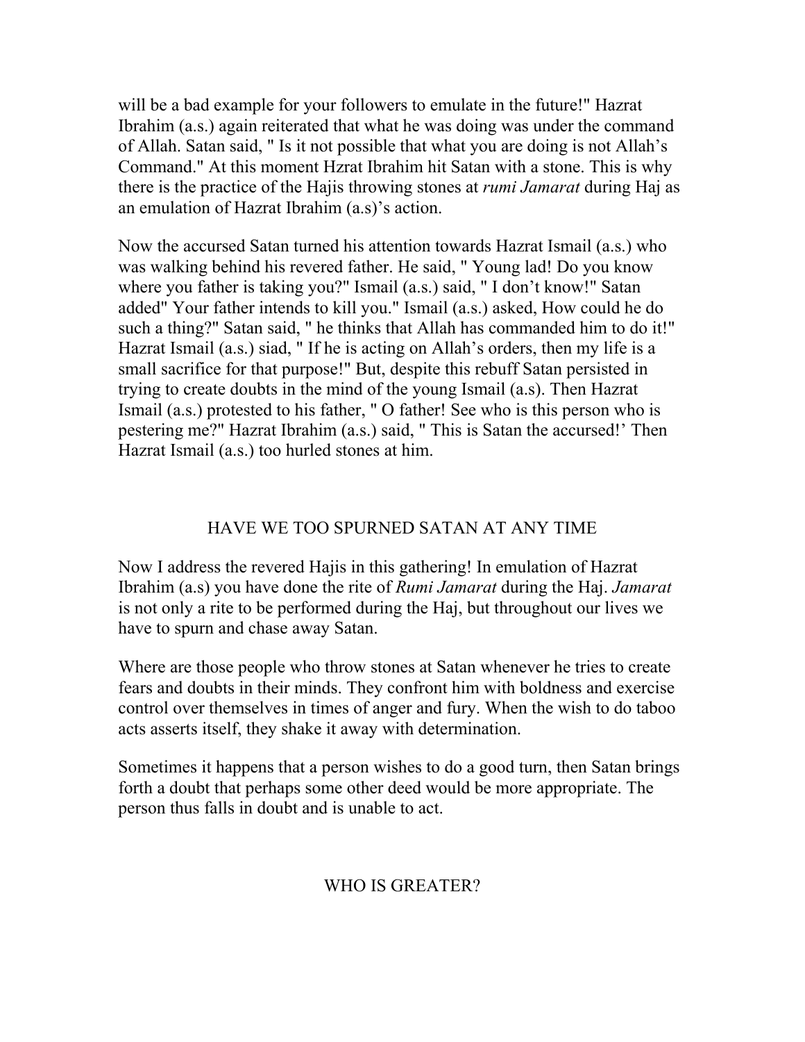will be a bad example for your followers to emulate in the future!" Hazrat Ibrahim (a.s.) again reiterated that what he was doing was under the command of Allah. Satan said, " Is it not possible that what you are doing is not Allah's Command." At this moment Hzrat Ibrahim hit Satan with a stone. This is why there is the practice of the Hajis throwing stones at *rumi Jamarat* during Haj as an emulation of Hazrat Ibrahim (a.s)'s action.

Now the accursed Satan turned his attention towards Hazrat Ismail (a.s.) who was walking behind his revered father. He said, " Young lad! Do you know where you father is taking you?" Ismail (a.s.) said, " I don't know!" Satan added" Your father intends to kill you." Ismail (a.s.) asked, How could he do such a thing?" Satan said, " he thinks that Allah has commanded him to do it!" Hazrat Ismail (a.s.) siad, " If he is acting on Allah's orders, then my life is a small sacrifice for that purpose!" But, despite this rebuff Satan persisted in trying to create doubts in the mind of the young Ismail (a.s). Then Hazrat Ismail (a.s.) protested to his father, " O father! See who is this person who is pestering me?" Hazrat Ibrahim (a.s.) said, " This is Satan the accursed!' Then Hazrat Ismail (a.s.) too hurled stones at him.

## HAVE WE TOO SPURNED SATAN AT ANY TIME

Now I address the revered Hajis in this gathering! In emulation of Hazrat Ibrahim (a.s) you have done the rite of *Rumi Jamarat* during the Haj. *Jamarat* is not only a rite to be performed during the Haj, but throughout our lives we have to spurn and chase away Satan.

Where are those people who throw stones at Satan whenever he tries to create fears and doubts in their minds. They confront him with boldness and exercise control over themselves in times of anger and fury. When the wish to do taboo acts asserts itself, they shake it away with determination.

Sometimes it happens that a person wishes to do a good turn, then Satan brings forth a doubt that perhaps some other deed would be more appropriate. The person thus falls in doubt and is unable to act.

## WHO IS GREATER?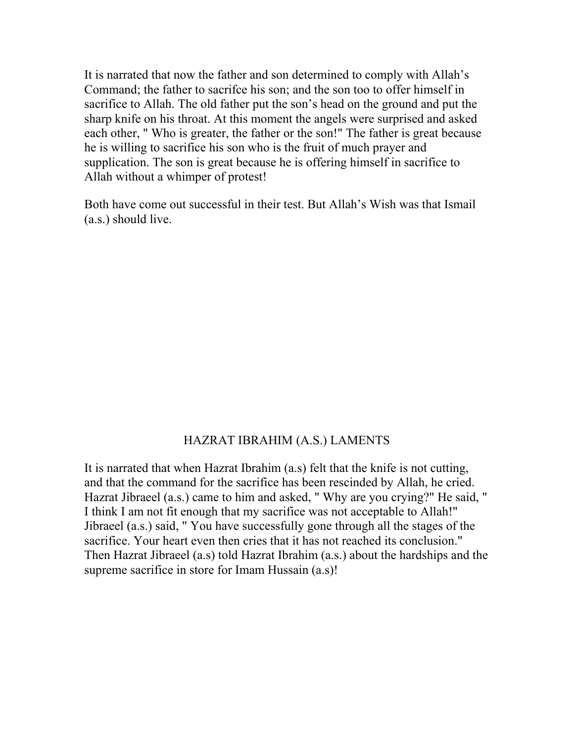It is narrated that now the father and son determined to comply with Allah's Command; the father to sacrifce his son; and the son too to offer himself in sacrifice to Allah. The old father put the son's head on the ground and put the sharp knife on his throat. At this moment the angels were surprised and asked each other, " Who is greater, the father or the son!" The father is great because he is willing to sacrifice his son who is the fruit of much prayer and supplication. The son is great because he is offering himself in sacrifice to Allah without a whimper of protest!

Both have come out successful in their test. But Allah's Wish was that Ismail (a.s.) should live.

## HAZRAT IBRAHIM (A.S.) LAMENTS

It is narrated that when Hazrat Ibrahim (a.s) felt that the knife is not cutting, and that the command for the sacrifice has been rescinded by Allah, he cried. Hazrat Jibraeel (a.s.) came to him and asked, " Why are you crying?" He said, " I think I am not fit enough that my sacrifice was not acceptable to Allah!" Jibraeel (a.s.) said, " You have successfully gone through all the stages of the sacrifice. Your heart even then cries that it has not reached its conclusion." Then Hazrat Jibraeel (a.s) told Hazrat Ibrahim (a.s.) about the hardships and the supreme sacrifice in store for Imam Hussain (a.s)!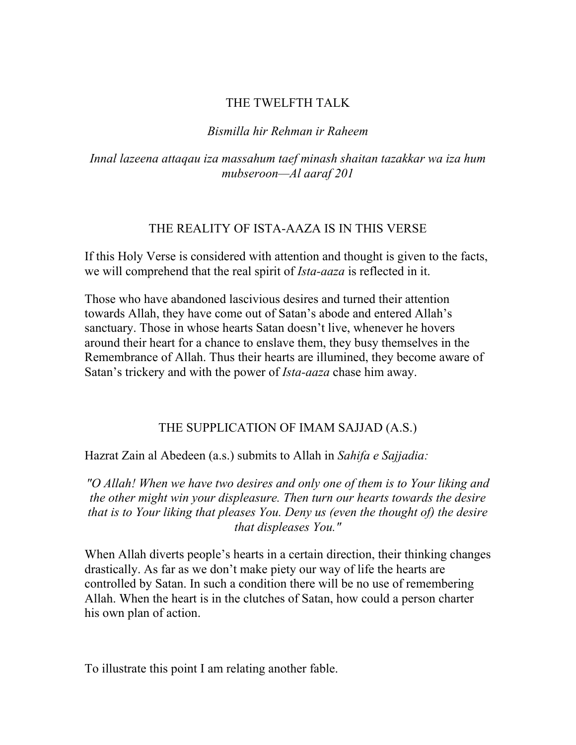## THE TWELFTH TALK

*Bismilla hir Rehman ir Raheem*

*Innal lazeena attaqau iza massahum taef minash shaitan tazakkar wa iza hum mubseroon—Al aaraf 201*

### THE REALITY OF ISTA-AAZA IS IN THIS VERSE

If this Holy Verse is considered with attention and thought is given to the facts, we will comprehend that the real spirit of *Ista-aaza* is reflected in it.

Those who have abandoned lascivious desires and turned their attention towards Allah, they have come out of Satan's abode and entered Allah's sanctuary. Those in whose hearts Satan doesn't live, whenever he hovers around their heart for a chance to enslave them, they busy themselves in the Remembrance of Allah. Thus their hearts are illumined, they become aware of Satan's trickery and with the power of *Ista-aaza* chase him away.

### THE SUPPLICATION OF IMAM SAJJAD (A.S.)

Hazrat Zain al Abedeen (a.s.) submits to Allah in *Sahifa e Sajjadia:*

*"O Allah! When we have two desires and only one of them is to Your liking and the other might win your displeasure. Then turn our hearts towards the desire that is to Your liking that pleases You. Deny us (even the thought of) the desire that displeases You."*

When Allah diverts people's hearts in a certain direction, their thinking changes drastically. As far as we don't make piety our way of life the hearts are controlled by Satan. In such a condition there will be no use of remembering Allah. When the heart is in the clutches of Satan, how could a person charter his own plan of action.

To illustrate this point I am relating another fable.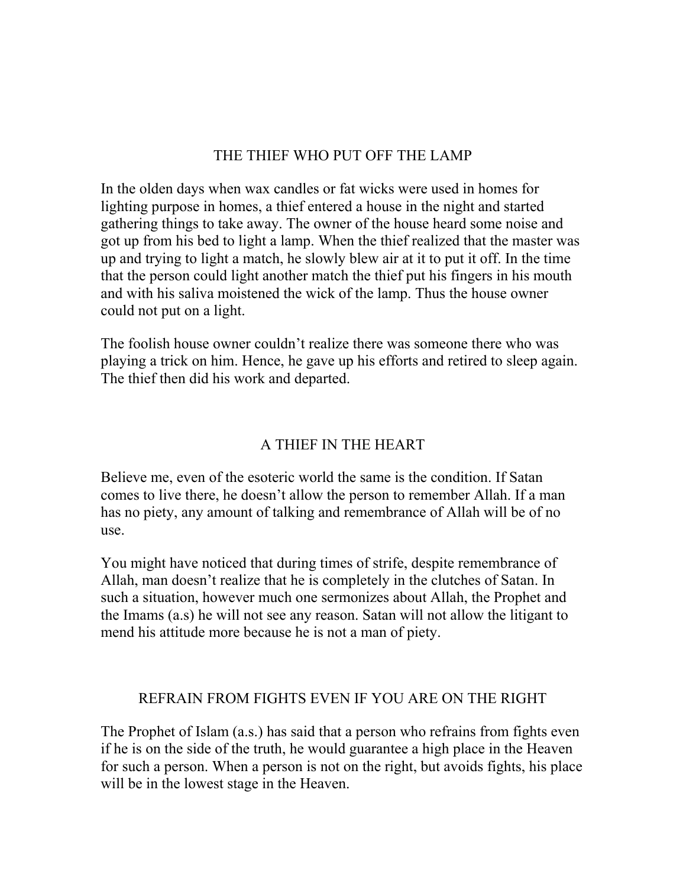## THE THIEF WHO PUT OFF THE LAMP

In the olden days when wax candles or fat wicks were used in homes for lighting purpose in homes, a thief entered a house in the night and started gathering things to take away. The owner of the house heard some noise and got up from his bed to light a lamp. When the thief realized that the master was up and trying to light a match, he slowly blew air at it to put it off. In the time that the person could light another match the thief put his fingers in his mouth and with his saliva moistened the wick of the lamp. Thus the house owner could not put on a light.

The foolish house owner couldn't realize there was someone there who was playing a trick on him. Hence, he gave up his efforts and retired to sleep again. The thief then did his work and departed.

## A THIEF IN THE HEART

Believe me, even of the esoteric world the same is the condition. If Satan comes to live there, he doesn't allow the person to remember Allah. If a man has no piety, any amount of talking and remembrance of Allah will be of no use.

You might have noticed that during times of strife, despite remembrance of Allah, man doesn't realize that he is completely in the clutches of Satan. In such a situation, however much one sermonizes about Allah, the Prophet and the Imams (a.s) he will not see any reason. Satan will not allow the litigant to mend his attitude more because he is not a man of piety.

## REFRAIN FROM FIGHTS EVEN IF YOU ARE ON THE RIGHT

The Prophet of Islam (a.s.) has said that a person who refrains from fights even if he is on the side of the truth, he would guarantee a high place in the Heaven for such a person. When a person is not on the right, but avoids fights, his place will be in the lowest stage in the Heaven.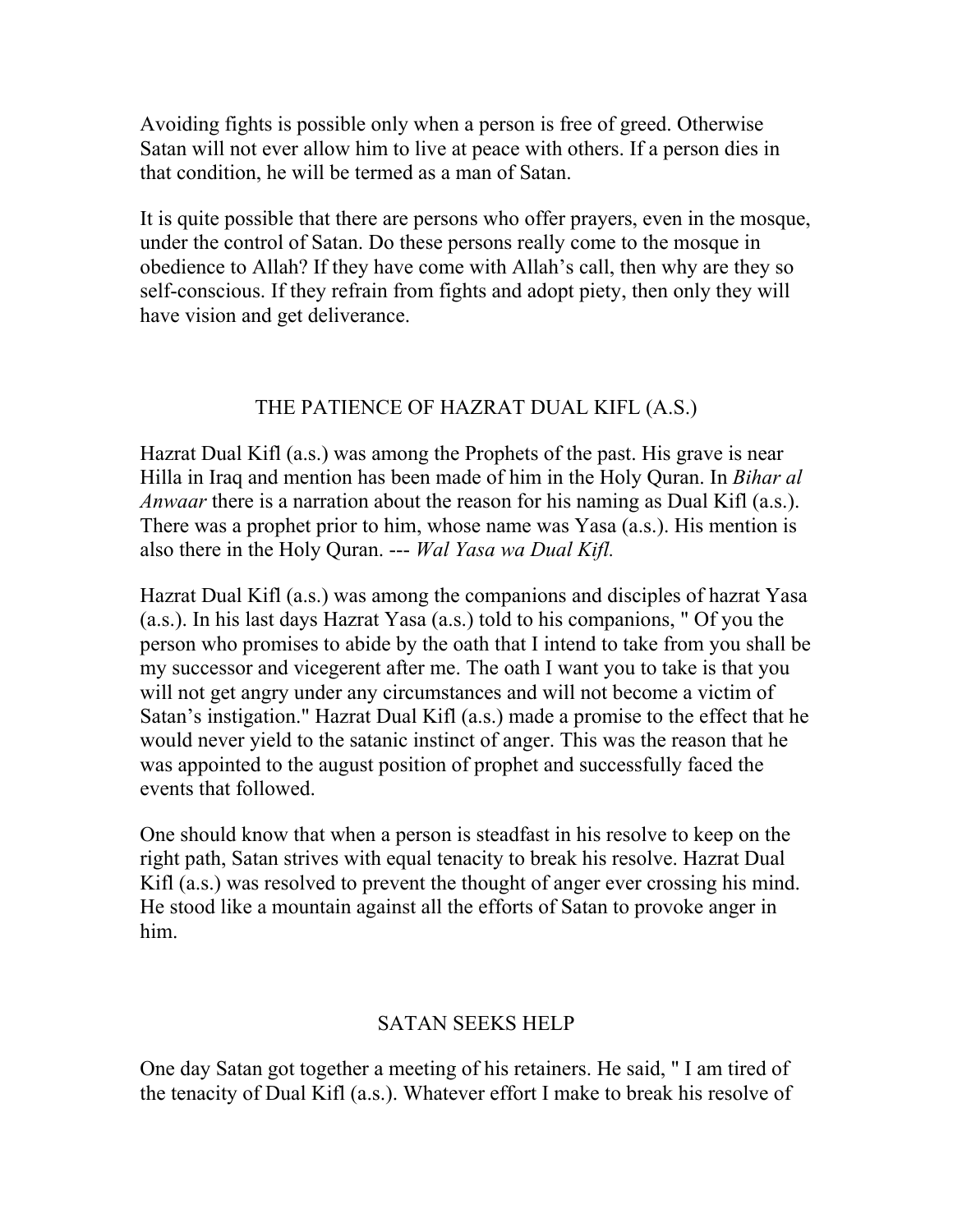Avoiding fights is possible only when a person is free of greed. Otherwise Satan will not ever allow him to live at peace with others. If a person dies in that condition, he will be termed as a man of Satan.

It is quite possible that there are persons who offer prayers, even in the mosque, under the control of Satan. Do these persons really come to the mosque in obedience to Allah? If they have come with Allah's call, then why are they so self-conscious. If they refrain from fights and adopt piety, then only they will have vision and get deliverance.

## THE PATIENCE OF HAZRAT DUAL KIFL (A.S.)

Hazrat Dual Kifl (a.s.) was among the Prophets of the past. His grave is near Hilla in Iraq and mention has been made of him in the Holy Quran. In *Bihar al Anwaar* there is a narration about the reason for his naming as Dual Kifl (a.s.). There was a prophet prior to him, whose name was Yasa (a.s.). His mention is also there in the Holy Quran. --- *Wal Yasa wa Dual Kifl.*

Hazrat Dual Kifl (a.s.) was among the companions and disciples of hazrat Yasa (a.s.). In his last days Hazrat Yasa (a.s.) told to his companions, " Of you the person who promises to abide by the oath that I intend to take from you shall be my successor and vicegerent after me. The oath I want you to take is that you will not get angry under any circumstances and will not become a victim of Satan's instigation." Hazrat Dual Kifl (a.s.) made a promise to the effect that he would never yield to the satanic instinct of anger. This was the reason that he was appointed to the august position of prophet and successfully faced the events that followed.

One should know that when a person is steadfast in his resolve to keep on the right path, Satan strives with equal tenacity to break his resolve. Hazrat Dual Kifl (a.s.) was resolved to prevent the thought of anger ever crossing his mind. He stood like a mountain against all the efforts of Satan to provoke anger in him.

## SATAN SEEKS HELP

One day Satan got together a meeting of his retainers. He said, " I am tired of the tenacity of Dual Kifl (a.s.). Whatever effort I make to break his resolve of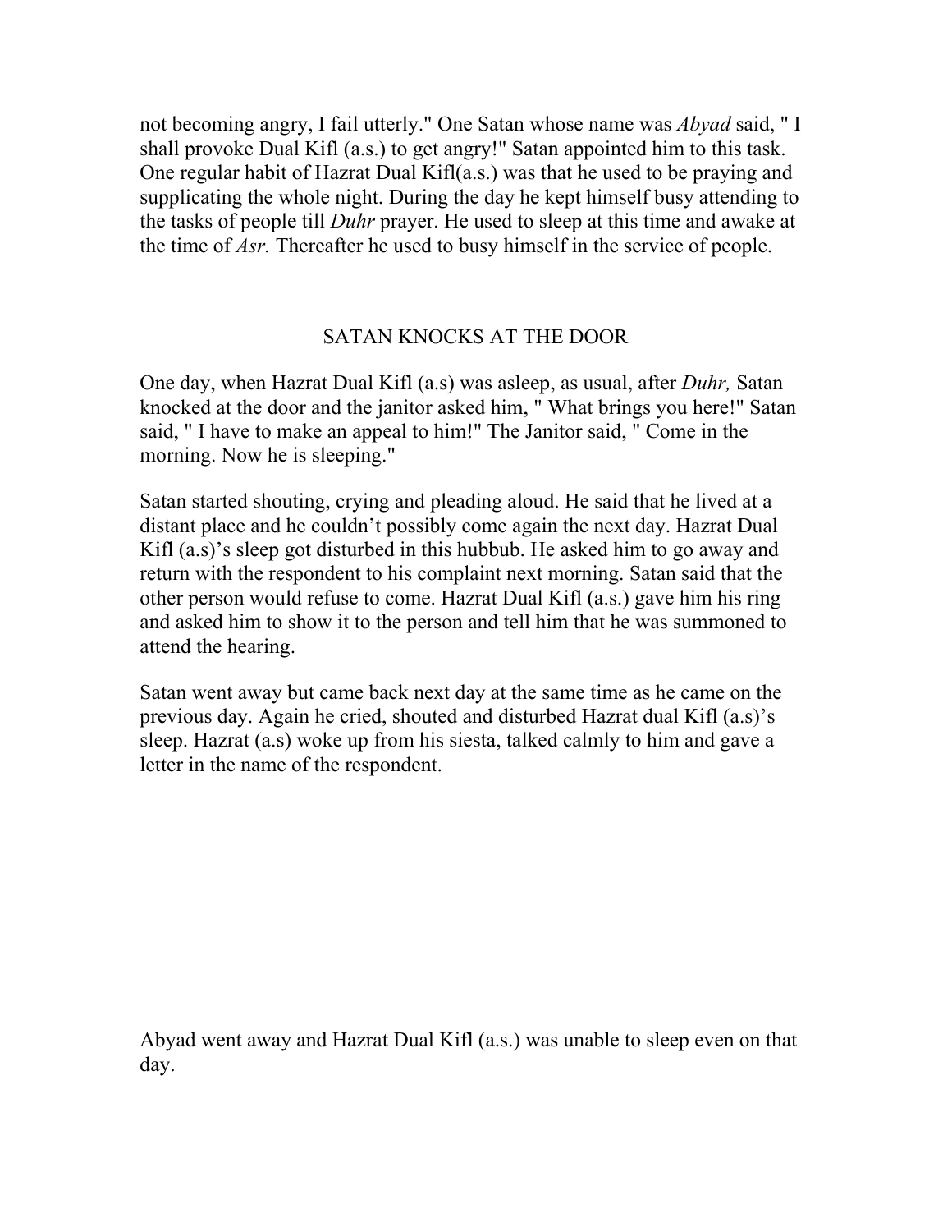not becoming angry, I fail utterly." One Satan whose name was *Abyad* said, " I shall provoke Dual Kifl (a.s.) to get angry!" Satan appointed him to this task. One regular habit of Hazrat Dual Kifl(a.s.) was that he used to be praying and supplicating the whole night. During the day he kept himself busy attending to the tasks of people till *Duhr* prayer. He used to sleep at this time and awake at the time of *Asr.* Thereafter he used to busy himself in the service of people.

## SATAN KNOCKS AT THE DOOR

One day, when Hazrat Dual Kifl (a.s) was asleep, as usual, after *Duhr,* Satan knocked at the door and the janitor asked him, " What brings you here!" Satan said, " I have to make an appeal to him!" The Janitor said, " Come in the morning. Now he is sleeping."

Satan started shouting, crying and pleading aloud. He said that he lived at a distant place and he couldn't possibly come again the next day. Hazrat Dual Kifl (a.s)'s sleep got disturbed in this hubbub. He asked him to go away and return with the respondent to his complaint next morning. Satan said that the other person would refuse to come. Hazrat Dual Kifl (a.s.) gave him his ring and asked him to show it to the person and tell him that he was summoned to attend the hearing.

Satan went away but came back next day at the same time as he came on the previous day. Again he cried, shouted and disturbed Hazrat dual Kifl (a.s)'s sleep. Hazrat (a.s) woke up from his siesta, talked calmly to him and gave a letter in the name of the respondent.

Abyad went away and Hazrat Dual Kifl (a.s.) was unable to sleep even on that day.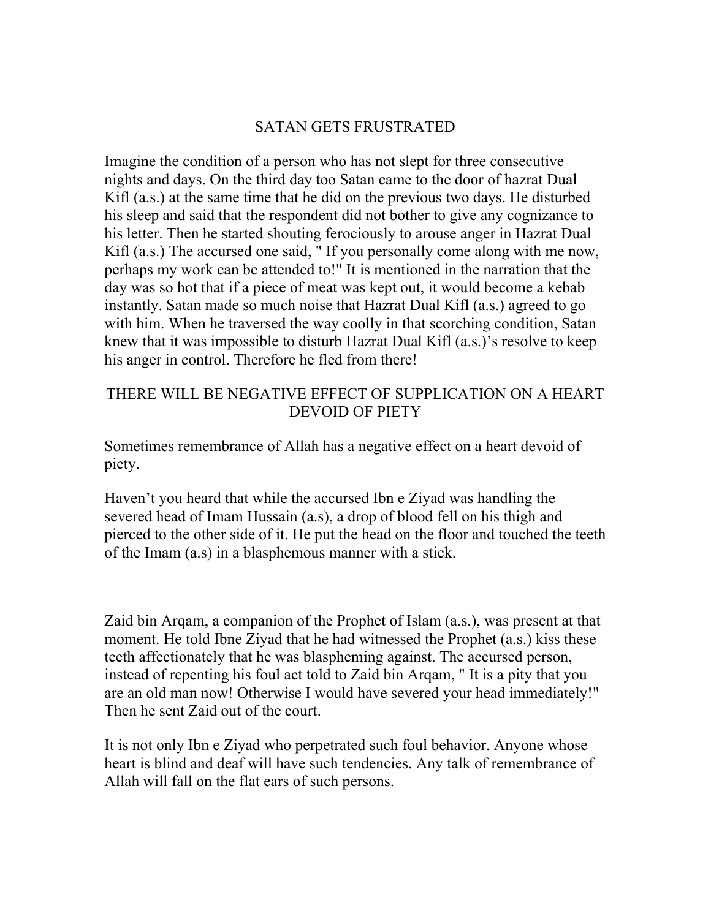## SATAN GETS FRUSTRATED

Imagine the condition of a person who has not slept for three consecutive nights and days. On the third day too Satan came to the door of hazrat Dual Kifl (a.s.) at the same time that he did on the previous two days. He disturbed his sleep and said that the respondent did not bother to give any cognizance to his letter. Then he started shouting ferociously to arouse anger in Hazrat Dual Kifl (a.s.) The accursed one said, " If you personally come along with me now, perhaps my work can be attended to!" It is mentioned in the narration that the day was so hot that if a piece of meat was kept out, it would become a kebab instantly. Satan made so much noise that Hazrat Dual Kifl (a.s.) agreed to go with him. When he traversed the way coolly in that scorching condition, Satan knew that it was impossible to disturb Hazrat Dual Kifl (a.s.)'s resolve to keep his anger in control. Therefore he fled from there!

## THERE WILL BE NEGATIVE EFFECT OF SUPPLICATION ON A HEART DEVOID OF PIETY

Sometimes remembrance of Allah has a negative effect on a heart devoid of piety.

Haven't you heard that while the accursed Ibn e Ziyad was handling the severed head of Imam Hussain (a.s), a drop of blood fell on his thigh and pierced to the other side of it. He put the head on the floor and touched the teeth of the Imam (a.s) in a blasphemous manner with a stick.

Zaid bin Arqam, a companion of the Prophet of Islam (a.s.), was present at that moment. He told Ibne Ziyad that he had witnessed the Prophet (a.s.) kiss these teeth affectionately that he was blaspheming against. The accursed person, instead of repenting his foul act told to Zaid bin Arqam, " It is a pity that you are an old man now! Otherwise I would have severed your head immediately!" Then he sent Zaid out of the court.

It is not only Ibn e Ziyad who perpetrated such foul behavior. Anyone whose heart is blind and deaf will have such tendencies. Any talk of remembrance of Allah will fall on the flat ears of such persons.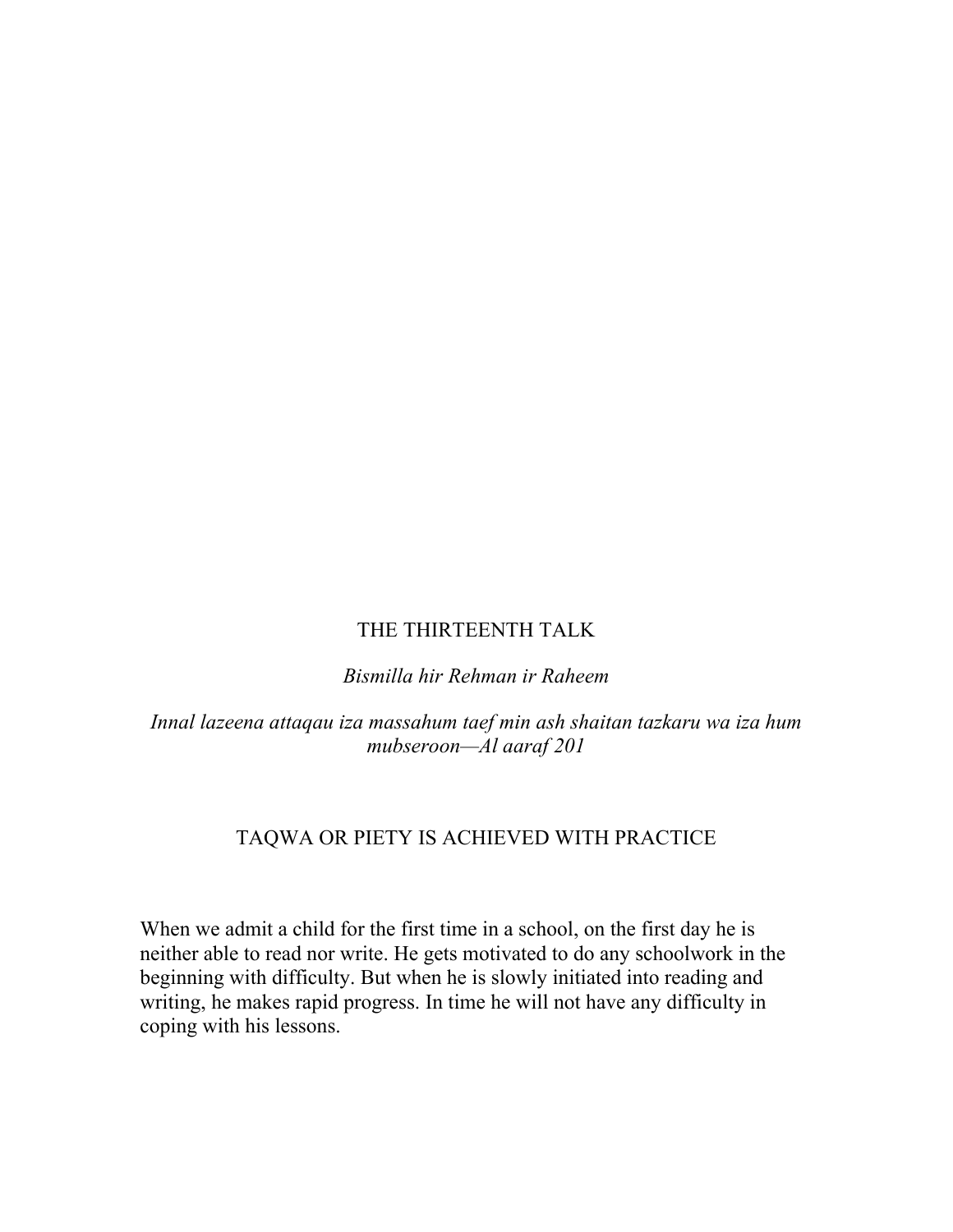# THE THIRTEENTH TALK

*Bismilla hir Rehman ir Raheem*

*Innal lazeena attaqau iza massahum taef min ash shaitan tazkaru wa iza hum mubseroon—Al aaraf 201*

## TAQWA OR PIETY IS ACHIEVED WITH PRACTICE

When we admit a child for the first time in a school, on the first day he is neither able to read nor write. He gets motivated to do any schoolwork in the beginning with difficulty. But when he is slowly initiated into reading and writing, he makes rapid progress. In time he will not have any difficulty in coping with his lessons.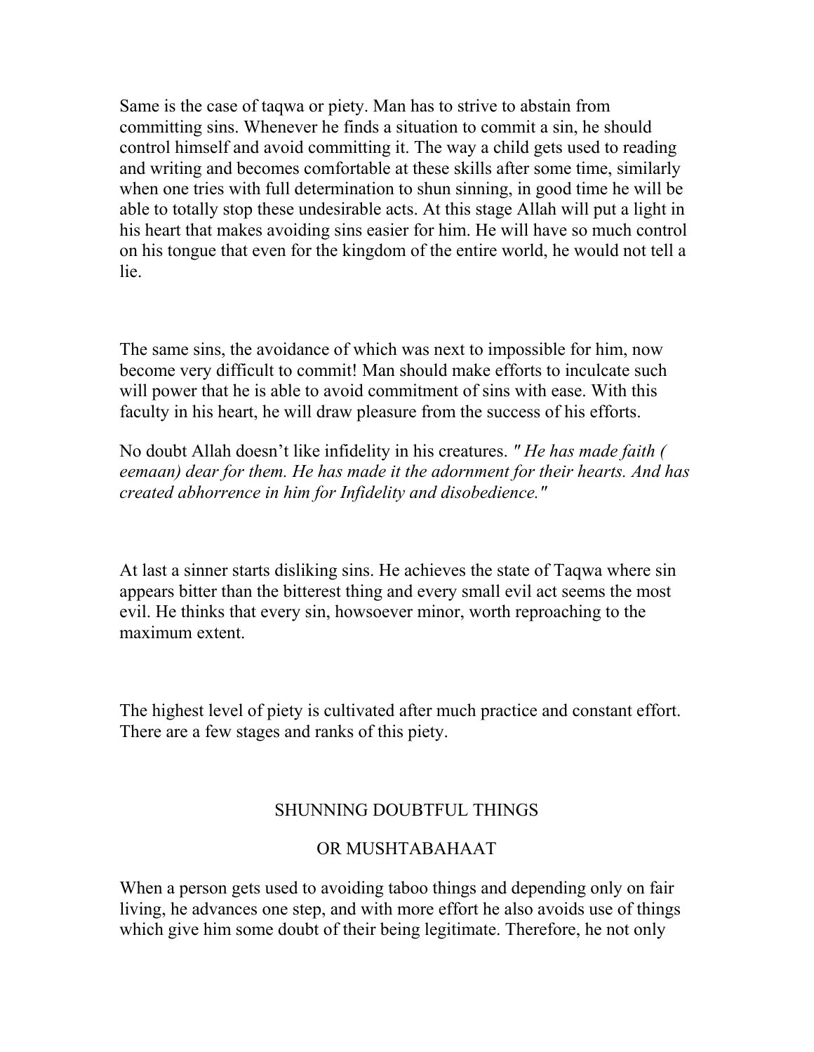Same is the case of taqwa or piety. Man has to strive to abstain from committing sins. Whenever he finds a situation to commit a sin, he should control himself and avoid committing it. The way a child gets used to reading and writing and becomes comfortable at these skills after some time, similarly when one tries with full determination to shun sinning, in good time he will be able to totally stop these undesirable acts. At this stage Allah will put a light in his heart that makes avoiding sins easier for him. He will have so much control on his tongue that even for the kingdom of the entire world, he would not tell a lie.

The same sins, the avoidance of which was next to impossible for him, now become very difficult to commit! Man should make efforts to inculcate such will power that he is able to avoid commitment of sins with ease. With this faculty in his heart, he will draw pleasure from the success of his efforts.

No doubt Allah doesn't like infidelity in his creatures. *" He has made faith ( eemaan) dear for them. He has made it the adornment for their hearts. And has created abhorrence in him for Infidelity and disobedience."*

At last a sinner starts disliking sins. He achieves the state of Taqwa where sin appears bitter than the bitterest thing and every small evil act seems the most evil. He thinks that every sin, howsoever minor, worth reproaching to the maximum extent.

The highest level of piety is cultivated after much practice and constant effort. There are a few stages and ranks of this piety.

## SHUNNING DOUBTFUL THINGS

## OR MUSHTABAHAAT

When a person gets used to avoiding taboo things and depending only on fair living, he advances one step, and with more effort he also avoids use of things which give him some doubt of their being legitimate. Therefore, he not only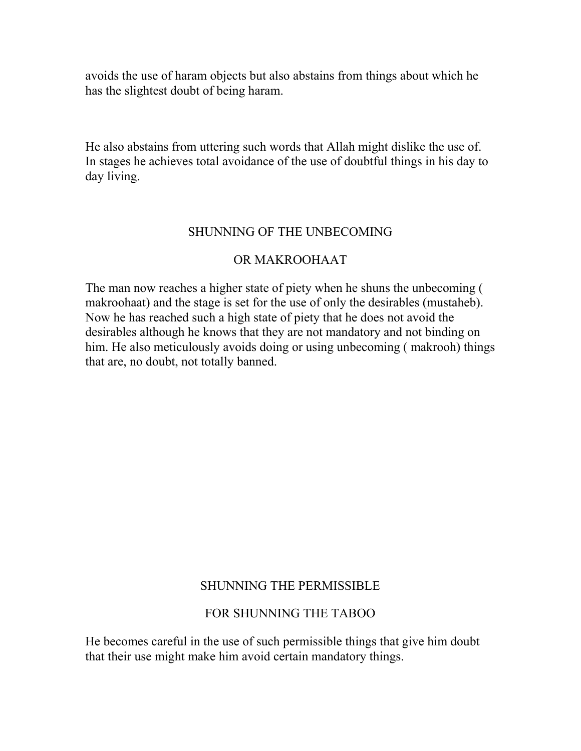avoids the use of haram objects but also abstains from things about which he has the slightest doubt of being haram.

He also abstains from uttering such words that Allah might dislike the use of. In stages he achieves total avoidance of the use of doubtful things in his day to day living.

## SHUNNING OF THE UNBECOMING OR MAKROOHAAT

The man now reaches a higher state of piety when he shuns the unbecoming ( makroohaat) and the stage is set for the use of only the desirables (mustaheb). Now he has reached such a high state of piety that he does not avoid the desirables although he knows that they are not mandatory and not binding on him. He also meticulously avoids doing or using unbecoming ( makrooh) things that are, no doubt, not totally banned.

## SHUNNING THE PERMISSIBLE FOR SHUNNING THE TABOO

He becomes careful in the use of such permissible things that give him doubt that their use might make him avoid certain mandatory things.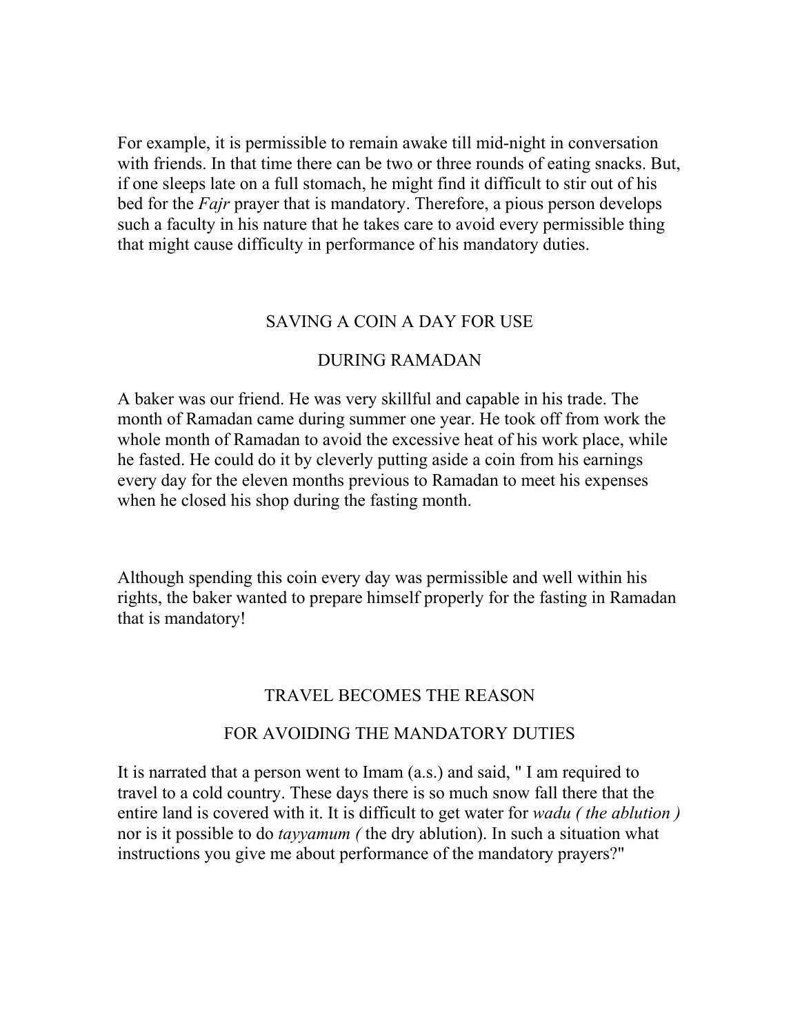For example, it is permissible to remain awake till mid-night in conversation with friends. In that time there can be two or three rounds of eating snacks. But, if one sleeps late on a full stomach, he might find it difficult to stir out of his bed for the *Fajr* prayer that is mandatory. Therefore, a pious person develops such a faculty in his nature that he takes care to avoid every permissible thing that might cause difficulty in performance of his mandatory duties.

## SAVING A COIN A DAY FOR USE DURING RAMADAN

A baker was our friend. He was very skillful and capable in his trade. The month of Ramadan came during summer one year. He took off from work the whole month of Ramadan to avoid the excessive heat of his work place, while he fasted. He could do it by cleverly putting aside a coin from his earnings every day for the eleven months previous to Ramadan to meet his expenses when he closed his shop during the fasting month.

Although spending this coin every day was permissible and well within his rights, the baker wanted to prepare himself properly for the fasting in Ramadan that is mandatory!

## TRAVEL BECOMES THE REASON FOR AVOIDING THE MANDATORY DUTIES

It is narrated that a person went to Imam (a.s.) and said, " I am required to travel to a cold country. These days there is so much snow fall there that the entire land is covered with it. It is difficult to get water for *wadu ( the ablution )* nor is it possible to do *tayyamum (* the dry ablution). In such a situation what instructions you give me about performance of the mandatory prayers?"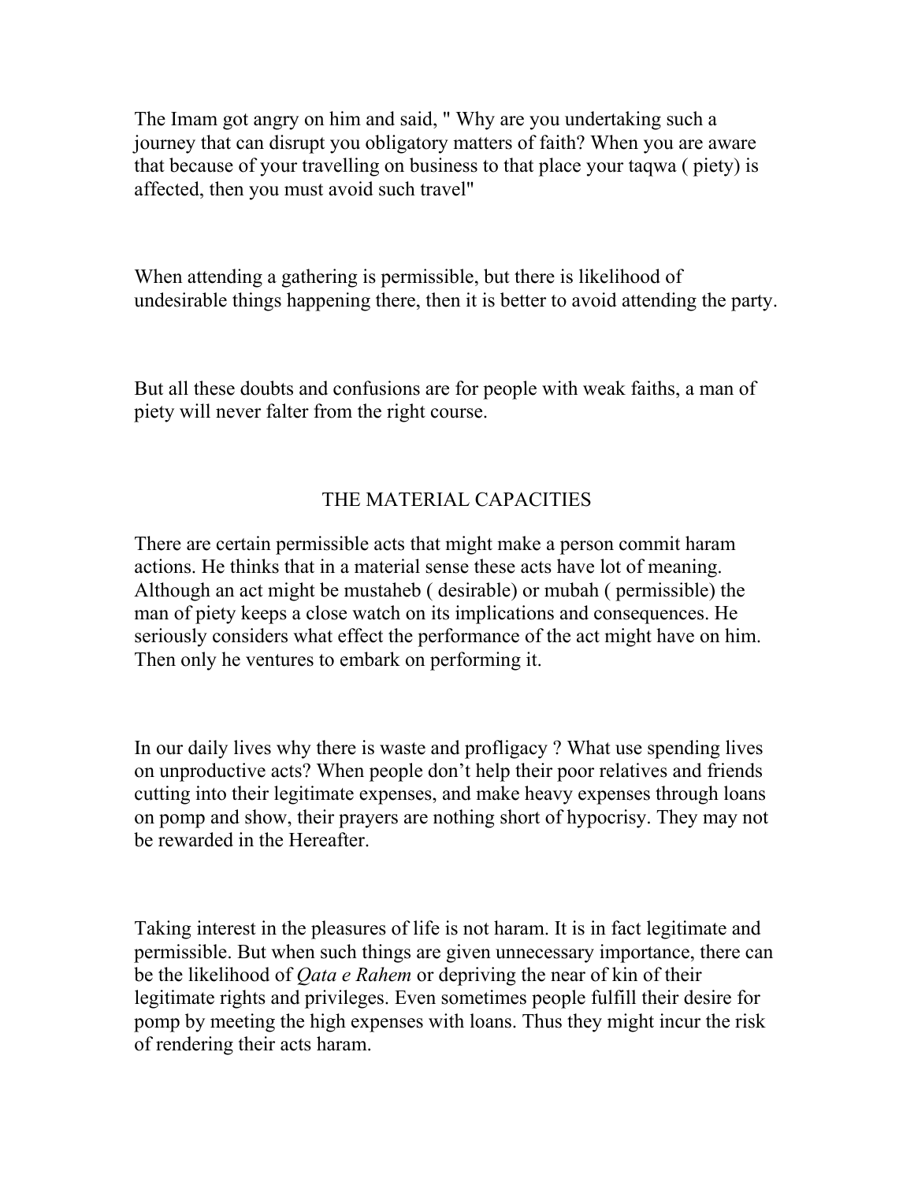The Imam got angry on him and said, " Why are you undertaking such a journey that can disrupt you obligatory matters of faith? When you are aware that because of your travelling on business to that place your taqwa ( piety) is affected, then you must avoid such travel"

When attending a gathering is permissible, but there is likelihood of undesirable things happening there, then it is better to avoid attending the party.

But all these doubts and confusions are for people with weak faiths, a man of piety will never falter from the right course.

## THE MATERIAL CAPACITIES

There are certain permissible acts that might make a person commit haram actions. He thinks that in a material sense these acts have lot of meaning. Although an act might be mustaheb ( desirable) or mubah ( permissible) the man of piety keeps a close watch on its implications and consequences. He seriously considers what effect the performance of the act might have on him. Then only he ventures to embark on performing it.

In our daily lives why there is waste and profligacy ? What use spending lives on unproductive acts? When people don't help their poor relatives and friends cutting into their legitimate expenses, and make heavy expenses through loans on pomp and show, their prayers are nothing short of hypocrisy. They may not be rewarded in the Hereafter.

Taking interest in the pleasures of life is not haram. It is in fact legitimate and permissible. But when such things are given unnecessary importance, there can be the likelihood of *Qata e Rahem* or depriving the near of kin of their legitimate rights and privileges. Even sometimes people fulfill their desire for pomp by meeting the high expenses with loans. Thus they might incur the risk of rendering their acts haram.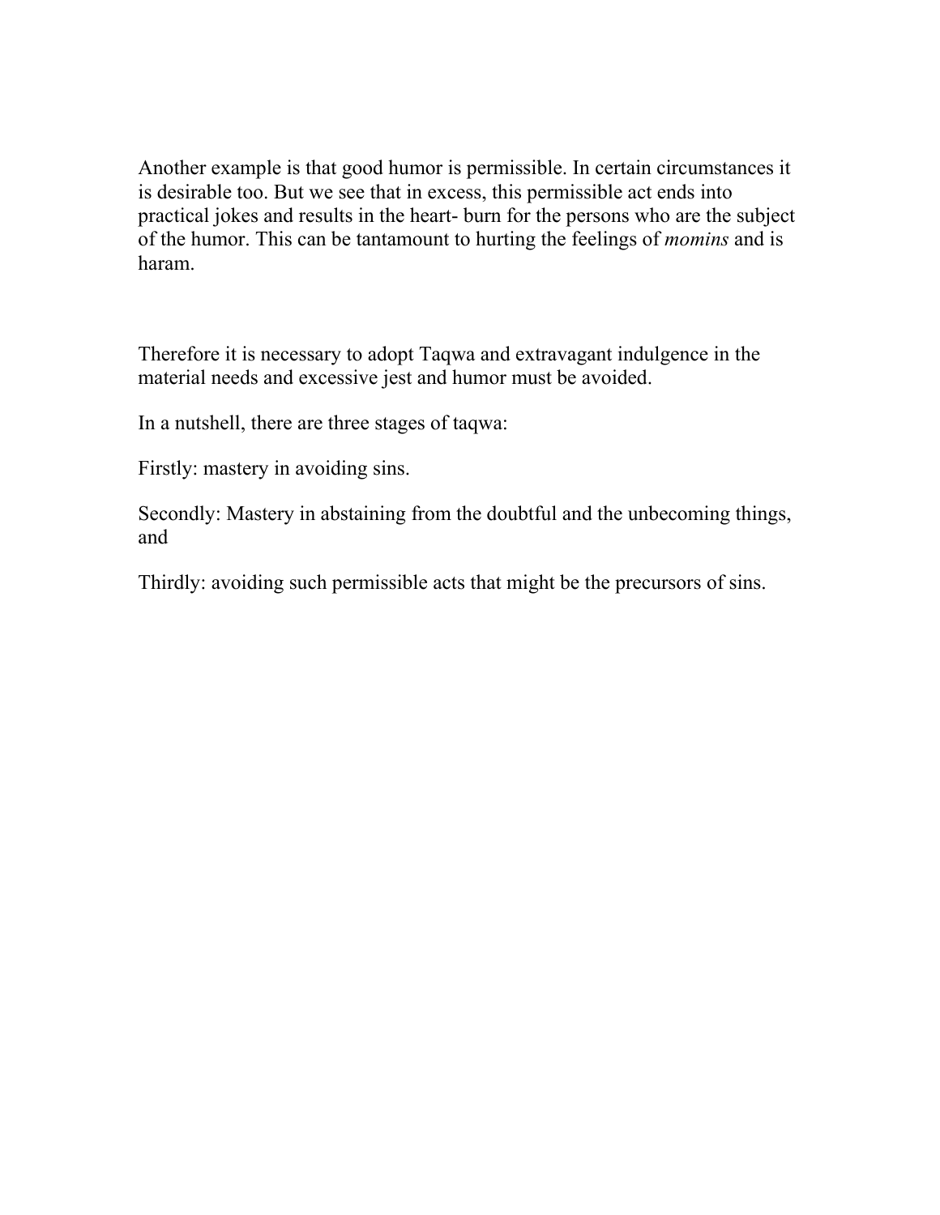Another example is that good humor is permissible. In certain circumstances it is desirable too. But we see that in excess, this permissible act ends into practical jokes and results in the heart- burn for the persons who are the subject of the humor. This can be tantamount to hurting the feelings of *momins* and is haram.

Therefore it is necessary to adopt Taqwa and extravagant indulgence in the material needs and excessive jest and humor must be avoided.

In a nutshell, there are three stages of taqwa:

Firstly: mastery in avoiding sins.

Secondly: Mastery in abstaining from the doubtful and the unbecoming things, and

Thirdly: avoiding such permissible acts that might be the precursors of sins.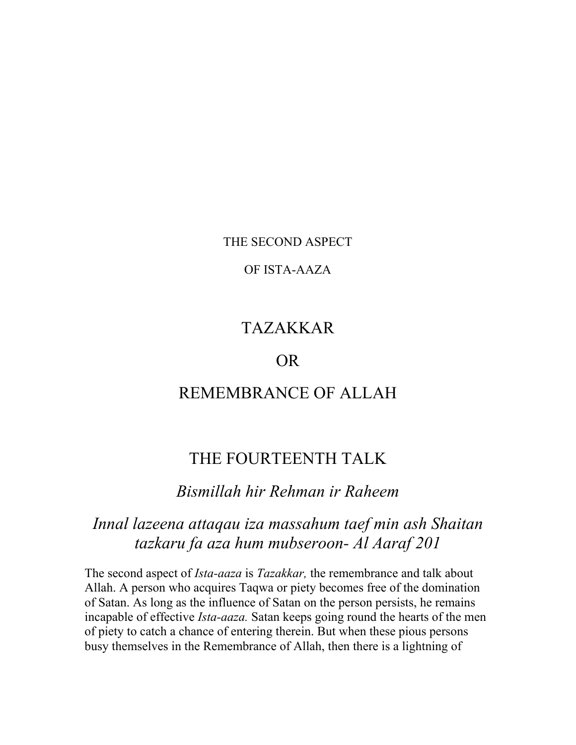THE SECOND ASPECT

OF ISTA-AAZA

# TAZAKKAR

# OR

# REMEMBRANCE OF ALLAH

## THE FOURTEENTH TALK

*Bismillah hir Rehman ir Raheem*

*Innal lazeena attaqau iza massahum taef min ash Shaitan tazkaru fa aza hum mubseroon- Al Aaraf 201*

The second aspect of *Ista-aaza* is *Tazakkar,* the remembrance and talk about Allah. A person who acquires Taqwa or piety becomes free of the domination of Satan. As long as the influence of Satan on the person persists, he remains incapable of effective *Ista-aaza.* Satan keeps going round the hearts of the men of piety to catch a chance of entering therein. But when these pious persons busy themselves in the Remembrance of Allah, then there is a lightning of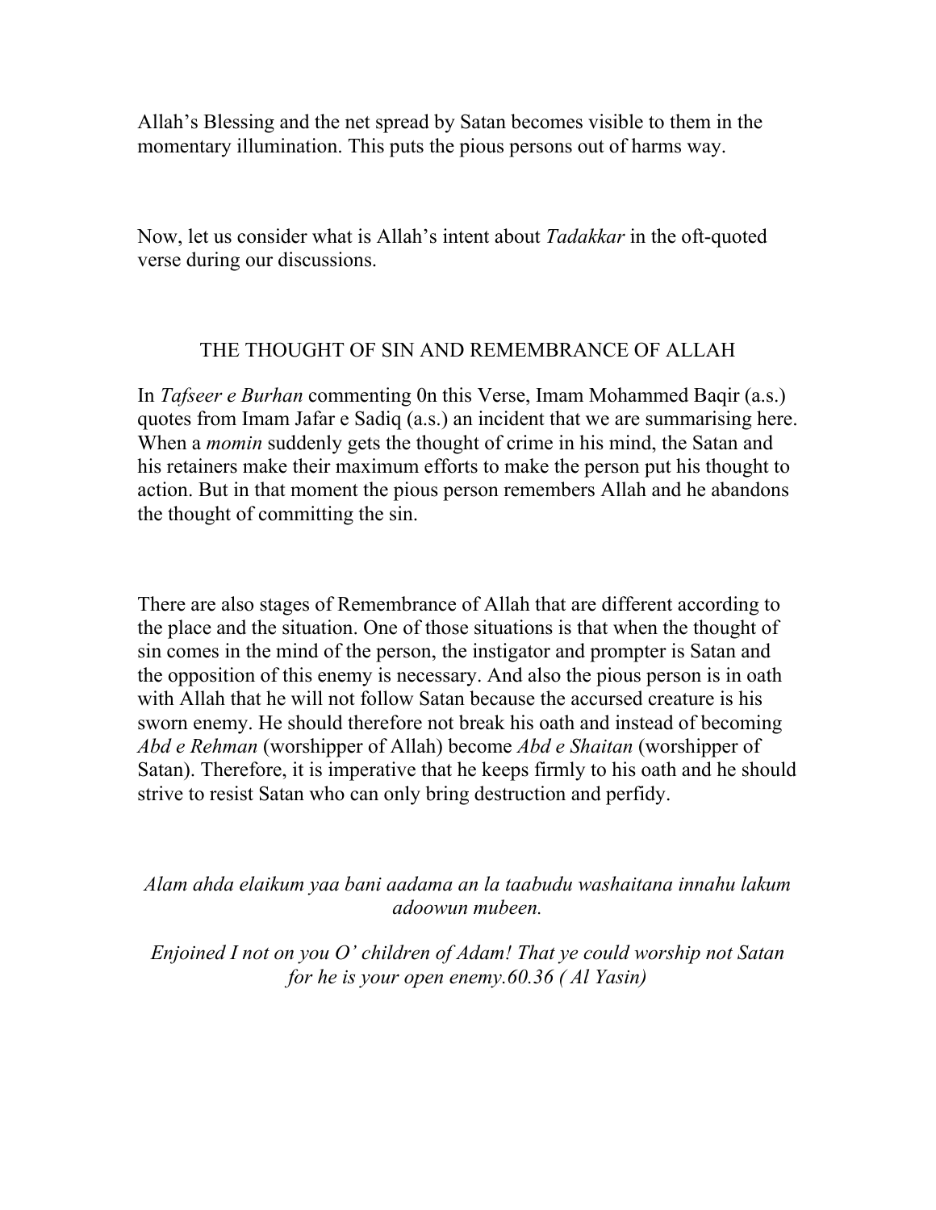Allah's Blessing and the net spread by Satan becomes visible to them in the momentary illumination. This puts the pious persons out of harms way.

Now, let us consider what is Allah's intent about *Tadakkar* in the oft-quoted verse during our discussions.

## THE THOUGHT OF SIN AND REMEMBRANCE OF ALLAH

In *Tafseer e Burhan* commenting 0n this Verse, Imam Mohammed Baqir (a.s.) quotes from Imam Jafar e Sadiq (a.s.) an incident that we are summarising here. When a *momin* suddenly gets the thought of crime in his mind, the Satan and his retainers make their maximum efforts to make the person put his thought to action. But in that moment the pious person remembers Allah and he abandons the thought of committing the sin.

There are also stages of Remembrance of Allah that are different according to the place and the situation. One of those situations is that when the thought of sin comes in the mind of the person, the instigator and prompter is Satan and the opposition of this enemy is necessary. And also the pious person is in oath with Allah that he will not follow Satan because the accursed creature is his sworn enemy. He should therefore not break his oath and instead of becoming *Abd e Rehman* (worshipper of Allah) become *Abd e Shaitan* (worshipper of Satan). Therefore, it is imperative that he keeps firmly to his oath and he should strive to resist Satan who can only bring destruction and perfidy.

*Alam ahda elaikum yaa bani aadama an la taabudu washaitana innahu lakum adoowun mubeen.*

*Enjoined I not on you O' children of Adam! That ye could worship not Satan for he is your open enemy.60.36 ( Al Yasin)*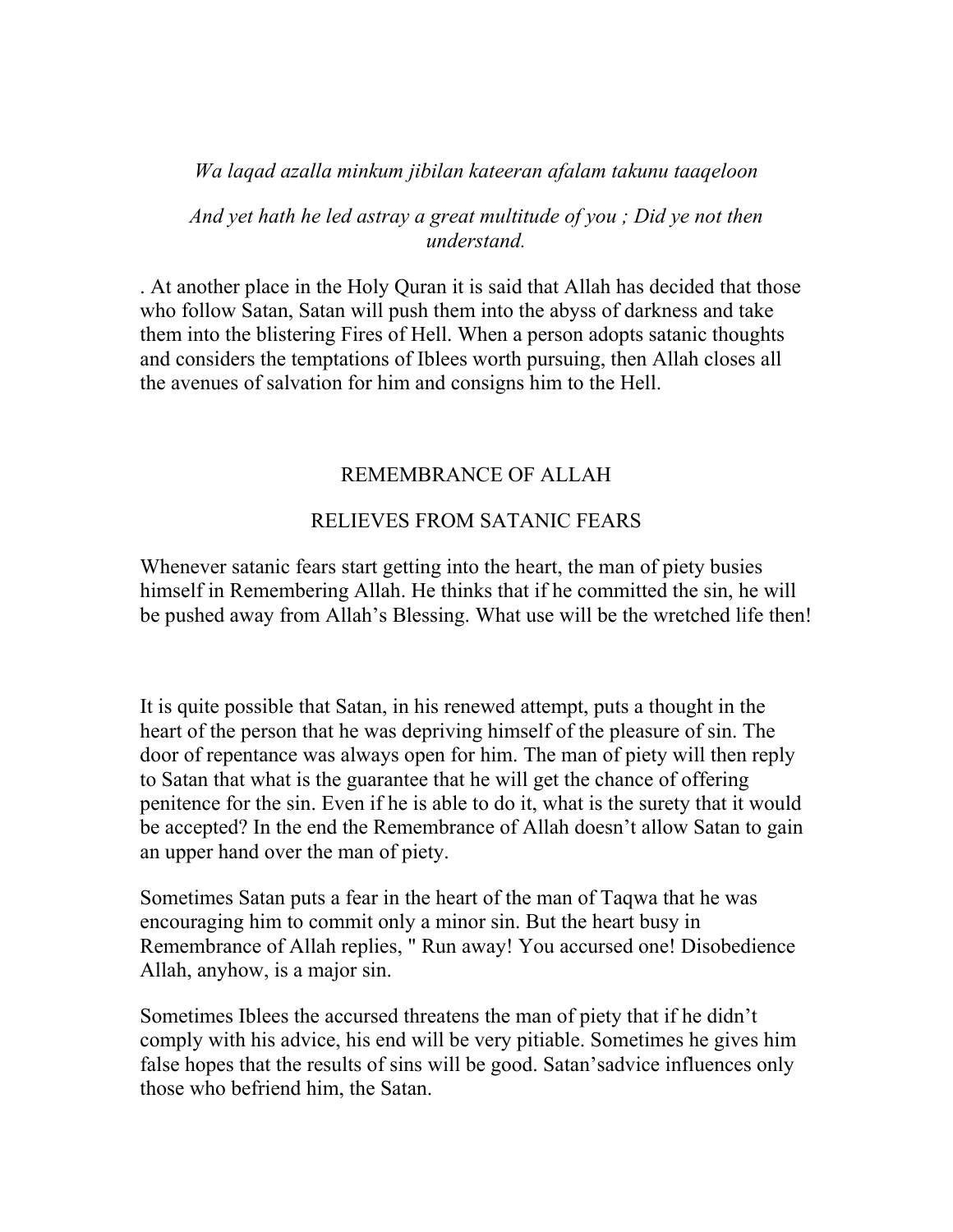*Wa laqad azalla minkum jibilan kateeran afalam takunu taaqeloon*

*And yet hath he led astray a great multitude of you ; Did ye not then understand.*

. At another place in the Holy Quran it is said that Allah has decided that those who follow Satan, Satan will push them into the abyss of darkness and take them into the blistering Fires of Hell. When a person adopts satanic thoughts and considers the temptations of Iblees worth pursuing, then Allah closes all the avenues of salvation for him and consigns him to the Hell.

## REMEMBRANCE OF ALLAH

## RELIEVES FROM SATANIC FEARS

Whenever satanic fears start getting into the heart, the man of piety busies himself in Remembering Allah. He thinks that if he committed the sin, he will be pushed away from Allah's Blessing. What use will be the wretched life then!

It is quite possible that Satan, in his renewed attempt, puts a thought in the heart of the person that he was depriving himself of the pleasure of sin. The door of repentance was always open for him. The man of piety will then reply to Satan that what is the guarantee that he will get the chance of offering penitence for the sin. Even if he is able to do it, what is the surety that it would be accepted? In the end the Remembrance of Allah doesn't allow Satan to gain an upper hand over the man of piety.

Sometimes Satan puts a fear in the heart of the man of Taqwa that he was encouraging him to commit only a minor sin. But the heart busy in Remembrance of Allah replies, " Run away! You accursed one! Disobedience Allah, anyhow, is a major sin.

Sometimes Iblees the accursed threatens the man of piety that if he didn't comply with his advice, his end will be very pitiable. Sometimes he gives him false hopes that the results of sins will be good. Satan'sadvice influences only those who befriend him, the Satan.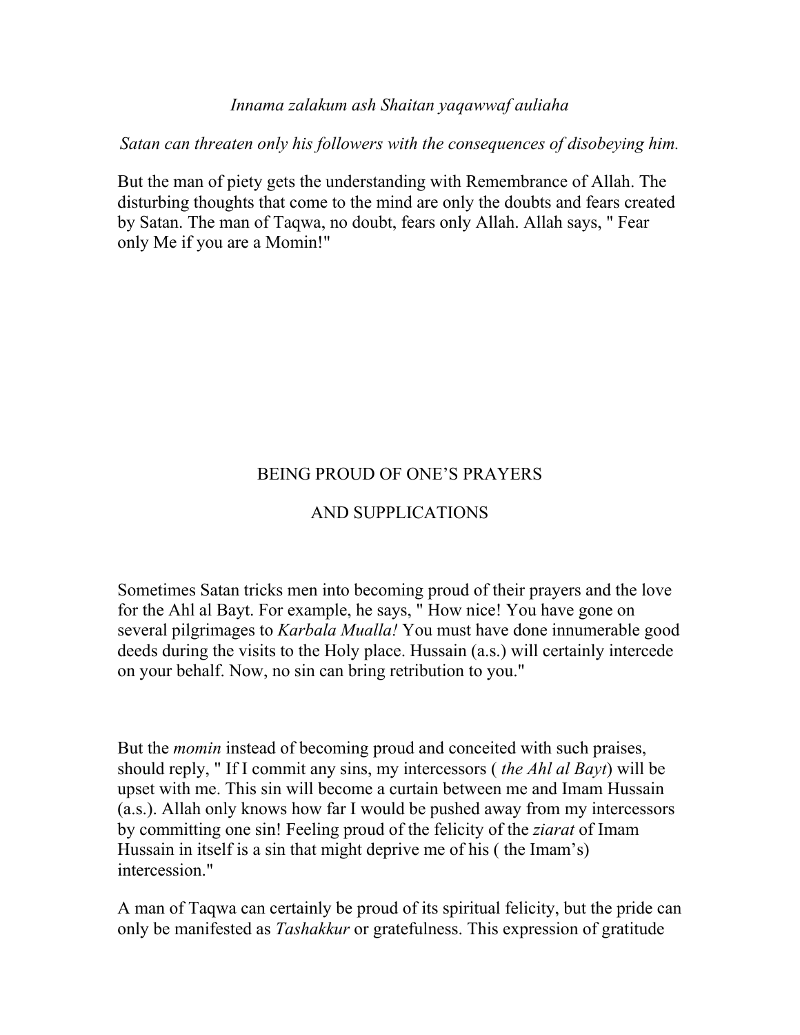*Innama zalakum ash Shaitan yaqawwaf auliaha*

*Satan can threaten only his followers with the consequences of disobeying him.*

But the man of piety gets the understanding with Remembrance of Allah. The disturbing thoughts that come to the mind are only the doubts and fears created by Satan. The man of Taqwa, no doubt, fears only Allah. Allah says, " Fear only Me if you are a Momin!"

## BEING PROUD OF ONE'S PRAYERS AND SUPPLICATIONS

Sometimes Satan tricks men into becoming proud of their prayers and the love for the Ahl al Bayt. For example, he says, " How nice! You have gone on several pilgrimages to *Karbala Mualla!* You must have done innumerable good deeds during the visits to the Holy place. Hussain (a.s.) will certainly intercede on your behalf. Now, no sin can bring retribution to you."

But the *momin* instead of becoming proud and conceited with such praises, should reply, " If I commit any sins, my intercessors ( *the Ahl al Bayt*) will be upset with me. This sin will become a curtain between me and Imam Hussain (a.s.). Allah only knows how far I would be pushed away from my intercessors by committing one sin! Feeling proud of the felicity of the *ziarat* of Imam Hussain in itself is a sin that might deprive me of his ( the Imam's) intercession."

A man of Taqwa can certainly be proud of its spiritual felicity, but the pride can only be manifested as *Tashakkur* or gratefulness. This expression of gratitude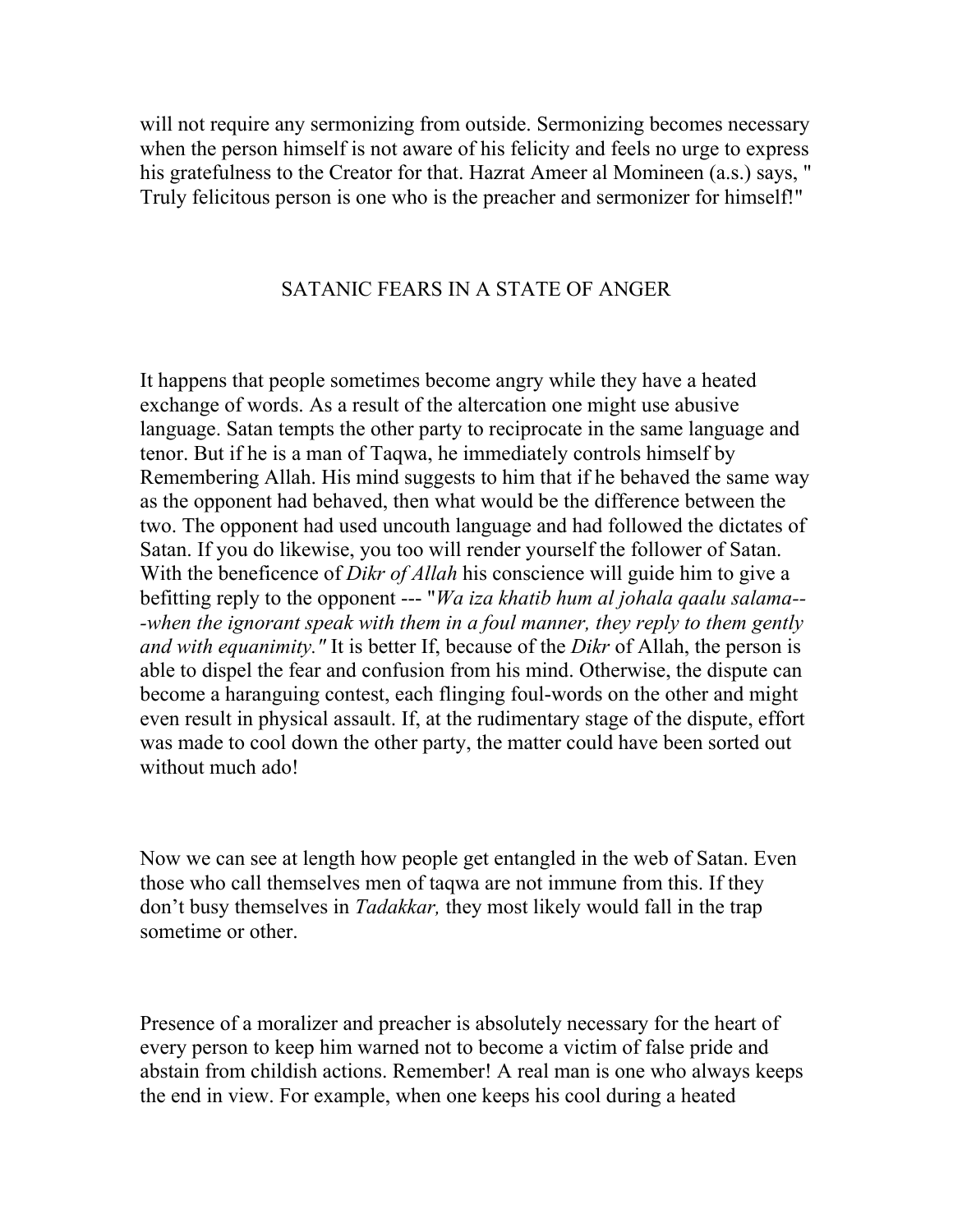will not require any sermonizing from outside. Sermonizing becomes necessary when the person himself is not aware of his felicity and feels no urge to express his gratefulness to the Creator for that. Hazrat Ameer al Momineen (a.s.) says, " Truly felicitous person is one who is the preacher and sermonizer for himself!"

## SATANIC FEARS IN A STATE OF ANGER

It happens that people sometimes become angry while they have a heated exchange of words. As a result of the altercation one might use abusive language. Satan tempts the other party to reciprocate in the same language and tenor. But if he is a man of Taqwa, he immediately controls himself by Remembering Allah. His mind suggests to him that if he behaved the same way as the opponent had behaved, then what would be the difference between the two. The opponent had used uncouth language and had followed the dictates of Satan. If you do likewise, you too will render yourself the follower of Satan. With the beneficence of *Dikr of Allah* his conscience will guide him to give a befitting reply to the opponent --- "*Wa iza khatib hum al johala qaalu salama---when the ignorant speak with them in a foul manner, they reply to them gently and with equanimity."* It is better If, because of the *Dikr* of Allah, the person is able to dispel the fear and confusion from his mind. Otherwise, the dispute can become a haranguing contest, each flinging foul-words on the other and might even result in physical assault. If, at the rudimentary stage of the dispute, effort was made to cool down the other party, the matter could have been sorted out without much ado!

Now we can see at length how people get entangled in the web of Satan. Even those who call themselves men of taqwa are not immune from this. If they don't busy themselves in *Tadakkar,* they most likely would fall in the trap sometime or other.

Presence of a moralizer and preacher is absolutely necessary for the heart of every person to keep him warned not to become a victim of false pride and abstain from childish actions. Remember! A real man is one who always keeps the end in view. For example, when one keeps his cool during a heated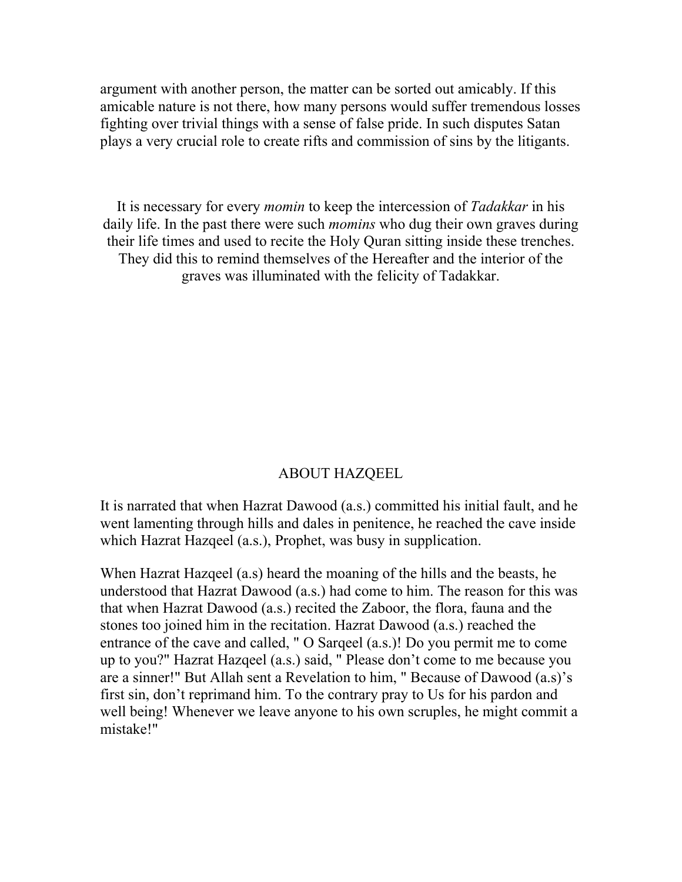argument with another person, the matter can be sorted out amicably. If this amicable nature is not there, how many persons would suffer tremendous losses fighting over trivial things with a sense of false pride. In such disputes Satan plays a very crucial role to create rifts and commission of sins by the litigants.

It is necessary for every *momin* to keep the intercession of *Tadakkar* in his daily life. In the past there were such *momins* who dug their own graves during their life times and used to recite the Holy Quran sitting inside these trenches. They did this to remind themselves of the Hereafter and the interior of the graves was illuminated with the felicity of Tadakkar.

## ABOUT HAZQEEL

It is narrated that when Hazrat Dawood (a.s.) committed his initial fault, and he went lamenting through hills and dales in penitence, he reached the cave inside which Hazrat Hazqeel (a.s.), Prophet, was busy in supplication.

When Hazrat Hazqeel (a.s) heard the moaning of the hills and the beasts, he understood that Hazrat Dawood (a.s.) had come to him. The reason for this was that when Hazrat Dawood (a.s.) recited the Zaboor, the flora, fauna and the stones too joined him in the recitation. Hazrat Dawood (a.s.) reached the entrance of the cave and called, " O Sarqeel (a.s.)! Do you permit me to come up to you?" Hazrat Hazqeel (a.s.) said, " Please don't come to me because you are a sinner!" But Allah sent a Revelation to him, " Because of Dawood (a.s)'s first sin, don't reprimand him. To the contrary pray to Us for his pardon and well being! Whenever we leave anyone to his own scruples, he might commit a mistake!"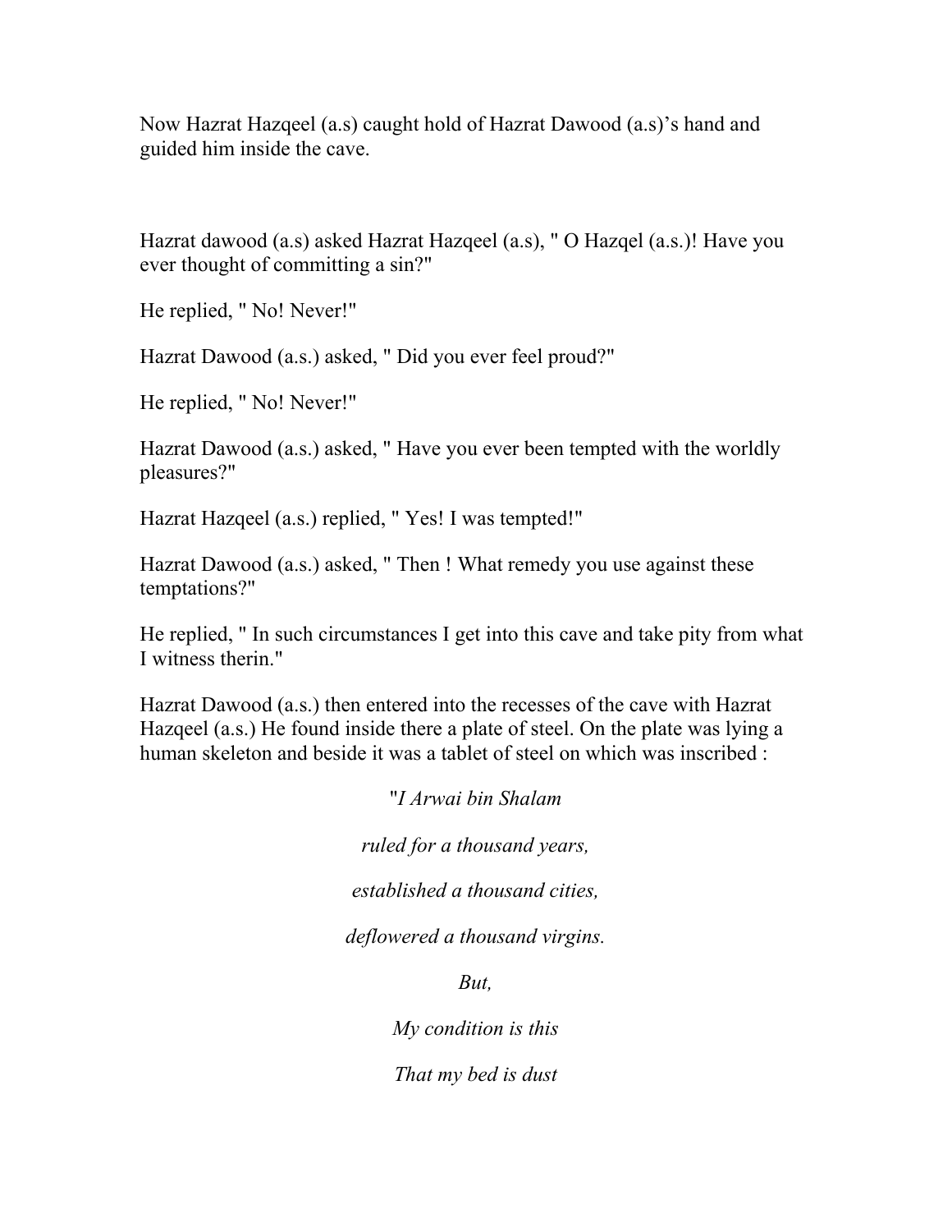Now Hazrat Hazqeel (a.s) caught hold of Hazrat Dawood (a.s)'s hand and guided him inside the cave.

Hazrat dawood (a.s) asked Hazrat Hazqeel (a.s), " O Hazqel (a.s.)! Have you ever thought of committing a sin?"

He replied, " No! Never!"

Hazrat Dawood (a.s.) asked, " Did you ever feel proud?"

He replied, " No! Never!"

Hazrat Dawood (a.s.) asked, " Have you ever been tempted with the worldly pleasures?"

Hazrat Hazqeel (a.s.) replied, " Yes! I was tempted!"

Hazrat Dawood (a.s.) asked, " Then ! What remedy you use against these temptations?"

He replied, " In such circumstances I get into this cave and take pity from what I witness therin."

Hazrat Dawood (a.s.) then entered into the recesses of the cave with Hazrat Hazqeel (a.s.) He found inside there a plate of steel. On the plate was lying a human skeleton and beside it was a tablet of steel on which was inscribed :

"*I Arwai bin Shalam*

*ruled for a thousand years,*

*established a thousand cities,*

*deflowered a thousand virgins.*

*But,*

*My condition is this*

*That my bed is dust*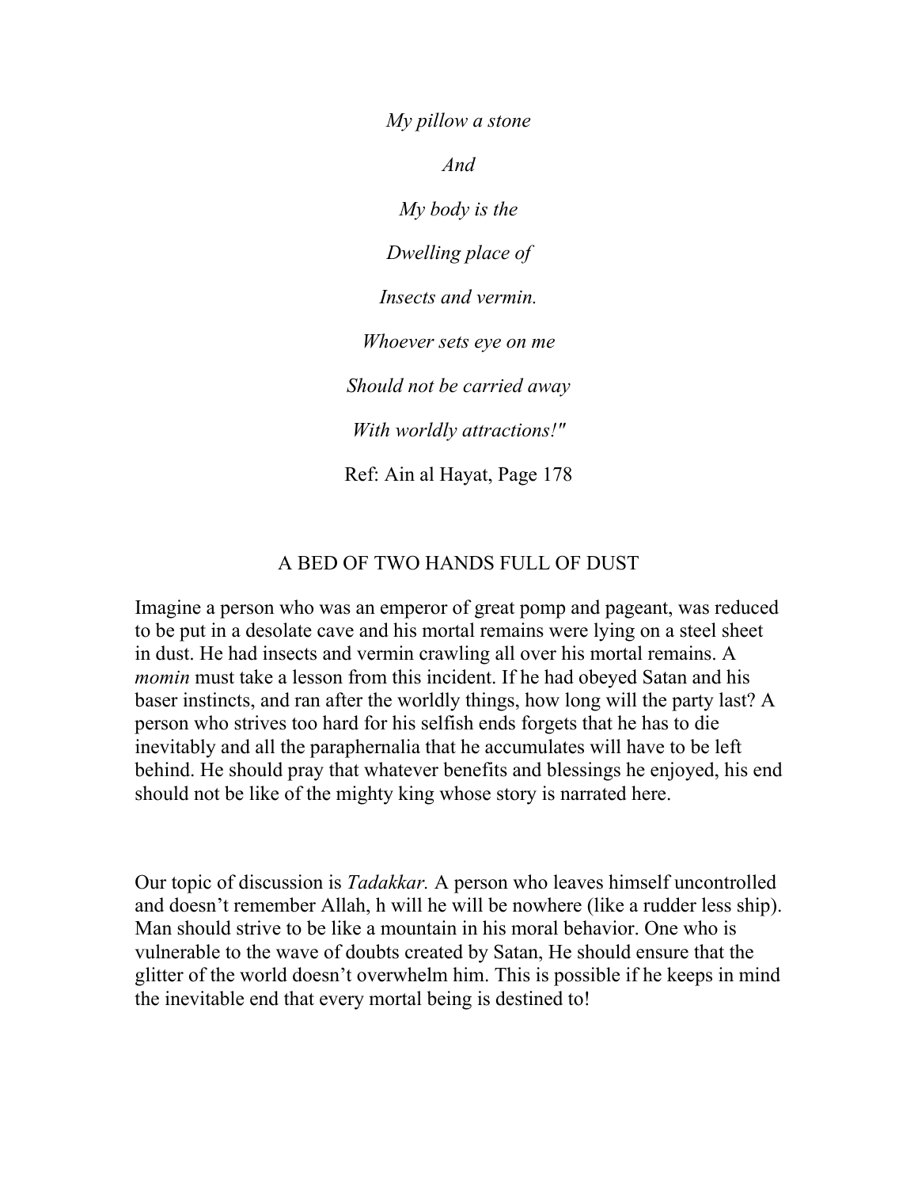*My pillow a stone*

*And*

*My body is the*

*Dwelling place of*

*Insects and vermin.*

*Whoever sets eye on me*

*Should not be carried away*

*With worldly attractions!"*

Ref: Ain al Hayat, Page 178

## A BED OF TWO HANDS FULL OF DUST

Imagine a person who was an emperor of great pomp and pageant, was reduced to be put in a desolate cave and his mortal remains were lying on a steel sheet in dust. He had insects and vermin crawling all over his mortal remains. A *momin* must take a lesson from this incident. If he had obeyed Satan and his baser instincts, and ran after the worldly things, how long will the party last? A person who strives too hard for his selfish ends forgets that he has to die inevitably and all the paraphernalia that he accumulates will have to be left behind. He should pray that whatever benefits and blessings he enjoyed, his end should not be like of the mighty king whose story is narrated here.

Our topic of discussion is *Tadakkar.* A person who leaves himself uncontrolled and doesn't remember Allah, h will he will be nowhere (like a rudder less ship). Man should strive to be like a mountain in his moral behavior. One who is vulnerable to the wave of doubts created by Satan, He should ensure that the glitter of the world doesn't overwhelm him. This is possible if he keeps in mind the inevitable end that every mortal being is destined to!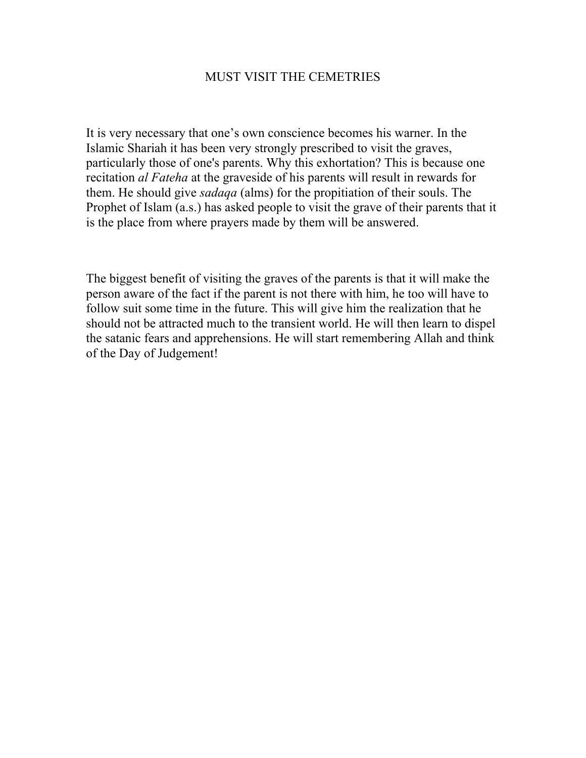# MUST VISIT THE CEMETRIES

It is very necessary that one's own conscience becomes his warner. In the Islamic Shariah it has been very strongly prescribed to visit the graves, particularly those of one's parents. Why this exhortation? This is because one recitation *al Fateha* at the graveside of his parents will result in rewards for them. He should give *sadaqa* (alms) for the propitiation of their souls. The Prophet of Islam (a.s.) has asked people to visit the grave of their parents that it is the place from where prayers made by them will be answered.

The biggest benefit of visiting the graves of the parents is that it will make the person aware of the fact if the parent is not there with him, he too will have to follow suit some time in the future. This will give him the realization that he should not be attracted much to the transient world. He will then learn to dispel the satanic fears and apprehensions. He will start remembering Allah and think of the Day of Judgement!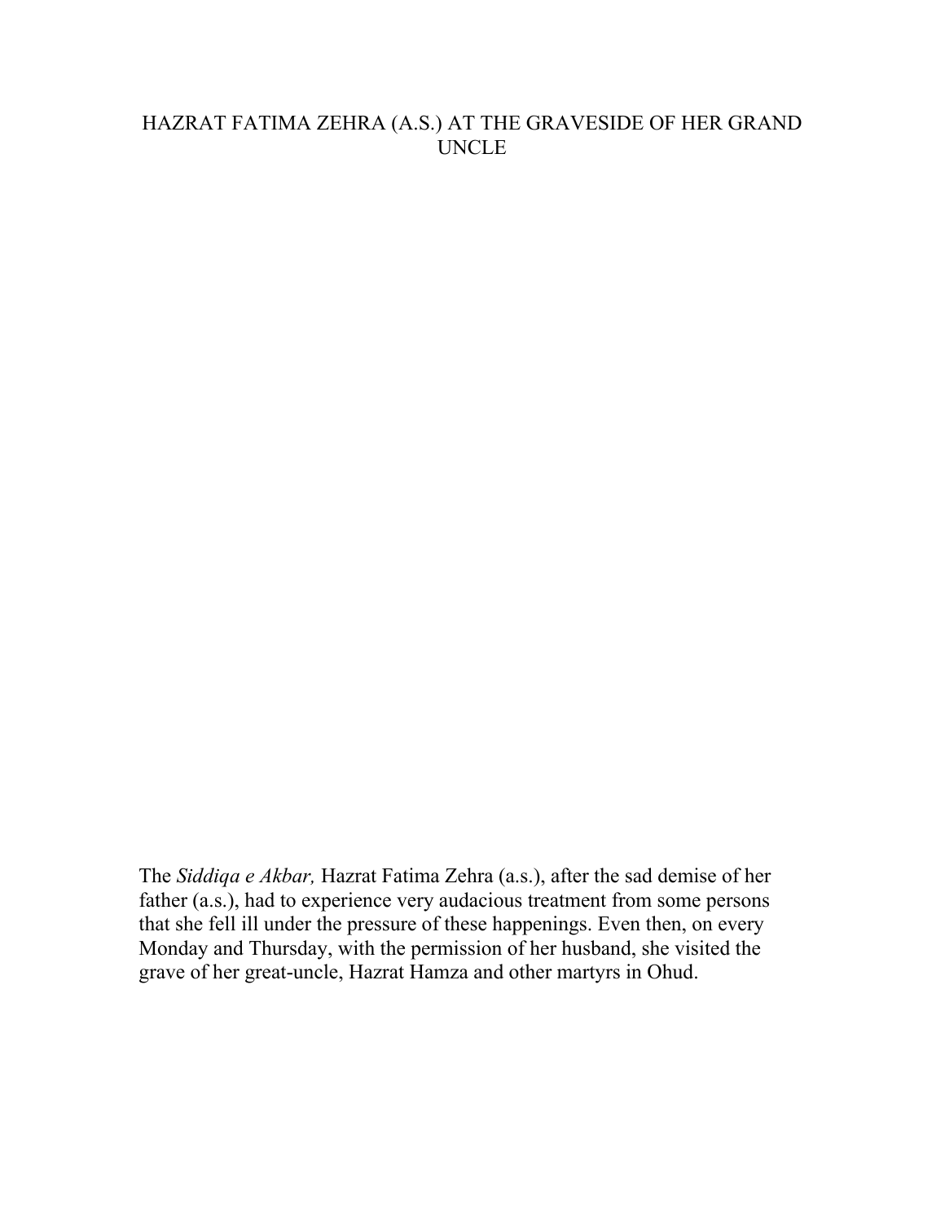# HAZRAT FATIMA ZEHRA (A.S.) AT THE GRAVESIDE OF HER GRAND UNCLE

The *Siddiqa e Akbar,* Hazrat Fatima Zehra (a.s.), after the sad demise of her father (a.s.), had to experience very audacious treatment from some persons that she fell ill under the pressure of these happenings. Even then, on every Monday and Thursday, with the permission of her husband, she visited the grave of her great-uncle, Hazrat Hamza and other martyrs in Ohud.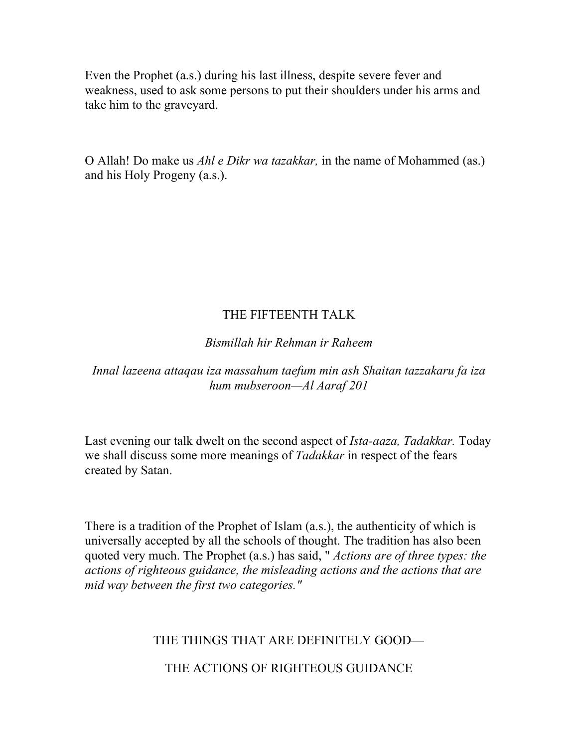Even the Prophet (a.s.) during his last illness, despite severe fever and weakness, used to ask some persons to put their shoulders under his arms and take him to the graveyard.

O Allah! Do make us *Ahl e Dikr wa tazakkar,* in the name of Mohammed (as.) and his Holy Progeny (a.s.).

# THE FIFTEENTH TALK

*Bismillah hir Rehman ir Raheem*

*Innal lazeena attaqau iza massahum taefum min ash Shaitan tazzakaru fa iza hum mubseroon—Al Aaraf 201*

Last evening our talk dwelt on the second aspect of *Ista-aaza, Tadakkar.* Today we shall discuss some more meanings of *Tadakkar* in respect of the fears created by Satan.

There is a tradition of the Prophet of Islam (a.s.), the authenticity of which is universally accepted by all the schools of thought. The tradition has also been quoted very much. The Prophet (a.s.) has said, " *Actions are of three types: the actions of righteous guidance, the misleading actions and the actions that are mid way between the first two categories."*

## THE THINGS THAT ARE DEFINITELY GOOD—

## THE ACTIONS OF RIGHTEOUS GUIDANCE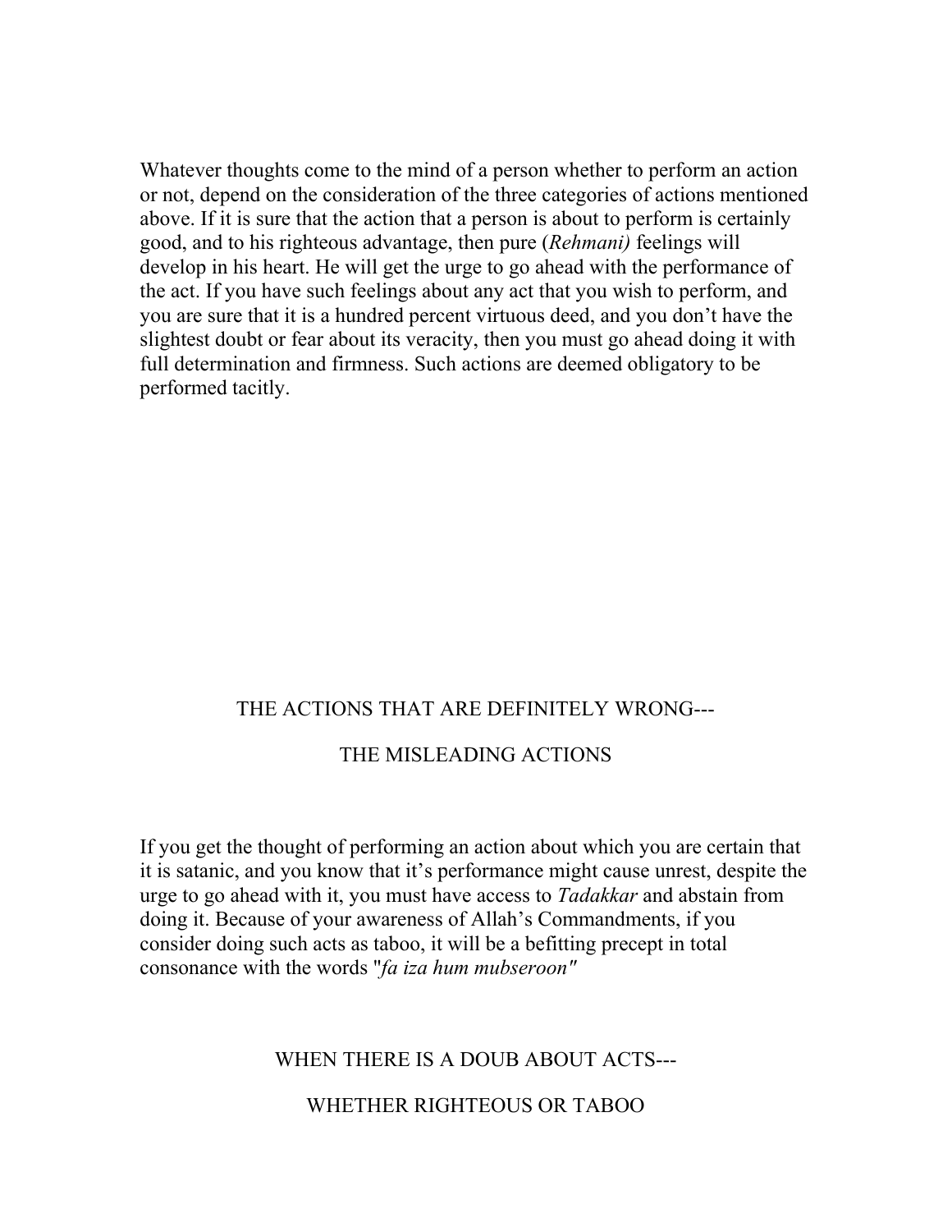Whatever thoughts come to the mind of a person whether to perform an action or not, depend on the consideration of the three categories of actions mentioned above. If it is sure that the action that a person is about to perform is certainly good, and to his righteous advantage, then pure (*Rehmani)* feelings will develop in his heart. He will get the urge to go ahead with the performance of the act. If you have such feelings about any act that you wish to perform, and you are sure that it is a hundred percent virtuous deed, and you don't have the slightest doubt or fear about its veracity, then you must go ahead doing it with full determination and firmness. Such actions are deemed obligatory to be performed tacitly.

## THE ACTIONS THAT ARE DEFINITELY WRONG---

## THE MISLEADING ACTIONS

If you get the thought of performing an action about which you are certain that it is satanic, and you know that it's performance might cause unrest, despite the urge to go ahead with it, you must have access to *Tadakkar* and abstain from doing it. Because of your awareness of Allah's Commandments, if you consider doing such acts as taboo, it will be a befitting precept in total consonance with the words "*fa iza hum mubseroon"*

## WHEN THERE IS A DOUB ABOUT ACTS---

## WHETHER RIGHTEOUS OR TABOO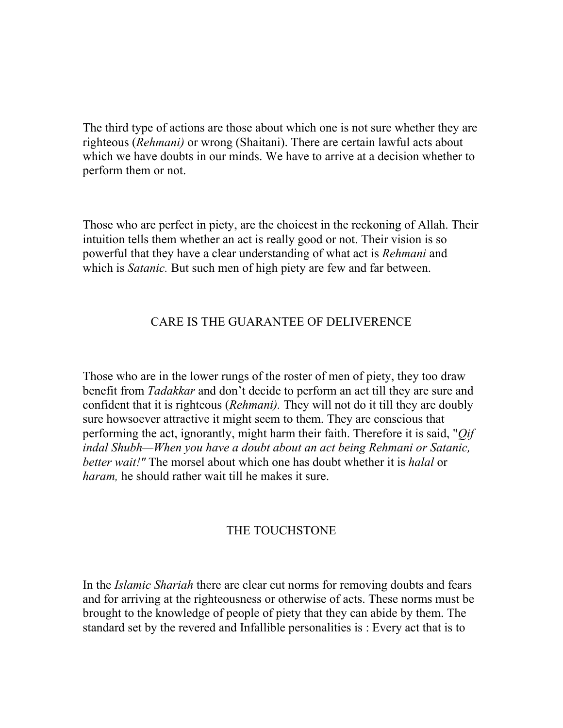The third type of actions are those about which one is not sure whether they are righteous (*Rehmani)* or wrong (Shaitani). There are certain lawful acts about which we have doubts in our minds. We have to arrive at a decision whether to perform them or not.

Those who are perfect in piety, are the choicest in the reckoning of Allah. Their intuition tells them whether an act is really good or not. Their vision is so powerful that they have a clear understanding of what act is *Rehmani* and which is *Satanic.* But such men of high piety are few and far between.

## CARE IS THE GUARANTEE OF DELIVERENCE

Those who are in the lower rungs of the roster of men of piety, they too draw benefit from *Tadakkar* and don't decide to perform an act till they are sure and confident that it is righteous (*Rehmani).* They will not do it till they are doubly sure howsoever attractive it might seem to them. They are conscious that performing the act, ignorantly, might harm their faith. Therefore it is said, "*Qif indal Shubh—When you have a doubt about an act being Rehmani or Satanic, better wait!"* The morsel about which one has doubt whether it is *halal* or *haram,* he should rather wait till he makes it sure.

## THE TOUCHSTONE

In the *Islamic Shariah* there are clear cut norms for removing doubts and fears and for arriving at the righteousness or otherwise of acts. These norms must be brought to the knowledge of people of piety that they can abide by them. The standard set by the revered and Infallible personalities is : Every act that is to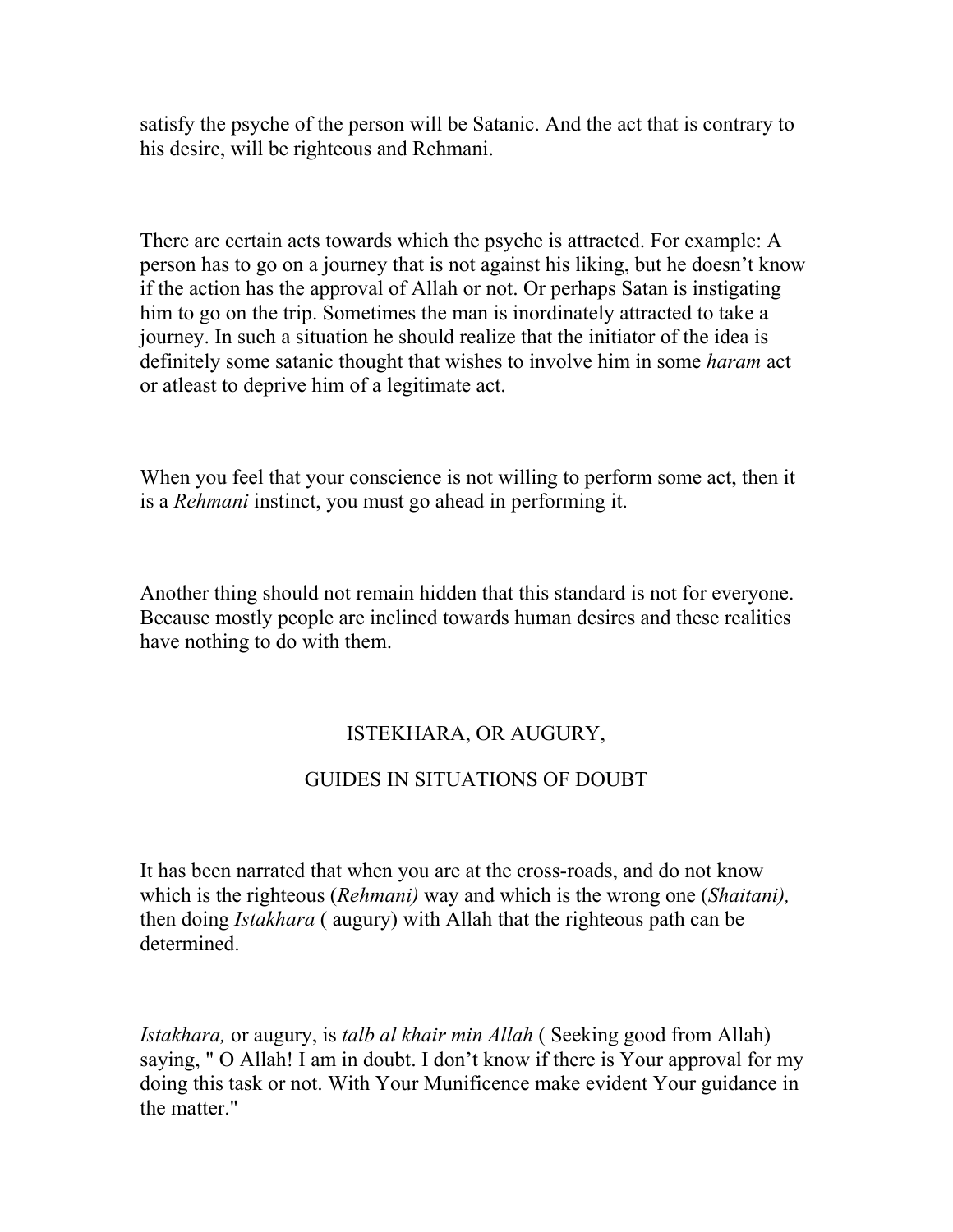satisfy the psyche of the person will be Satanic. And the act that is contrary to his desire, will be righteous and Rehmani.

There are certain acts towards which the psyche is attracted. For example: A person has to go on a journey that is not against his liking, but he doesn't know if the action has the approval of Allah or not. Or perhaps Satan is instigating him to go on the trip. Sometimes the man is inordinately attracted to take a journey. In such a situation he should realize that the initiator of the idea is definitely some satanic thought that wishes to involve him in some *haram* act or atleast to deprive him of a legitimate act.

When you feel that your conscience is not willing to perform some act, then it is a *Rehmani* instinct, you must go ahead in performing it.

Another thing should not remain hidden that this standard is not for everyone. Because mostly people are inclined towards human desires and these realities have nothing to do with them.

## ISTEKHARA, OR AUGURY,

## GUIDES IN SITUATIONS OF DOUBT

It has been narrated that when you are at the cross-roads, and do not know which is the righteous (*Rehmani)* way and which is the wrong one (*Shaitani),* then doing *Istakhara* ( augury) with Allah that the righteous path can be determined.

*Istakhara,* or augury, is *talb al khair min Allah* ( Seeking good from Allah) saying, " O Allah! I am in doubt. I don't know if there is Your approval for my doing this task or not. With Your Munificence make evident Your guidance in the matter."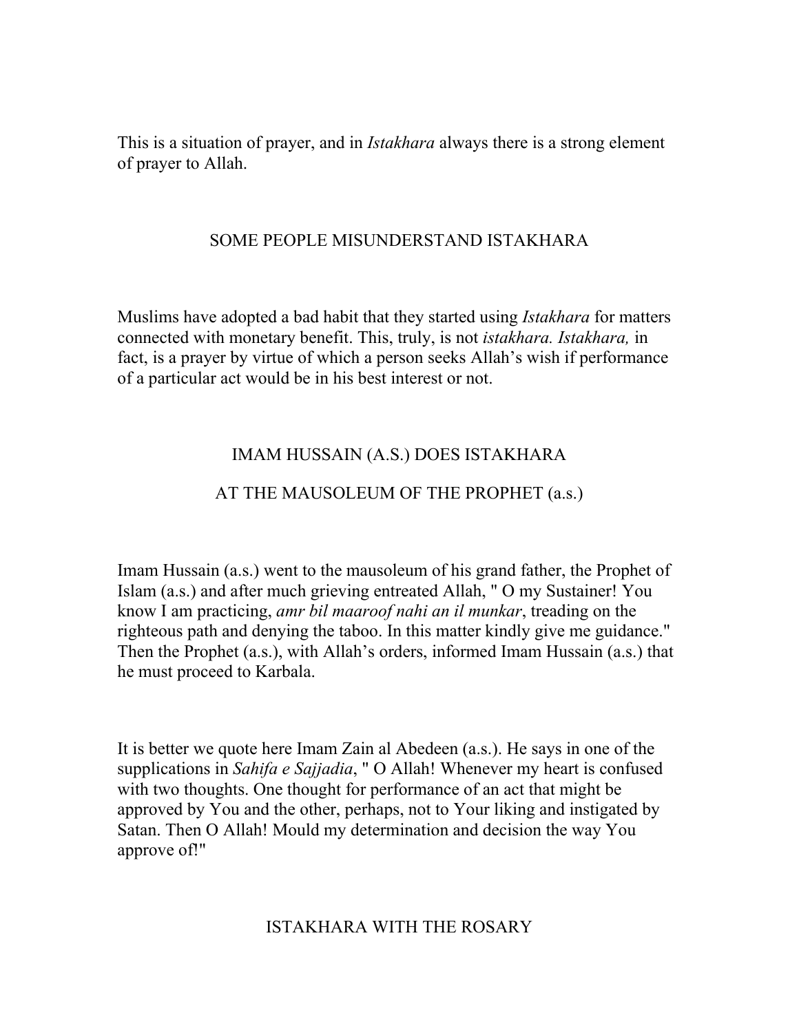This is a situation of prayer, and in *Istakhara* always there is a strong element of prayer to Allah.

## SOME PEOPLE MISUNDERSTAND ISTAKHARA

Muslims have adopted a bad habit that they started using *Istakhara* for matters connected with monetary benefit. This, truly, is not *istakhara. Istakhara,* in fact, is a prayer by virtue of which a person seeks Allah's wish if performance of a particular act would be in his best interest or not.

## IMAM HUSSAIN (A.S.) DOES ISTAKHARA AT THE MAUSOLEUM OF THE PROPHET (a.s.)

Imam Hussain (a.s.) went to the mausoleum of his grand father, the Prophet of Islam (a.s.) and after much grieving entreated Allah, " O my Sustainer! You know I am practicing, *amr bil maaroof nahi an il munkar*, treading on the righteous path and denying the taboo. In this matter kindly give me guidance." Then the Prophet (a.s.), with Allah's orders, informed Imam Hussain (a.s.) that he must proceed to Karbala.

It is better we quote here Imam Zain al Abedeen (a.s.). He says in one of the supplications in *Sahifa e Sajjadia*, " O Allah! Whenever my heart is confused with two thoughts. One thought for performance of an act that might be approved by You and the other, perhaps, not to Your liking and instigated by Satan. Then O Allah! Mould my determination and decision the way You approve of!"

## ISTAKHARA WITH THE ROSARY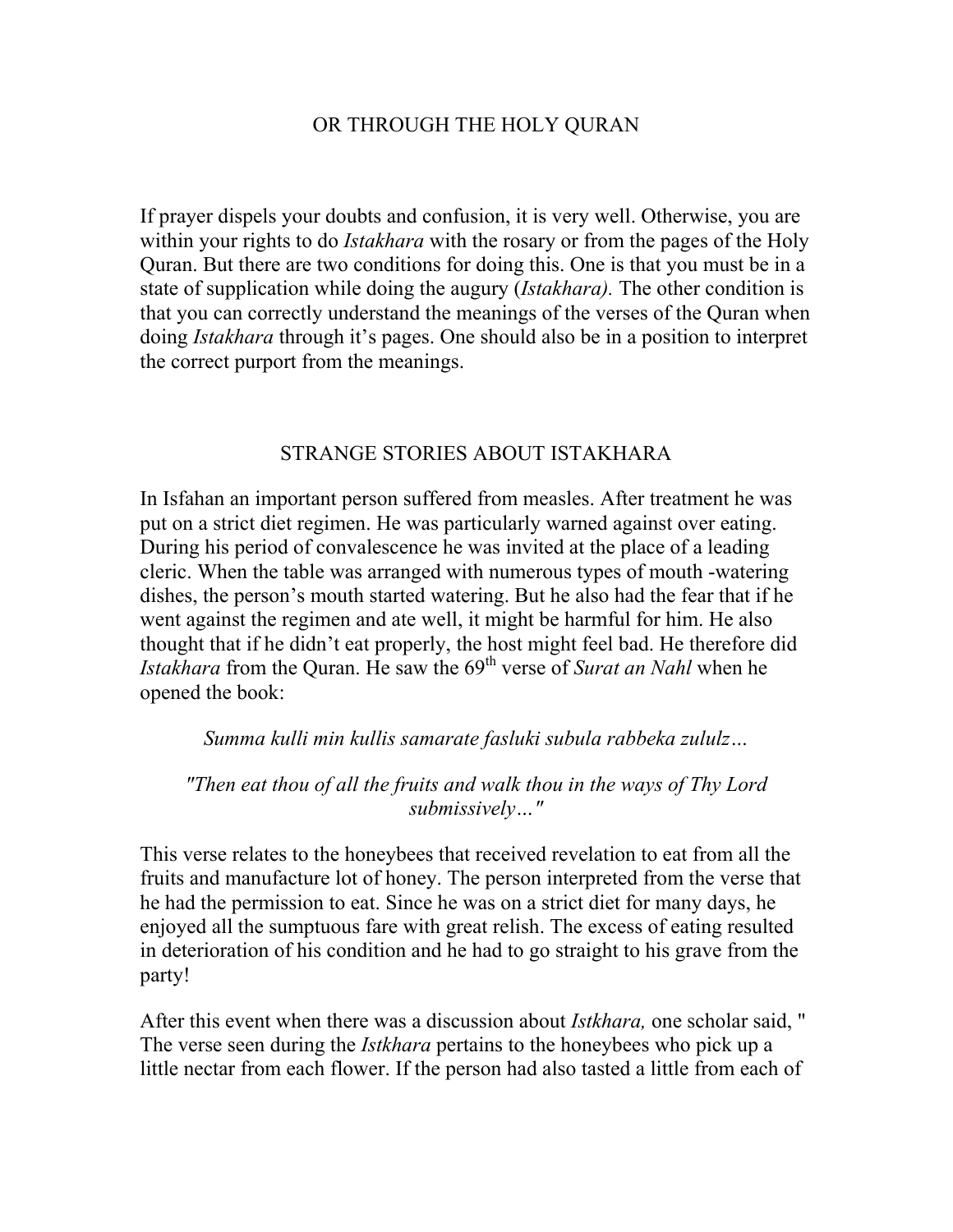## OR THROUGH THE HOLY QURAN

If prayer dispels your doubts and confusion, it is very well. Otherwise, you are within your rights to do *Istakhara* with the rosary or from the pages of the Holy Quran. But there are two conditions for doing this. One is that you must be in a state of supplication while doing the augury (*Istakhara).* The other condition is that you can correctly understand the meanings of the verses of the Quran when doing *Istakhara* through it's pages. One should also be in a position to interpret the correct purport from the meanings.

## STRANGE STORIES ABOUT ISTAKHARA

In Isfahan an important person suffered from measles. After treatment he was put on a strict diet regimen. He was particularly warned against over eating. During his period of convalescence he was invited at the place of a leading cleric. When the table was arranged with numerous types of mouth -watering dishes, the person's mouth started watering. But he also had the fear that if he went against the regimen and ate well, it might be harmful for him. He also thought that if he didn't eat properly, the host might feel bad. He therefore did *Istakhara* from the Quran. He saw the 69th verse of *Surat an Nahl* when he opened the book:

*Summa kulli min kullis samarate fasluki subula rabbeka zululz…*

*"Then eat thou of all the fruits and walk thou in the ways of Thy Lord submissively…"*

This verse relates to the honeybees that received revelation to eat from all the fruits and manufacture lot of honey. The person interpreted from the verse that he had the permission to eat. Since he was on a strict diet for many days, he enjoyed all the sumptuous fare with great relish. The excess of eating resulted in deterioration of his condition and he had to go straight to his grave from the party!

After this event when there was a discussion about *Istkhara,* one scholar said, " The verse seen during the *Istkhara* pertains to the honeybees who pick up a little nectar from each flower. If the person had also tasted a little from each of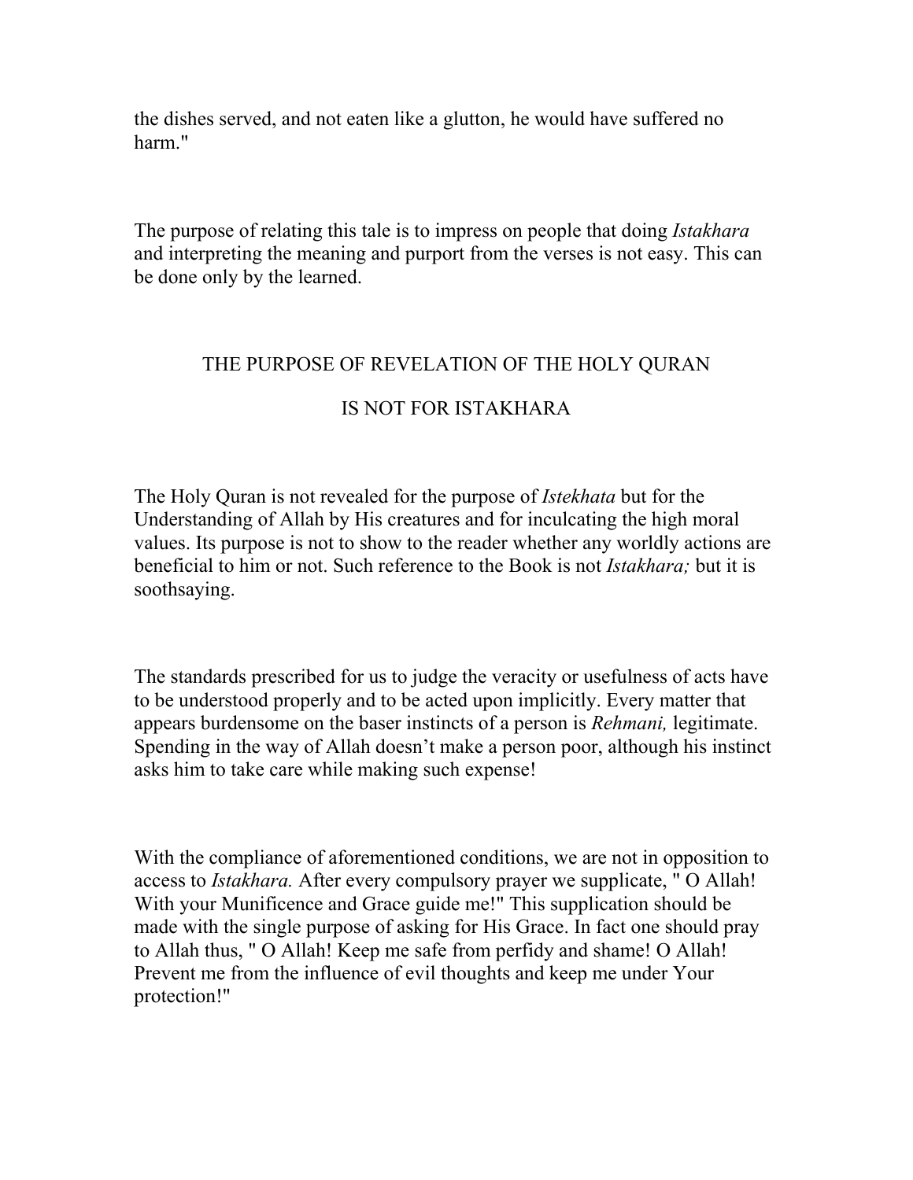the dishes served, and not eaten like a glutton, he would have suffered no harm."

The purpose of relating this tale is to impress on people that doing *Istakhara* and interpreting the meaning and purport from the verses is not easy. This can be done only by the learned.

## THE PURPOSE OF REVELATION OF THE HOLY QURAN IS NOT FOR ISTAKHARA

The Holy Quran is not revealed for the purpose of *Istekhata* but for the Understanding of Allah by His creatures and for inculcating the high moral values. Its purpose is not to show to the reader whether any worldly actions are beneficial to him or not. Such reference to the Book is not *Istakhara;* but it is soothsaying.

The standards prescribed for us to judge the veracity or usefulness of acts have to be understood properly and to be acted upon implicitly. Every matter that appears burdensome on the baser instincts of a person is *Rehmani,* legitimate. Spending in the way of Allah doesn't make a person poor, although his instinct asks him to take care while making such expense!

With the compliance of aforementioned conditions, we are not in opposition to access to *Istakhara.* After every compulsory prayer we supplicate, " O Allah! With your Munificence and Grace guide me!" This supplication should be made with the single purpose of asking for His Grace. In fact one should pray to Allah thus, " O Allah! Keep me safe from perfidy and shame! O Allah! Prevent me from the influence of evil thoughts and keep me under Your protection!"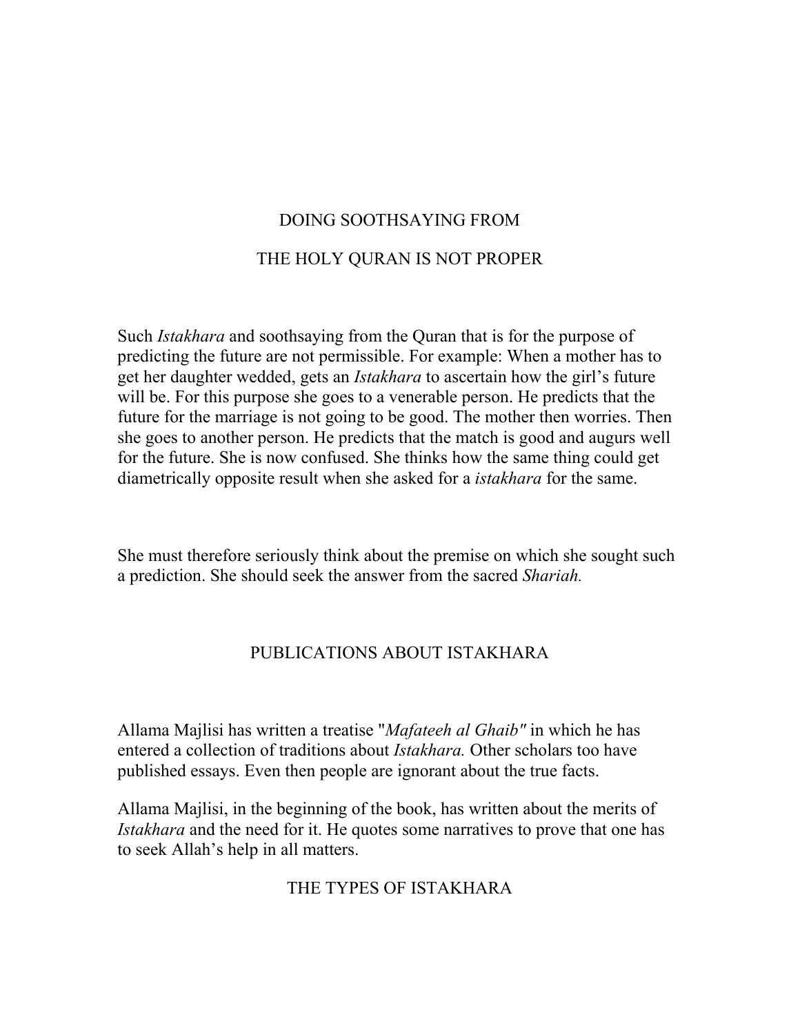## DOING SOOTHSAYING FROM THE HOLY QURAN IS NOT PROPER

Such *Istakhara* and soothsaying from the Quran that is for the purpose of predicting the future are not permissible. For example: When a mother has to get her daughter wedded, gets an *Istakhara* to ascertain how the girl's future will be. For this purpose she goes to a venerable person. He predicts that the future for the marriage is not going to be good. The mother then worries. Then she goes to another person. He predicts that the match is good and augurs well for the future. She is now confused. She thinks how the same thing could get diametrically opposite result when she asked for a *istakhara* for the same.

She must therefore seriously think about the premise on which she sought such a prediction. She should seek the answer from the sacred *Shariah.*

## PUBLICATIONS ABOUT ISTAKHARA

Allama Majlisi has written a treatise "*Mafateeh al Ghaib"* in which he has entered a collection of traditions about *Istakhara.* Other scholars too have published essays. Even then people are ignorant about the true facts.

Allama Majlisi, in the beginning of the book, has written about the merits of *Istakhara* and the need for it. He quotes some narratives to prove that one has to seek Allah's help in all matters.

## THE TYPES OF ISTAKHARA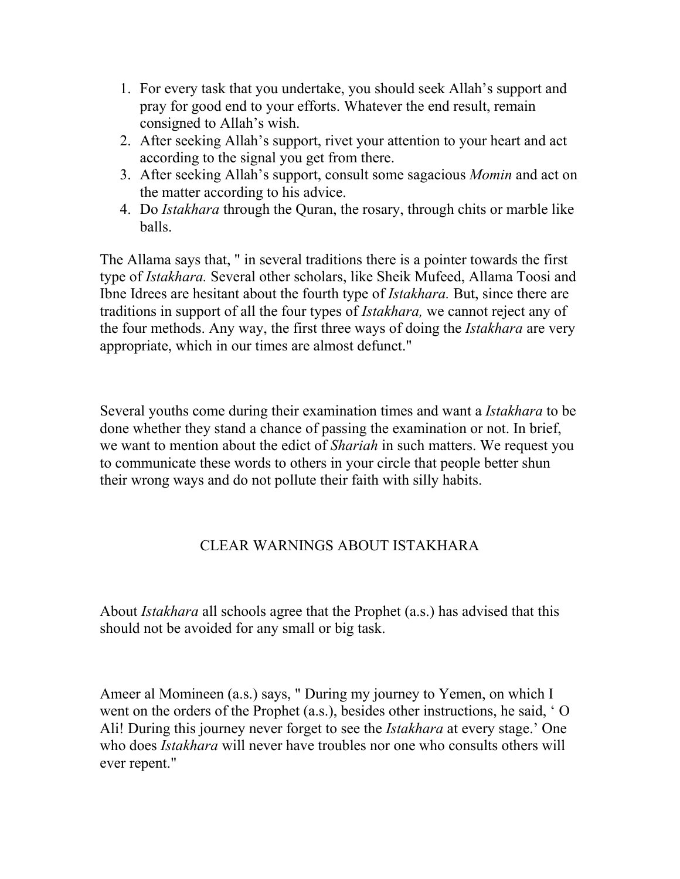1. For every task that you undertake, you should seek Allah's support and pray for good end to your efforts. Whatever the end result, remain consigned to Allah's wish.
2. After seeking Allah's support, rivet your attention to your heart and act according to the signal you get from there.
3. After seeking Allah's support, consult some sagacious *Momin* and act on the matter according to his advice.
4. Do *Istakhara* through the Quran, the rosary, through chits or marble like balls.

The Allama says that, " in several traditions there is a pointer towards the first type of *Istakhara.* Several other scholars, like Sheik Mufeed, Allama Toosi and Ibne Idrees are hesitant about the fourth type of *Istakhara.* But, since there are traditions in support of all the four types of *Istakhara,* we cannot reject any of the four methods. Any way, the first three ways of doing the *Istakhara* are very appropriate, which in our times are almost defunct."

Several youths come during their examination times and want a *Istakhara* to be done whether they stand a chance of passing the examination or not. In brief, we want to mention about the edict of *Shariah* in such matters. We request you to communicate these words to others in your circle that people better shun their wrong ways and do not pollute their faith with silly habits.

## CLEAR WARNINGS ABOUT ISTAKHARA

About *Istakhara* all schools agree that the Prophet (a.s.) has advised that this should not be avoided for any small or big task.

Ameer al Momineen (a.s.) says, " During my journey to Yemen, on which I went on the orders of the Prophet (a.s.), besides other instructions, he said, ' O Ali! During this journey never forget to see the *Istakhara* at every stage.' One who does *Istakhara* will never have troubles nor one who consults others will ever repent."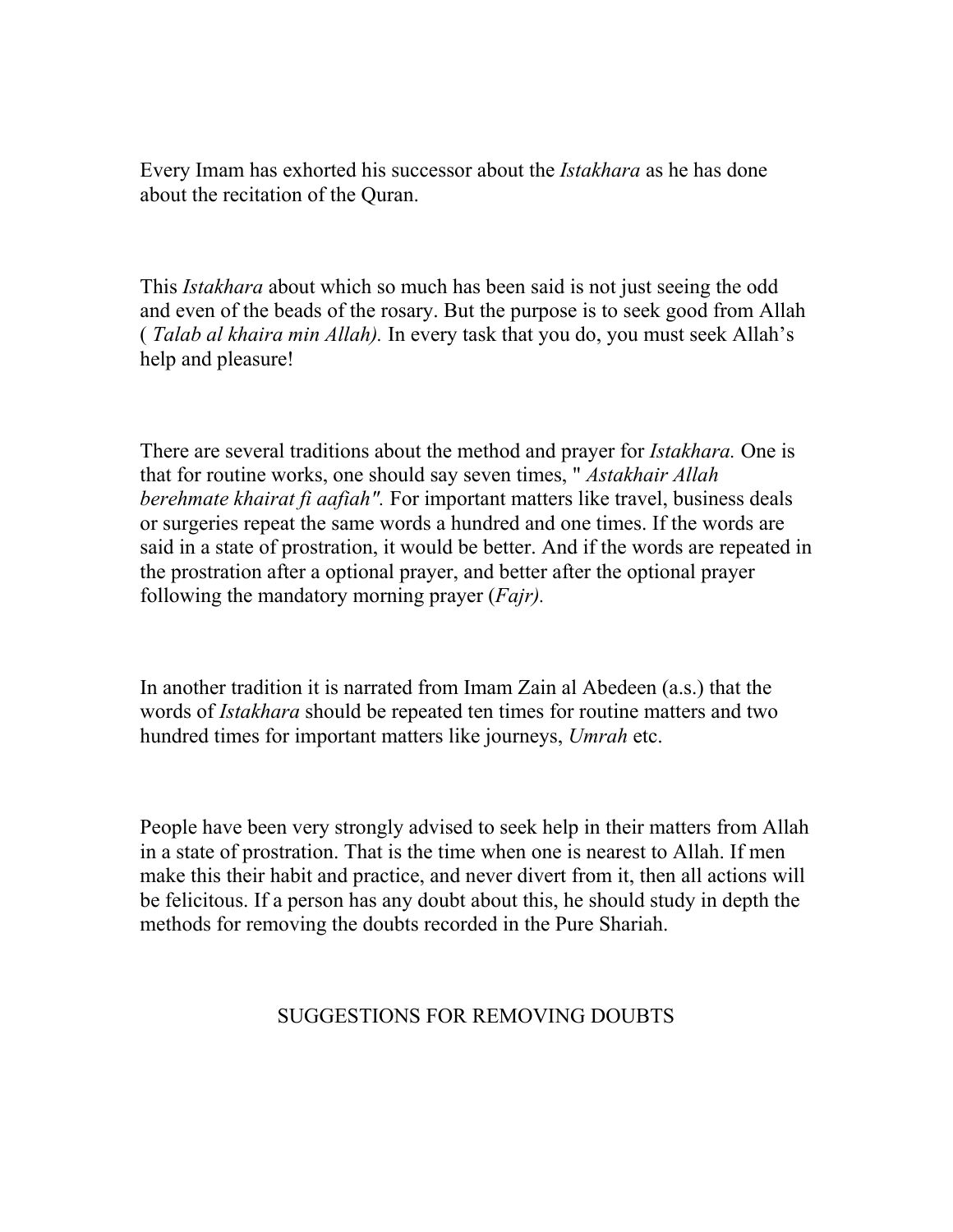Every Imam has exhorted his successor about the *Istakhara* as he has done about the recitation of the Quran.

This *Istakhara* about which so much has been said is not just seeing the odd and even of the beads of the rosary. But the purpose is to seek good from Allah ( *Talab al khaira min Allah).* In every task that you do, you must seek Allah's help and pleasure!

There are several traditions about the method and prayer for *Istakhara.* One is that for routine works, one should say seven times, " *Astakhair Allah berehmate khairat fi aafiah".* For important matters like travel, business deals or surgeries repeat the same words a hundred and one times. If the words are said in a state of prostration, it would be better. And if the words are repeated in the prostration after a optional prayer, and better after the optional prayer following the mandatory morning prayer (*Fajr).*

In another tradition it is narrated from Imam Zain al Abedeen (a.s.) that the words of *Istakhara* should be repeated ten times for routine matters and two hundred times for important matters like journeys, *Umrah* etc.

People have been very strongly advised to seek help in their matters from Allah in a state of prostration. That is the time when one is nearest to Allah. If men make this their habit and practice, and never divert from it, then all actions will be felicitous. If a person has any doubt about this, he should study in depth the methods for removing the doubts recorded in the Pure Shariah.

## SUGGESTIONS FOR REMOVING DOUBTS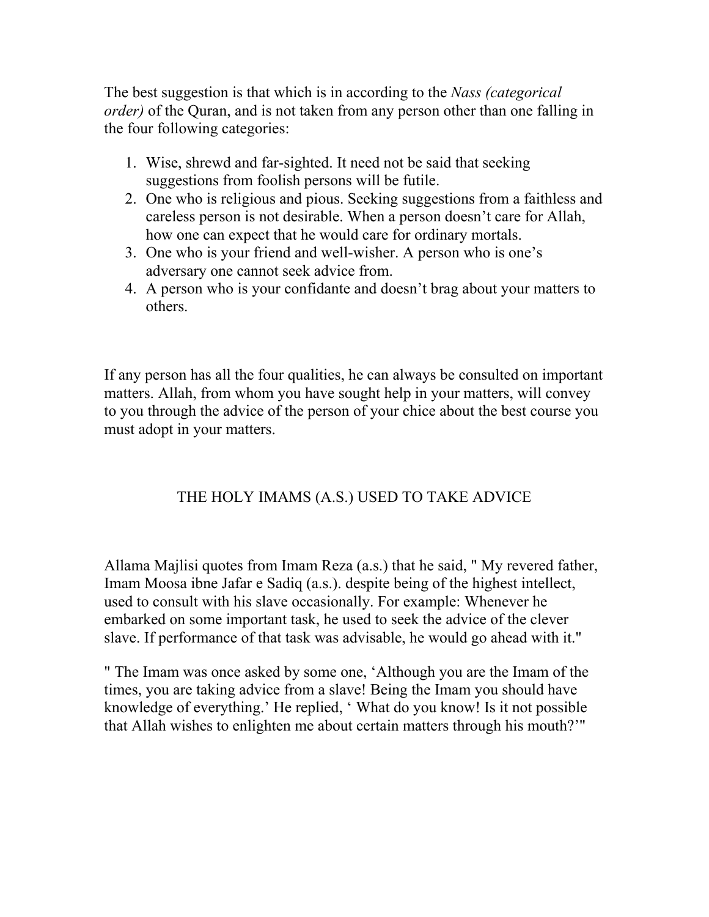The best suggestion is that which is in according to the *Nass (categorical order)* of the Quran, and is not taken from any person other than one falling in the four following categories:

1. Wise, shrewd and far-sighted. It need not be said that seeking suggestions from foolish persons will be futile.
2. One who is religious and pious. Seeking suggestions from a faithless and careless person is not desirable. When a person doesn't care for Allah, how one can expect that he would care for ordinary mortals.
3. One who is your friend and well-wisher. A person who is one's adversary one cannot seek advice from.
4. A person who is your confidante and doesn't brag about your matters to others.

If any person has all the four qualities, he can always be consulted on important matters. Allah, from whom you have sought help in your matters, will convey to you through the advice of the person of your chice about the best course you must adopt in your matters.

## THE HOLY IMAMS (A.S.) USED TO TAKE ADVICE

Allama Majlisi quotes from Imam Reza (a.s.) that he said, " My revered father, Imam Moosa ibne Jafar e Sadiq (a.s.). despite being of the highest intellect, used to consult with his slave occasionally. For example: Whenever he embarked on some important task, he used to seek the advice of the clever slave. If performance of that task was advisable, he would go ahead with it."

" The Imam was once asked by some one, 'Although you are the Imam of the times, you are taking advice from a slave! Being the Imam you should have knowledge of everything.' He replied, ' What do you know! Is it not possible that Allah wishes to enlighten me about certain matters through his mouth?'"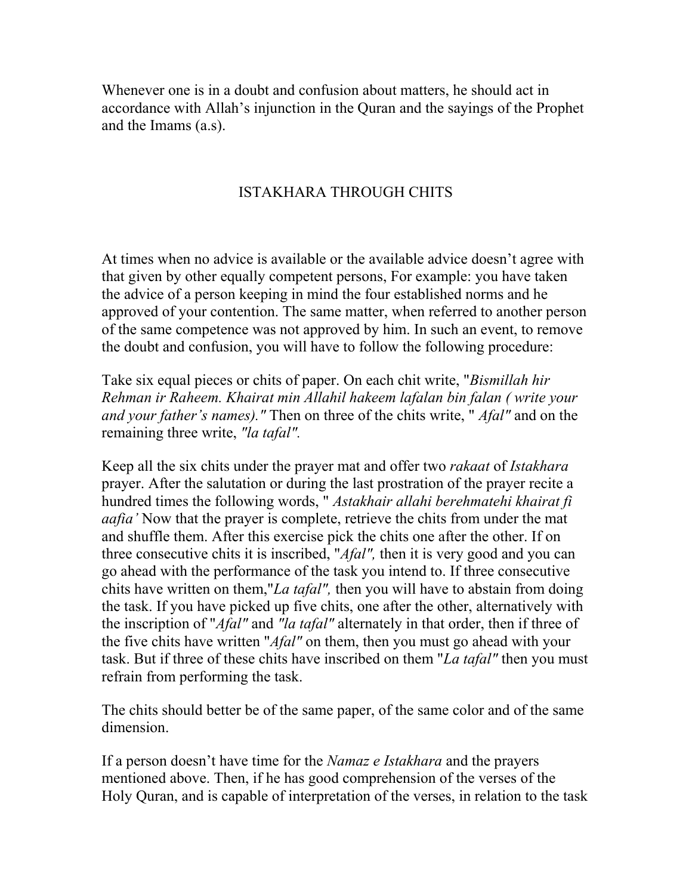Whenever one is in a doubt and confusion about matters, he should act in accordance with Allah's injunction in the Quran and the sayings of the Prophet and the Imams (a.s).

## ISTAKHARA THROUGH CHITS

At times when no advice is available or the available advice doesn't agree with that given by other equally competent persons, For example: you have taken the advice of a person keeping in mind the four established norms and he approved of your contention. The same matter, when referred to another person of the same competence was not approved by him. In such an event, to remove the doubt and confusion, you will have to follow the following procedure:

Take six equal pieces or chits of paper. On each chit write, "*Bismillah hir Rehman ir Raheem. Khairat min Allahil hakeem lafalan bin falan ( write your and your father's names)."* Then on three of the chits write, " *Afal"* and on the remaining three write, *"la tafal".*

Keep all the six chits under the prayer mat and offer two *rakaat* of *Istakhara* prayer. After the salutation or during the last prostration of the prayer recite a hundred times the following words, " *Astakhair allahi berehmatehi khairat fi aafia'* Now that the prayer is complete, retrieve the chits from under the mat and shuffle them. After this exercise pick the chits one after the other. If on three consecutive chits it is inscribed, "*Afal",* then it is very good and you can go ahead with the performance of the task you intend to. If three consecutive chits have written on them,"*La tafal",* then you will have to abstain from doing the task. If you have picked up five chits, one after the other, alternatively with the inscription of "*Afal"* and *"la tafal"* alternately in that order, then if three of the five chits have written "*Afal"* on them, then you must go ahead with your task. But if three of these chits have inscribed on them "*La tafal"* then you must refrain from performing the task.

The chits should better be of the same paper, of the same color and of the same dimension.

If a person doesn't have time for the *Namaz e Istakhara* and the prayers mentioned above. Then, if he has good comprehension of the verses of the Holy Quran, and is capable of interpretation of the verses, in relation to the task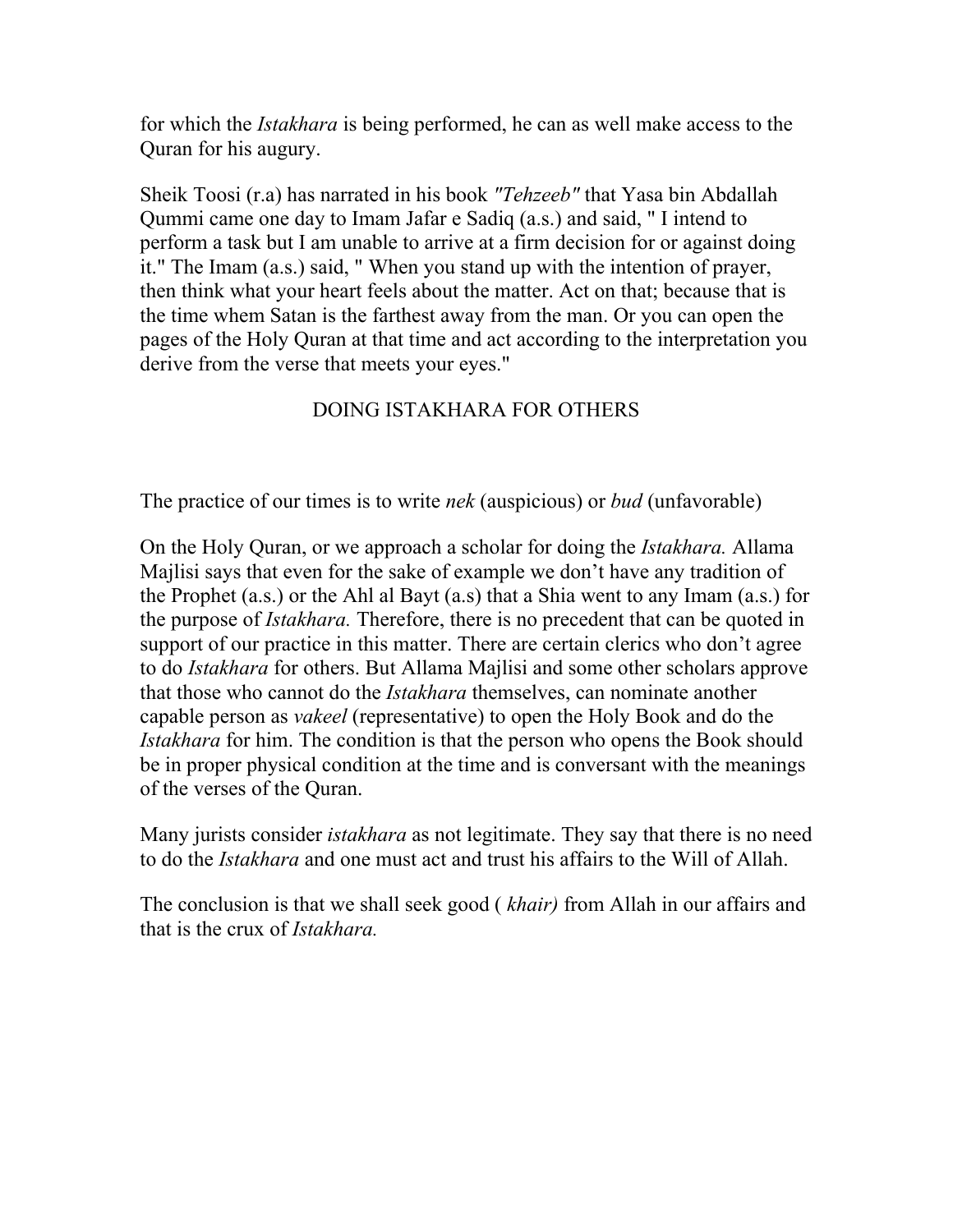for which the *Istakhara* is being performed, he can as well make access to the Quran for his augury.

Sheik Toosi (r.a) has narrated in his book *"Tehzeeb"* that Yasa bin Abdallah Qummi came one day to Imam Jafar e Sadiq (a.s.) and said, " I intend to perform a task but I am unable to arrive at a firm decision for or against doing it." The Imam (a.s.) said, " When you stand up with the intention of prayer, then think what your heart feels about the matter. Act on that; because that is the time whem Satan is the farthest away from the man. Or you can open the pages of the Holy Quran at that time and act according to the interpretation you derive from the verse that meets your eyes."

## DOING ISTAKHARA FOR OTHERS

The practice of our times is to write *nek* (auspicious) or *bud* (unfavorable)

On the Holy Quran, or we approach a scholar for doing the *Istakhara.* Allama Majlisi says that even for the sake of example we don't have any tradition of the Prophet (a.s.) or the Ahl al Bayt (a.s) that a Shia went to any Imam (a.s.) for the purpose of *Istakhara.* Therefore, there is no precedent that can be quoted in support of our practice in this matter. There are certain clerics who don't agree to do *Istakhara* for others. But Allama Majlisi and some other scholars approve that those who cannot do the *Istakhara* themselves, can nominate another capable person as *vakeel* (representative) to open the Holy Book and do the *Istakhara* for him. The condition is that the person who opens the Book should be in proper physical condition at the time and is conversant with the meanings of the verses of the Quran.

Many jurists consider *istakhara* as not legitimate. They say that there is no need to do the *Istakhara* and one must act and trust his affairs to the Will of Allah.

The conclusion is that we shall seek good ( *khair)* from Allah in our affairs and that is the crux of *Istakhara.*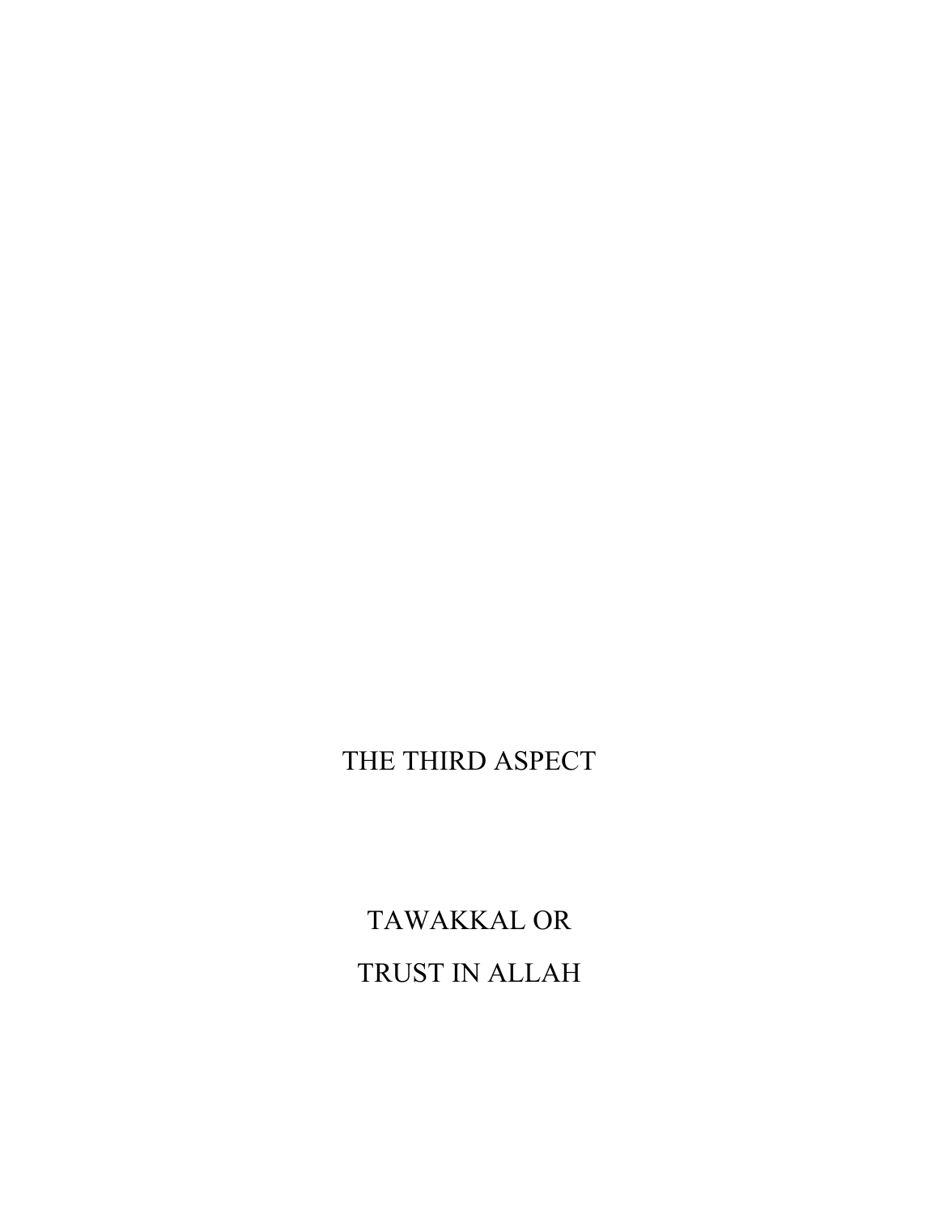# THE THIRD ASPECT

# TAWAKKAL OR

# TRUST IN ALLAH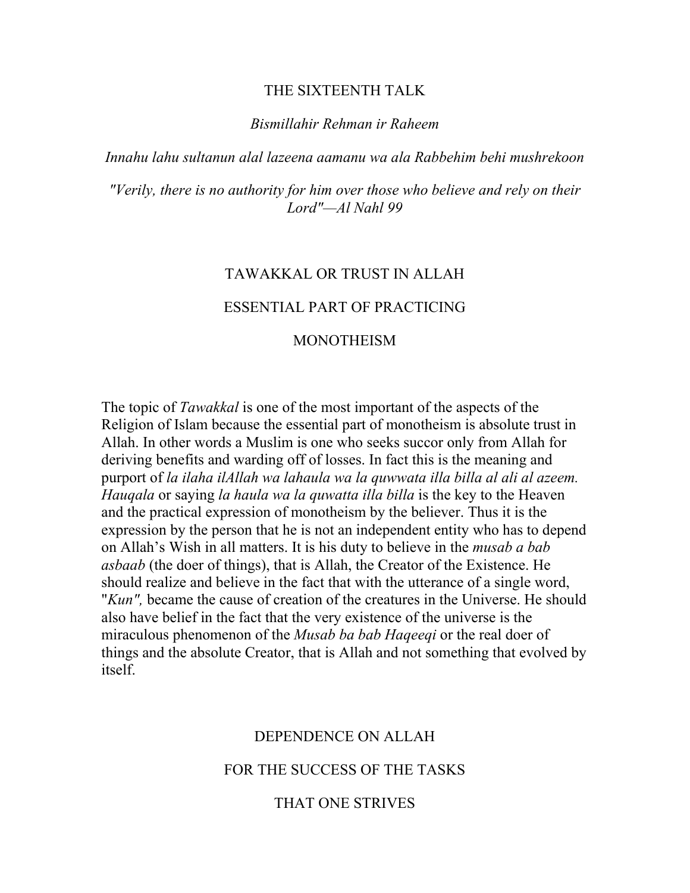# THE SIXTEENTH TALK

*Bismillahir Rehman ir Raheem*

*Innahu lahu sultanun alal lazeena aamanu wa ala Rabbehim behi mushrekoon*

*"Verily, there is no authority for him over those who believe and rely on their Lord"—Al Nahl 99*

## TAWAKKAL OR TRUST IN ALLAH

## ESSENTIAL PART OF PRACTICING

## MONOTHEISM

The topic of *Tawakkal* is one of the most important of the aspects of the Religion of Islam because the essential part of monotheism is absolute trust in Allah. In other words a Muslim is one who seeks succor only from Allah for deriving benefits and warding off of losses. In fact this is the meaning and purport of *la ilaha ilAllah wa lahaula wa la quwwata illa billa al ali al azeem. Hauqala* or saying *la haula wa la quwatta illa billa* is the key to the Heaven and the practical expression of monotheism by the believer. Thus it is the expression by the person that he is not an independent entity who has to depend on Allah's Wish in all matters. It is his duty to believe in the *musab a bab asbaab* (the doer of things), that is Allah, the Creator of the Existence. He should realize and believe in the fact that with the utterance of a single word, "*Kun",* became the cause of creation of the creatures in the Universe. He should also have belief in the fact that the very existence of the universe is the miraculous phenomenon of the *Musab ba bab Haqeeqi* or the real doer of things and the absolute Creator, that is Allah and not something that evolved by itself.

## DEPENDENCE ON ALLAH

## FOR THE SUCCESS OF THE TASKS

## THAT ONE STRIVES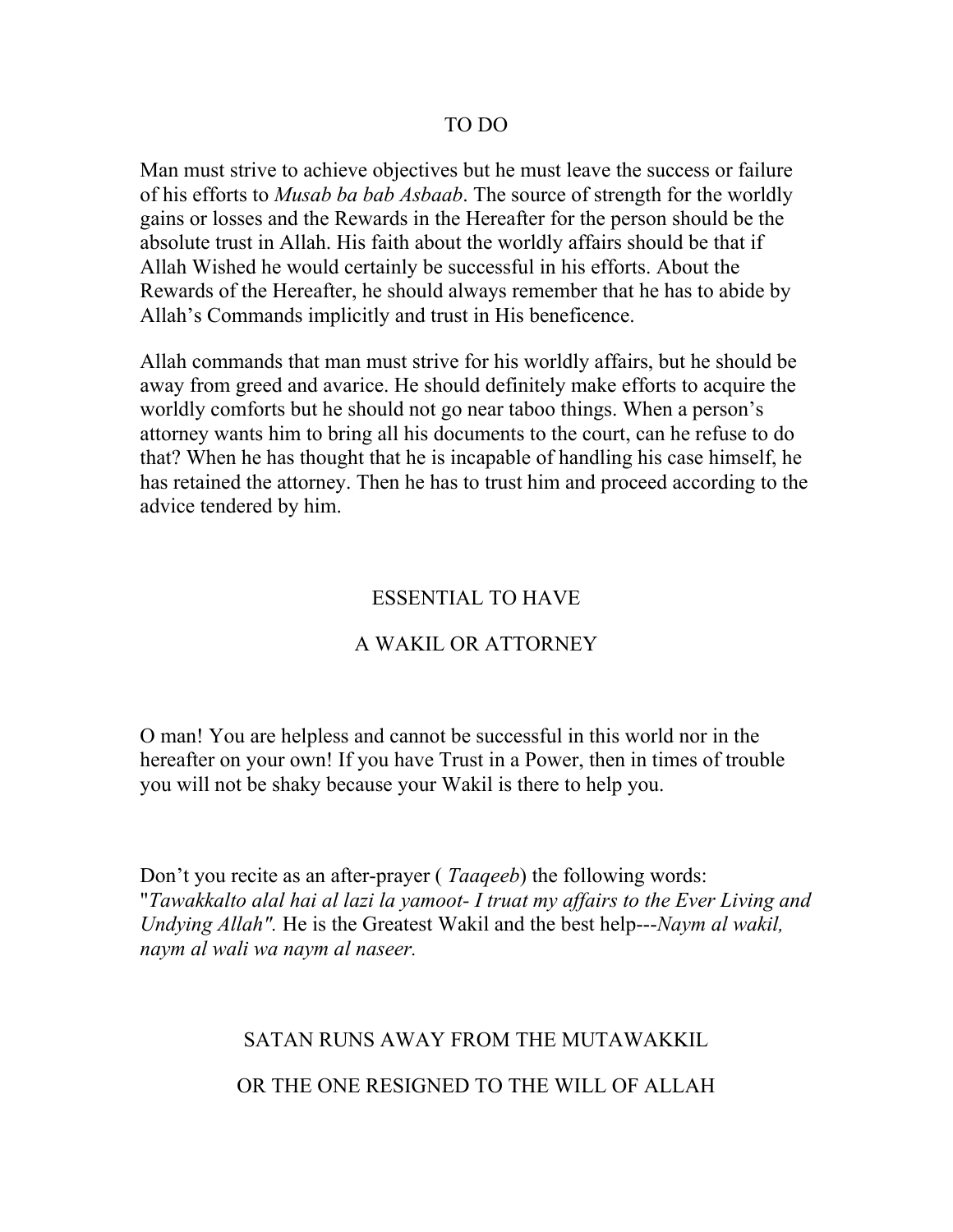## TO DO

Man must strive to achieve objectives but he must leave the success or failure of his efforts to *Musab ba bab Asbaab*. The source of strength for the worldly gains or losses and the Rewards in the Hereafter for the person should be the absolute trust in Allah. His faith about the worldly affairs should be that if Allah Wished he would certainly be successful in his efforts. About the Rewards of the Hereafter, he should always remember that he has to abide by Allah's Commands implicitly and trust in His beneficence.

Allah commands that man must strive for his worldly affairs, but he should be away from greed and avarice. He should definitely make efforts to acquire the worldly comforts but he should not go near taboo things. When a person's attorney wants him to bring all his documents to the court, can he refuse to do that? When he has thought that he is incapable of handling his case himself, he has retained the attorney. Then he has to trust him and proceed according to the advice tendered by him.

## ESSENTIAL TO HAVE

## A WAKIL OR ATTORNEY

O man! You are helpless and cannot be successful in this world nor in the hereafter on your own! If you have Trust in a Power, then in times of trouble you will not be shaky because your Wakil is there to help you.

Don't you recite as an after-prayer ( *Taaqeeb*) the following words: "*Tawakkalto alal hai al lazi la yamoot- I truat my affairs to the Ever Living and Undying Allah".* He is the Greatest Wakil and the best help---*Naym al wakil, naym al wali wa naym al naseer.*

## SATAN RUNS AWAY FROM THE MUTAWAKKIL

## OR THE ONE RESIGNED TO THE WILL OF ALLAH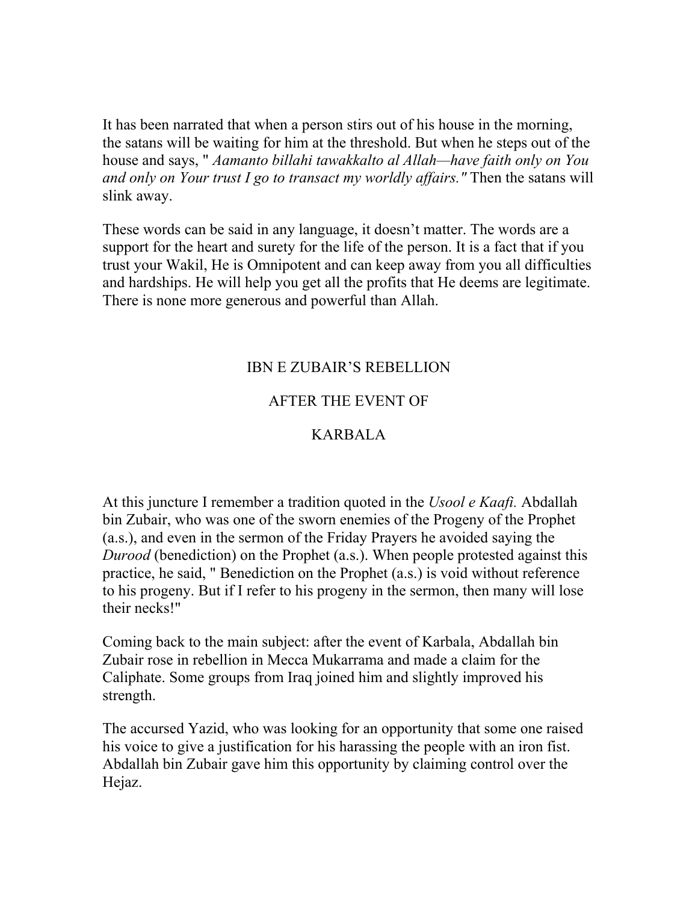It has been narrated that when a person stirs out of his house in the morning, the satans will be waiting for him at the threshold. But when he steps out of the house and says, " *Aamanto billahi tawakkalto al Allah—have faith only on You and only on Your trust I go to transact my worldly affairs."* Then the satans will slink away.

These words can be said in any language, it doesn't matter. The words are a support for the heart and surety for the life of the person. It is a fact that if you trust your Wakil, He is Omnipotent and can keep away from you all difficulties and hardships. He will help you get all the profits that He deems are legitimate. There is none more generous and powerful than Allah.

## IBN E ZUBAIR'S REBELLION AFTER THE EVENT OF KARBALA

At this juncture I remember a tradition quoted in the *Usool e Kaafi.* Abdallah bin Zubair, who was one of the sworn enemies of the Progeny of the Prophet (a.s.), and even in the sermon of the Friday Prayers he avoided saying the *Durood* (benediction) on the Prophet (a.s.). When people protested against this practice, he said, " Benediction on the Prophet (a.s.) is void without reference to his progeny. But if I refer to his progeny in the sermon, then many will lose their necks!"

Coming back to the main subject: after the event of Karbala, Abdallah bin Zubair rose in rebellion in Mecca Mukarrama and made a claim for the Caliphate. Some groups from Iraq joined him and slightly improved his strength.

The accursed Yazid, who was looking for an opportunity that some one raised his voice to give a justification for his harassing the people with an iron fist. Abdallah bin Zubair gave him this opportunity by claiming control over the Hejaz.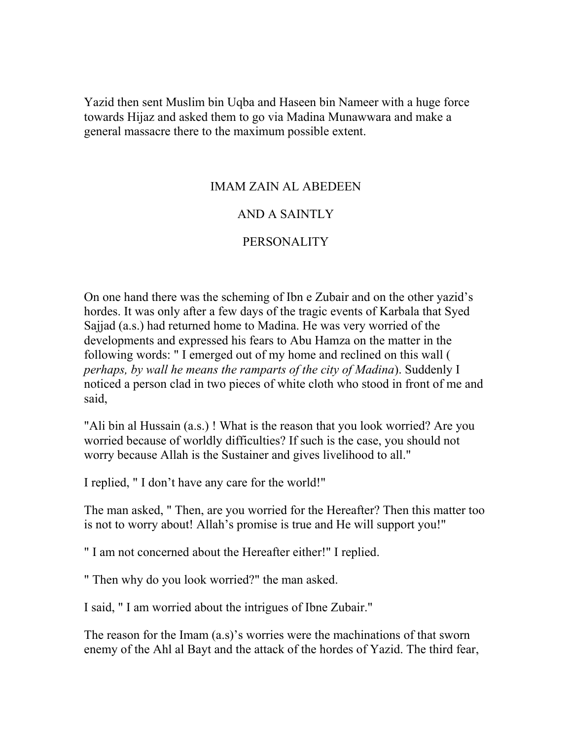Yazid then sent Muslim bin Uqba and Haseen bin Nameer with a huge force towards Hijaz and asked them to go via Madina Munawwara and make a general massacre there to the maximum possible extent.

## IMAM ZAIN AL ABEDEEN AND A SAINTLY PERSONALITY

On one hand there was the scheming of Ibn e Zubair and on the other yazid's hordes. It was only after a few days of the tragic events of Karbala that Syed Sajjad (a.s.) had returned home to Madina. He was very worried of the developments and expressed his fears to Abu Hamza on the matter in the following words: " I emerged out of my home and reclined on this wall ( *perhaps, by wall he means the ramparts of the city of Madina*). Suddenly I noticed a person clad in two pieces of white cloth who stood in front of me and said,

"Ali bin al Hussain (a.s.) ! What is the reason that you look worried? Are you worried because of worldly difficulties? If such is the case, you should not worry because Allah is the Sustainer and gives livelihood to all."

I replied, " I don't have any care for the world!"

The man asked, " Then, are you worried for the Hereafter? Then this matter too is not to worry about! Allah's promise is true and He will support you!"

" I am not concerned about the Hereafter either!" I replied.

" Then why do you look worried?" the man asked.

I said, " I am worried about the intrigues of Ibne Zubair."

The reason for the Imam (a.s)'s worries were the machinations of that sworn enemy of the Ahl al Bayt and the attack of the hordes of Yazid. The third fear,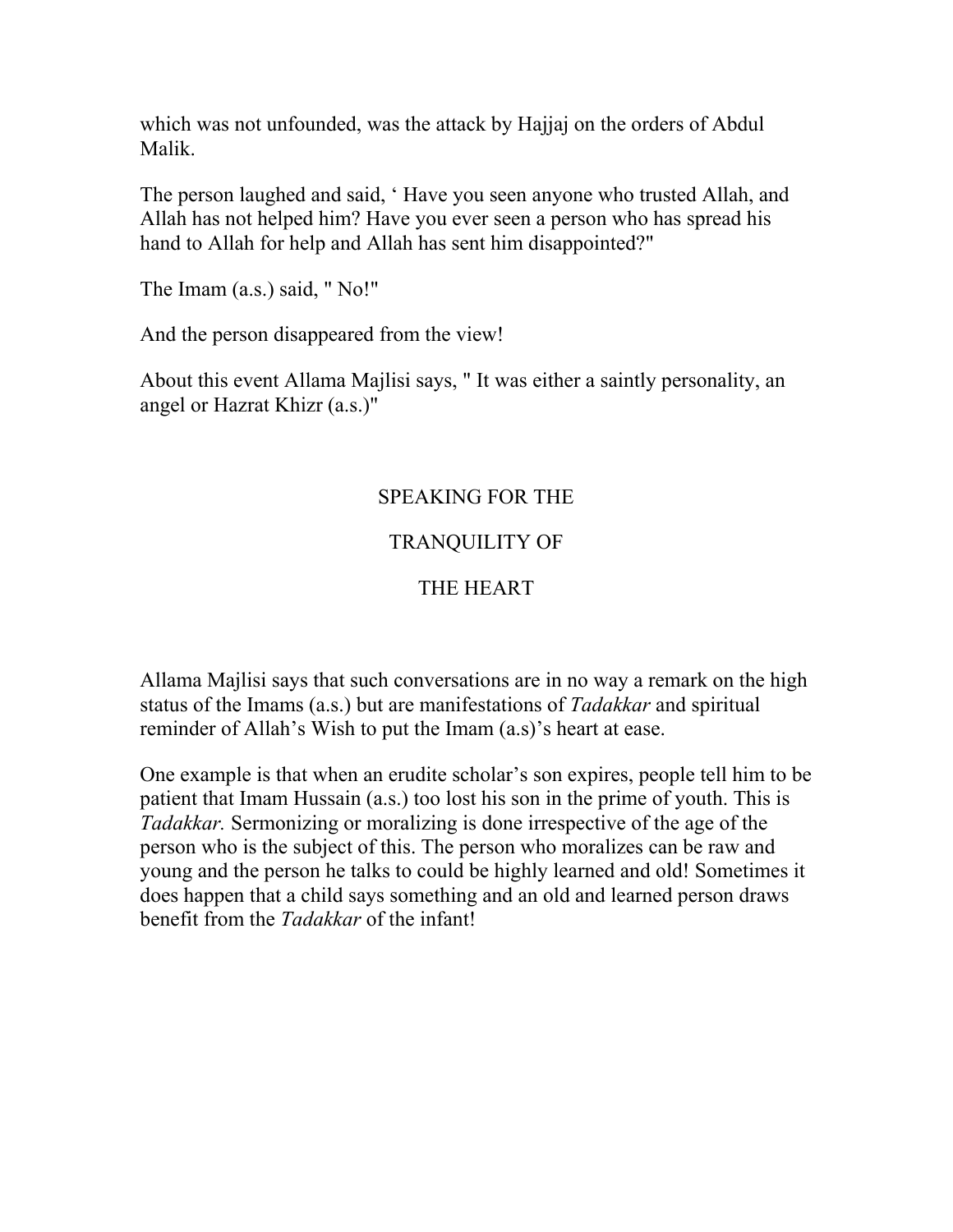which was not unfounded, was the attack by Hajjaj on the orders of Abdul Malik.

The person laughed and said, ‘ Have you seen anyone who trusted Allah, and Allah has not helped him? Have you ever seen a person who has spread his hand to Allah for help and Allah has sent him disappointed?"

The Imam (a.s.) said, " No!"

And the person disappeared from the view!

About this event Allama Majlisi says, " It was either a saintly personality, an angel or Hazrat Khizr (a.s.)"

## SPEAKING FOR THE TRANQUILITY OF THE HEART

Allama Majlisi says that such conversations are in no way a remark on the high status of the Imams (a.s.) but are manifestations of *Tadakkar* and spiritual reminder of Allah’s Wish to put the Imam (a.s)’s heart at ease.

One example is that when an erudite scholar’s son expires, people tell him to be patient that Imam Hussain (a.s.) too lost his son in the prime of youth. This is *Tadakkar.* Sermonizing or moralizing is done irrespective of the age of the person who is the subject of this. The person who moralizes can be raw and young and the person he talks to could be highly learned and old! Sometimes it does happen that a child says something and an old and learned person draws benefit from the *Tadakkar* of the infant!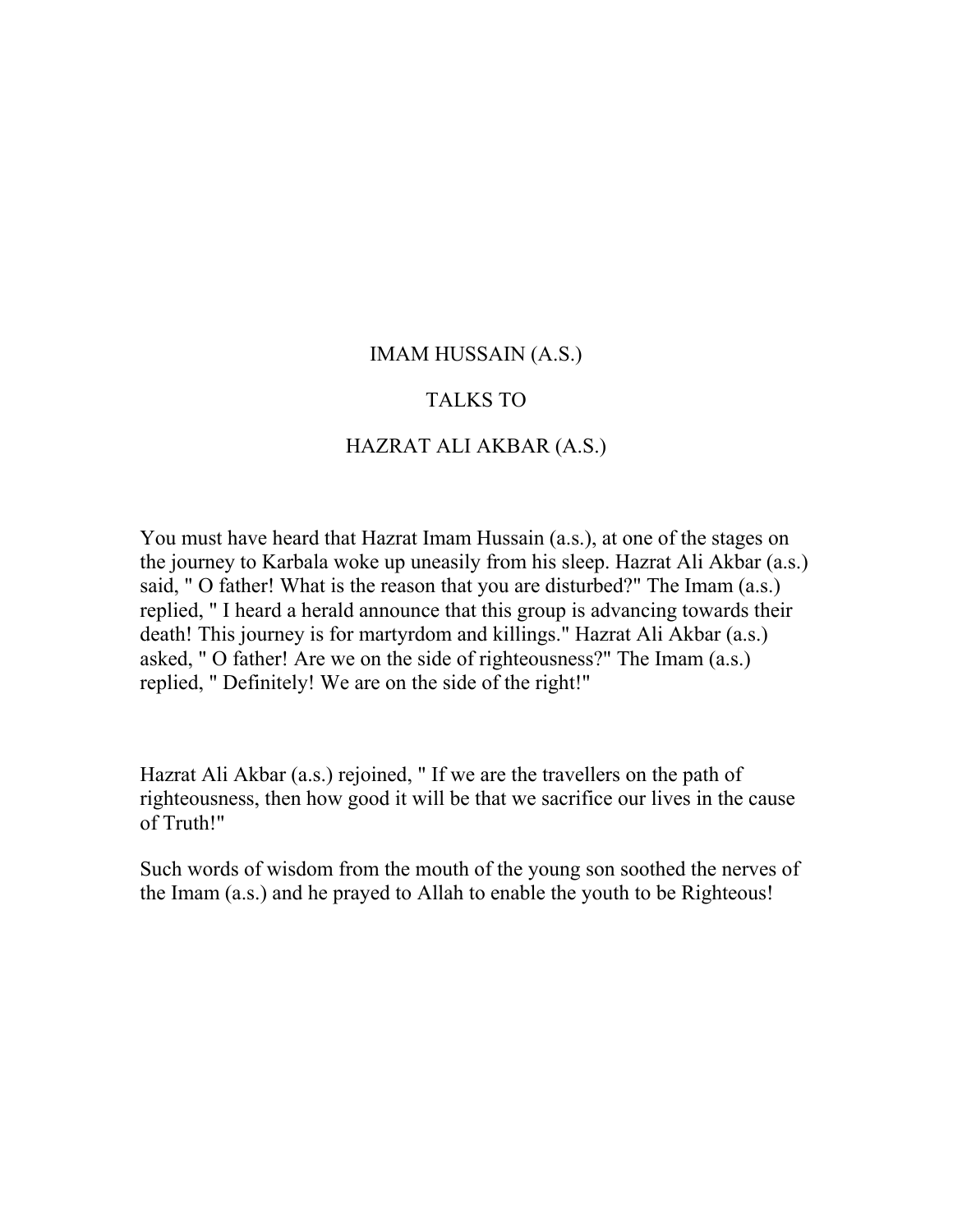# IMAM HUSSAIN (A.S.)

# TALKS TO

# HAZRAT ALI AKBAR (A.S.)

You must have heard that Hazrat Imam Hussain (a.s.), at one of the stages on the journey to Karbala woke up uneasily from his sleep. Hazrat Ali Akbar (a.s.) said, " O father! What is the reason that you are disturbed?" The Imam (a.s.) replied, " I heard a herald announce that this group is advancing towards their death! This journey is for martyrdom and killings." Hazrat Ali Akbar (a.s.) asked, " O father! Are we on the side of righteousness?" The Imam (a.s.) replied, " Definitely! We are on the side of the right!"

Hazrat Ali Akbar (a.s.) rejoined, " If we are the travellers on the path of righteousness, then how good it will be that we sacrifice our lives in the cause of Truth!"

Such words of wisdom from the mouth of the young son soothed the nerves of the Imam (a.s.) and he prayed to Allah to enable the youth to be Righteous!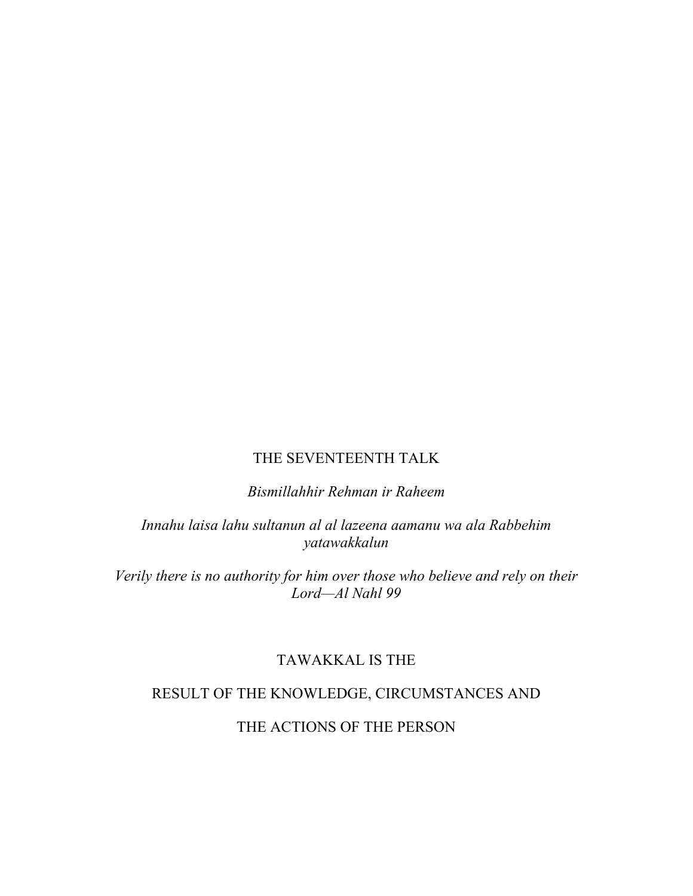# THE SEVENTEENTH TALK

*Bismillahhir Rehman ir Raheem*

*Innahu laisa lahu sultanun al al lazeena aamanu wa ala Rabbehim yatawakkalun*

*Verily there is no authority for him over those who believe and rely on their Lord—Al Nahl 99*

## TAWAKKAL IS THE RESULT OF THE KNOWLEDGE, CIRCUMSTANCES AND THE ACTIONS OF THE PERSON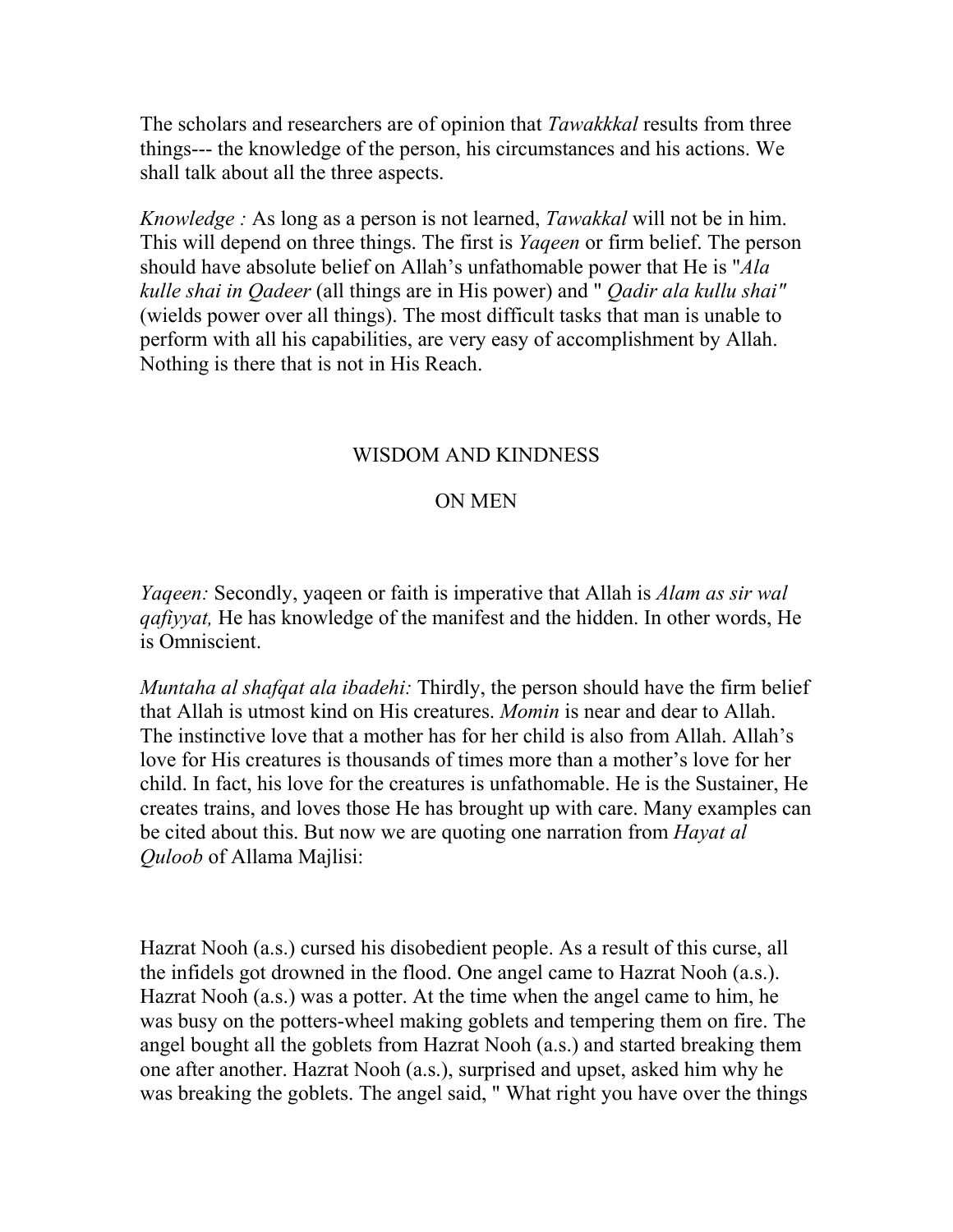The scholars and researchers are of opinion that *Tawakkkal* results from three things--- the knowledge of the person, his circumstances and his actions. We shall talk about all the three aspects.

*Knowledge :* As long as a person is not learned, *Tawakkal* will not be in him. This will depend on three things. The first is *Yaqeen* or firm belief. The person should have absolute belief on Allah's unfathomable power that He is "*Ala kulle shai in Qadeer* (all things are in His power) and " *Qadir ala kullu shai"* (wields power over all things). The most difficult tasks that man is unable to perform with all his capabilities, are very easy of accomplishment by Allah. Nothing is there that is not in His Reach.

## WISDOM AND KINDNESS ON MEN

*Yaqeen:* Secondly, yaqeen or faith is imperative that Allah is *Alam as sir wal qafiyyat,* He has knowledge of the manifest and the hidden. In other words, He is Omniscient.

*Muntaha al shafqat ala ibadehi:* Thirdly, the person should have the firm belief that Allah is utmost kind on His creatures. *Momin* is near and dear to Allah. The instinctive love that a mother has for her child is also from Allah. Allah's love for His creatures is thousands of times more than a mother's love for her child. In fact, his love for the creatures is unfathomable. He is the Sustainer, He creates trains, and loves those He has brought up with care. Many examples can be cited about this. But now we are quoting one narration from *Hayat al Quloob* of Allama Majlisi:

Hazrat Nooh (a.s.) cursed his disobedient people. As a result of this curse, all the infidels got drowned in the flood. One angel came to Hazrat Nooh (a.s.). Hazrat Nooh (a.s.) was a potter. At the time when the angel came to him, he was busy on the potters-wheel making goblets and tempering them on fire. The angel bought all the goblets from Hazrat Nooh (a.s.) and started breaking them one after another. Hazrat Nooh (a.s.), surprised and upset, asked him why he was breaking the goblets. The angel said, " What right you have over the things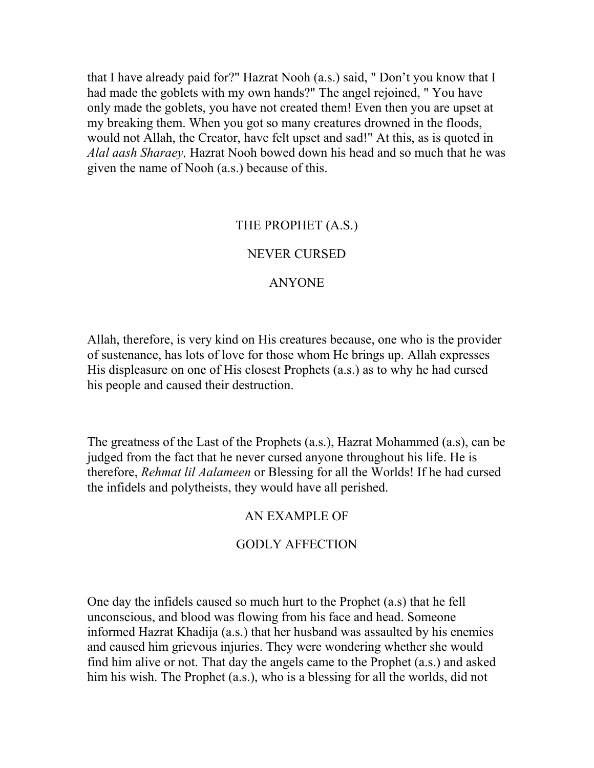that I have already paid for?" Hazrat Nooh (a.s.) said, " Don't you know that I had made the goblets with my own hands?" The angel rejoined, " You have only made the goblets, you have not created them! Even then you are upset at my breaking them. When you got so many creatures drowned in the floods, would not Allah, the Creator, have felt upset and sad!" At this, as is quoted in *Alal aash Sharaey,* Hazrat Nooh bowed down his head and so much that he was given the name of Nooh (a.s.) because of this.

## THE PROPHET (A.S.) NEVER CURSED ANYONE

Allah, therefore, is very kind on His creatures because, one who is the provider of sustenance, has lots of love for those whom He brings up. Allah expresses His displeasure on one of His closest Prophets (a.s.) as to why he had cursed his people and caused their destruction.

The greatness of the Last of the Prophets (a.s.), Hazrat Mohammed (a.s), can be judged from the fact that he never cursed anyone throughout his life. He is therefore, *Rehmat lil Aalameen* or Blessing for all the Worlds! If he had cursed the infidels and polytheists, they would have all perished.

## AN EXAMPLE OF GODLY AFFECTION

One day the infidels caused so much hurt to the Prophet (a.s) that he fell unconscious, and blood was flowing from his face and head. Someone informed Hazrat Khadija (a.s.) that her husband was assaulted by his enemies and caused him grievous injuries. They were wondering whether she would find him alive or not. That day the angels came to the Prophet (a.s.) and asked him his wish. The Prophet (a.s.), who is a blessing for all the worlds, did not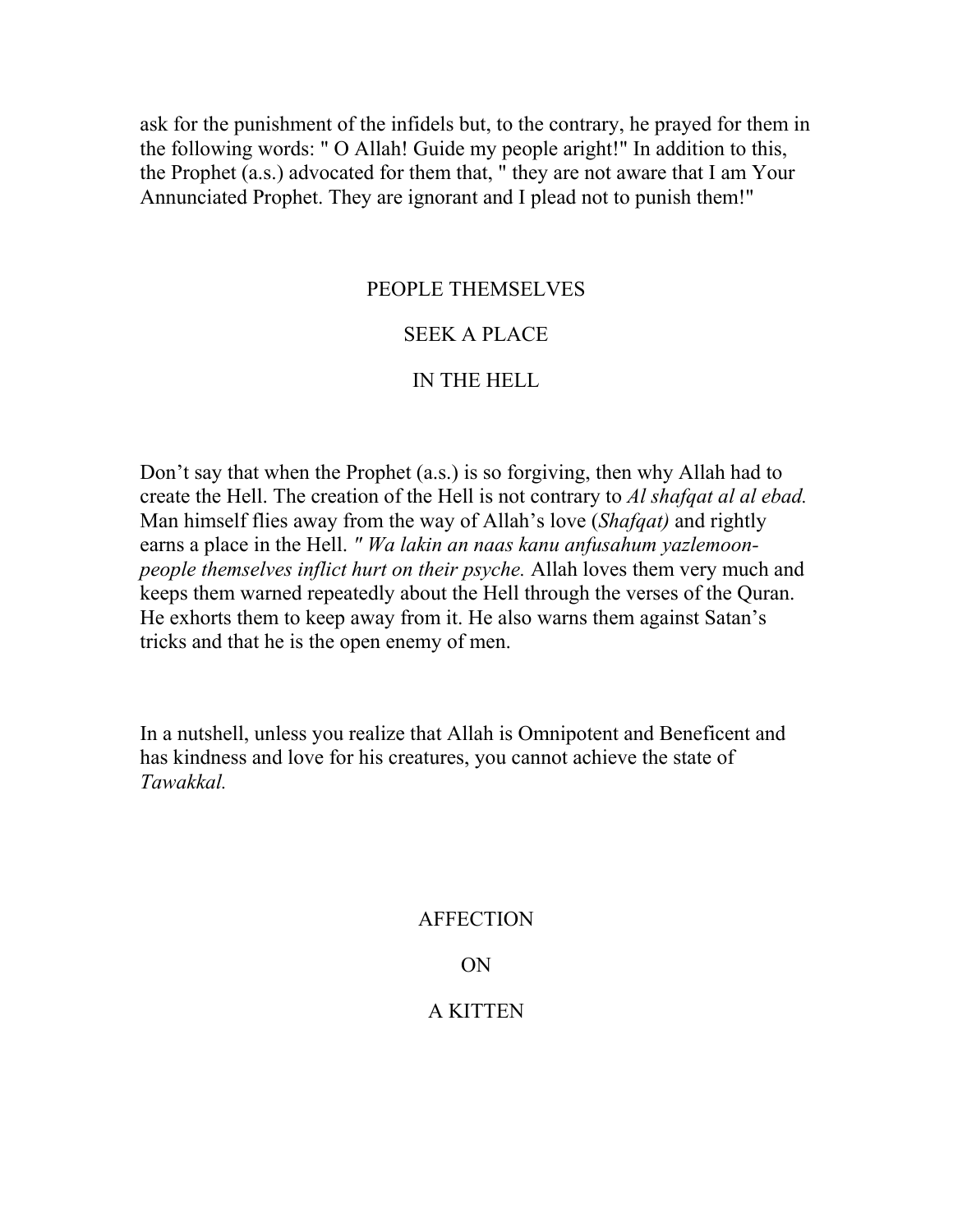ask for the punishment of the infidels but, to the contrary, he prayed for them in the following words: " O Allah! Guide my people aright!" In addition to this, the Prophet (a.s.) advocated for them that, " they are not aware that I am Your Annunciated Prophet. They are ignorant and I plead not to punish them!"

## PEOPLE THEMSELVES SEEK A PLACE IN THE HELL

Don't say that when the Prophet (a.s.) is so forgiving, then why Allah had to create the Hell. The creation of the Hell is not contrary to *Al shafqat al al ebad.* Man himself flies away from the way of Allah's love (*Shafqat)* and rightly earns a place in the Hell. *" Wa lakin an naas kanu anfusahum yazlemoon- people themselves inflict hurt on their psyche.* Allah loves them very much and keeps them warned repeatedly about the Hell through the verses of the Quran. He exhorts them to keep away from it. He also warns them against Satan's tricks and that he is the open enemy of men.

In a nutshell, unless you realize that Allah is Omnipotent and Beneficent and has kindness and love for his creatures, you cannot achieve the state of *Tawakkal.*

## AFFECTION ON A KITTEN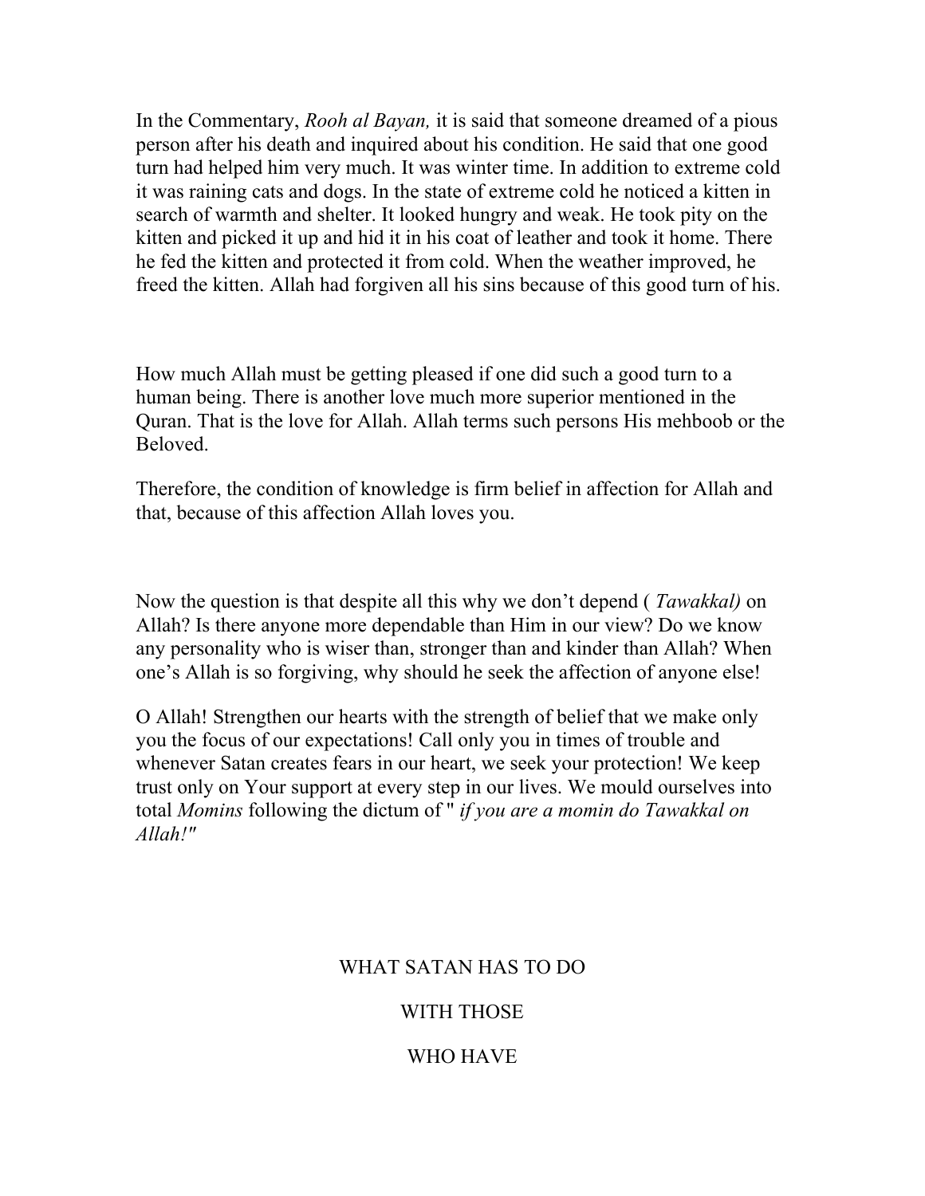In the Commentary, *Rooh al Bayan,* it is said that someone dreamed of a pious person after his death and inquired about his condition. He said that one good turn had helped him very much. It was winter time. In addition to extreme cold it was raining cats and dogs. In the state of extreme cold he noticed a kitten in search of warmth and shelter. It looked hungry and weak. He took pity on the kitten and picked it up and hid it in his coat of leather and took it home. There he fed the kitten and protected it from cold. When the weather improved, he freed the kitten. Allah had forgiven all his sins because of this good turn of his.

How much Allah must be getting pleased if one did such a good turn to a human being. There is another love much more superior mentioned in the Quran. That is the love for Allah. Allah terms such persons His mehboob or the Beloved.

Therefore, the condition of knowledge is firm belief in affection for Allah and that, because of this affection Allah loves you.

Now the question is that despite all this why we don't depend ( *Tawakkal)* on Allah? Is there anyone more dependable than Him in our view? Do we know any personality who is wiser than, stronger than and kinder than Allah? When one's Allah is so forgiving, why should he seek the affection of anyone else!

O Allah! Strengthen our hearts with the strength of belief that we make only you the focus of our expectations! Call only you in times of trouble and whenever Satan creates fears in our heart, we seek your protection! We keep trust only on Your support at every step in our lives. We mould ourselves into total *Momins* following the dictum of " *if you are a momin do Tawakkal on Allah!"*

## WHAT SATAN HAS TO DO

## WITH THOSE

## WHO HAVE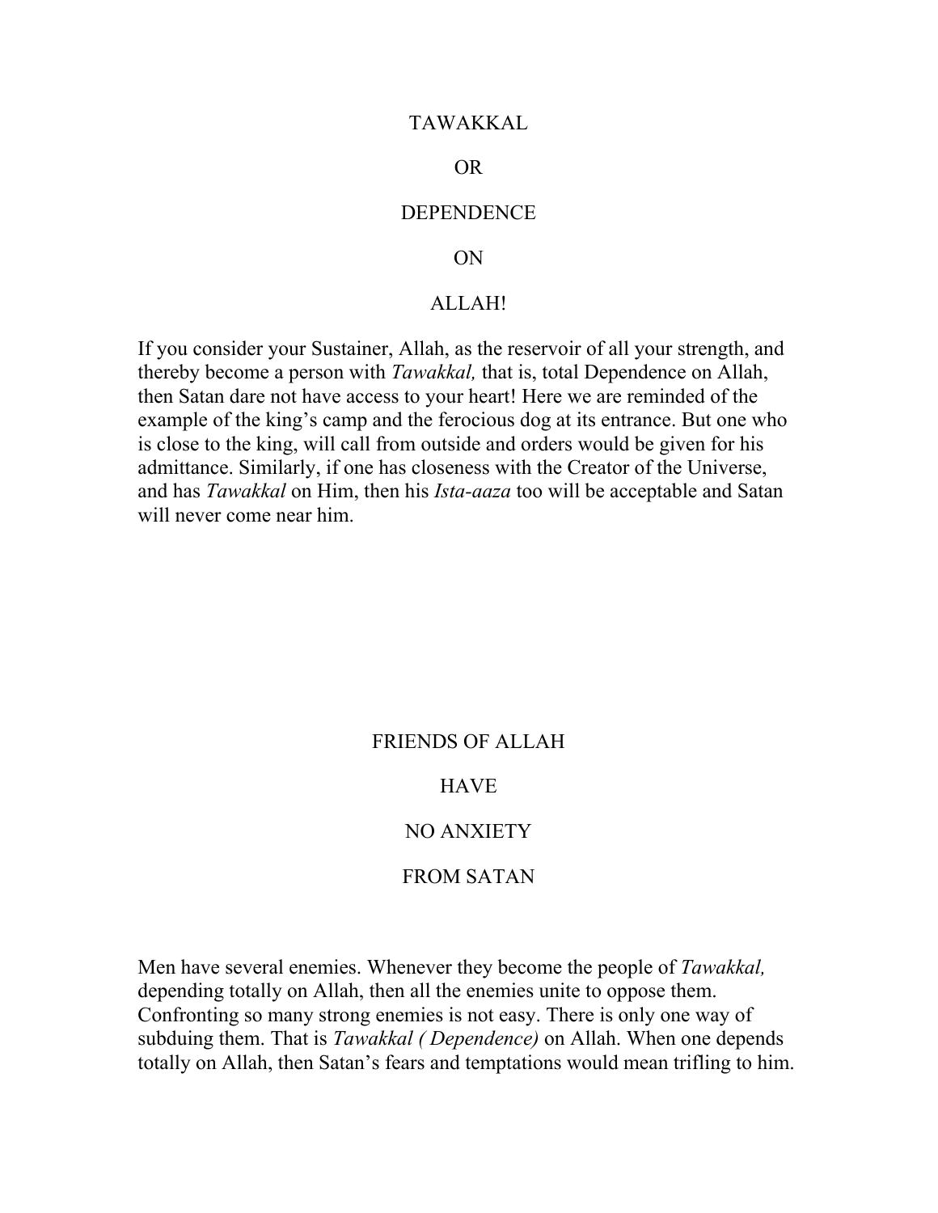## TAWAKKAL OR DEPENDENCE ON ALLAH!

If you consider your Sustainer, Allah, as the reservoir of all your strength, and thereby become a person with *Tawakkal,* that is, total Dependence on Allah, then Satan dare not have access to your heart! Here we are reminded of the example of the king's camp and the ferocious dog at its entrance. But one who is close to the king, will call from outside and orders would be given for his admittance. Similarly, if one has closeness with the Creator of the Universe, and has *Tawakkal* on Him, then his *Ista-aaza* too will be acceptable and Satan will never come near him.

## FRIENDS OF ALLAH HAVE NO ANXIETY FROM SATAN

Men have several enemies. Whenever they become the people of *Tawakkal,* depending totally on Allah, then all the enemies unite to oppose them. Confronting so many strong enemies is not easy. There is only one way of subduing them. That is *Tawakkal ( Dependence)* on Allah. When one depends totally on Allah, then Satan's fears and temptations would mean trifling to him.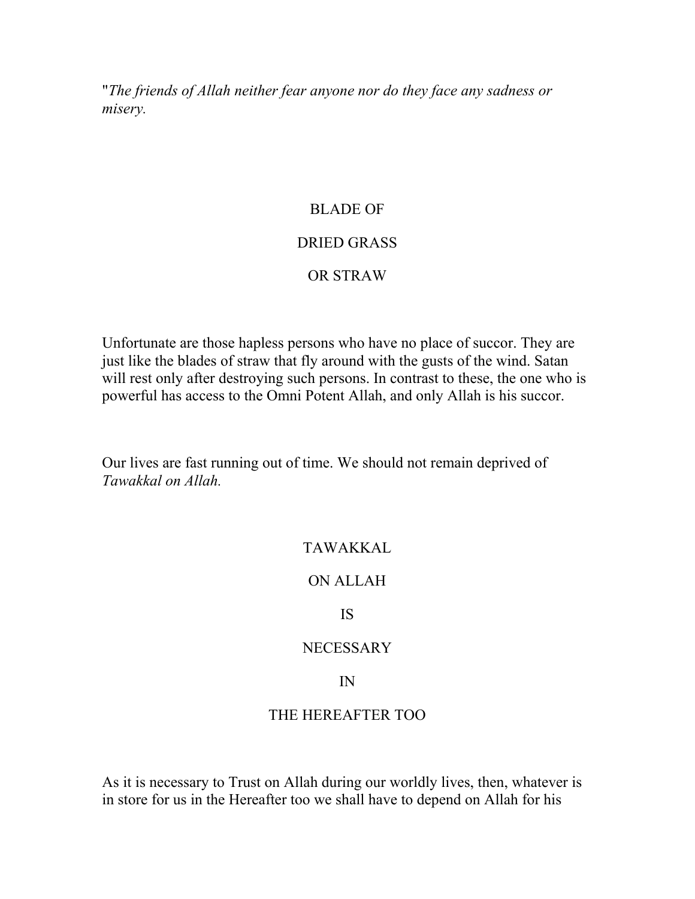"*The friends of Allah neither fear anyone nor do they face any sadness or misery.*

## BLADE OF DRIED GRASS OR STRAW

Unfortunate are those hapless persons who have no place of succor. They are just like the blades of straw that fly around with the gusts of the wind. Satan will rest only after destroying such persons. In contrast to these, the one who is powerful has access to the Omni Potent Allah, and only Allah is his succor.

Our lives are fast running out of time. We should not remain deprived of *Tawakkal on Allah.*

## TAWAKKAL ON ALLAH IS NECESSARY IN THE HEREAFTER TOO

As it is necessary to Trust on Allah during our worldly lives, then, whatever is in store for us in the Hereafter too we shall have to depend on Allah for his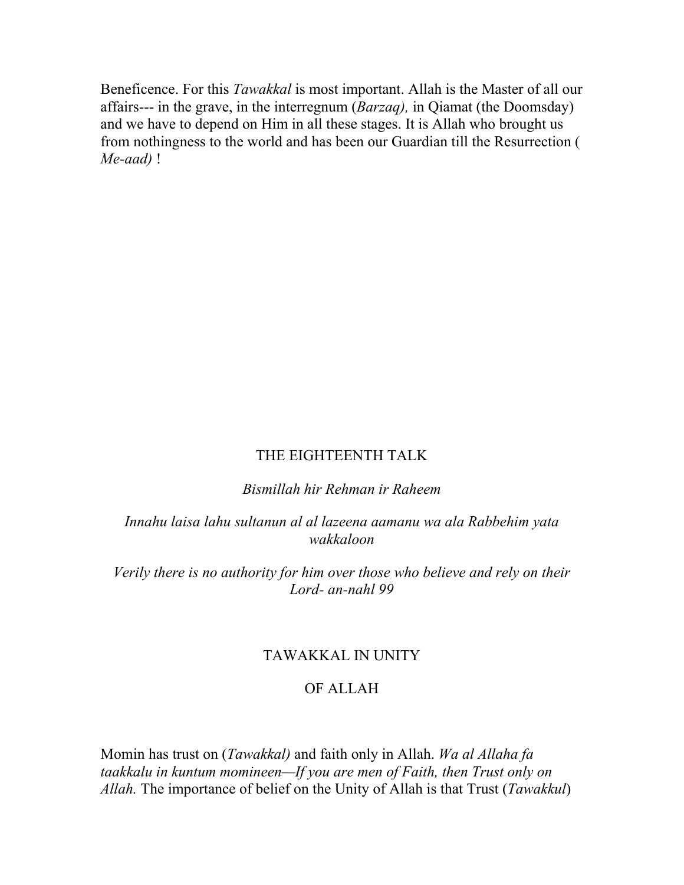Beneficence. For this *Tawakkal* is most important. Allah is the Master of all our affairs--- in the grave, in the interregnum (*Barzaq),* in Qiamat (the Doomsday) and we have to depend on Him in all these stages. It is Allah who brought us from nothingness to the world and has been our Guardian till the Resurrection ( *Me-aad)* !

## THE EIGHTEENTH TALK

*Bismillah hir Rehman ir Raheem*

*Innahu laisa lahu sultanun al al lazeena aamanu wa ala Rabbehim yata wakkaloon*

*Verily there is no authority for him over those who believe and rely on their Lord- an-nahl 99*

## TAWAKKAL IN UNITY OF ALLAH

Momin has trust on (*Tawakkal)* and faith only in Allah. *Wa al Allaha fa taakkalu in kuntum momineen—If you are men of Faith, then Trust only on Allah.* The importance of belief on the Unity of Allah is that Trust (*Tawakkul*)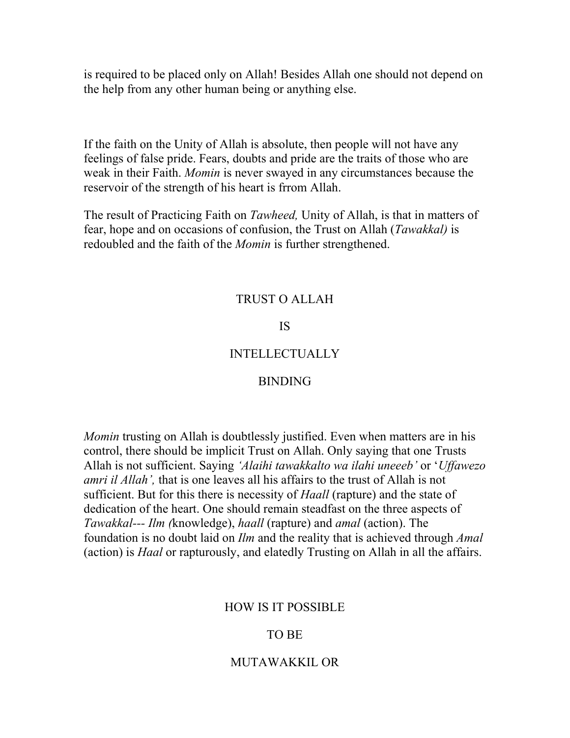is required to be placed only on Allah! Besides Allah one should not depend on the help from any other human being or anything else.

If the faith on the Unity of Allah is absolute, then people will not have any feelings of false pride. Fears, doubts and pride are the traits of those who are weak in their Faith. *Momin* is never swayed in any circumstances because the reservoir of the strength of his heart is frrom Allah.

The result of Practicing Faith on *Tawheed,* Unity of Allah, is that in matters of fear, hope and on occasions of confusion, the Trust on Allah (*Tawakkal)* is redoubled and the faith of the *Momin* is further strengthened.

## TRUST O ALLAH IS INTELLECTUALLY BINDING

*Momin* trusting on Allah is doubtlessly justified. Even when matters are in his control, there should be implicit Trust on Allah. Only saying that one Trusts Allah is not sufficient. Saying *'Alaihi tawakkalto wa ilahi uneeeb'* or '*Uffawezo amri il Allah',* that is one leaves all his affairs to the trust of Allah is not sufficient. But for this there is necessity of *Haall* (rapture) and the state of dedication of the heart. One should remain steadfast on the three aspects of *Tawakkal--- Ilm (*knowledge), *haall* (rapture) and *amal* (action). The foundation is no doubt laid on *Ilm* and the reality that is achieved through *Amal* (action) is *Haal* or rapturously, and elatedly Trusting on Allah in all the affairs.

## HOW IS IT POSSIBLE TO BE MUTAWAKKIL OR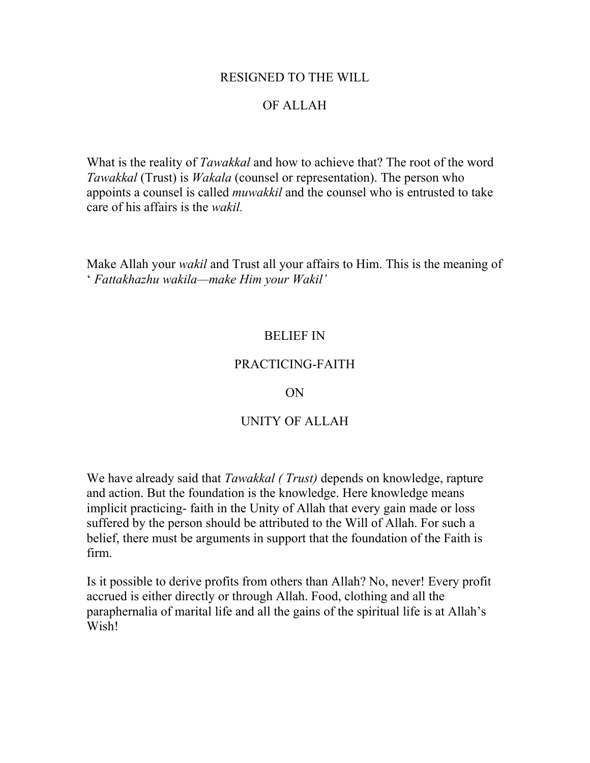## RESIGNED TO THE WILL OF ALLAH

What is the reality of *Tawakkal* and how to achieve that? The root of the word *Tawakkal* (Trust) is *Wakala* (counsel or representation). The person who appoints a counsel is called *muwakkil* and the counsel who is entrusted to take care of his affairs is the *wakil.*

Make Allah your *wakil* and Trust all your affairs to Him. This is the meaning of ‘ *Fattakhazhu wakila—make Him your Wakil’*

## BELIEF IN PRACTICING-FAITH ON UNITY OF ALLAH

We have already said that *Tawakkal ( Trust)* depends on knowledge, rapture and action. But the foundation is the knowledge. Here knowledge means implicit practicing- faith in the Unity of Allah that every gain made or loss suffered by the person should be attributed to the Will of Allah. For such a belief, there must be arguments in support that the foundation of the Faith is firm.

Is it possible to derive profits from others than Allah? No, never! Every profit accrued is either directly or through Allah. Food, clothing and all the paraphernalia of marital life and all the gains of the spiritual life is at Allah’s Wish!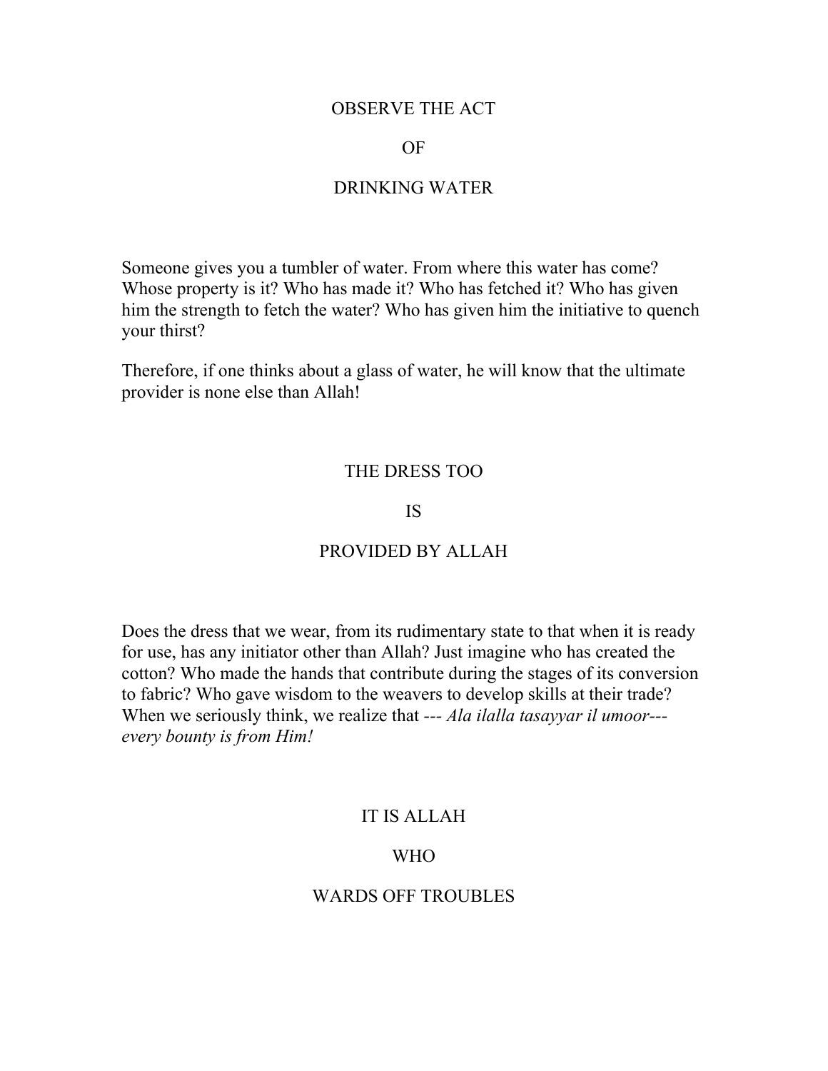## OBSERVE THE ACT

## OF

## DRINKING WATER

Someone gives you a tumbler of water. From where this water has come? Whose property is it? Who has made it? Who has fetched it? Who has given him the strength to fetch the water? Who has given him the initiative to quench your thirst?

Therefore, if one thinks about a glass of water, he will know that the ultimate provider is none else than Allah!

## THE DRESS TOO

## IS

## PROVIDED BY ALLAH

Does the dress that we wear, from its rudimentary state to that when it is ready for use, has any initiator other than Allah? Just imagine who has created the cotton? Who made the hands that contribute during the stages of its conversion to fabric? Who gave wisdom to the weavers to develop skills at their trade? When we seriously think, we realize that --- *Ala ilalla tasayyar il umoor--- every bounty is from Him!*

## IT IS ALLAH

## WHO

## WARDS OFF TROUBLES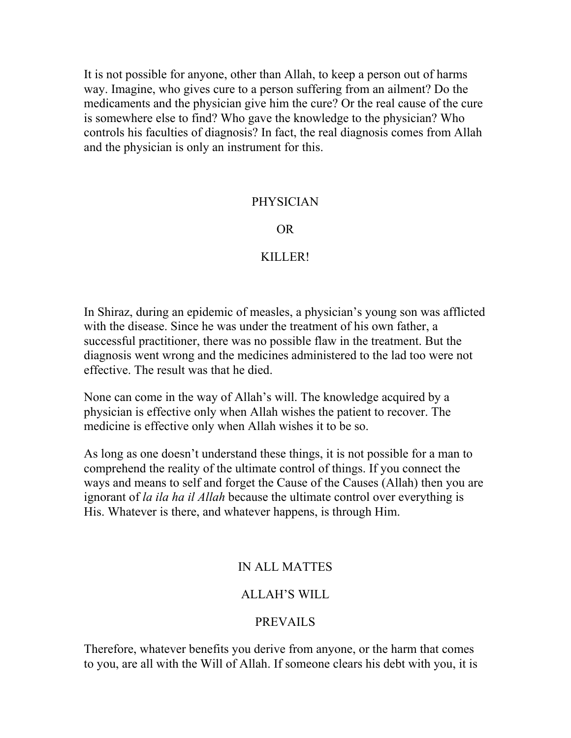It is not possible for anyone, other than Allah, to keep a person out of harms way. Imagine, who gives cure to a person suffering from an ailment? Do the medicaments and the physician give him the cure? Or the real cause of the cure is somewhere else to find? Who gave the knowledge to the physician? Who controls his faculties of diagnosis? In fact, the real diagnosis comes from Allah and the physician is only an instrument for this.

## PHYSICIAN

## OR

## KILLER!

In Shiraz, during an epidemic of measles, a physician's young son was afflicted with the disease. Since he was under the treatment of his own father, a successful practitioner, there was no possible flaw in the treatment. But the diagnosis went wrong and the medicines administered to the lad too were not effective. The result was that he died.

None can come in the way of Allah's will. The knowledge acquired by a physician is effective only when Allah wishes the patient to recover. The medicine is effective only when Allah wishes it to be so.

As long as one doesn't understand these things, it is not possible for a man to comprehend the reality of the ultimate control of things. If you connect the ways and means to self and forget the Cause of the Causes (Allah) then you are ignorant of *la ila ha il Allah* because the ultimate control over everything is His. Whatever is there, and whatever happens, is through Him.

## IN ALL MATTES

## ALLAH'S WILL

## PREVAILS

Therefore, whatever benefits you derive from anyone, or the harm that comes to you, are all with the Will of Allah. If someone clears his debt with you, it is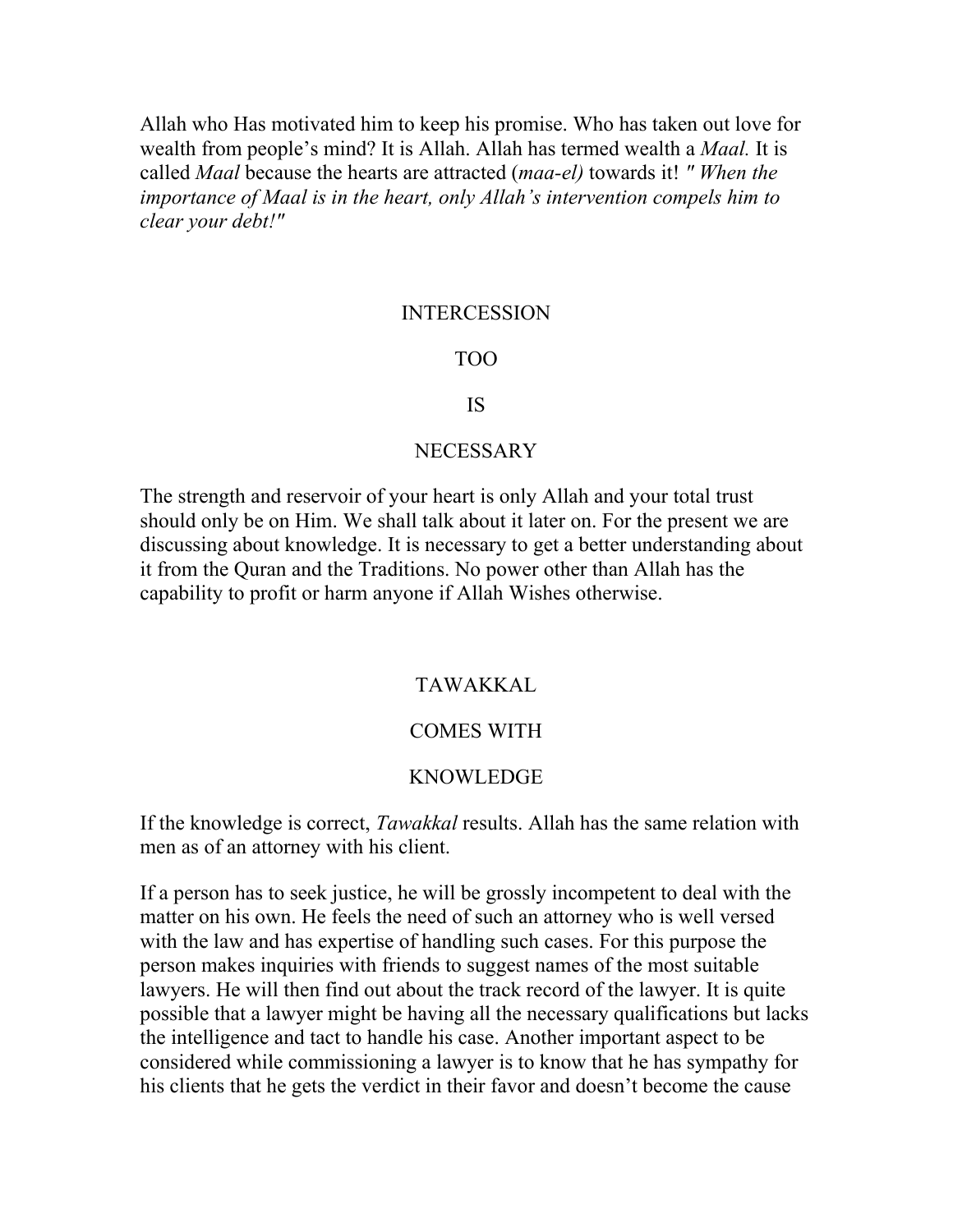Allah who Has motivated him to keep his promise. Who has taken out love for wealth from people's mind? It is Allah. Allah has termed wealth a *Maal.* It is called *Maal* because the hearts are attracted (*maa-el)* towards it! *" When the importance of Maal is in the heart, only Allah's intervention compels him to clear your debt!"*

## INTERCESSION TOO IS NECESSARY

The strength and reservoir of your heart is only Allah and your total trust should only be on Him. We shall talk about it later on. For the present we are discussing about knowledge. It is necessary to get a better understanding about it from the Quran and the Traditions. No power other than Allah has the capability to profit or harm anyone if Allah Wishes otherwise.

## TAWAKKAL COMES WITH KNOWLEDGE

If the knowledge is correct, *Tawakkal* results. Allah has the same relation with men as of an attorney with his client.

If a person has to seek justice, he will be grossly incompetent to deal with the matter on his own. He feels the need of such an attorney who is well versed with the law and has expertise of handling such cases. For this purpose the person makes inquiries with friends to suggest names of the most suitable lawyers. He will then find out about the track record of the lawyer. It is quite possible that a lawyer might be having all the necessary qualifications but lacks the intelligence and tact to handle his case. Another important aspect to be considered while commissioning a lawyer is to know that he has sympathy for his clients that he gets the verdict in their favor and doesn't become the cause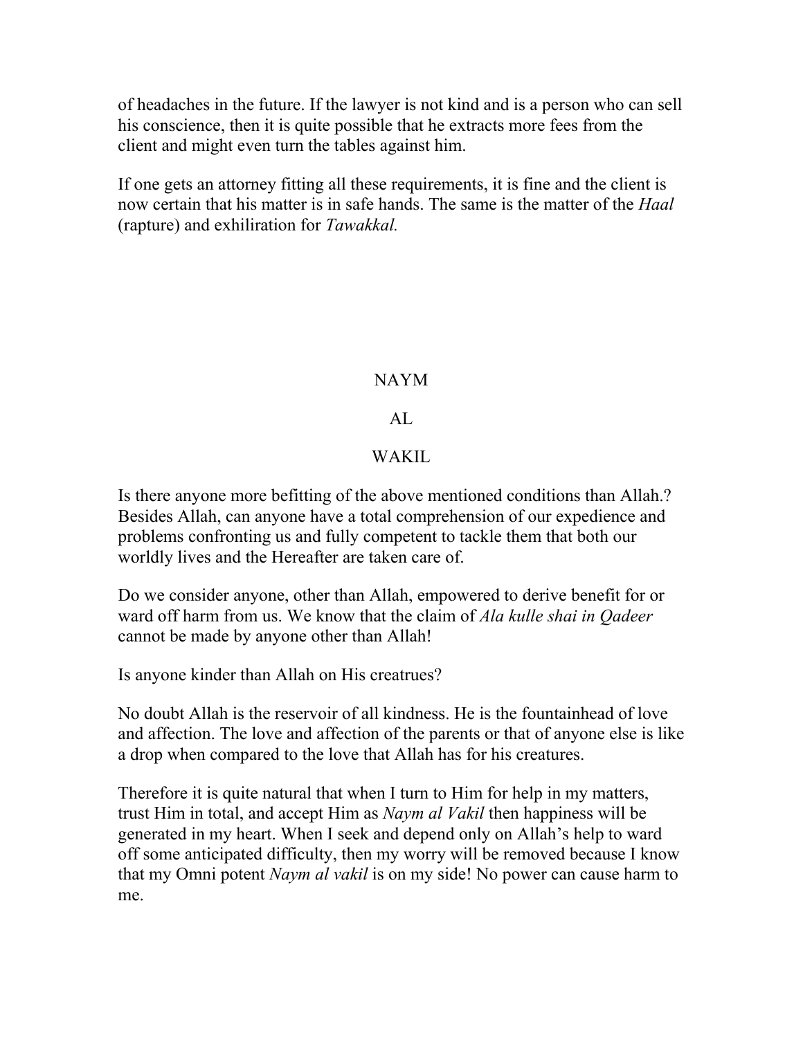of headaches in the future. If the lawyer is not kind and is a person who can sell his conscience, then it is quite possible that he extracts more fees from the client and might even turn the tables against him.

If one gets an attorney fitting all these requirements, it is fine and the client is now certain that his matter is in safe hands. The same is the matter of the *Haal* (rapture) and exhiliration for *Tawakkal.*

## NAYM AL WAKIL

Is there anyone more befitting of the above mentioned conditions than Allah.? Besides Allah, can anyone have a total comprehension of our expedience and problems confronting us and fully competent to tackle them that both our worldly lives and the Hereafter are taken care of.

Do we consider anyone, other than Allah, empowered to derive benefit for or ward off harm from us. We know that the claim of *Ala kulle shai in Qadeer* cannot be made by anyone other than Allah!

Is anyone kinder than Allah on His creatrues?

No doubt Allah is the reservoir of all kindness. He is the fountainhead of love and affection. The love and affection of the parents or that of anyone else is like a drop when compared to the love that Allah has for his creatures.

Therefore it is quite natural that when I turn to Him for help in my matters, trust Him in total, and accept Him as *Naym al Vakil* then happiness will be generated in my heart. When I seek and depend only on Allah's help to ward off some anticipated difficulty, then my worry will be removed because I know that my Omni potent *Naym al vakil* is on my side! No power can cause harm to me.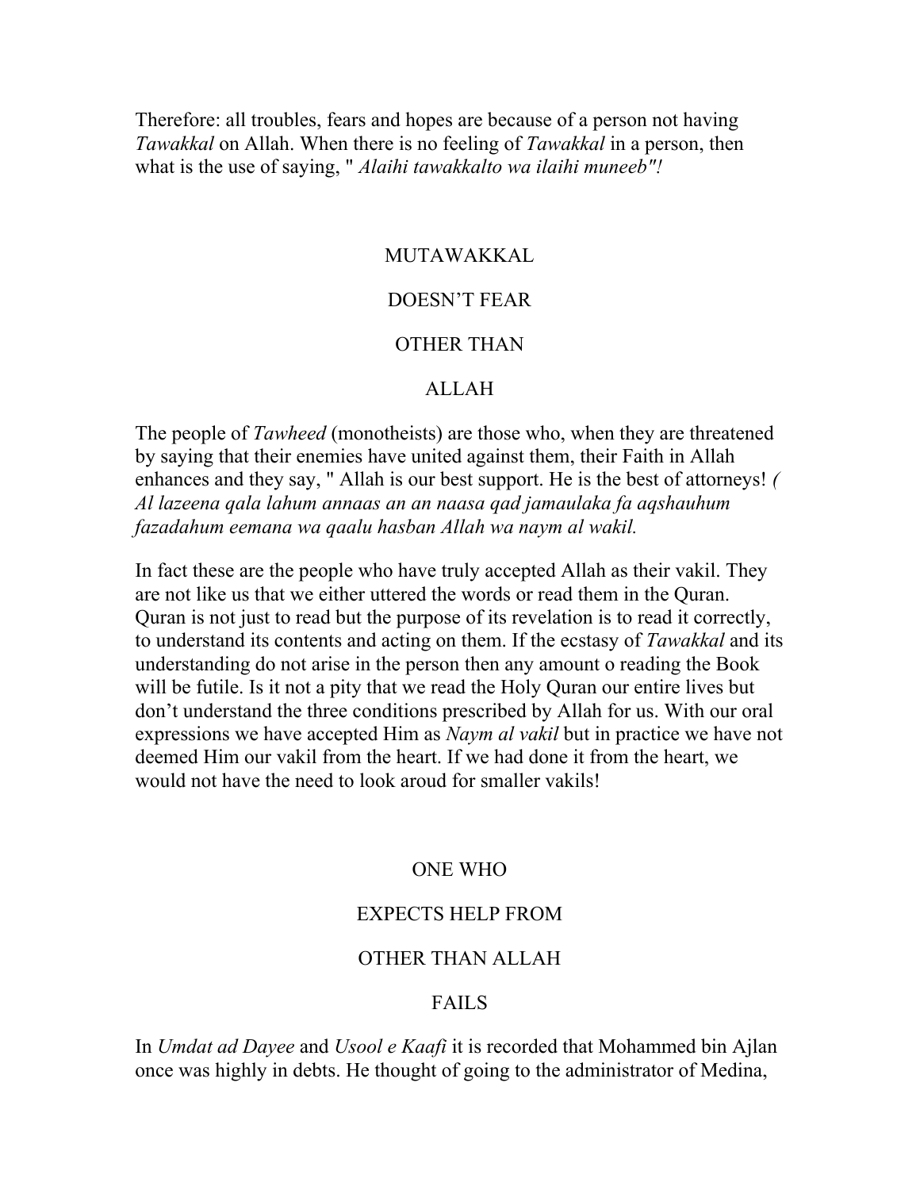Therefore: all troubles, fears and hopes are because of a person not having *Tawakkal* on Allah. When there is no feeling of *Tawakkal* in a person, then what is the use of saying, " *Alaihi tawakkalto wa ilaihi muneeb"!*

## MUTAWAKKAL DOESN'T FEAR OTHER THAN ALLAH

The people of *Tawheed* (monotheists) are those who, when they are threatened by saying that their enemies have united against them, their Faith in Allah enhances and they say, " Allah is our best support. He is the best of attorneys! *( Al lazeena qala lahum annaas an an naasa qad jamaulaka fa aqshauhum fazadahum eemana wa qaalu hasban Allah wa naym al wakil.*

In fact these are the people who have truly accepted Allah as their vakil. They are not like us that we either uttered the words or read them in the Quran. Quran is not just to read but the purpose of its revelation is to read it correctly, to understand its contents and acting on them. If the ecstasy of *Tawakkal* and its understanding do not arise in the person then any amount o reading the Book will be futile. Is it not a pity that we read the Holy Quran our entire lives but don't understand the three conditions prescribed by Allah for us. With our oral expressions we have accepted Him as *Naym al vakil* but in practice we have not deemed Him our vakil from the heart. If we had done it from the heart, we would not have the need to look aroud for smaller vakils!

## ONE WHO EXPECTS HELP FROM OTHER THAN ALLAH FAILS

In *Umdat ad Dayee* and *Usool e Kaafi* it is recorded that Mohammed bin Ajlan once was highly in debts. He thought of going to the administrator of Medina,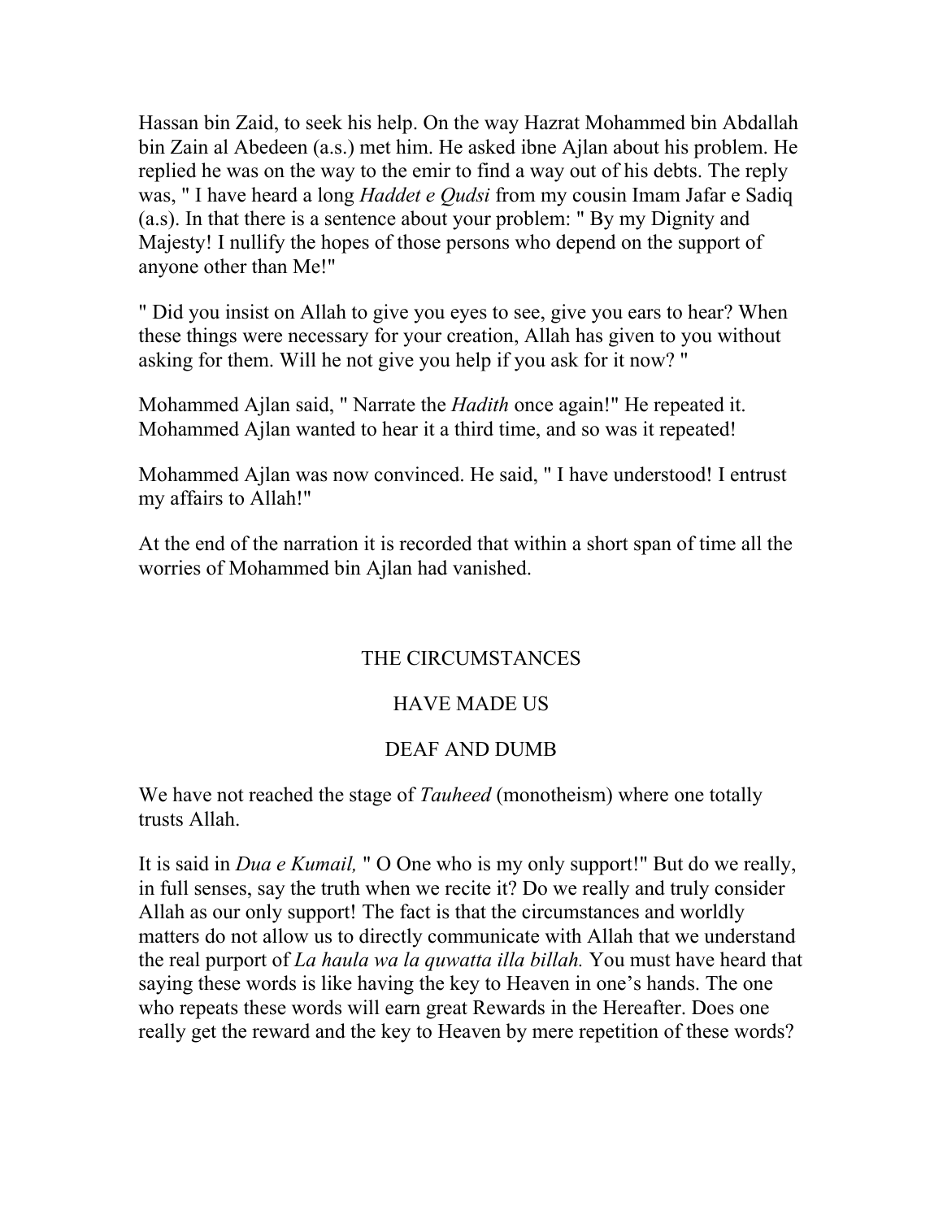Hassan bin Zaid, to seek his help. On the way Hazrat Mohammed bin Abdallah bin Zain al Abedeen (a.s.) met him. He asked ibne Ajlan about his problem. He replied he was on the way to the emir to find a way out of his debts. The reply was, " I have heard a long *Haddet e Qudsi* from my cousin Imam Jafar e Sadiq (a.s). In that there is a sentence about your problem: " By my Dignity and Majesty! I nullify the hopes of those persons who depend on the support of anyone other than Me!"

" Did you insist on Allah to give you eyes to see, give you ears to hear? When these things were necessary for your creation, Allah has given to you without asking for them. Will he not give you help if you ask for it now? "

Mohammed Ajlan said, " Narrate the *Hadith* once again!" He repeated it. Mohammed Ajlan wanted to hear it a third time, and so was it repeated!

Mohammed Ajlan was now convinced. He said, " I have understood! I entrust my affairs to Allah!"

At the end of the narration it is recorded that within a short span of time all the worries of Mohammed bin Ajlan had vanished.

## THE CIRCUMSTANCES HAVE MADE US DEAF AND DUMB

We have not reached the stage of *Tauheed* (monotheism) where one totally trusts Allah.

It is said in *Dua e Kumail,* " O One who is my only support!" But do we really, in full senses, say the truth when we recite it? Do we really and truly consider Allah as our only support! The fact is that the circumstances and worldly matters do not allow us to directly communicate with Allah that we understand the real purport of *La haula wa la quwatta illa billah.* You must have heard that saying these words is like having the key to Heaven in one's hands. The one who repeats these words will earn great Rewards in the Hereafter. Does one really get the reward and the key to Heaven by mere repetition of these words?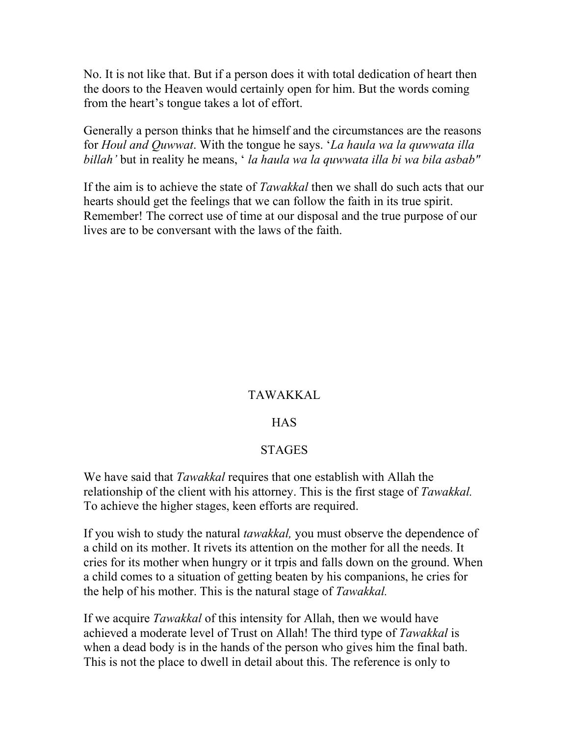No. It is not like that. But if a person does it with total dedication of heart then the doors to the Heaven would certainly open for him. But the words coming from the heart's tongue takes a lot of effort.

Generally a person thinks that he himself and the circumstances are the reasons for *Houl and Quwwat*. With the tongue he says. '*La haula wa la quwwata illa billah'* but in reality he means, ' *la haula wa la quwwata illa bi wa bila asbab"*

If the aim is to achieve the state of *Tawakkal* then we shall do such acts that our hearts should get the feelings that we can follow the faith in its true spirit. Remember! The correct use of time at our disposal and the true purpose of our lives are to be conversant with the laws of the faith.

## TAWAKKAL

## HAS

## STAGES

We have said that *Tawakkal* requires that one establish with Allah the relationship of the client with his attorney. This is the first stage of *Tawakkal.* To achieve the higher stages, keen efforts are required.

If you wish to study the natural *tawakkal,* you must observe the dependence of a child on its mother. It rivets its attention on the mother for all the needs. It cries for its mother when hungry or it trpis and falls down on the ground. When a child comes to a situation of getting beaten by his companions, he cries for the help of his mother. This is the natural stage of *Tawakkal.*

If we acquire *Tawakkal* of this intensity for Allah, then we would have achieved a moderate level of Trust on Allah! The third type of *Tawakkal* is when a dead body is in the hands of the person who gives him the final bath. This is not the place to dwell in detail about this. The reference is only to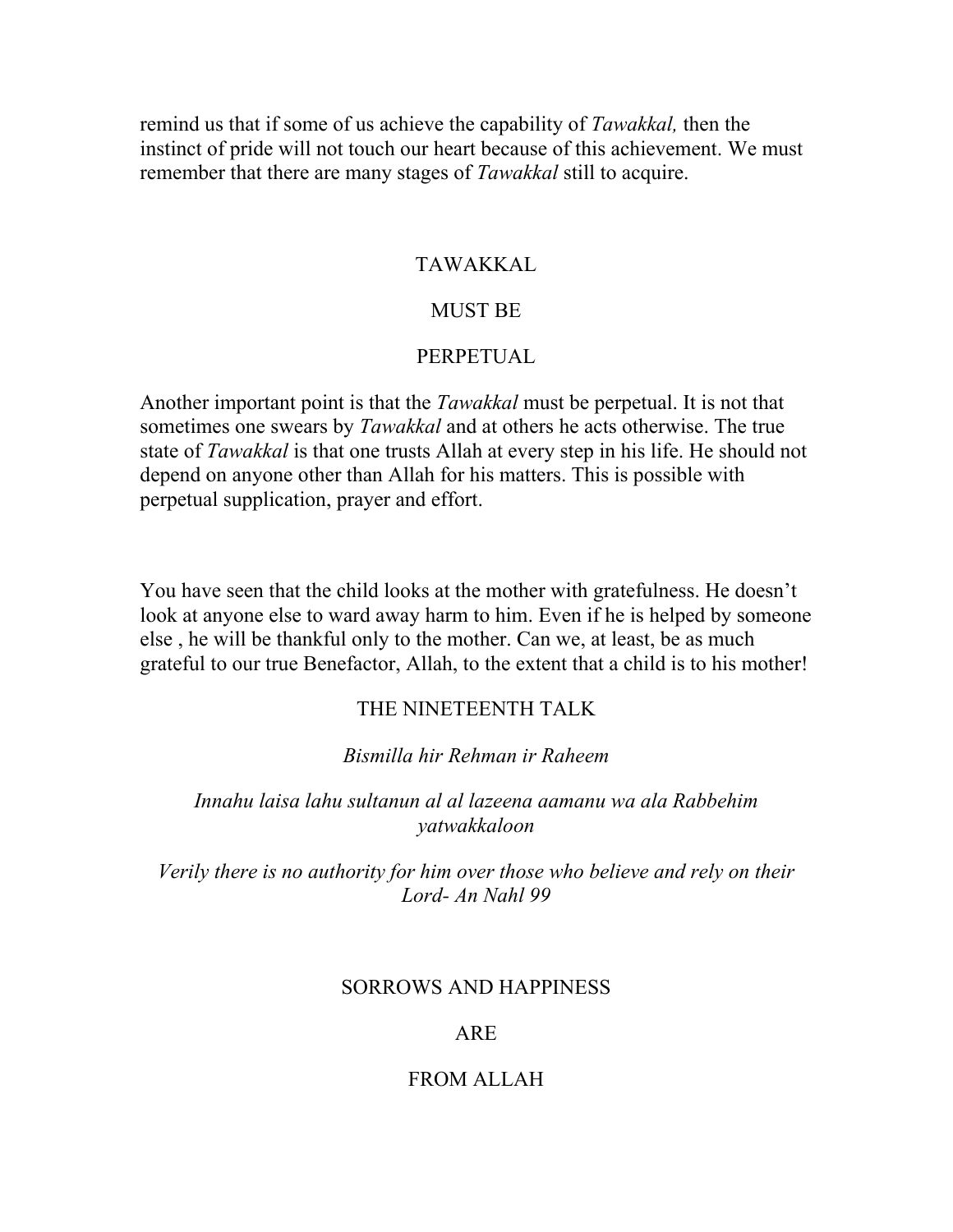remind us that if some of us achieve the capability of *Tawakkal,* then the instinct of pride will not touch our heart because of this achievement. We must remember that there are many stages of *Tawakkal* still to acquire.

## TAWAKKAL MUST BE PERPETUAL

Another important point is that the *Tawakkal* must be perpetual. It is not that sometimes one swears by *Tawakkal* and at others he acts otherwise. The true state of *Tawakkal* is that one trusts Allah at every step in his life. He should not depend on anyone other than Allah for his matters. This is possible with perpetual supplication, prayer and effort.

You have seen that the child looks at the mother with gratefulness. He doesn't look at anyone else to ward away harm to him. Even if he is helped by someone else , he will be thankful only to the mother. Can we, at least, be as much grateful to our true Benefactor, Allah, to the extent that a child is to his mother!

# THE NINETEENTH TALK

*Bismilla hir Rehman ir Raheem*

*Innahu laisa lahu sultanun al al lazeena aamanu wa ala Rabbehim yatwakkaloon*

*Verily there is no authority for him over those who believe and rely on their Lord- An Nahl 99*

## SORROWS AND HAPPINESS ARE FROM ALLAH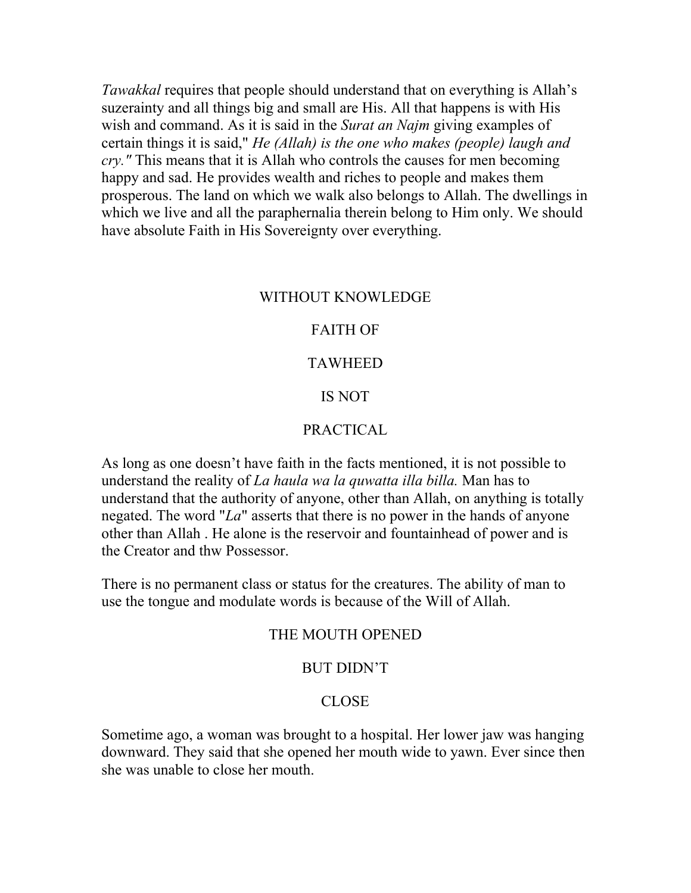*Tawakkal* requires that people should understand that on everything is Allah's suzerainty and all things big and small are His. All that happens is with His wish and command. As it is said in the *Surat an Najm* giving examples of certain things it is said," *He (Allah) is the one who makes (people) laugh and cry."* This means that it is Allah who controls the causes for men becoming happy and sad. He provides wealth and riches to people and makes them prosperous. The land on which we walk also belongs to Allah. The dwellings in which we live and all the paraphernalia therein belong to Him only. We should have absolute Faith in His Sovereignty over everything.

## WITHOUT KNOWLEDGE FAITH OF TAWHEED IS NOT PRACTICAL

As long as one doesn't have faith in the facts mentioned, it is not possible to understand the reality of *La haula wa la quwatta illa billa.* Man has to understand that the authority of anyone, other than Allah, on anything is totally negated. The word "*La*" asserts that there is no power in the hands of anyone other than Allah . He alone is the reservoir and fountainhead of power and is the Creator and thw Possessor.

There is no permanent class or status for the creatures. The ability of man to use the tongue and modulate words is because of the Will of Allah.

## THE MOUTH OPENED BUT DIDN'T CLOSE

Sometime ago, a woman was brought to a hospital. Her lower jaw was hanging downward. They said that she opened her mouth wide to yawn. Ever since then she was unable to close her mouth.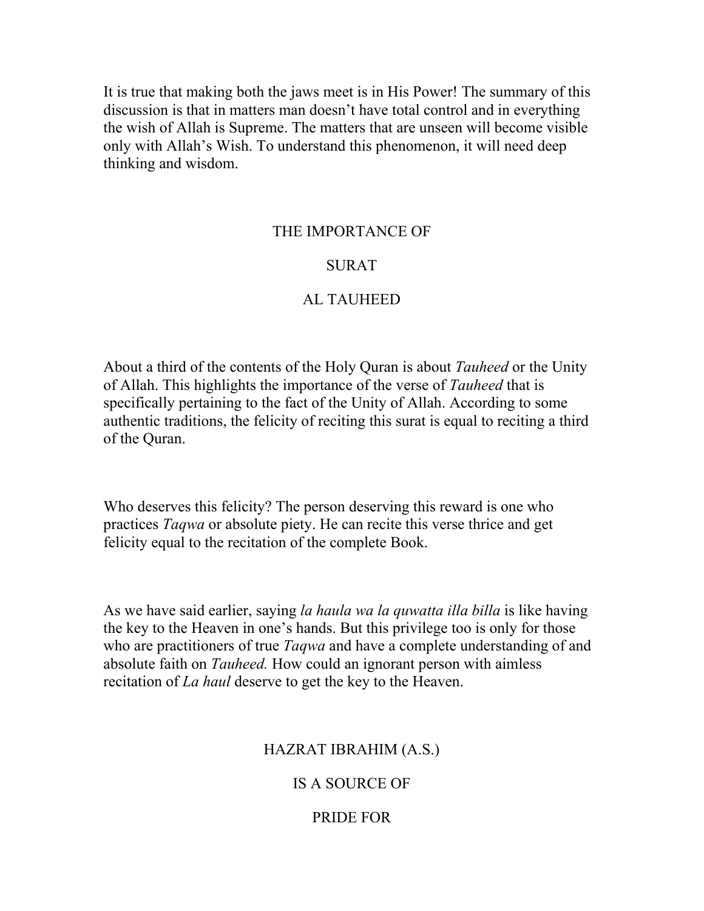It is true that making both the jaws meet is in His Power! The summary of this discussion is that in matters man doesn't have total control and in everything the wish of Allah is Supreme. The matters that are unseen will become visible only with Allah's Wish. To understand this phenomenon, it will need deep thinking and wisdom.

## THE IMPORTANCE OF SURAT AL TAUHEED

About a third of the contents of the Holy Quran is about *Tauheed* or the Unity of Allah. This highlights the importance of the verse of *Tauheed* that is specifically pertaining to the fact of the Unity of Allah. According to some authentic traditions, the felicity of reciting this surat is equal to reciting a third of the Quran.

Who deserves this felicity? The person deserving this reward is one who practices *Taqwa* or absolute piety. He can recite this verse thrice and get felicity equal to the recitation of the complete Book.

As we have said earlier, saying *la haula wa la quwatta illa billa* is like having the key to the Heaven in one's hands. But this privilege too is only for those who are practitioners of true *Taqwa* and have a complete understanding of and absolute faith on *Tauheed.* How could an ignorant person with aimless recitation of *La haul* deserve to get the key to the Heaven.

## HAZRAT IBRAHIM (A.S.) IS A SOURCE OF PRIDE FOR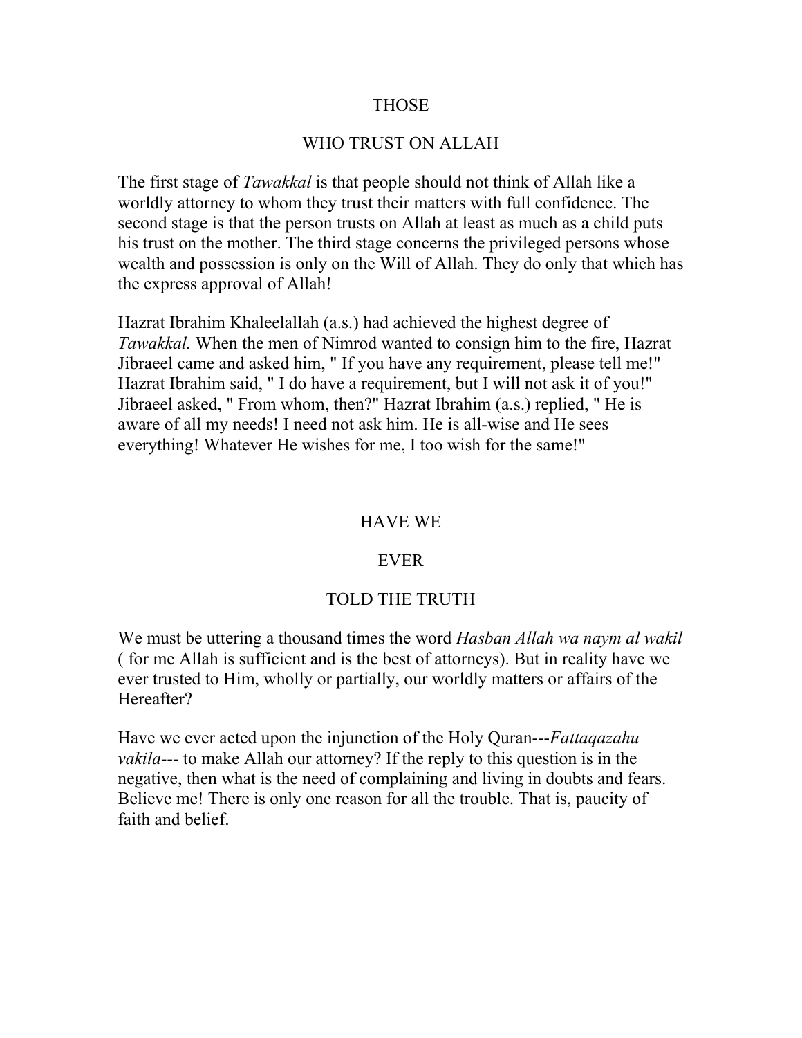## THOSE WHO TRUST ON ALLAH

The first stage of *Tawakkal* is that people should not think of Allah like a worldly attorney to whom they trust their matters with full confidence. The second stage is that the person trusts on Allah at least as much as a child puts his trust on the mother. The third stage concerns the privileged persons whose wealth and possession is only on the Will of Allah. They do only that which has the express approval of Allah!

Hazrat Ibrahim Khaleelallah (a.s.) had achieved the highest degree of *Tawakkal.* When the men of Nimrod wanted to consign him to the fire, Hazrat Jibraeel came and asked him, " If you have any requirement, please tell me!" Hazrat Ibrahim said, " I do have a requirement, but I will not ask it of you!" Jibraeel asked, " From whom, then?" Hazrat Ibrahim (a.s.) replied, " He is aware of all my needs! I need not ask him. He is all-wise and He sees everything! Whatever He wishes for me, I too wish for the same!"

## HAVE WE EVER TOLD THE TRUTH

We must be uttering a thousand times the word *Hasban Allah wa naym al wakil* ( for me Allah is sufficient and is the best of attorneys). But in reality have we ever trusted to Him, wholly or partially, our worldly matters or affairs of the Hereafter?

Have we ever acted upon the injunction of the Holy Quran---*Fattaqazahu vakila*--- to make Allah our attorney? If the reply to this question is in the negative, then what is the need of complaining and living in doubts and fears. Believe me! There is only one reason for all the trouble. That is, paucity of faith and belief.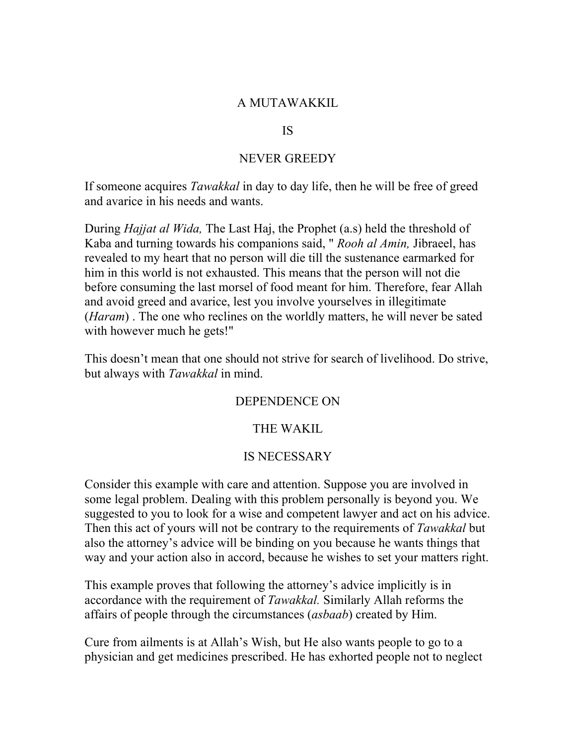## A MUTAWAKKIL IS NEVER GREEDY

If someone acquires *Tawakkal* in day to day life, then he will be free of greed and avarice in his needs and wants.

During *Hajjat al Wida,* The Last Haj, the Prophet (a.s) held the threshold of Kaba and turning towards his companions said, " *Rooh al Amin,* Jibraeel, has revealed to my heart that no person will die till the sustenance earmarked for him in this world is not exhausted. This means that the person will not die before consuming the last morsel of food meant for him. Therefore, fear Allah and avoid greed and avarice, lest you involve yourselves in illegitimate (*Haram*) . The one who reclines on the worldly matters, he will never be sated with however much he gets!"

This doesn't mean that one should not strive for search of livelihood. Do strive, but always with *Tawakkal* in mind.

## DEPENDENCE ON THE WAKIL IS NECESSARY

Consider this example with care and attention. Suppose you are involved in some legal problem. Dealing with this problem personally is beyond you. We suggested to you to look for a wise and competent lawyer and act on his advice. Then this act of yours will not be contrary to the requirements of *Tawakkal* but also the attorney's advice will be binding on you because he wants things that way and your action also in accord, because he wishes to set your matters right.

This example proves that following the attorney's advice implicitly is in accordance with the requirement of *Tawakkal.* Similarly Allah reforms the affairs of people through the circumstances (*asbaab*) created by Him.

Cure from ailments is at Allah's Wish, but He also wants people to go to a physician and get medicines prescribed. He has exhorted people not to neglect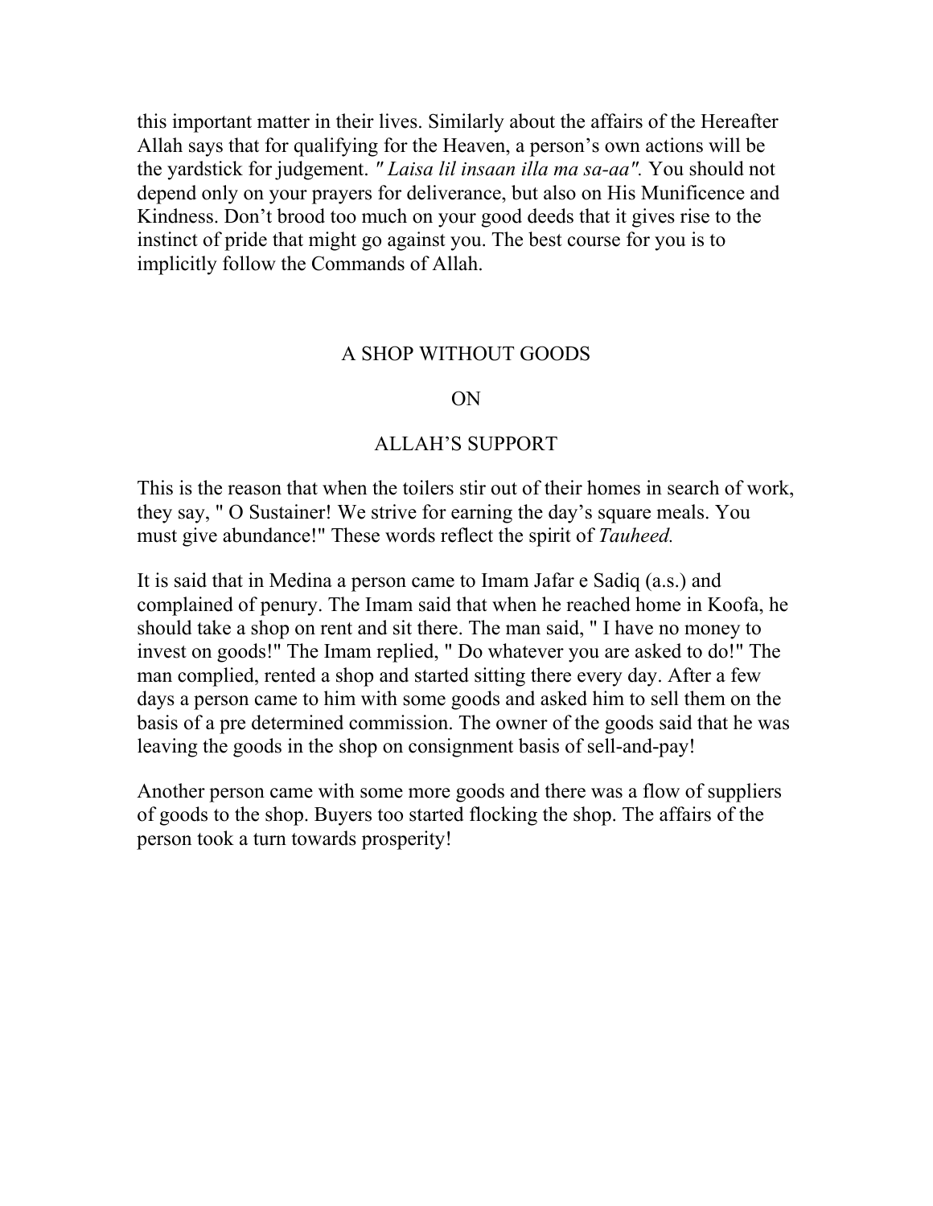this important matter in their lives. Similarly about the affairs of the Hereafter Allah says that for qualifying for the Heaven, a person's own actions will be the yardstick for judgement. *" Laisa lil insaan illa ma sa-aa".* You should not depend only on your prayers for deliverance, but also on His Munificence and Kindness. Don't brood too much on your good deeds that it gives rise to the instinct of pride that might go against you. The best course for you is to implicitly follow the Commands of Allah.

## A SHOP WITHOUT GOODS

## ON

## ALLAH'S SUPPORT

This is the reason that when the toilers stir out of their homes in search of work, they say, " O Sustainer! We strive for earning the day's square meals. You must give abundance!" These words reflect the spirit of *Tauheed.*

It is said that in Medina a person came to Imam Jafar e Sadiq (a.s.) and complained of penury. The Imam said that when he reached home in Koofa, he should take a shop on rent and sit there. The man said, " I have no money to invest on goods!" The Imam replied, " Do whatever you are asked to do!" The man complied, rented a shop and started sitting there every day. After a few days a person came to him with some goods and asked him to sell them on the basis of a pre determined commission. The owner of the goods said that he was leaving the goods in the shop on consignment basis of sell-and-pay!

Another person came with some more goods and there was a flow of suppliers of goods to the shop. Buyers too started flocking the shop. The affairs of the person took a turn towards prosperity!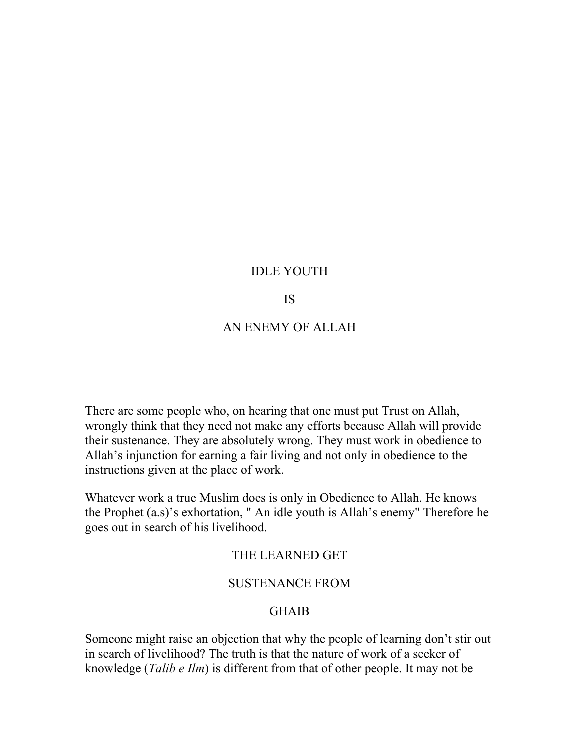## IDLE YOUTH

## IS

## AN ENEMY OF ALLAH

There are some people who, on hearing that one must put Trust on Allah, wrongly think that they need not make any efforts because Allah will provide their sustenance. They are absolutely wrong. They must work in obedience to Allah's injunction for earning a fair living and not only in obedience to the instructions given at the place of work.

Whatever work a true Muslim does is only in Obedience to Allah. He knows the Prophet (a.s)'s exhortation, " An idle youth is Allah's enemy" Therefore he goes out in search of his livelihood.

## THE LEARNED GET

## SUSTENANCE FROM

## GHAIB

Someone might raise an objection that why the people of learning don't stir out in search of livelihood? The truth is that the nature of work of a seeker of knowledge (*Talib e Ilm*) is different from that of other people. It may not be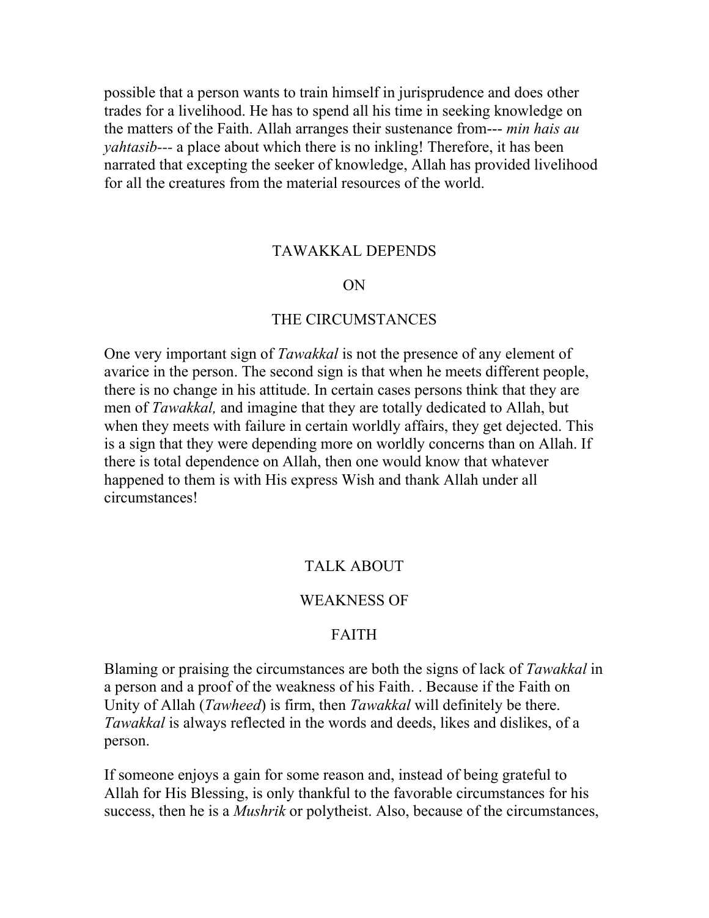possible that a person wants to train himself in jurisprudence and does other trades for a livelihood. He has to spend all his time in seeking knowledge on the matters of the Faith. Allah arranges their sustenance from--- *min hais au yahtasib*--- a place about which there is no inkling! Therefore, it has been narrated that excepting the seeker of knowledge, Allah has provided livelihood for all the creatures from the material resources of the world.

## TAWAKKAL DEPENDS ON THE CIRCUMSTANCES

One very important sign of *Tawakkal* is not the presence of any element of avarice in the person. The second sign is that when he meets different people, there is no change in his attitude. In certain cases persons think that they are men of *Tawakkal,* and imagine that they are totally dedicated to Allah, but when they meets with failure in certain worldly affairs, they get dejected. This is a sign that they were depending more on worldly concerns than on Allah. If there is total dependence on Allah, then one would know that whatever happened to them is with His express Wish and thank Allah under all circumstances!

## TALK ABOUT WEAKNESS OF FAITH

Blaming or praising the circumstances are both the signs of lack of *Tawakkal* in a person and a proof of the weakness of his Faith. . Because if the Faith on Unity of Allah (*Tawheed*) is firm, then *Tawakkal* will definitely be there. *Tawakkal* is always reflected in the words and deeds, likes and dislikes, of a person.

If someone enjoys a gain for some reason and, instead of being grateful to Allah for His Blessing, is only thankful to the favorable circumstances for his success, then he is a *Mushrik* or polytheist. Also, because of the circumstances,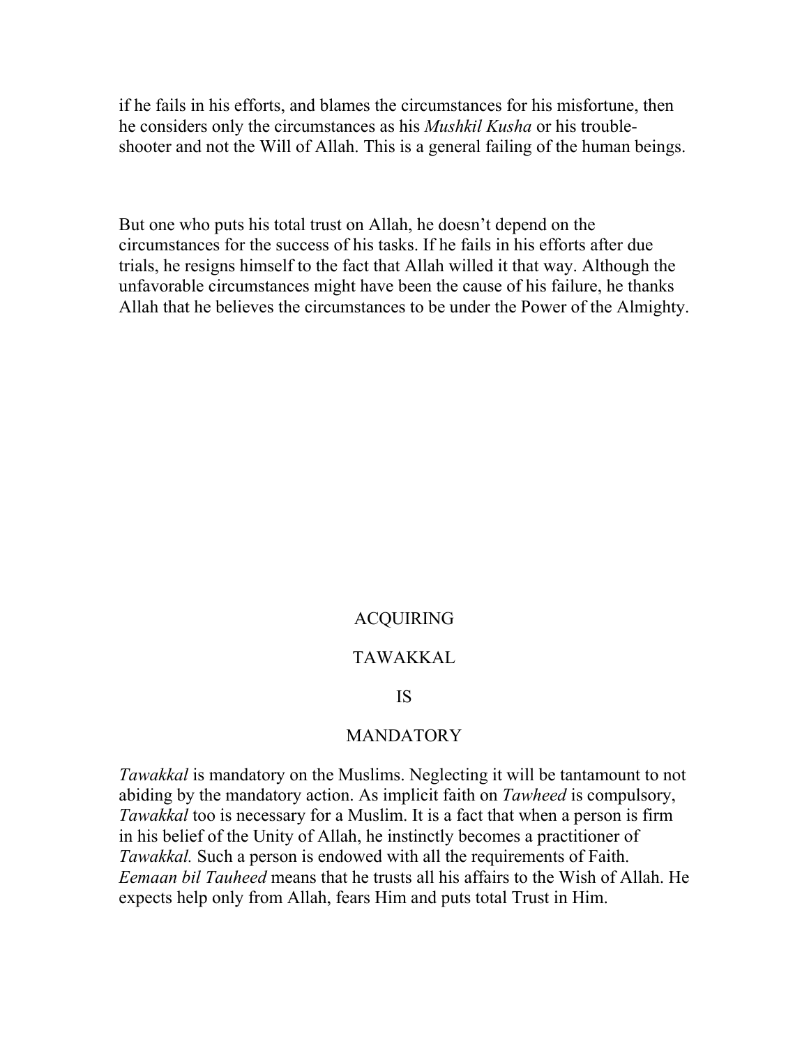if he fails in his efforts, and blames the circumstances for his misfortune, then he considers only the circumstances as his *Mushkil Kusha* or his trouble-shooter and not the Will of Allah. This is a general failing of the human beings.

But one who puts his total trust on Allah, he doesn't depend on the circumstances for the success of his tasks. If he fails in his efforts after due trials, he resigns himself to the fact that Allah willed it that way. Although the unfavorable circumstances might have been the cause of his failure, he thanks Allah that he believes the circumstances to be under the Power of the Almighty.

## ACQUIRING TAWAKKAL IS MANDATORY

*Tawakkal* is mandatory on the Muslims. Neglecting it will be tantamount to not abiding by the mandatory action. As implicit faith on *Tawheed* is compulsory, *Tawakkal* too is necessary for a Muslim. It is a fact that when a person is firm in his belief of the Unity of Allah, he instinctly becomes a practitioner of *Tawakkal.* Such a person is endowed with all the requirements of Faith. *Eemaan bil Tauheed* means that he trusts all his affairs to the Wish of Allah. He expects help only from Allah, fears Him and puts total Trust in Him.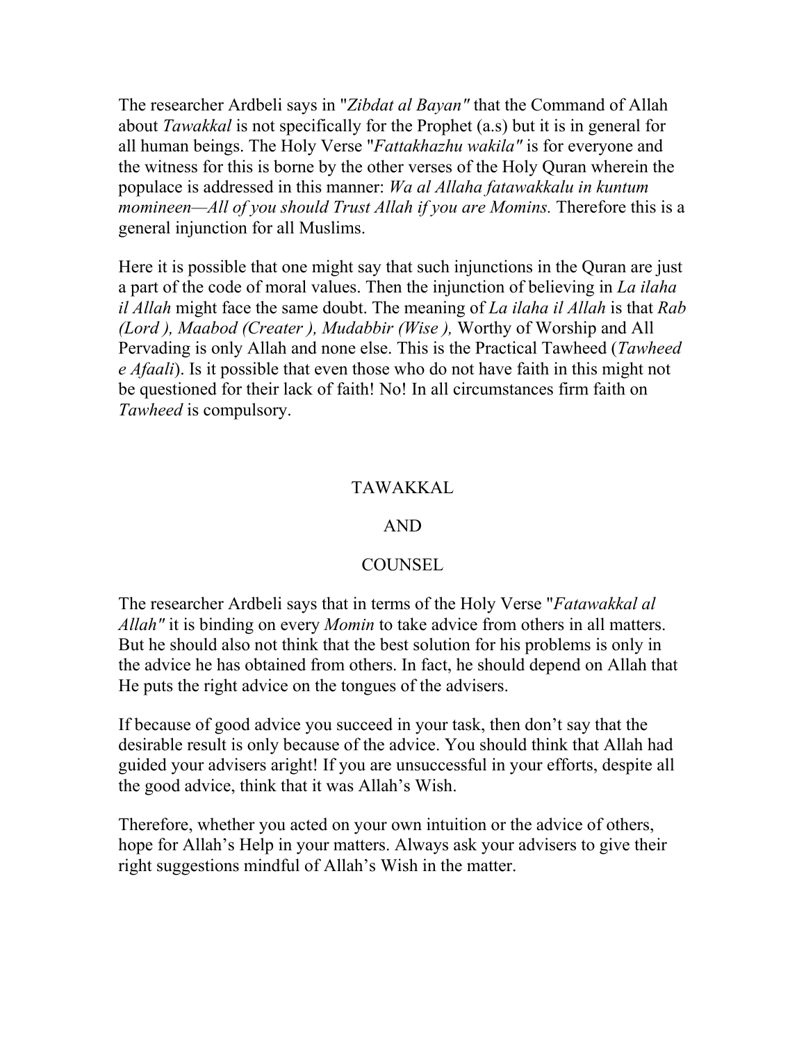The researcher Ardbeli says in "*Zibdat al Bayan"* that the Command of Allah about *Tawakkal* is not specifically for the Prophet (a.s) but it is in general for all human beings. The Holy Verse "*Fattakhazhu wakila"* is for everyone and the witness for this is borne by the other verses of the Holy Quran wherein the populace is addressed in this manner: *Wa al Allaha fatawakkalu in kuntum momineen—All of you should Trust Allah if you are Momins.* Therefore this is a general injunction for all Muslims.

Here it is possible that one might say that such injunctions in the Quran are just a part of the code of moral values. Then the injunction of believing in *La ilaha il Allah* might face the same doubt. The meaning of *La ilaha il Allah* is that *Rab (Lord ), Maabod (Creater ), Mudabbir (Wise ),* Worthy of Worship and All Pervading is only Allah and none else. This is the Practical Tawheed (*Tawheed e Afaali*). Is it possible that even those who do not have faith in this might not be questioned for their lack of faith! No! In all circumstances firm faith on *Tawheed* is compulsory.

## TAWAKKAL AND COUNSEL

The researcher Ardbeli says that in terms of the Holy Verse "*Fatawakkal al Allah"* it is binding on every *Momin* to take advice from others in all matters. But he should also not think that the best solution for his problems is only in the advice he has obtained from others. In fact, he should depend on Allah that He puts the right advice on the tongues of the advisers.

If because of good advice you succeed in your task, then don't say that the desirable result is only because of the advice. You should think that Allah had guided your advisers aright! If you are unsuccessful in your efforts, despite all the good advice, think that it was Allah's Wish.

Therefore, whether you acted on your own intuition or the advice of others, hope for Allah's Help in your matters. Always ask your advisers to give their right suggestions mindful of Allah's Wish in the matter.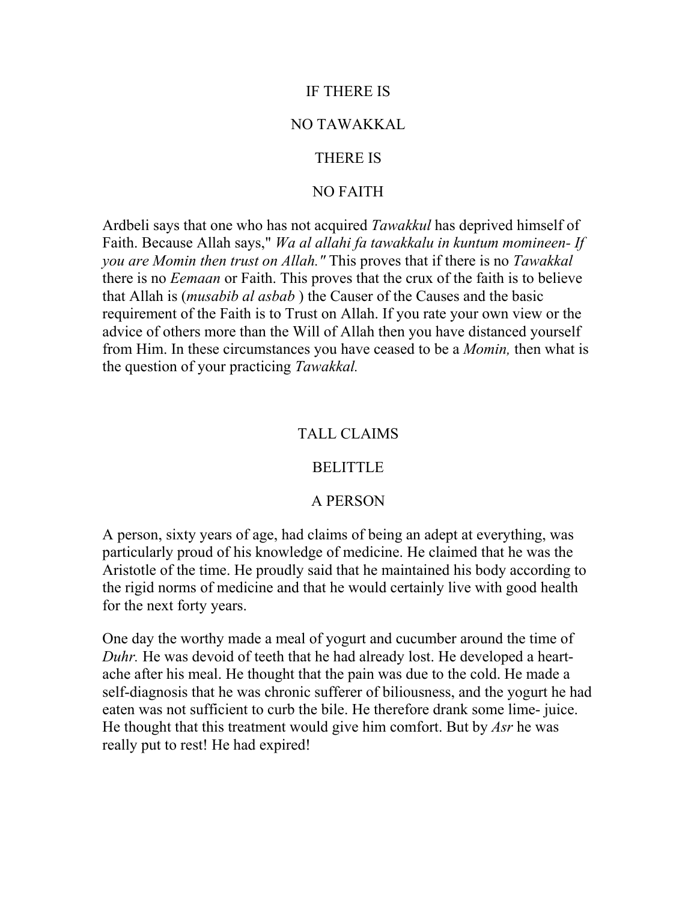## IF THERE IS NO TAWAKKAL THERE IS NO FAITH

Ardbeli says that one who has not acquired *Tawakkul* has deprived himself of Faith. Because Allah says," *Wa al allahi fa tawakkalu in kuntum momineen- If you are Momin then trust on Allah."* This proves that if there is no *Tawakkal* there is no *Eemaan* or Faith. This proves that the crux of the faith is to believe that Allah is (*musabib al asbab* ) the Causer of the Causes and the basic requirement of the Faith is to Trust on Allah. If you rate your own view or the advice of others more than the Will of Allah then you have distanced yourself from Him. In these circumstances you have ceased to be a *Momin,* then what is the question of your practicing *Tawakkal.*

## TALL CLAIMS BELITTLE A PERSON

A person, sixty years of age, had claims of being an adept at everything, was particularly proud of his knowledge of medicine. He claimed that he was the Aristotle of the time. He proudly said that he maintained his body according to the rigid norms of medicine and that he would certainly live with good health for the next forty years.

One day the worthy made a meal of yogurt and cucumber around the time of *Duhr.* He was devoid of teeth that he had already lost. He developed a heart-ache after his meal. He thought that the pain was due to the cold. He made a self-diagnosis that he was chronic sufferer of biliousness, and the yogurt he had eaten was not sufficient to curb the bile. He therefore drank some lime- juice. He thought that this treatment would give him comfort. But by *Asr* he was really put to rest! He had expired!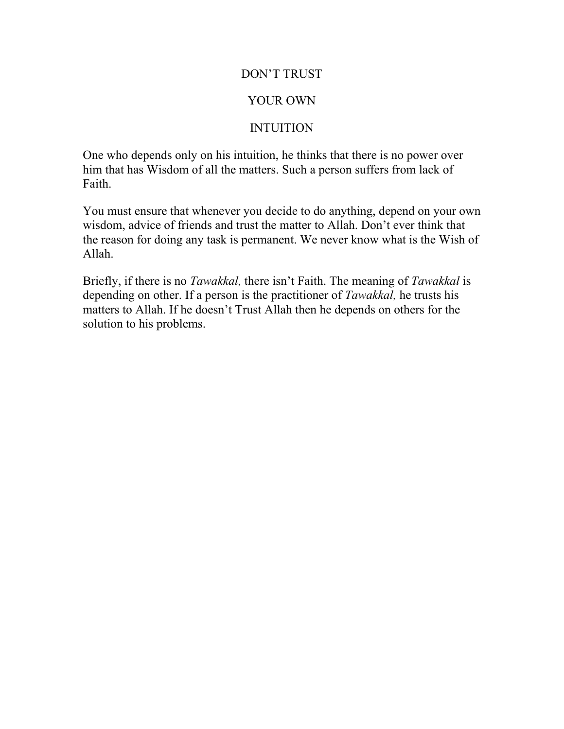# DON'T TRUST YOUR OWN INTUITION

One who depends only on his intuition, he thinks that there is no power over him that has Wisdom of all the matters. Such a person suffers from lack of Faith.

You must ensure that whenever you decide to do anything, depend on your own wisdom, advice of friends and trust the matter to Allah. Don't ever think that the reason for doing any task is permanent. We never know what is the Wish of Allah.

Briefly, if there is no *Tawakkal,* there isn't Faith. The meaning of *Tawakkal* is depending on other. If a person is the practitioner of *Tawakkal,* he trusts his matters to Allah. If he doesn't Trust Allah then he depends on others for the solution to his problems.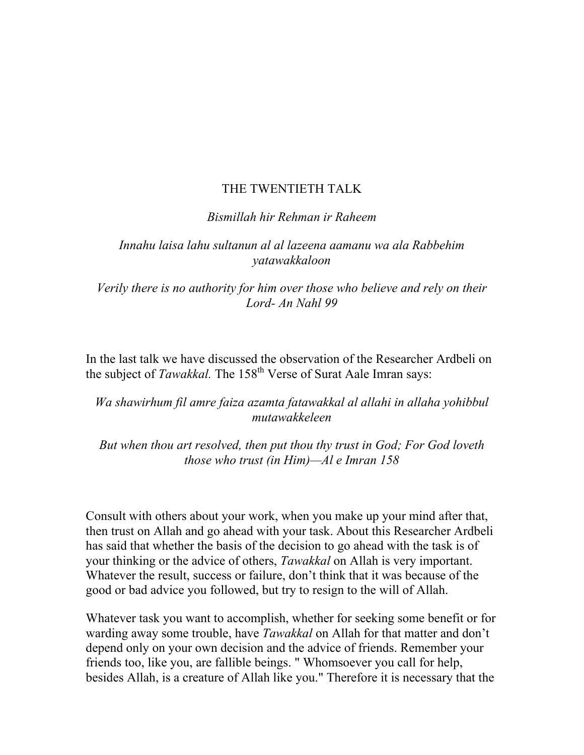# THE TWENTIETH TALK

*Bismillah hir Rehman ir Raheem*

*Innahu laisa lahu sultanun al al lazeena aamanu wa ala Rabbehim yatawakkaloon*

*Verily there is no authority for him over those who believe and rely on their Lord- An Nahl 99*

In the last talk we have discussed the observation of the Researcher Ardbeli on the subject of *Tawakkal.* The 158th Verse of Surat Aale Imran says:

*Wa shawirhum fil amre faiza azamta fatawakkal al allahi in allaha yohibbul mutawakkeleen*

*But when thou art resolved, then put thou thy trust in God; For God loveth those who trust (in Him)—Al e Imran 158*

Consult with others about your work, when you make up your mind after that, then trust on Allah and go ahead with your task. About this Researcher Ardbeli has said that whether the basis of the decision to go ahead with the task is of your thinking or the advice of others, *Tawakkal* on Allah is very important. Whatever the result, success or failure, don't think that it was because of the good or bad advice you followed, but try to resign to the will of Allah.

Whatever task you want to accomplish, whether for seeking some benefit or for warding away some trouble, have *Tawakkal* on Allah for that matter and don't depend only on your own decision and the advice of friends. Remember your friends too, like you, are fallible beings. " Whomsoever you call for help, besides Allah, is a creature of Allah like you." Therefore it is necessary that the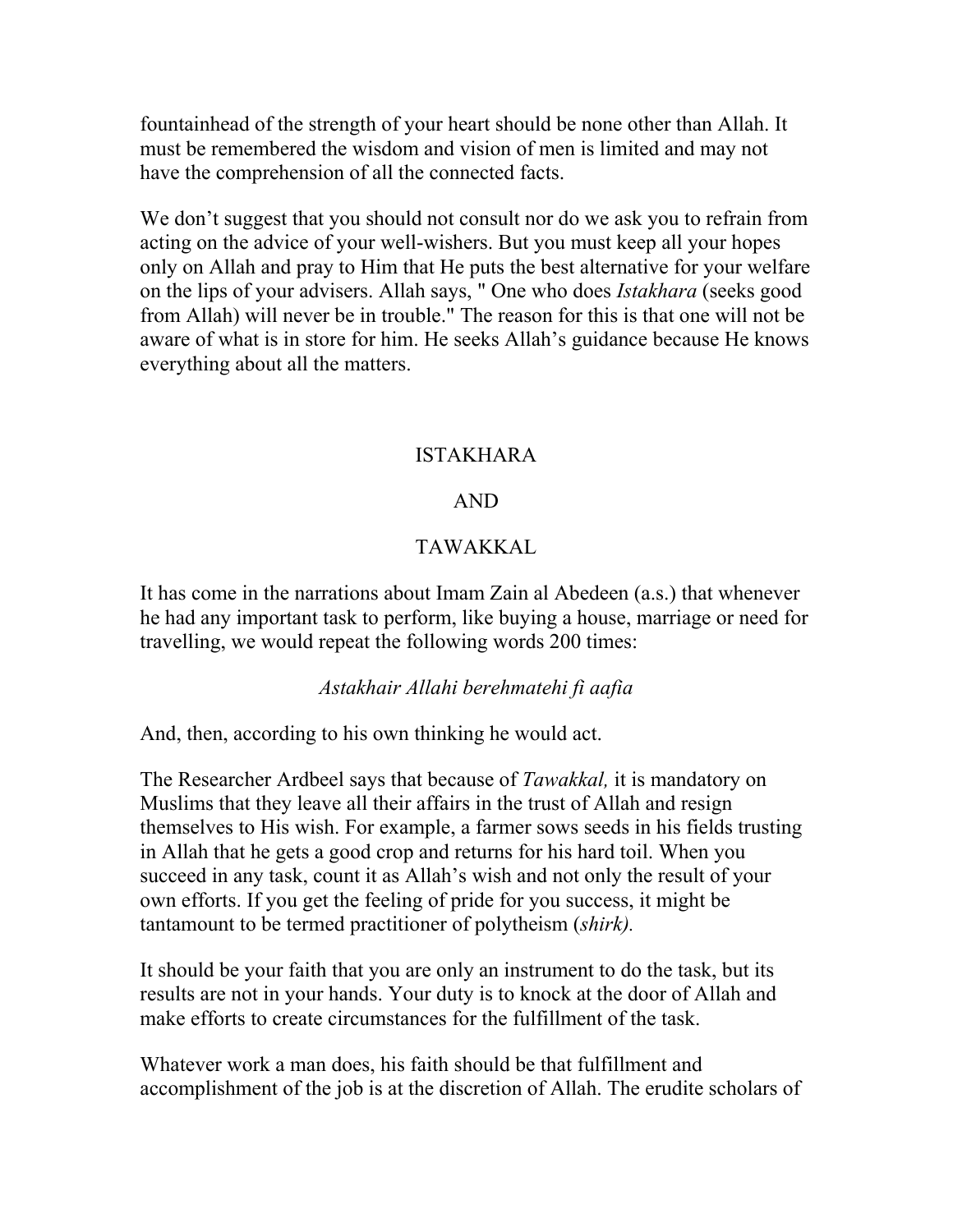fountainhead of the strength of your heart should be none other than Allah. It must be remembered the wisdom and vision of men is limited and may not have the comprehension of all the connected facts.

We don't suggest that you should not consult nor do we ask you to refrain from acting on the advice of your well-wishers. But you must keep all your hopes only on Allah and pray to Him that He puts the best alternative for your welfare on the lips of your advisers. Allah says, " One who does *Istakhara* (seeks good from Allah) will never be in trouble." The reason for this is that one will not be aware of what is in store for him. He seeks Allah's guidance because He knows everything about all the matters.

## ISTAKHARA

## AND

## TAWAKKAL

It has come in the narrations about Imam Zain al Abedeen (a.s.) that whenever he had any important task to perform, like buying a house, marriage or need for travelling, we would repeat the following words 200 times:

*Astakhair Allahi berehmatehi fi aafia*

And, then, according to his own thinking he would act.

The Researcher Ardbeel says that because of *Tawakkal,* it is mandatory on Muslims that they leave all their affairs in the trust of Allah and resign themselves to His wish. For example, a farmer sows seeds in his fields trusting in Allah that he gets a good crop and returns for his hard toil. When you succeed in any task, count it as Allah's wish and not only the result of your own efforts. If you get the feeling of pride for you success, it might be tantamount to be termed practitioner of polytheism (*shirk).*

It should be your faith that you are only an instrument to do the task, but its results are not in your hands. Your duty is to knock at the door of Allah and make efforts to create circumstances for the fulfillment of the task.

Whatever work a man does, his faith should be that fulfillment and accomplishment of the job is at the discretion of Allah. The erudite scholars of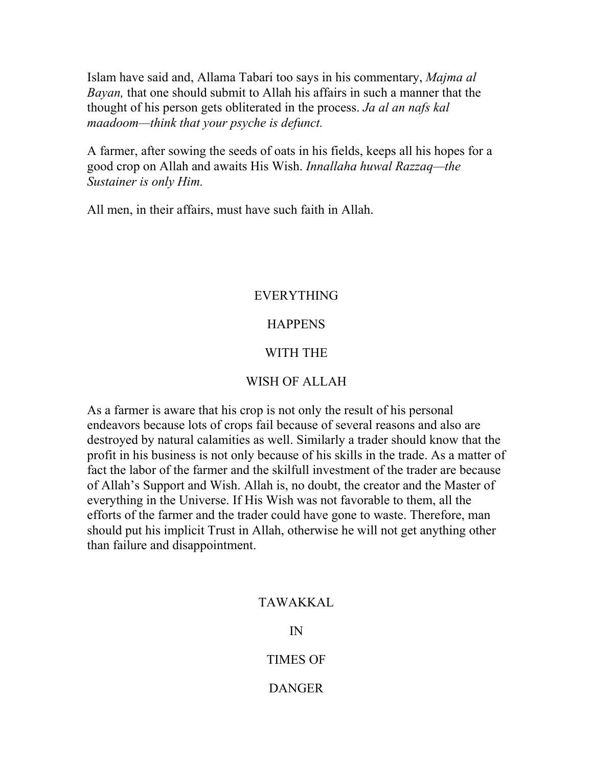Islam have said and, Allama Tabari too says in his commentary, *Majma al Bayan,* that one should submit to Allah his affairs in such a manner that the thought of his person gets obliterated in the process. *Ja al an nafs kal maadoom—think that your psyche is defunct.*

A farmer, after sowing the seeds of oats in his fields, keeps all his hopes for a good crop on Allah and awaits His Wish. *Innallaha huwal Razzaq—the Sustainer is only Him.*

All men, in their affairs, must have such faith in Allah.

## EVERYTHING HAPPENS WITH THE WISH OF ALLAH

As a farmer is aware that his crop is not only the result of his personal endeavors because lots of crops fail because of several reasons and also are destroyed by natural calamities as well. Similarly a trader should know that the profit in his business is not only because of his skills in the trade. As a matter of fact the labor of the farmer and the skilfull investment of the trader are because of Allah's Support and Wish. Allah is, no doubt, the creator and the Master of everything in the Universe. If His Wish was not favorable to them, all the efforts of the farmer and the trader could have gone to waste. Therefore, man should put his implicit Trust in Allah, otherwise he will not get anything other than failure and disappointment.

## TAWAKKAL IN TIMES OF DANGER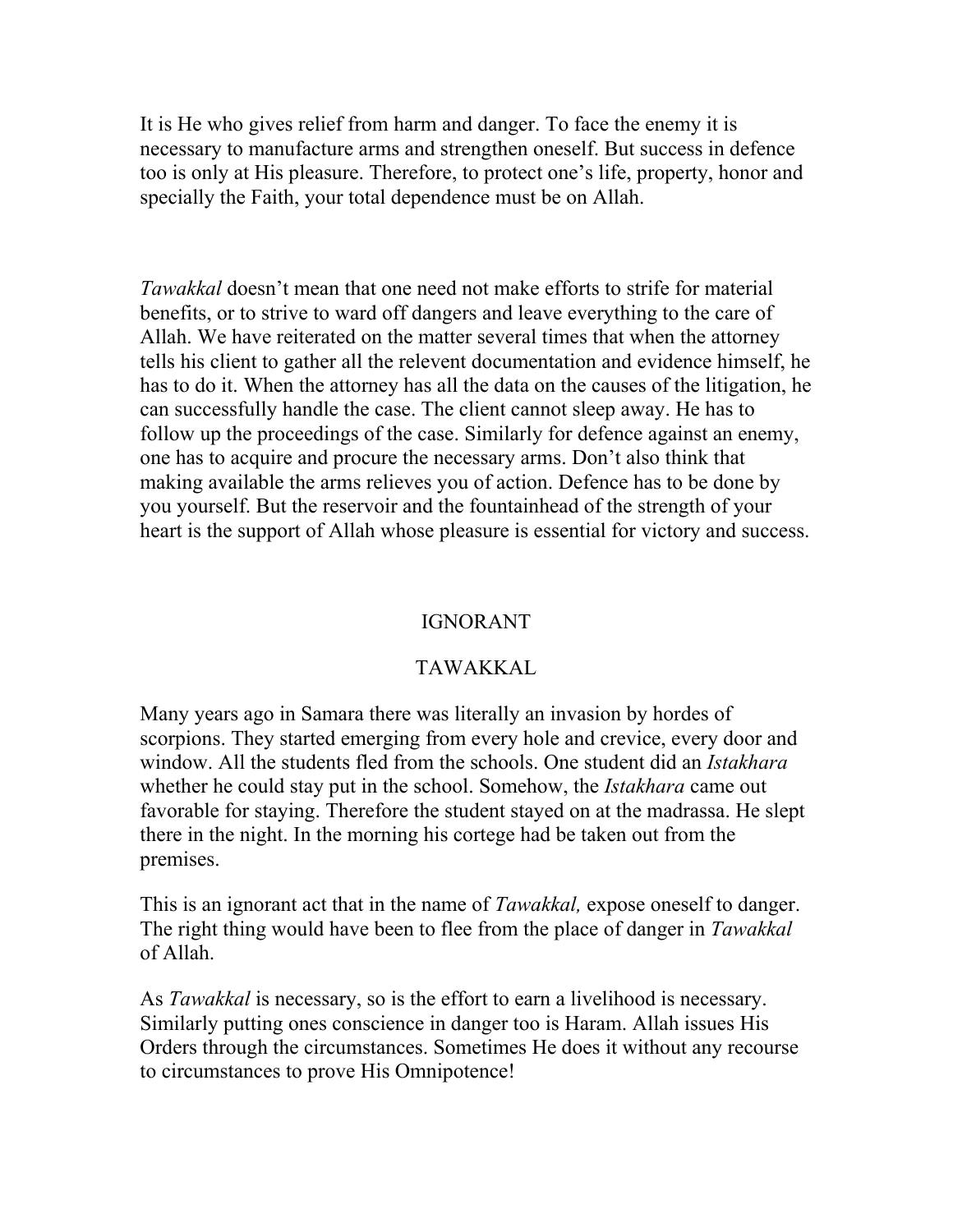It is He who gives relief from harm and danger. To face the enemy it is necessary to manufacture arms and strengthen oneself. But success in defence too is only at His pleasure. Therefore, to protect one's life, property, honor and specially the Faith, your total dependence must be on Allah.

*Tawakkal* doesn't mean that one need not make efforts to strife for material benefits, or to strive to ward off dangers and leave everything to the care of Allah. We have reiterated on the matter several times that when the attorney tells his client to gather all the relevent documentation and evidence himself, he has to do it. When the attorney has all the data on the causes of the litigation, he can successfully handle the case. The client cannot sleep away. He has to follow up the proceedings of the case. Similarly for defence against an enemy, one has to acquire and procure the necessary arms. Don't also think that making available the arms relieves you of action. Defence has to be done by you yourself. But the reservoir and the fountainhead of the strength of your heart is the support of Allah whose pleasure is essential for victory and success.

## IGNORANT

## TAWAKKAL

Many years ago in Samara there was literally an invasion by hordes of scorpions. They started emerging from every hole and crevice, every door and window. All the students fled from the schools. One student did an *Istakhara* whether he could stay put in the school. Somehow, the *Istakhara* came out favorable for staying. Therefore the student stayed on at the madrassa. He slept there in the night. In the morning his cortege had be taken out from the premises.

This is an ignorant act that in the name of *Tawakkal,* expose oneself to danger. The right thing would have been to flee from the place of danger in *Tawakkal* of Allah.

As *Tawakkal* is necessary, so is the effort to earn a livelihood is necessary. Similarly putting ones conscience in danger too is Haram. Allah issues His Orders through the circumstances. Sometimes He does it without any recourse to circumstances to prove His Omnipotence!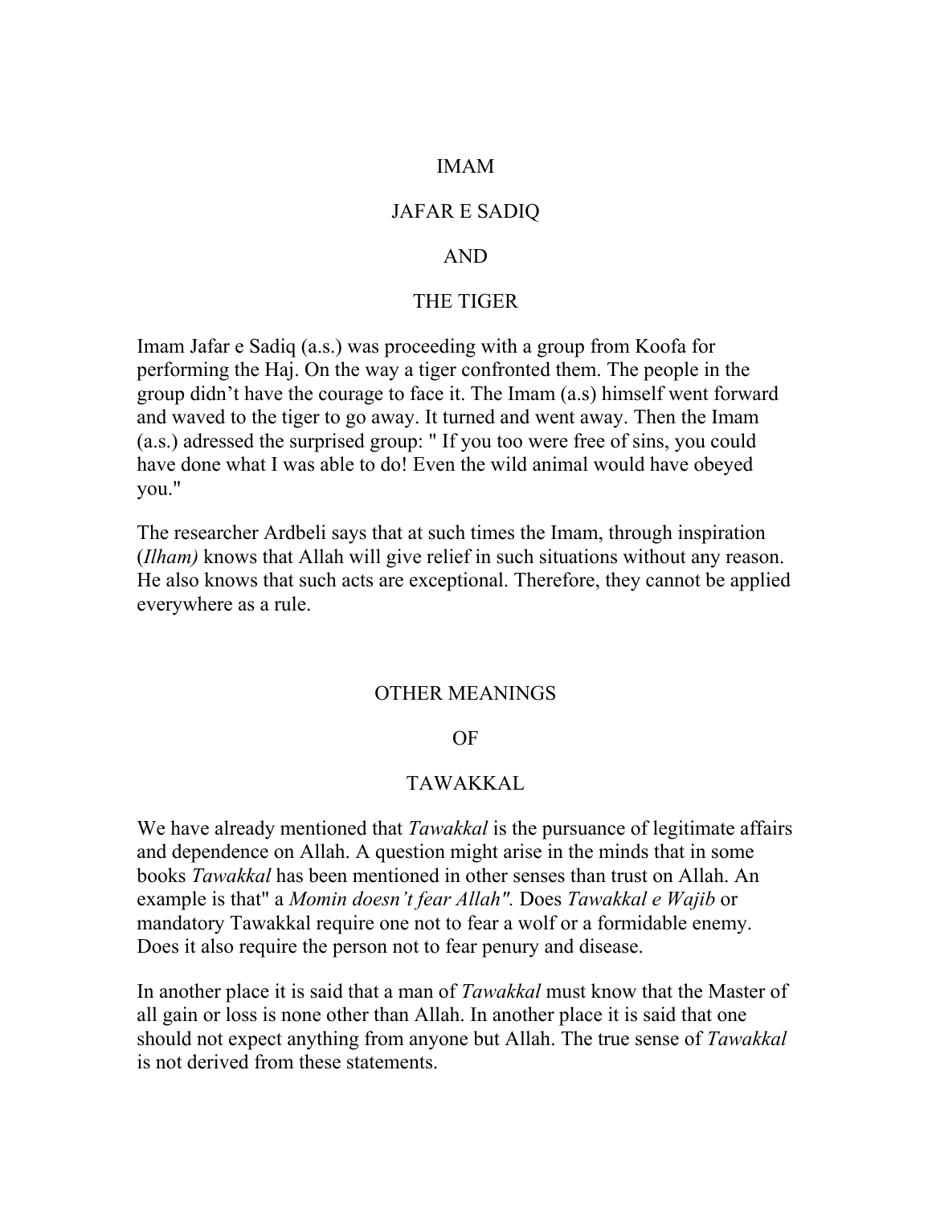## IMAM JAFAR E SADIQ AND THE TIGER

Imam Jafar e Sadiq (a.s.) was proceeding with a group from Koofa for performing the Haj. On the way a tiger confronted them. The people in the group didn't have the courage to face it. The Imam (a.s) himself went forward and waved to the tiger to go away. It turned and went away. Then the Imam (a.s.) adressed the surprised group: " If you too were free of sins, you could have done what I was able to do! Even the wild animal would have obeyed you."

The researcher Ardbeli says that at such times the Imam, through inspiration (*Ilham)* knows that Allah will give relief in such situations without any reason. He also knows that such acts are exceptional. Therefore, they cannot be applied everywhere as a rule.

## OTHER MEANINGS OF TAWAKKAL

We have already mentioned that *Tawakkal* is the pursuance of legitimate affairs and dependence on Allah. A question might arise in the minds that in some books *Tawakkal* has been mentioned in other senses than trust on Allah. An example is that" a *Momin doesn't fear Allah".* Does *Tawakkal e Wajib* or mandatory Tawakkal require one not to fear a wolf or a formidable enemy. Does it also require the person not to fear penury and disease.

In another place it is said that a man of *Tawakkal* must know that the Master of all gain or loss is none other than Allah. In another place it is said that one should not expect anything from anyone but Allah. The true sense of *Tawakkal* is not derived from these statements.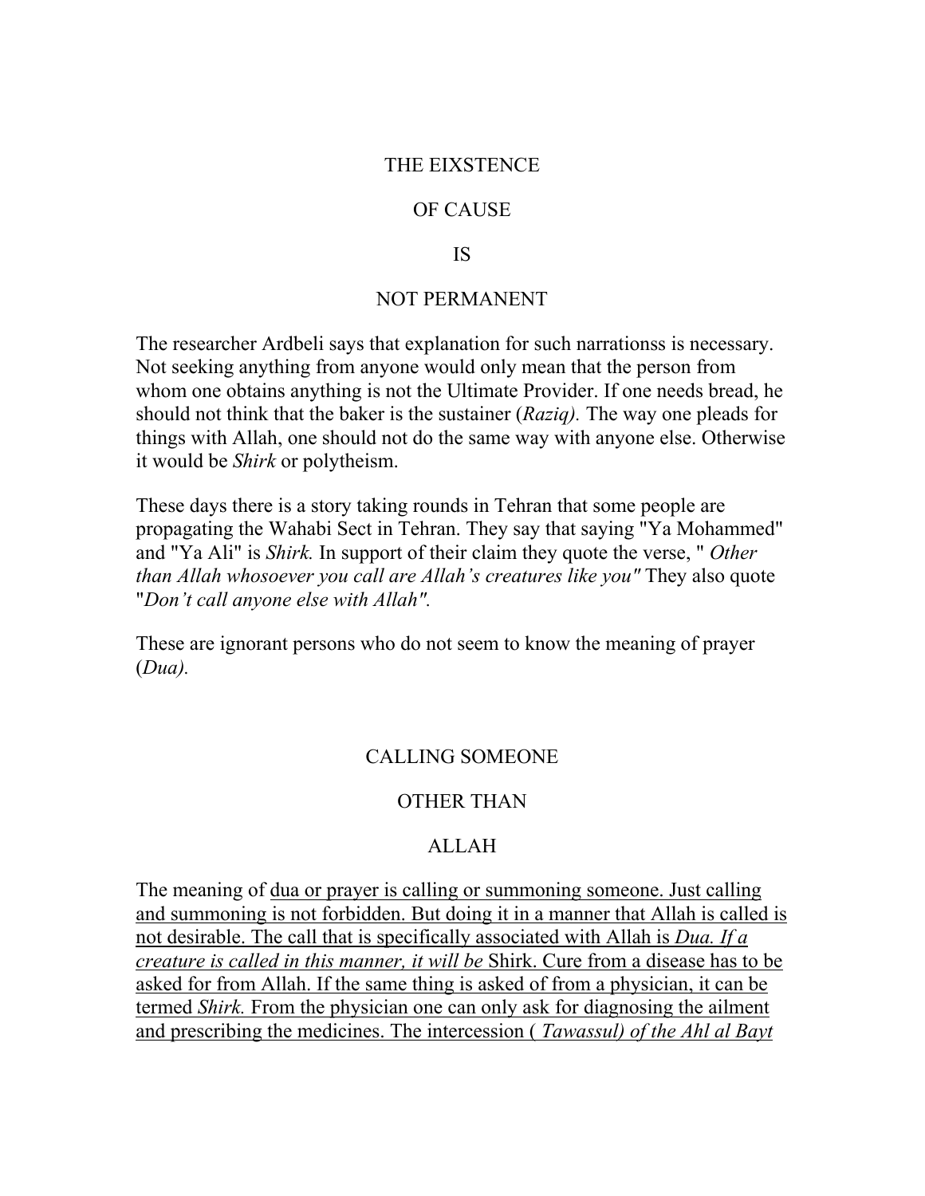## THE EIXSTENCE

## OF CAUSE

## IS

## NOT PERMANENT

The researcher Ardbeli says that explanation for such narrationss is necessary. Not seeking anything from anyone would only mean that the person from whom one obtains anything is not the Ultimate Provider. If one needs bread, he should not think that the baker is the sustainer (*Raziq).* The way one pleads for things with Allah, one should not do the same way with anyone else. Otherwise it would be *Shirk* or polytheism.

These days there is a story taking rounds in Tehran that some people are propagating the Wahabi Sect in Tehran. They say that saying "Ya Mohammed" and "Ya Ali" is *Shirk.* In support of their claim they quote the verse, " *Other than Allah whosoever you call are Allah's creatures like you"* They also quote "*Don't call anyone else with Allah"*.

These are ignorant persons who do not seem to know the meaning of prayer (*Dua).*

## CALLING SOMEONE

## OTHER THAN

## ALLAH

The meaning of <u>dua or prayer is calling or summoning someone. Just calling and summoning is not forbidden. But doing it in a manner that Allah is called is not desirable. The call that is specifically associated with Allah is *Dua. If a creature is called in this manner, it will be* Shirk. Cure from a disease has to be asked for from Allah. If the same thing is asked of from a physician, it can be termed *Shirk.* From the physician one can only ask for diagnosing the ailment and prescribing the medicines. The intercession ( *Tawassul) of the Ahl al Bayt*</u>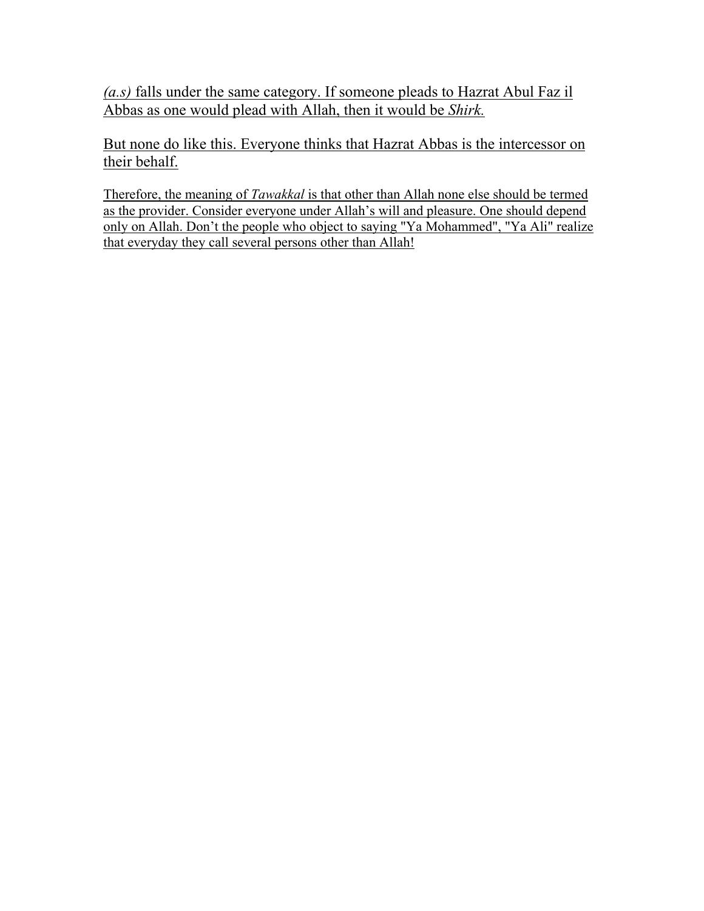*(a.s)* falls under the same category. If someone pleads to Hazrat Abul Faz il Abbas as one would plead with Allah, then it would be *Shirk.*

But none do like this. Everyone thinks that Hazrat Abbas is the intercessor on their behalf.

Therefore, the meaning of *Tawakkal* is that other than Allah none else should be termed as the provider. Consider everyone under Allah's will and pleasure. One should depend only on Allah. Don't the people who object to saying "Ya Mohammed", "Ya Ali" realize that everyday they call several persons other than Allah!